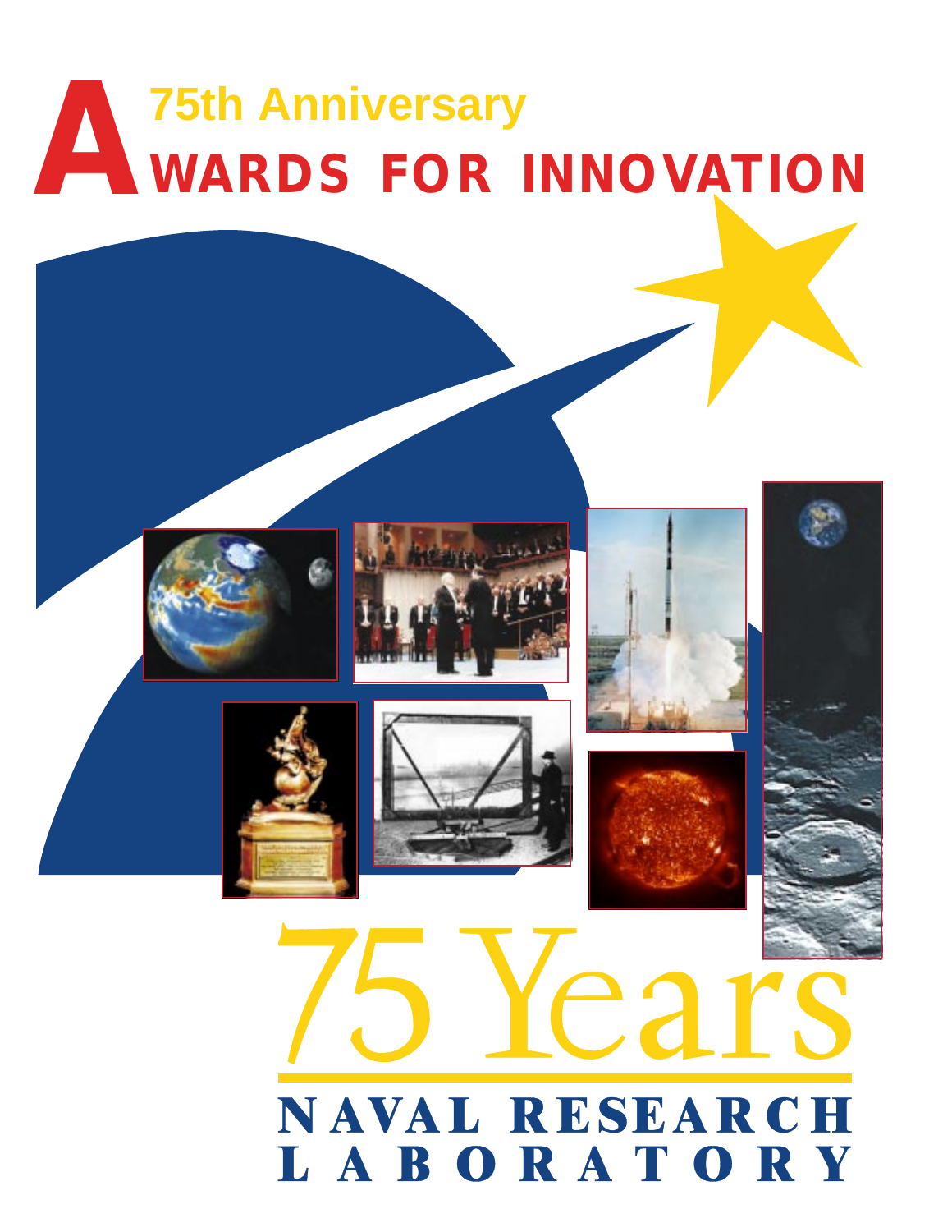# 75th Anniversary AWARDS FOR INNOVATION

75 Years

NAVAL RESEARCH LABORATORY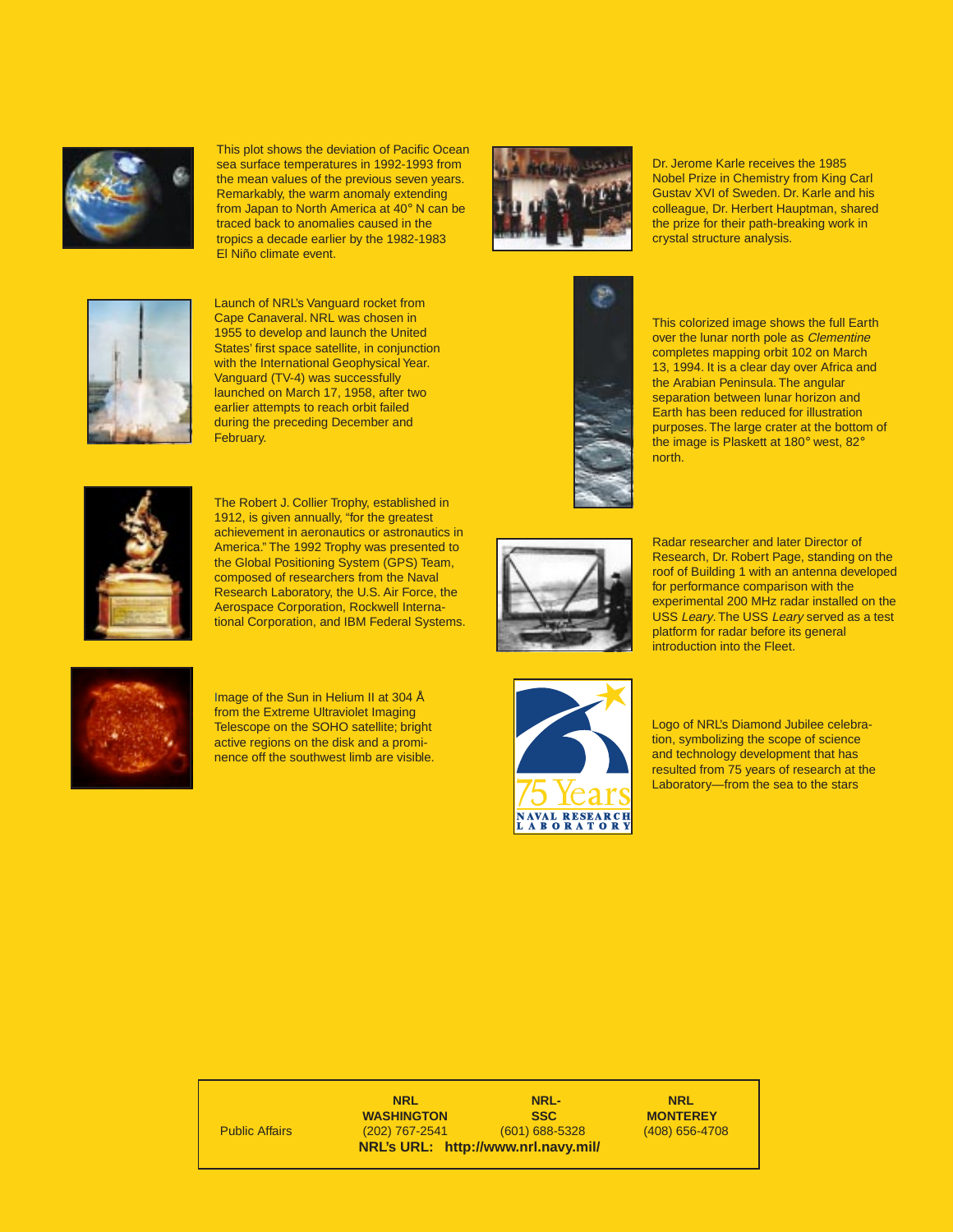This plot shows the deviation of Pacific Ocean sea surface temperatures in 1992-1993 from the mean values of the previous seven years. Remarkably, the warm anomaly extending from Japan to North America at 40° N can be traced back to anomalies caused in the tropics a decade earlier by the 1982-1983 El Niño climate event.

Launch of NRL's Vanguard rocket from Cape Canaveral. NRL was chosen in 1955 to develop and launch the United States' first space satellite, in conjunction with the International Geophysical Year. Vanguard (TV-4) was successfully launched on March 17, 1958, after two earlier attempts to reach orbit failed during the preceding December and February.

The Robert J. Collier Trophy, established in 1912, is given annually, "for the greatest achievement in aeronautics or astronautics in America." The 1992 Trophy was presented to the Global Positioning System (GPS) Team, composed of researchers from the Naval Research Laboratory, the U.S. Air Force, the Aerospace Corporation, Rockwell International Corporation, and IBM Federal Systems.

Image of the Sun in Helium II at 304 Å from the Extreme Ultraviolet Imaging Telescope on the SOHO satellite; bright active regions on the disk and a prominence off the southwest limb are visible.

Dr. Jerome Karle receives the 1985 Nobel Prize in Chemistry from King Carl Gustav XVI of Sweden. Dr. Karle and his colleague, Dr. Herbert Hauptman, shared the prize for their path-breaking work in crystal structure analysis.

This colorized image shows the full Earth over the lunar north pole as *Clementine* completes mapping orbit 102 on March 13, 1994. It is a clear day over Africa and the Arabian Peninsula. The angular separation between lunar horizon and Earth has been reduced for illustration purposes. The large crater at the bottom of the image is Plaskett at 180° west, 82° north.

Radar researcher and later Director of Research, Dr. Robert Page, standing on the roof of Building 1 with an antenna developed for performance comparison with the experimental 200 MHz radar installed on the USS *Leary*. The USS *Leary* served as a test platform for radar before its general introduction into the Fleet.

Logo of NRL's Diamond Jubilee celebration, symbolizing the scope of science and technology development that has resulted from 75 years of research at the Laboratory—from the sea to the stars

| | NRL WASHINGTON | NRL-SSC | NRL MONTEREY |
|---|---|---|---|
| Public Affairs | (202) 767-2541 | (601) 688-5328 | (408) 656-4708 |

**NRL's URL: http://www.nrl.navy.mil/**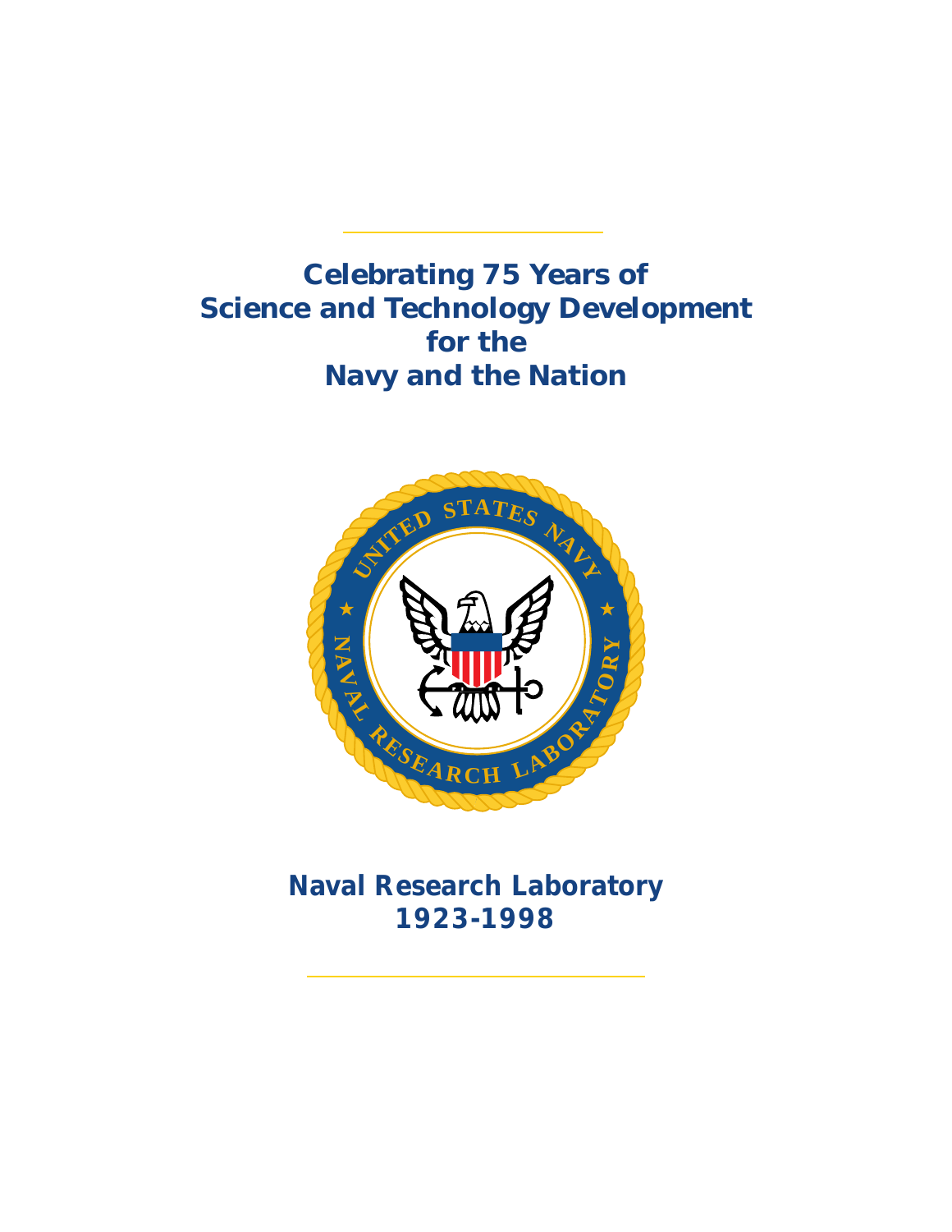# Celebrating 75 Years of Science and Technology Development for the Navy and the Nation

**Naval Research Laboratory**
**1923-1998**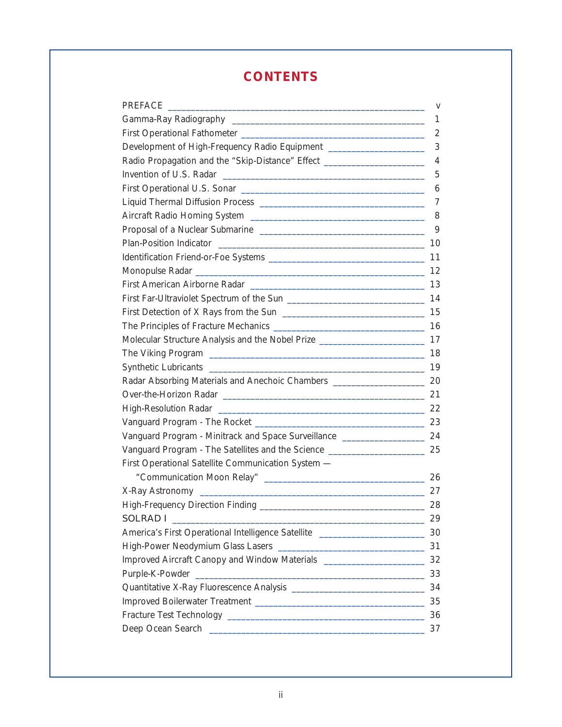# CONTENTS

| | |
|---|---|
| PREFACE | v |
| Gamma-Ray Radiography | 1 |
| First Operational Fathometer | 2 |
| Development of High-Frequency Radio Equipment | 3 |
| Radio Propagation and the "Skip-Distance" Effect | 4 |
| Invention of U.S. Radar | 5 |
| First Operational U.S. Sonar | 6 |
| Liquid Thermal Diffusion Process | 7 |
| Aircraft Radio Homing System | 8 |
| Proposal of a Nuclear Submarine | 9 |
| Plan-Position Indicator | 10 |
| Identification Friend-or-Foe Systems | 11 |
| Monopulse Radar | 12 |
| First American Airborne Radar | 13 |
| First Far-Ultraviolet Spectrum of the Sun | 14 |
| First Detection of X Rays from the Sun | 15 |
| The Principles of Fracture Mechanics | 16 |
| Molecular Structure Analysis and the Nobel Prize | 17 |
| The Viking Program | 18 |
| Synthetic Lubricants | 19 |
| Radar Absorbing Materials and Anechoic Chambers | 20 |
| Over-the-Horizon Radar | 21 |
| High-Resolution Radar | 22 |
| Vanguard Program - The Rocket | 23 |
| Vanguard Program - Minitrack and Space Surveillance | 24 |
| Vanguard Program - The Satellites and the Science | 25 |
| First Operational Satellite Communication System — "Communication Moon Relay" | 26 |
| X-Ray Astronomy | 27 |
| High-Frequency Direction Finding | 28 |
| SOLRAD I | 29 |
| America's First Operational Intelligence Satellite | 30 |
| High-Power Neodymium Glass Lasers | 31 |
| Improved Aircraft Canopy and Window Materials | 32 |
| Purple-K-Powder | 33 |
| Quantitative X-Ray Fluorescence Analysis | 34 |
| Improved Boilerwater Treatment | 35 |
| Fracture Test Technology | 36 |
| Deep Ocean Search | 37 |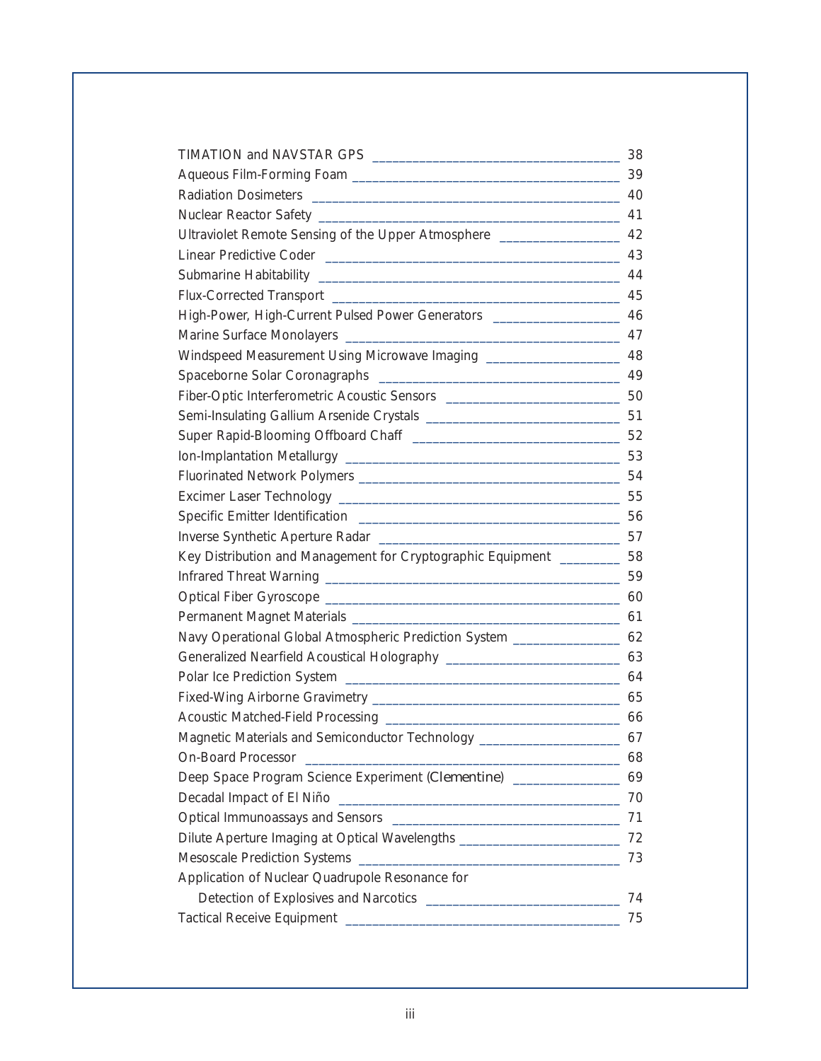| | |
|---|---|
| TIMATION and NAVSTAR GPS | 38 |
| Aqueous Film-Forming Foam | 39 |
| Radiation Dosimeters | 40 |
| Nuclear Reactor Safety | 41 |
| Ultraviolet Remote Sensing of the Upper Atmosphere | 42 |
| Linear Predictive Coder | 43 |
| Submarine Habitability | 44 |
| Flux-Corrected Transport | 45 |
| High-Power, High-Current Pulsed Power Generators | 46 |
| Marine Surface Monolayers | 47 |
| Windspeed Measurement Using Microwave Imaging | 48 |
| Spaceborne Solar Coronagraphs | 49 |
| Fiber-Optic Interferometric Acoustic Sensors | 50 |
| Semi-Insulating Gallium Arsenide Crystals | 51 |
| Super Rapid-Blooming Offboard Chaff | 52 |
| Ion-Implantation Metallurgy | 53 |
| Fluorinated Network Polymers | 54 |
| Excimer Laser Technology | 55 |
| Specific Emitter Identification | 56 |
| Inverse Synthetic Aperture Radar | 57 |
| Key Distribution and Management for Cryptographic Equipment | 58 |
| Infrared Threat Warning | 59 |
| Optical Fiber Gyroscope | 60 |
| Permanent Magnet Materials | 61 |
| Navy Operational Global Atmospheric Prediction System | 62 |
| Generalized Nearfield Acoustical Holography | 63 |
| Polar Ice Prediction System | 64 |
| Fixed-Wing Airborne Gravimetry | 65 |
| Acoustic Matched-Field Processing | 66 |
| Magnetic Materials and Semiconductor Technology | 67 |
| On-Board Processor | 68 |
| Deep Space Program Science Experiment (*Clementine*) | 69 |
| Decadal Impact of El Niño | 70 |
| Optical Immunoassays and Sensors | 71 |
| Dilute Aperture Imaging at Optical Wavelengths | 72 |
| Mesoscale Prediction Systems | 73 |
| Application of Nuclear Quadrupole Resonance for Detection of Explosives and Narcotics | 74 |
| Tactical Receive Equipment | 75 |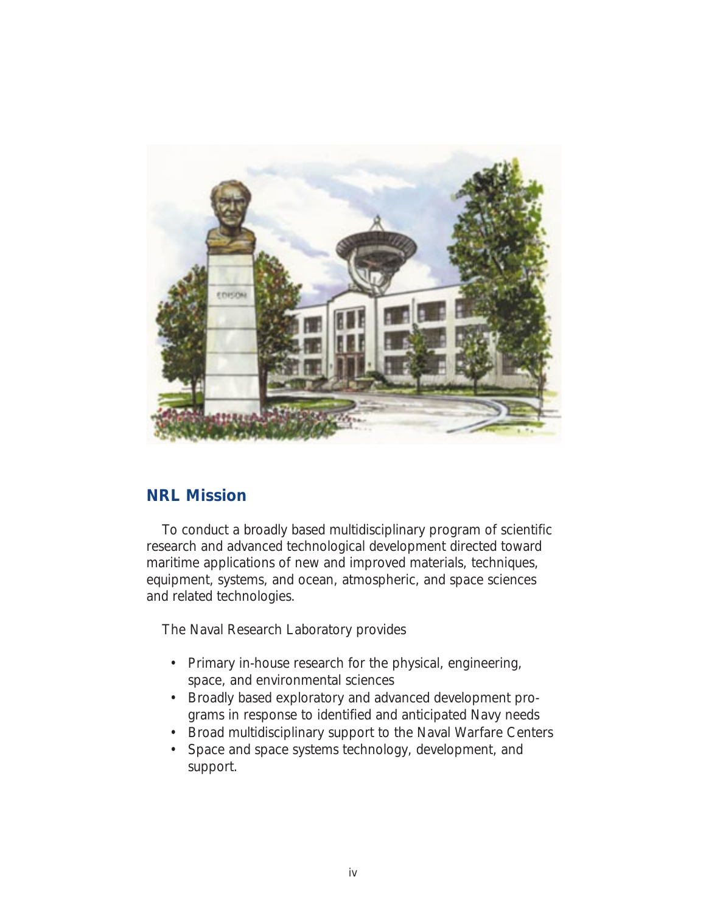## NRL Mission

To conduct a broadly based multidisciplinary program of scientific research and advanced technological development directed toward maritime applications of new and improved materials, techniques, equipment, systems, and ocean, atmospheric, and space sciences and related technologies.

The Naval Research Laboratory provides

- Primary in-house research for the physical, engineering, space, and environmental sciences
- Broadly based exploratory and advanced development programs in response to identified and anticipated Navy needs
- Broad multidisciplinary support to the Naval Warfare Centers
- Space and space systems technology, development, and support.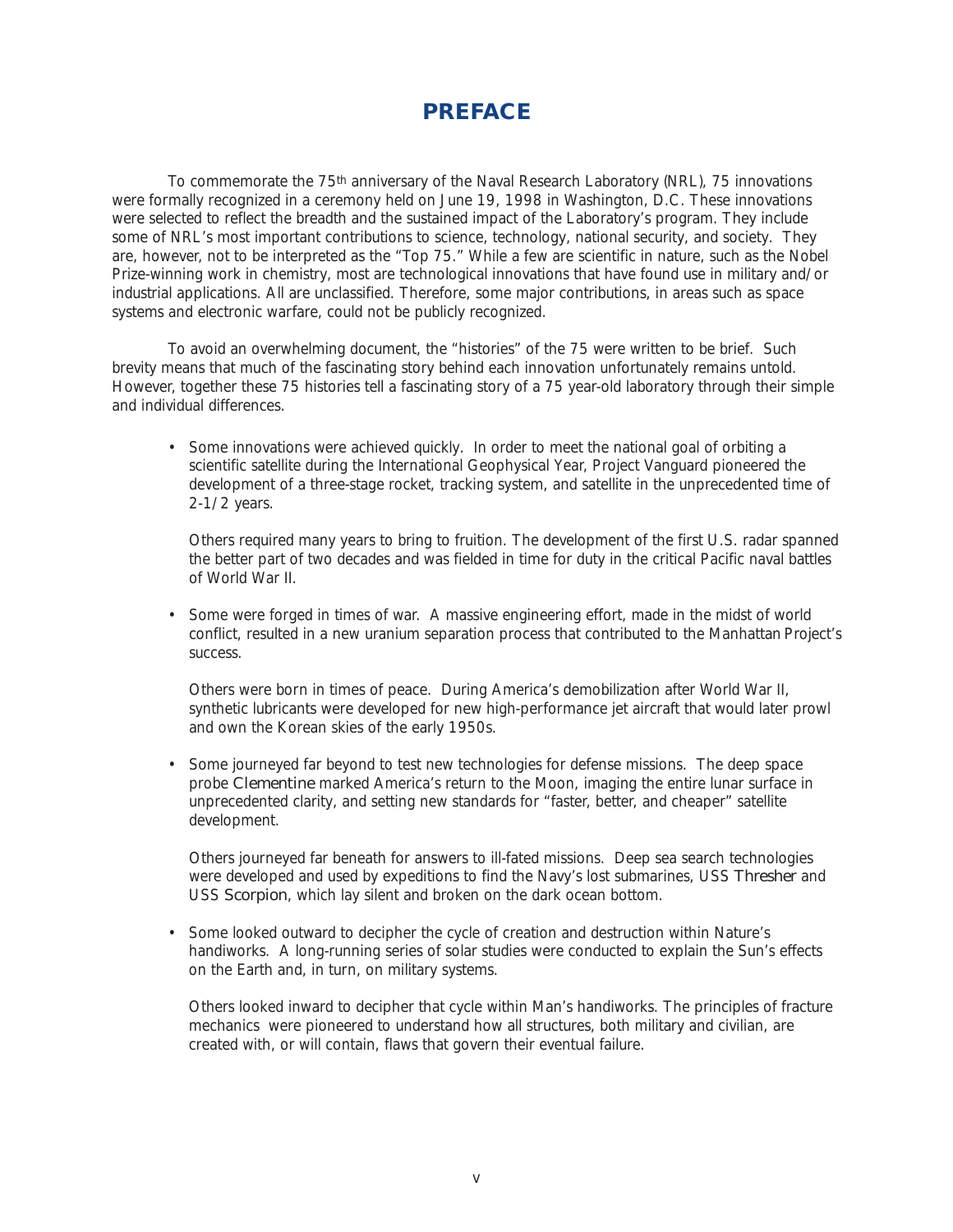# PREFACE

To commemorate the 75th anniversary of the Naval Research Laboratory (NRL), 75 innovations were formally recognized in a ceremony held on June 19, 1998 in Washington, D.C. These innovations were selected to reflect the breadth and the sustained impact of the Laboratory's program. They include some of NRL's most important contributions to science, technology, national security, and society. They are, however, not to be interpreted as the "Top 75." While a few are scientific in nature, such as the Nobel Prize-winning work in chemistry, most are technological innovations that have found use in military and/or industrial applications. All are unclassified. Therefore, some major contributions, in areas such as space systems and electronic warfare, could not be publicly recognized.

To avoid an overwhelming document, the "histories" of the 75 were written to be brief. Such brevity means that much of the fascinating story behind each innovation unfortunately remains untold. However, together these 75 histories tell a fascinating story of a 75 year-old laboratory through their simple and individual differences.

- Some innovations were achieved quickly. In order to meet the national goal of orbiting a scientific satellite during the International Geophysical Year, Project Vanguard pioneered the development of a three-stage rocket, tracking system, and satellite in the unprecedented time of 2-1/2 years.

  Others required many years to bring to fruition. The development of the first U.S. radar spanned the better part of two decades and was fielded in time for duty in the critical Pacific naval battles of World War II.

- Some were forged in times of war. A massive engineering effort, made in the midst of world conflict, resulted in a new uranium separation process that contributed to the Manhattan Project's success.

  Others were born in times of peace. During America's demobilization after World War II, synthetic lubricants were developed for new high-performance jet aircraft that would later prowl and own the Korean skies of the early 1950s.

- Some journeyed far beyond to test new technologies for defense missions. The deep space probe *Clementine* marked America's return to the Moon, imaging the entire lunar surface in unprecedented clarity, and setting new standards for "faster, better, and cheaper" satellite development.

  Others journeyed far beneath for answers to ill-fated missions. Deep sea search technologies were developed and used by expeditions to find the Navy's lost submarines, USS *Thresher* and USS *Scorpion*, which lay silent and broken on the dark ocean bottom.

- Some looked outward to decipher the cycle of creation and destruction within Nature's handiworks. A long-running series of solar studies were conducted to explain the Sun's effects on the Earth and, in turn, on military systems.

  Others looked inward to decipher that cycle within Man's handiworks. The principles of fracture mechanics were pioneered to understand how all structures, both military and civilian, are created with, or will contain, flaws that govern their eventual failure.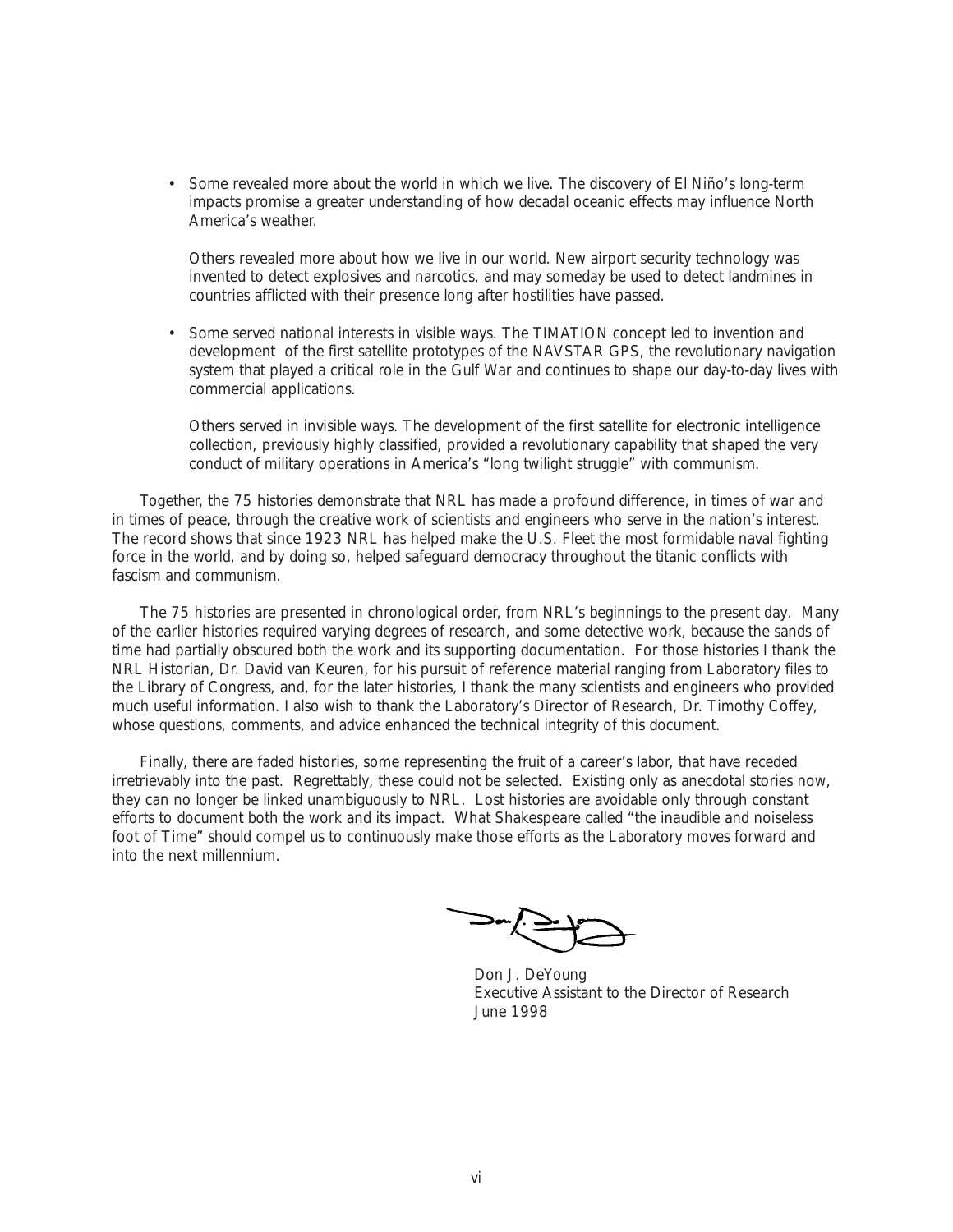- Some revealed more about the world in which we live. The discovery of El Niño's long-term impacts promise a greater understanding of how decadal oceanic effects may influence North America's weather.

  Others revealed more about how we live in our world. New airport security technology was invented to detect explosives and narcotics, and may someday be used to detect landmines in countries afflicted with their presence long after hostilities have passed.

- Some served national interests in visible ways. The TIMATION concept led to invention and development of the first satellite prototypes of the NAVSTAR GPS, the revolutionary navigation system that played a critical role in the Gulf War and continues to shape our day-to-day lives with commercial applications.

  Others served in invisible ways. The development of the first satellite for electronic intelligence collection, previously highly classified, provided a revolutionary capability that shaped the very conduct of military operations in America's "long twilight struggle" with communism.

Together, the 75 histories demonstrate that NRL has made a profound difference, in times of war and in times of peace, through the creative work of scientists and engineers who serve in the nation's interest. The record shows that since 1923 NRL has helped make the U.S. Fleet the most formidable naval fighting force in the world, and by doing so, helped safeguard democracy throughout the titanic conflicts with fascism and communism.

The 75 histories are presented in chronological order, from NRL's beginnings to the present day. Many of the earlier histories required varying degrees of research, and some detective work, because the sands of time had partially obscured both the work and its supporting documentation. For those histories I thank the NRL Historian, Dr. David van Keuren, for his pursuit of reference material ranging from Laboratory files to the Library of Congress, and, for the later histories, I thank the many scientists and engineers who provided much useful information. I also wish to thank the Laboratory's Director of Research, Dr. Timothy Coffey, whose questions, comments, and advice enhanced the technical integrity of this document.

Finally, there are faded histories, some representing the fruit of a career's labor, that have receded irretrievably into the past. Regrettably, these could not be selected. Existing only as anecdotal stories now, they can no longer be linked unambiguously to NRL. Lost histories are avoidable only through constant efforts to document both the work and its impact. What Shakespeare called "the inaudible and noiseless foot of Time" should compel us to continuously make those efforts as the Laboratory moves forward and into the next millennium.

Don J. DeYoung
Executive Assistant to the Director of Research
June 1998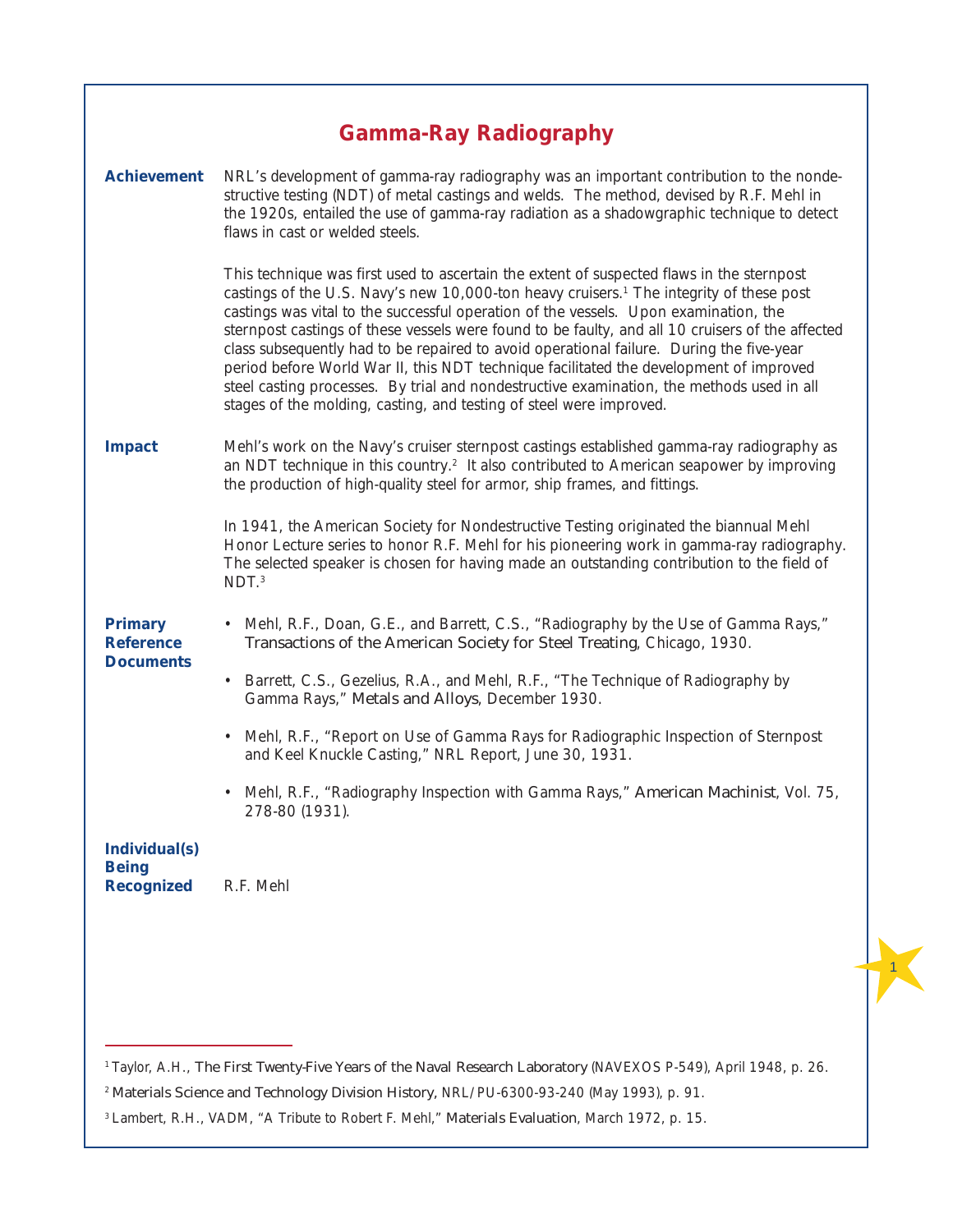# Gamma-Ray Radiography

**Achievement**

NRL's development of gamma-ray radiography was an important contribution to the nondestructive testing (NDT) of metal castings and welds. The method, devised by R.F. Mehl in the 1920s, entailed the use of gamma-ray radiation as a shadowgraphic technique to detect flaws in cast or welded steels.

This technique was first used to ascertain the extent of suspected flaws in the sternpost castings of the U.S. Navy's new 10,000-ton heavy cruisers.[1] The integrity of these post castings was vital to the successful operation of the vessels. Upon examination, the sternpost castings of these vessels were found to be faulty, and all 10 cruisers of the affected class subsequently had to be repaired to avoid operational failure. During the five-year period before World War II, this NDT technique facilitated the development of improved steel casting processes. By trial and nondestructive examination, the methods used in all stages of the molding, casting, and testing of steel were improved.

**Impact**

Mehl's work on the Navy's cruiser sternpost castings established gamma-ray radiography as an NDT technique in this country.[2] It also contributed to American seapower by improving the production of high-quality steel for armor, ship frames, and fittings.

In 1941, the American Society for Nondestructive Testing originated the biannual Mehl Honor Lecture series to honor R.F. Mehl for his pioneering work in gamma-ray radiography. The selected speaker is chosen for having made an outstanding contribution to the field of NDT.[3]

**Primary Reference Documents**

- Mehl, R.F., Doan, G.E., and Barrett, C.S., "Radiography by the Use of Gamma Rays," *Transactions of the American Society for Steel Treating*, Chicago, 1930.
- Barrett, C.S., Gezelius, R.A., and Mehl, R.F., "The Technique of Radiography by Gamma Rays," *Metals and Alloys*, December 1930.
- Mehl, R.F., "Report on Use of Gamma Rays for Radiographic Inspection of Sternpost and Keel Knuckle Casting," NRL Report, June 30, 1931.
- Mehl, R.F., "Radiography Inspection with Gamma Rays," *American Machinist*, Vol. 75, 278-80 (1931).

**Individual(s) Being Recognized**

R.F. Mehl

---

[1] Taylor, A.H., *The First Twenty-Five Years of the Naval Research Laboratory* (NAVEXOS P-549), April 1948, p. 26.

[2] *Materials Science and Technology Division History*, NRL/PU-6300-93-240 (May 1993), p. 91.

[3] Lambert, R.H., VADM, "A Tribute to Robert F. Mehl," *Materials Evaluation*, March 1972, p. 15.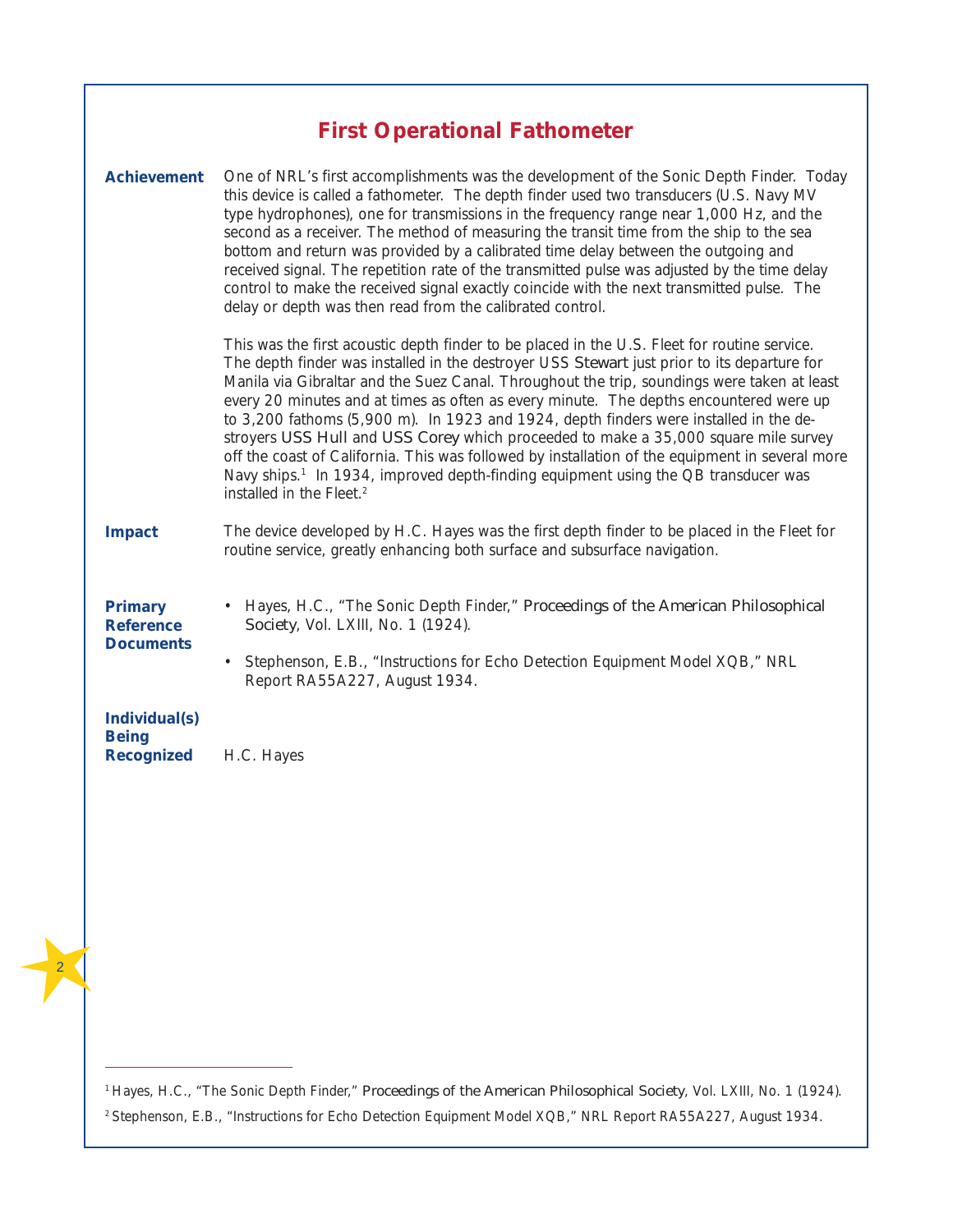# First Operational Fathometer

**Achievement**

One of NRL's first accomplishments was the development of the Sonic Depth Finder. Today this device is called a fathometer. The depth finder used two transducers (U.S. Navy MV type hydrophones), one for transmissions in the frequency range near 1,000 Hz, and the second as a receiver. The method of measuring the transit time from the ship to the sea bottom and return was provided by a calibrated time delay between the outgoing and received signal. The repetition rate of the transmitted pulse was adjusted by the time delay control to make the received signal exactly coincide with the next transmitted pulse. The delay or depth was then read from the calibrated control.

This was the first acoustic depth finder to be placed in the U.S. Fleet for routine service. The depth finder was installed in the destroyer USS *Stewart* just prior to its departure for Manila via Gibraltar and the Suez Canal. Throughout the trip, soundings were taken at least every 20 minutes and at times as often as every minute. The depths encountered were up to 3,200 fathoms (5,900 m). In 1923 and 1924, depth finders were installed in the destroyers USS *Hull* and USS *Corey* which proceeded to make a 35,000 square mile survey off the coast of California. This was followed by installation of the equipment in several more Navy ships.[1] In 1934, improved depth-finding equipment using the QB transducer was installed in the Fleet.[2]

**Impact**

The device developed by H.C. Hayes was the first depth finder to be placed in the Fleet for routine service, greatly enhancing both surface and subsurface navigation.

**Primary Reference Documents**

- Hayes, H.C., "The Sonic Depth Finder," *Proceedings of the American Philosophical Society*, Vol. LXIII, No. 1 (1924).
- Stephenson, E.B., "Instructions for Echo Detection Equipment Model XQB," NRL Report RA55A227, August 1934.

**Individual(s) Being Recognized**

H.C. Hayes

---

[1] Hayes, H.C., "The Sonic Depth Finder," *Proceedings of the American Philosophical Society*, Vol. LXIII, No. 1 (1924).

[2] Stephenson, E.B., "Instructions for Echo Detection Equipment Model XQB," NRL Report RA55A227, August 1934.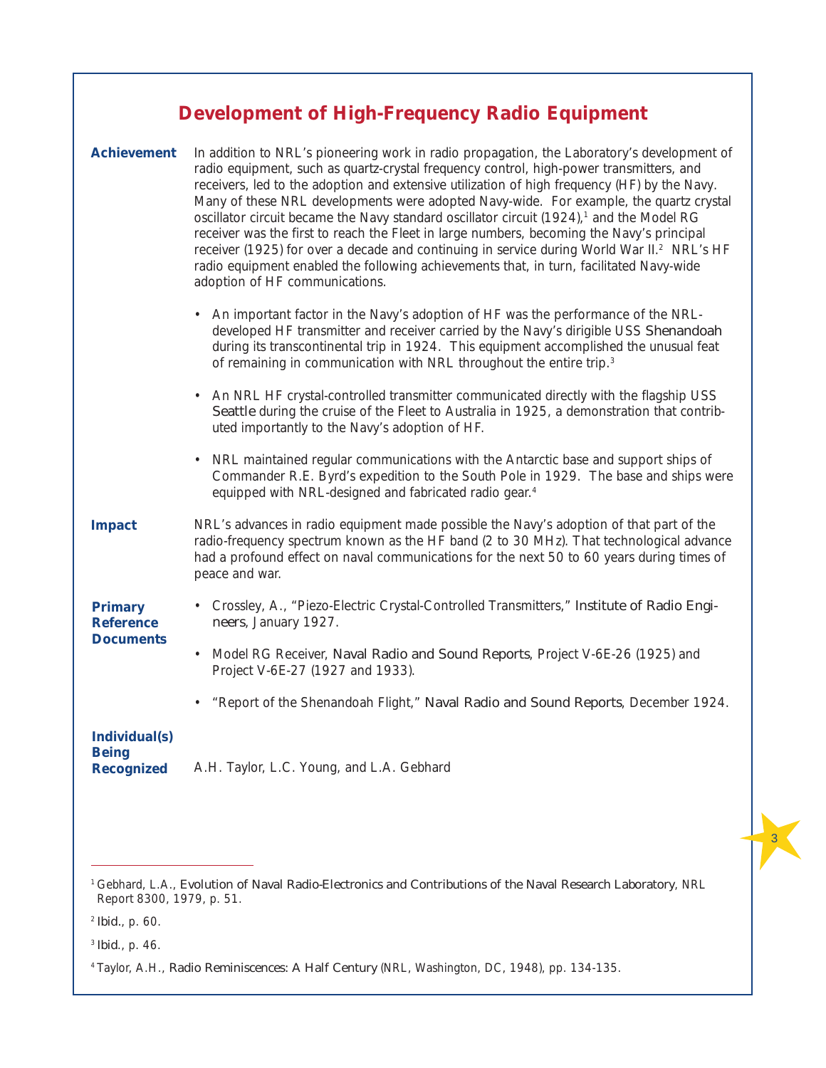## Development of High-Frequency Radio Equipment

**Achievement**

In addition to NRL's pioneering work in radio propagation, the Laboratory's development of radio equipment, such as quartz-crystal frequency control, high-power transmitters, and receivers, led to the adoption and extensive utilization of high frequency (HF) by the Navy. Many of these NRL developments were adopted Navy-wide. For example, the quartz crystal oscillator circuit became the Navy standard oscillator circuit (1924),[1] and the Model RG receiver was the first to reach the Fleet in large numbers, becoming the Navy's principal receiver (1925) for over a decade and continuing in service during World War II.[2] NRL's HF radio equipment enabled the following achievements that, in turn, facilitated Navy-wide adoption of HF communications.

- An important factor in the Navy's adoption of HF was the performance of the NRL-developed HF transmitter and receiver carried by the Navy's dirigible USS *Shenandoah* during its transcontinental trip in 1924. This equipment accomplished the unusual feat of remaining in communication with NRL throughout the entire trip.[3]
- An NRL HF crystal-controlled transmitter communicated directly with the flagship USS *Seattle* during the cruise of the Fleet to Australia in 1925, a demonstration that contributed importantly to the Navy's adoption of HF.
- NRL maintained regular communications with the Antarctic base and support ships of Commander R.E. Byrd's expedition to the South Pole in 1929. The base and ships were equipped with NRL-designed and fabricated radio gear.[4]

**Impact**

NRL's advances in radio equipment made possible the Navy's adoption of that part of the radio-frequency spectrum known as the HF band (2 to 30 MHz). That technological advance had a profound effect on naval communications for the next 50 to 60 years during times of peace and war.

**Primary Reference Documents**

- Crossley, A., "Piezo-Electric Crystal-Controlled Transmitters," *Institute of Radio Engineers*, January 1927.
- Model RG Receiver, *Naval Radio and Sound Reports*, Project V-6E-26 (1925) and Project V-6E-27 (1927 and 1933).
- "Report of the Shenandoah Flight," *Naval Radio and Sound Reports*, December 1924.

**Individual(s) Being Recognized**

A.H. Taylor, L.C. Young, and L.A. Gebhard

---

[1] Gebhard, L.A., *Evolution of Naval Radio-Electronics and Contributions of the Naval Research Laboratory*, NRL Report 8300, 1979, p. 51.

[2] *Ibid.*, p. 60.

[3] *Ibid.*, p. 46.

[4] Taylor, A.H., *Radio Reminiscences: A Half Century* (NRL, Washington, DC, 1948), pp. 134-135.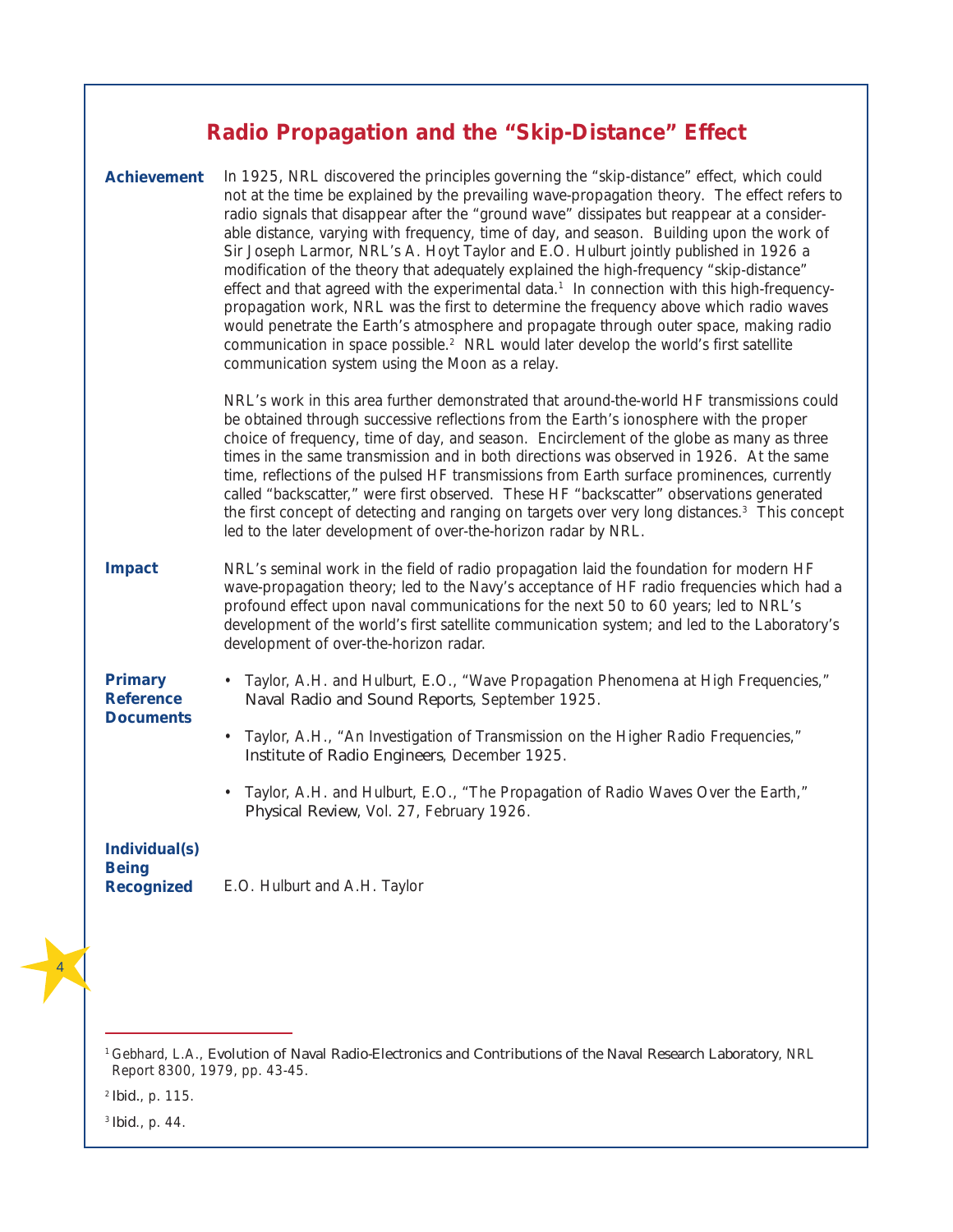## Radio Propagation and the "Skip-Distance" Effect

**Achievement**

In 1925, NRL discovered the principles governing the "skip-distance" effect, which could not at the time be explained by the prevailing wave-propagation theory. The effect refers to radio signals that disappear after the "ground wave" dissipates but reappear at a considerable distance, varying with frequency, time of day, and season. Building upon the work of Sir Joseph Larmor, NRL's A. Hoyt Taylor and E.O. Hulburt jointly published in 1926 a modification of the theory that adequately explained the high-frequency "skip-distance" effect and that agreed with the experimental data.[1] In connection with this high-frequency-propagation work, NRL was the first to determine the frequency above which radio waves would penetrate the Earth's atmosphere and propagate through outer space, making radio communication in space possible.[2] NRL would later develop the world's first satellite communication system using the Moon as a relay.

NRL's work in this area further demonstrated that around-the-world HF transmissions could be obtained through successive reflections from the Earth's ionosphere with the proper choice of frequency, time of day, and season. Encirclement of the globe as many as three times in the same transmission and in both directions was observed in 1926. At the same time, reflections of the pulsed HF transmissions from Earth surface prominences, currently called "backscatter," were first observed. These HF "backscatter" observations generated the first concept of detecting and ranging on targets over very long distances.[3] This concept led to the later development of over-the-horizon radar by NRL.

**Impact**

NRL's seminal work in the field of radio propagation laid the foundation for modern HF wave-propagation theory; led to the Navy's acceptance of HF radio frequencies which had a profound effect upon naval communications for the next 50 to 60 years; led to NRL's development of the world's first satellite communication system; and led to the Laboratory's development of over-the-horizon radar.

**Primary Reference Documents**

- Taylor, A.H. and Hulburt, E.O., "Wave Propagation Phenomena at High Frequencies," *Naval Radio and Sound Reports*, September 1925.
- Taylor, A.H., "An Investigation of Transmission on the Higher Radio Frequencies," *Institute of Radio Engineers*, December 1925.
- Taylor, A.H. and Hulburt, E.O., "The Propagation of Radio Waves Over the Earth," *Physical Review*, Vol. 27, February 1926.

**Individual(s) Being Recognized**

E.O. Hulburt and A.H. Taylor

---

[1] Gebhard, L.A., *Evolution of Naval Radio-Electronics and Contributions of the Naval Research Laboratory*, NRL Report 8300, 1979, pp. 43-45.

[2] *Ibid.*, p. 115.

[3] *Ibid.*, p. 44.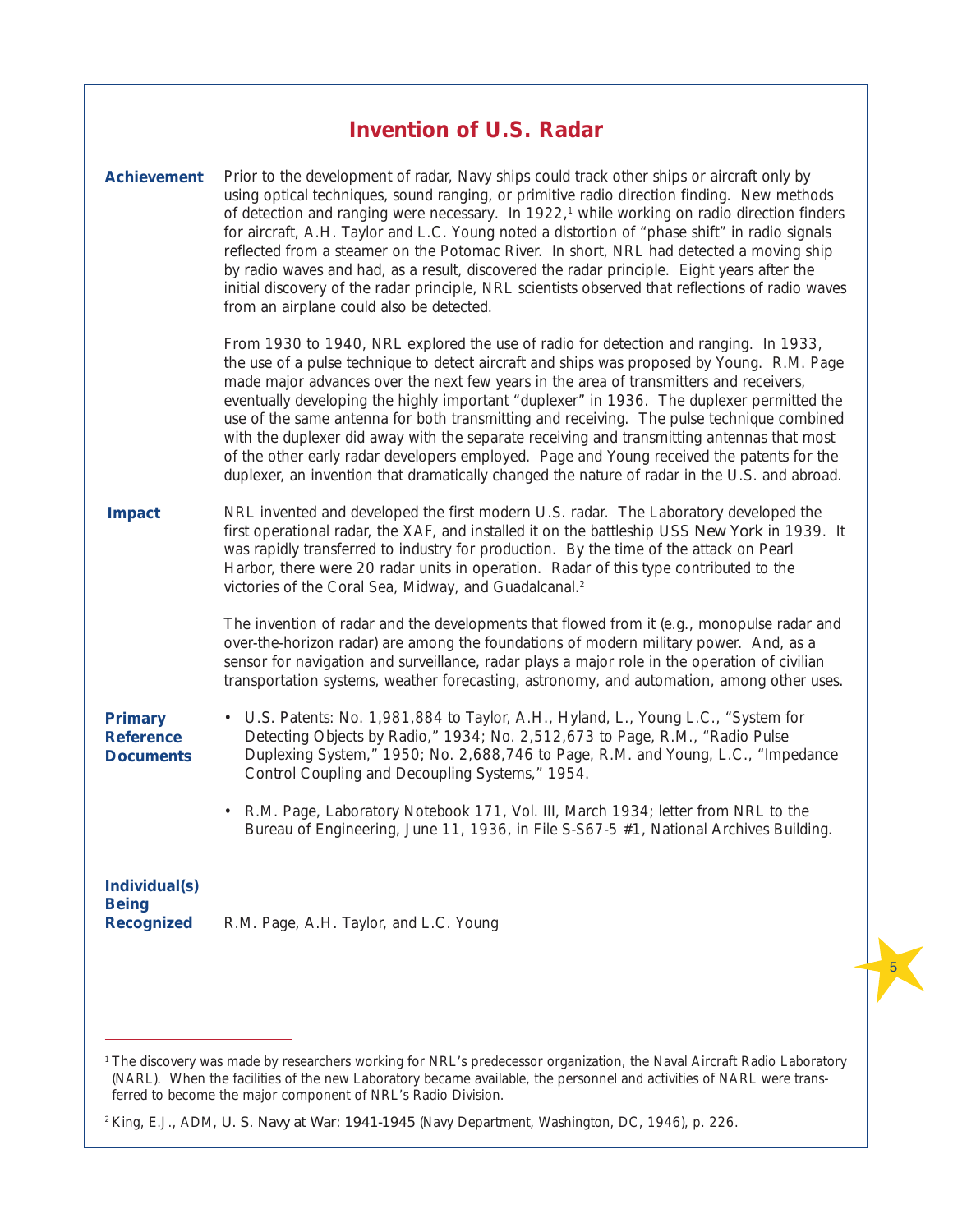## Invention of U.S. Radar

**Achievement**

Prior to the development of radar, Navy ships could track other ships or aircraft only by using optical techniques, sound ranging, or primitive radio direction finding. New methods of detection and ranging were necessary. In 1922,[1] while working on radio direction finders for aircraft, A.H. Taylor and L.C. Young noted a distortion of "phase shift" in radio signals reflected from a steamer on the Potomac River. In short, NRL had detected a moving ship by radio waves and had, as a result, discovered the radar principle. Eight years after the initial discovery of the radar principle, NRL scientists observed that reflections of radio waves from an airplane could also be detected.

From 1930 to 1940, NRL explored the use of radio for detection and ranging. In 1933, the use of a pulse technique to detect aircraft and ships was proposed by Young. R.M. Page made major advances over the next few years in the area of transmitters and receivers, eventually developing the highly important "duplexer" in 1936. The duplexer permitted the use of the same antenna for both transmitting and receiving. The pulse technique combined with the duplexer did away with the separate receiving and transmitting antennas that most of the other early radar developers employed. Page and Young received the patents for the duplexer, an invention that dramatically changed the nature of radar in the U.S. and abroad.

**Impact**

NRL invented and developed the first modern U.S. radar. The Laboratory developed the first operational radar, the XAF, and installed it on the battleship *USS New York* in 1939. It was rapidly transferred to industry for production. By the time of the attack on Pearl Harbor, there were 20 radar units in operation. Radar of this type contributed to the victories of the Coral Sea, Midway, and Guadalcanal.[2]

The invention of radar and the developments that flowed from it (e.g., monopulse radar and over-the-horizon radar) are among the foundations of modern military power. And, as a sensor for navigation and surveillance, radar plays a major role in the operation of civilian transportation systems, weather forecasting, astronomy, and automation, among other uses.

**Primary Reference Documents**

- U.S. Patents: No. 1,981,884 to Taylor, A.H., Hyland, L., Young L.C., "System for Detecting Objects by Radio," 1934; No. 2,512,673 to Page, R.M., "Radio Pulse Duplexing System," 1950; No. 2,688,746 to Page, R.M. and Young, L.C., "Impedance Control Coupling and Decoupling Systems," 1954.
- R.M. Page, Laboratory Notebook 171, Vol. III, March 1934; letter from NRL to the Bureau of Engineering, June 11, 1936, in File S-S67-5 #1, National Archives Building.

**Individual(s) Being Recognized**

R.M. Page, A.H. Taylor, and L.C. Young

---

[1] The discovery was made by researchers working for NRL's predecessor organization, the Naval Aircraft Radio Laboratory (NARL). When the facilities of the new Laboratory became available, the personnel and activities of NARL were transferred to become the major component of NRL's Radio Division.

[2] King, E.J., ADM, *U. S. Navy at War: 1941-1945* (Navy Department, Washington, DC, 1946), p. 226.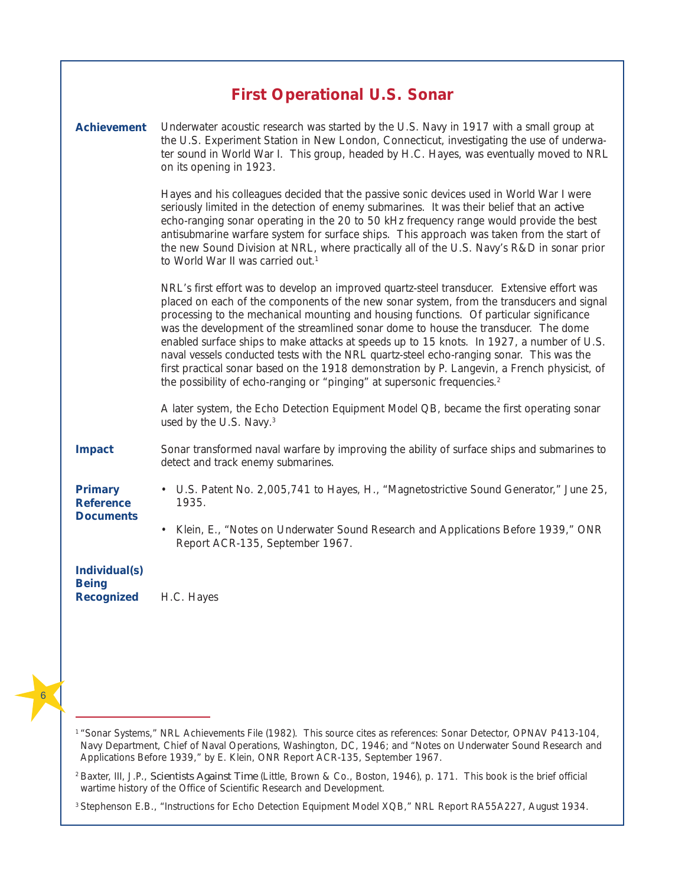# First Operational U.S. Sonar

**Achievement**

Underwater acoustic research was started by the U.S. Navy in 1917 with a small group at the U.S. Experiment Station in New London, Connecticut, investigating the use of underwater sound in World War I. This group, headed by H.C. Hayes, was eventually moved to NRL on its opening in 1923.

Hayes and his colleagues decided that the passive sonic devices used in World War I were seriously limited in the detection of enemy submarines. It was their belief that an *active* echo-ranging sonar operating in the 20 to 50 kHz frequency range would provide the best antisubmarine warfare system for surface ships. This approach was taken from the start of the new Sound Division at NRL, where practically all of the U.S. Navy's R&D in sonar prior to World War II was carried out.[1]

NRL's first effort was to develop an improved quartz-steel transducer. Extensive effort was placed on each of the components of the new sonar system, from the transducers and signal processing to the mechanical mounting and housing functions. Of particular significance was the development of the streamlined sonar dome to house the transducer. The dome enabled surface ships to make attacks at speeds up to 15 knots. In 1927, a number of U.S. naval vessels conducted tests with the NRL quartz-steel echo-ranging sonar. This was the first practical sonar based on the 1918 demonstration by P. Langevin, a French physicist, of the possibility of echo-ranging or "pinging" at supersonic frequencies.[2]

A later system, the Echo Detection Equipment Model QB, became the first operating sonar used by the U.S. Navy.[3]

**Impact**

Sonar transformed naval warfare by improving the ability of surface ships and submarines to detect and track enemy submarines.

**Primary Reference Documents**

- U.S. Patent No. 2,005,741 to Hayes, H., "Magnetostrictive Sound Generator," June 25, 1935.
- Klein, E., "Notes on Underwater Sound Research and Applications Before 1939," ONR Report ACR-135, September 1967.

**Individual(s) Being Recognized**

H.C. Hayes

---

[1] "Sonar Systems," NRL Achievements File (1982). This source cites as references: Sonar Detector, OPNAV P413-104, Navy Department, Chief of Naval Operations, Washington, DC, 1946; and "Notes on Underwater Sound Research and Applications Before 1939," by E. Klein, ONR Report ACR-135, September 1967.

[2] Baxter, III, J.P., *Scientists Against Time* (Little, Brown & Co., Boston, 1946), p. 171. This book is the brief official wartime history of the Office of Scientific Research and Development.

[3] Stephenson E.B., "Instructions for Echo Detection Equipment Model XQB," NRL Report RA55A227, August 1934.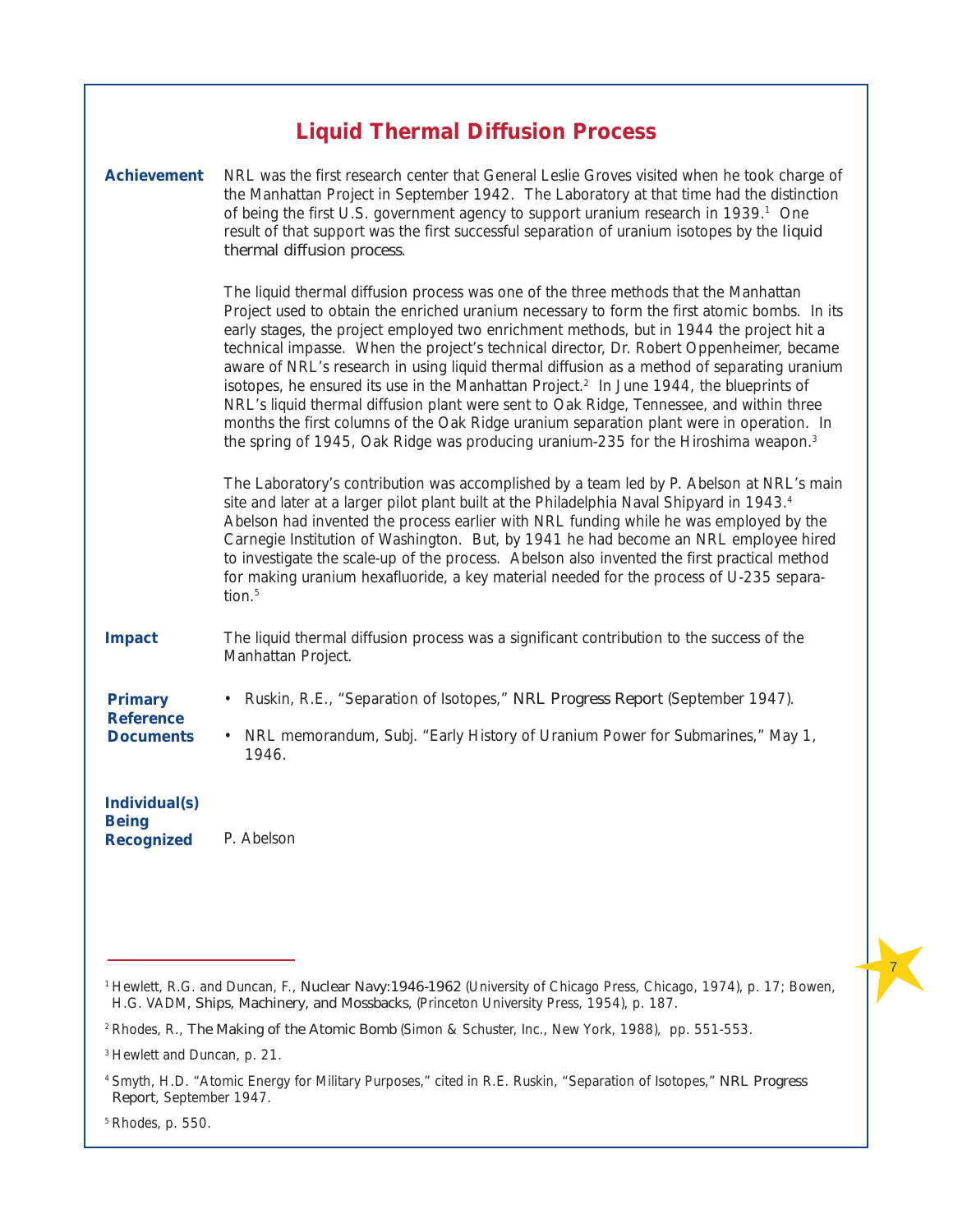# Liquid Thermal Diffusion Process

**Achievement**

NRL was the first research center that General Leslie Groves visited when he took charge of the Manhattan Project in September 1942. The Laboratory at that time had the distinction of being the first U.S. government agency to support uranium research in 1939.[1] One result of that support was the first successful separation of uranium isotopes by the *liquid thermal diffusion process*.

The liquid thermal diffusion process was one of the three methods that the Manhattan Project used to obtain the enriched uranium necessary to form the first atomic bombs. In its early stages, the project employed two enrichment methods, but in 1944 the project hit a technical impasse. When the project's technical director, Dr. Robert Oppenheimer, became aware of NRL's research in using liquid thermal diffusion as a method of separating uranium isotopes, he ensured its use in the Manhattan Project.[2] In June 1944, the blueprints of NRL's liquid thermal diffusion plant were sent to Oak Ridge, Tennessee, and within three months the first columns of the Oak Ridge uranium separation plant were in operation. In the spring of 1945, Oak Ridge was producing uranium-235 for the Hiroshima weapon.[3]

The Laboratory's contribution was accomplished by a team led by P. Abelson at NRL's main site and later at a larger pilot plant built at the Philadelphia Naval Shipyard in 1943.[4] Abelson had invented the process earlier with NRL funding while he was employed by the Carnegie Institution of Washington. But, by 1941 he had become an NRL employee hired to investigate the scale-up of the process. Abelson also invented the first practical method for making uranium hexafluoride, a key material needed for the process of U-235 separation.[5]

**Impact**

The liquid thermal diffusion process was a significant contribution to the success of the Manhattan Project.

**Primary Reference Documents**

- Ruskin, R.E., "Separation of Isotopes," *NRL Progress Report* (September 1947).
- NRL memorandum, Subj. "Early History of Uranium Power for Submarines," May 1, 1946.

**Individual(s) Being Recognized**

P. Abelson

---

[1] Hewlett, R.G. and Duncan, F., *Nuclear Navy:1946-1962* (University of Chicago Press, Chicago, 1974), p. 17; Bowen, H.G. VADM, *Ships, Machinery, and Mossbacks*, (Princeton University Press, 1954), p. 187.

[2] Rhodes, R., *The Making of the Atomic Bomb* (Simon & Schuster, Inc., New York, 1988), pp. 551-553.

[3] Hewlett and Duncan, p. 21.

[4] Smyth, H.D. "Atomic Energy for Military Purposes," cited in R.E. Ruskin, "Separation of Isotopes," *NRL Progress Report*, September 1947.

[5] Rhodes, p. 550.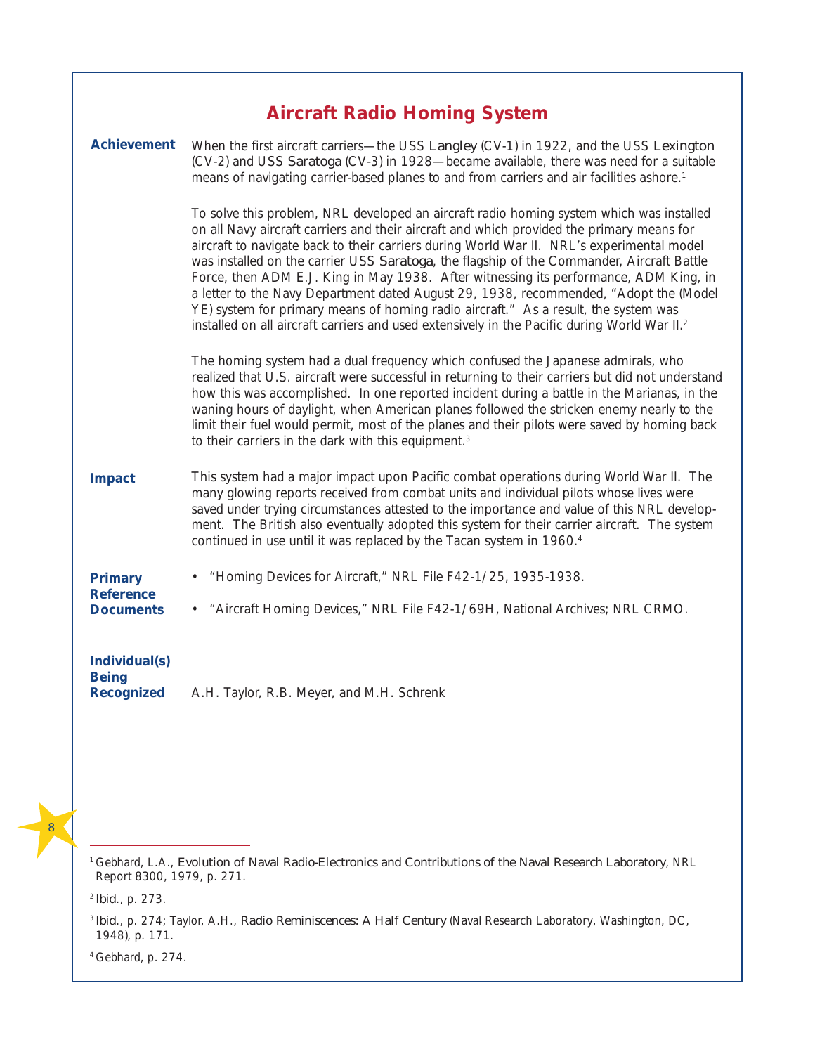# Aircraft Radio Homing System

**Achievement**

When the first aircraft carriers—the USS *Langley* (CV-1) in 1922, and the USS *Lexington* (CV-2) and USS *Saratoga* (CV-3) in 1928—became available, there was need for a suitable means of navigating carrier-based planes to and from carriers and air facilities ashore.[1]

To solve this problem, NRL developed an aircraft radio homing system which was installed on all Navy aircraft carriers and their aircraft and which provided the primary means for aircraft to navigate back to their carriers during World War II. NRL's experimental model was installed on the carrier USS *Saratoga*, the flagship of the Commander, Aircraft Battle Force, then ADM E.J. King in May 1938. After witnessing its performance, ADM King, in a letter to the Navy Department dated August 29, 1938, recommended, "Adopt the (Model YE) system for primary means of homing radio aircraft." As a result, the system was installed on all aircraft carriers and used extensively in the Pacific during World War II.[2]

The homing system had a dual frequency which confused the Japanese admirals, who realized that U.S. aircraft were successful in returning to their carriers but did not understand how this was accomplished. In one reported incident during a battle in the Marianas, in the waning hours of daylight, when American planes followed the stricken enemy nearly to the limit their fuel would permit, most of the planes and their pilots were saved by homing back to their carriers in the dark with this equipment.[3]

**Impact**

This system had a major impact upon Pacific combat operations during World War II. The many glowing reports received from combat units and individual pilots whose lives were saved under trying circumstances attested to the importance and value of this NRL development. The British also eventually adopted this system for their carrier aircraft. The system continued in use until it was replaced by the Tacan system in 1960.[4]

**Primary Reference Documents**

- "Homing Devices for Aircraft," NRL File F42-1/25, 1935-1938.
- "Aircraft Homing Devices," NRL File F42-1/69H, National Archives; NRL CRMO.

**Individual(s) Being Recognized**

A.H. Taylor, R.B. Meyer, and M.H. Schrenk

---

[1] Gebhard, L.A., *Evolution of Naval Radio-Electronics and Contributions of the Naval Research Laboratory*, NRL Report 8300, 1979, p. 271.

[2] Ibid., p. 273.

[3] Ibid., p. 274; Taylor, A.H., *Radio Reminiscences: A Half Century* (Naval Research Laboratory, Washington, DC, 1948), p. 171.

[4] Gebhard, p. 274.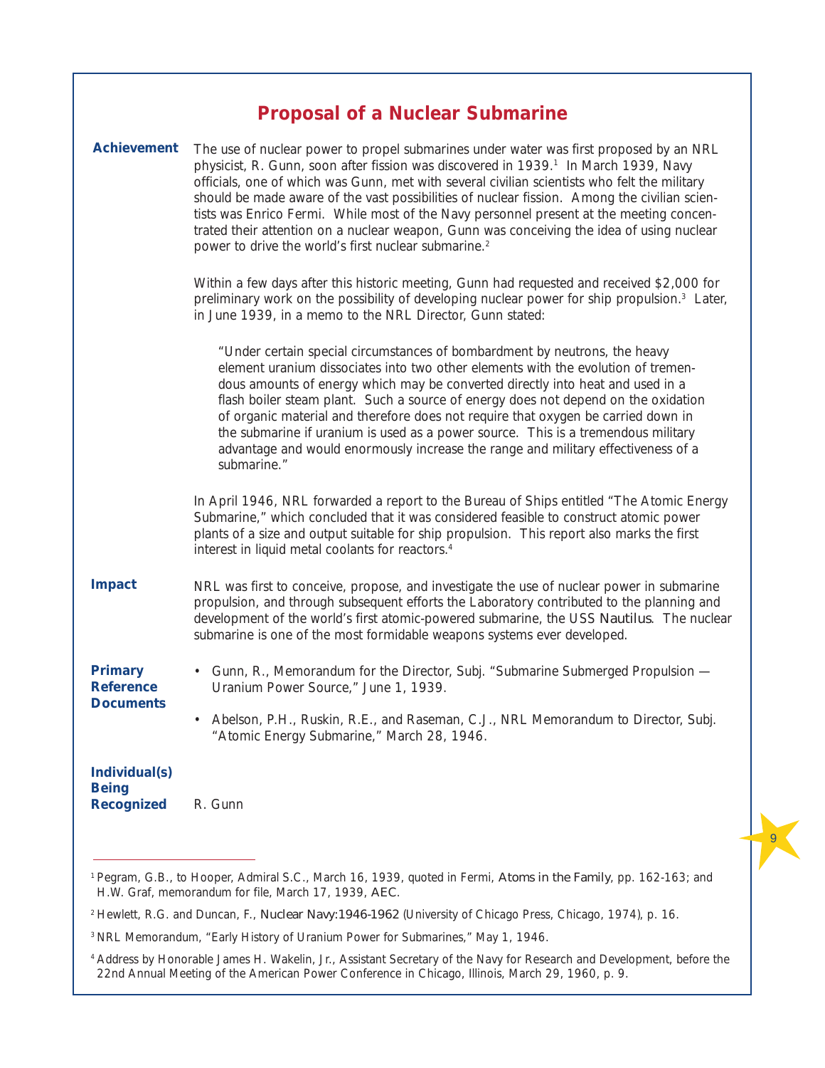## Proposal of a Nuclear Submarine

**Achievement**

The use of nuclear power to propel submarines under water was first proposed by an NRL physicist, R. Gunn, soon after fission was discovered in 1939.[1] In March 1939, Navy officials, one of which was Gunn, met with several civilian scientists who felt the military should be made aware of the vast possibilities of nuclear fission. Among the civilian scientists was Enrico Fermi. While most of the Navy personnel present at the meeting concentrated their attention on a nuclear weapon, Gunn was conceiving the idea of using nuclear power to drive the world's first nuclear submarine.[2]

Within a few days after this historic meeting, Gunn had requested and received $2,000 for preliminary work on the possibility of developing nuclear power for ship propulsion.[3] Later, in June 1939, in a memo to the NRL Director, Gunn stated:

> "Under certain special circumstances of bombardment by neutrons, the heavy element uranium dissociates into two other elements with the evolution of tremendous amounts of energy which may be converted directly into heat and used in a flash boiler steam plant. Such a source of energy does not depend on the oxidation of organic material and therefore does not require that oxygen be carried down in the submarine if uranium is used as a power source. This is a tremendous military advantage and would enormously increase the range and military effectiveness of a submarine."

In April 1946, NRL forwarded a report to the Bureau of Ships entitled "The Atomic Energy Submarine," which concluded that it was considered feasible to construct atomic power plants of a size and output suitable for ship propulsion. This report also marks the first interest in liquid metal coolants for reactors.[4]

**Impact**

NRL was first to conceive, propose, and investigate the use of nuclear power in submarine propulsion, and through subsequent efforts the Laboratory contributed to the planning and development of the world's first atomic-powered submarine, the USS *Nautilus*. The nuclear submarine is one of the most formidable weapons systems ever developed.

**Primary Reference Documents**

- Gunn, R., Memorandum for the Director, Subj. "Submarine Submerged Propulsion — Uranium Power Source," June 1, 1939.
- Abelson, P.H., Ruskin, R.E., and Raseman, C.J., NRL Memorandum to Director, Subj. "Atomic Energy Submarine," March 28, 1946.

**Individual(s) Being Recognized**

R. Gunn

---

[1] Pegram, G.B., to Hooper, Admiral S.C., March 16, 1939, quoted in Fermi, *Atoms in the Family*, pp. 162-163; and H.W. Graf, memorandum for file, March 17, 1939, AEC.

[2] Hewlett, R.G. and Duncan, F., *Nuclear Navy:1946-1962* (University of Chicago Press, Chicago, 1974), p. 16.

[3] NRL Memorandum, "Early History of Uranium Power for Submarines," May 1, 1946.

[4] Address by Honorable James H. Wakelin, Jr., Assistant Secretary of the Navy for Research and Development, before the 22nd Annual Meeting of the American Power Conference in Chicago, Illinois, March 29, 1960, p. 9.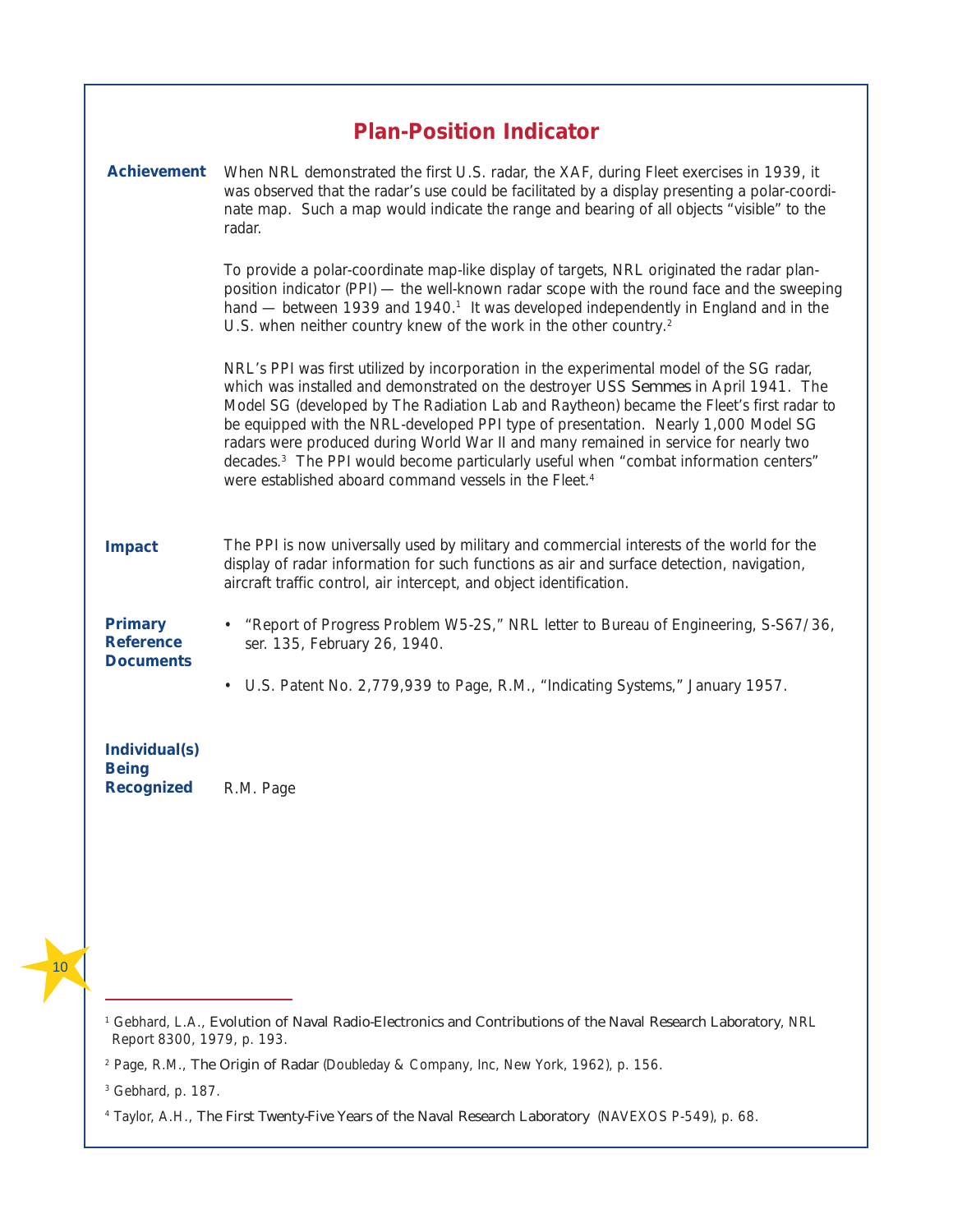# Plan-Position Indicator

**Achievement**

When NRL demonstrated the first U.S. radar, the XAF, during Fleet exercises in 1939, it was observed that the radar's use could be facilitated by a display presenting a polar-coordinate map. Such a map would indicate the range and bearing of all objects "visible" to the radar.

To provide a polar-coordinate map-like display of targets, NRL originated the radar plan-position indicator (PPI) — the well-known radar scope with the round face and the sweeping hand — between 1939 and 1940.[1] It was developed independently in England and in the U.S. when neither country knew of the work in the other country.[2]

NRL's PPI was first utilized by incorporation in the experimental model of the SG radar, which was installed and demonstrated on the destroyer USS *Semmes* in April 1941. The Model SG (developed by The Radiation Lab and Raytheon) became the Fleet's first radar to be equipped with the NRL-developed PPI type of presentation. Nearly 1,000 Model SG radars were produced during World War II and many remained in service for nearly two decades.[3] The PPI would become particularly useful when "combat information centers" were established aboard command vessels in the Fleet.[4]

**Impact**

The PPI is now universally used by military and commercial interests of the world for the display of radar information for such functions as air and surface detection, navigation, aircraft traffic control, air intercept, and object identification.

**Primary Reference Documents**

- "Report of Progress Problem W5-2S," NRL letter to Bureau of Engineering, S-S67/36, ser. 135, February 26, 1940.
- U.S. Patent No. 2,779,939 to Page, R.M., "Indicating Systems," January 1957.

**Individual(s) Being Recognized**

R.M. Page

---

[1] Gebhard, L.A., *Evolution of Naval Radio-Electronics and Contributions of the Naval Research Laboratory*, NRL Report 8300, 1979, p. 193.

[2] Page, R.M., *The Origin of Radar* (Doubleday & Company, Inc, New York, 1962), p. 156.

[3] Gebhard, p. 187.

[4] Taylor, A.H., *The First Twenty-Five Years of the Naval Research Laboratory* (NAVEXOS P-549), p. 68.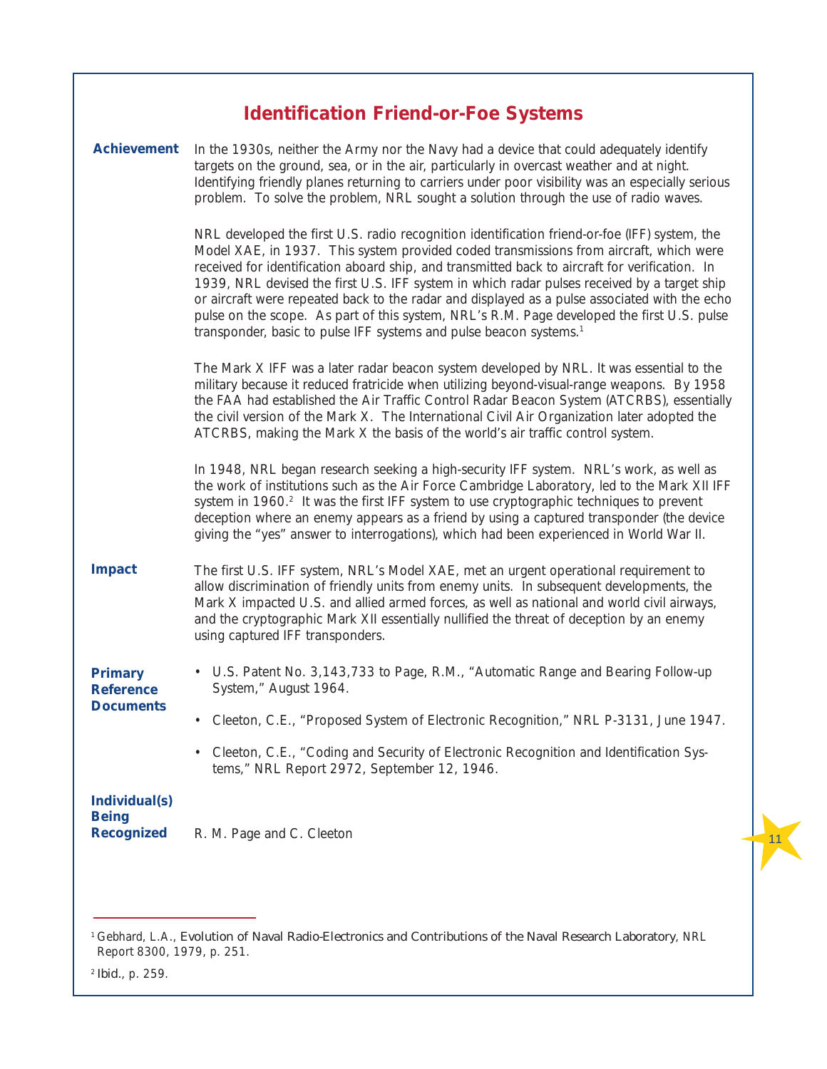# Identification Friend-or-Foe Systems

**Achievement**

In the 1930s, neither the Army nor the Navy had a device that could adequately identify targets on the ground, sea, or in the air, particularly in overcast weather and at night. Identifying friendly planes returning to carriers under poor visibility was an especially serious problem. To solve the problem, NRL sought a solution through the use of radio waves.

NRL developed the first U.S. radio recognition identification friend-or-foe (IFF) system, the Model XAE, in 1937. This system provided coded transmissions from aircraft, which were received for identification aboard ship, and transmitted back to aircraft for verification. In 1939, NRL devised the first U.S. IFF system in which radar pulses received by a target ship or aircraft were repeated back to the radar and displayed as a pulse associated with the echo pulse on the scope. As part of this system, NRL's R.M. Page developed the first U.S. pulse transponder, basic to pulse IFF systems and pulse beacon systems.[1]

The Mark X IFF was a later radar beacon system developed by NRL. It was essential to the military because it reduced fratricide when utilizing beyond-visual-range weapons. By 1958 the FAA had established the Air Traffic Control Radar Beacon System (ATCRBS), essentially the civil version of the Mark X. The International Civil Air Organization later adopted the ATCRBS, making the Mark X the basis of the world's air traffic control system.

In 1948, NRL began research seeking a high-security IFF system. NRL's work, as well as the work of institutions such as the Air Force Cambridge Laboratory, led to the Mark XII IFF system in 1960.[2] It was the first IFF system to use cryptographic techniques to prevent deception where an enemy appears as a friend by using a captured transponder (the device giving the "yes" answer to interrogations), which had been experienced in World War II.

**Impact**

The first U.S. IFF system, NRL's Model XAE, met an urgent operational requirement to allow discrimination of friendly units from enemy units. In subsequent developments, the Mark X impacted U.S. and allied armed forces, as well as national and world civil airways, and the cryptographic Mark XII essentially nullified the threat of deception by an enemy using captured IFF transponders.

**Primary Reference Documents**

- U.S. Patent No. 3,143,733 to Page, R.M., "Automatic Range and Bearing Follow-up System," August 1964.
- Cleeton, C.E., "Proposed System of Electronic Recognition," NRL P-3131, June 1947.
- Cleeton, C.E., "Coding and Security of Electronic Recognition and Identification Systems," NRL Report 2972, September 12, 1946.

**Individual(s) Being Recognized**

R. M. Page and C. Cleeton

---

[1] Gebhard, L.A., *Evolution of Naval Radio-Electronics and Contributions of the Naval Research Laboratory*, NRL Report 8300, 1979, p. 251.

[2] *Ibid.*, p. 259.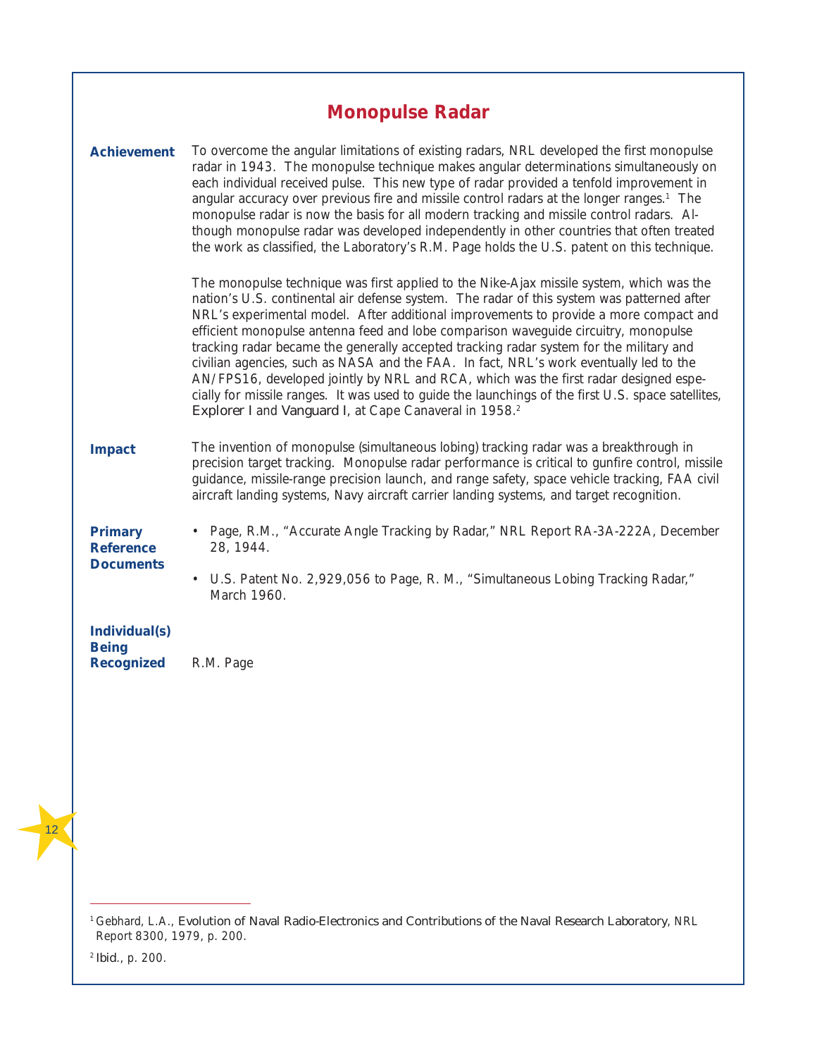# Monopulse Radar

**Achievement**

To overcome the angular limitations of existing radars, NRL developed the first monopulse radar in 1943. The monopulse technique makes angular determinations simultaneously on each individual received pulse. This new type of radar provided a tenfold improvement in angular accuracy over previous fire and missile control radars at the longer ranges.[1] The monopulse radar is now the basis for all modern tracking and missile control radars. Although monopulse radar was developed independently in other countries that often treated the work as classified, the Laboratory's R.M. Page holds the U.S. patent on this technique.

The monopulse technique was first applied to the Nike-Ajax missile system, which was the nation's U.S. continental air defense system. The radar of this system was patterned after NRL's experimental model. After additional improvements to provide a more compact and efficient monopulse antenna feed and lobe comparison waveguide circuitry, monopulse tracking radar became the generally accepted tracking radar system for the military and civilian agencies, such as NASA and the FAA. In fact, NRL's work eventually led to the AN/FPS16, developed jointly by NRL and RCA, which was the first radar designed especially for missile ranges. It was used to guide the launchings of the first U.S. space satellites, *Explorer I* and *Vanguard I*, at Cape Canaveral in 1958.[2]

**Impact**

The invention of monopulse (simultaneous lobing) tracking radar was a breakthrough in precision target tracking. Monopulse radar performance is critical to gunfire control, missile guidance, missile-range precision launch, and range safety, space vehicle tracking, FAA civil aircraft landing systems, Navy aircraft carrier landing systems, and target recognition.

**Primary Reference Documents**

- Page, R.M., "Accurate Angle Tracking by Radar," NRL Report RA-3A-222A, December 28, 1944.
- U.S. Patent No. 2,929,056 to Page, R. M., "Simultaneous Lobing Tracking Radar," March 1960.

**Individual(s) Being Recognized**

R.M. Page

---

[1] Gebhard, L.A., *Evolution of Naval Radio-Electronics and Contributions of the Naval Research Laboratory*, NRL Report 8300, 1979, p. 200.

[2] Ibid., p. 200.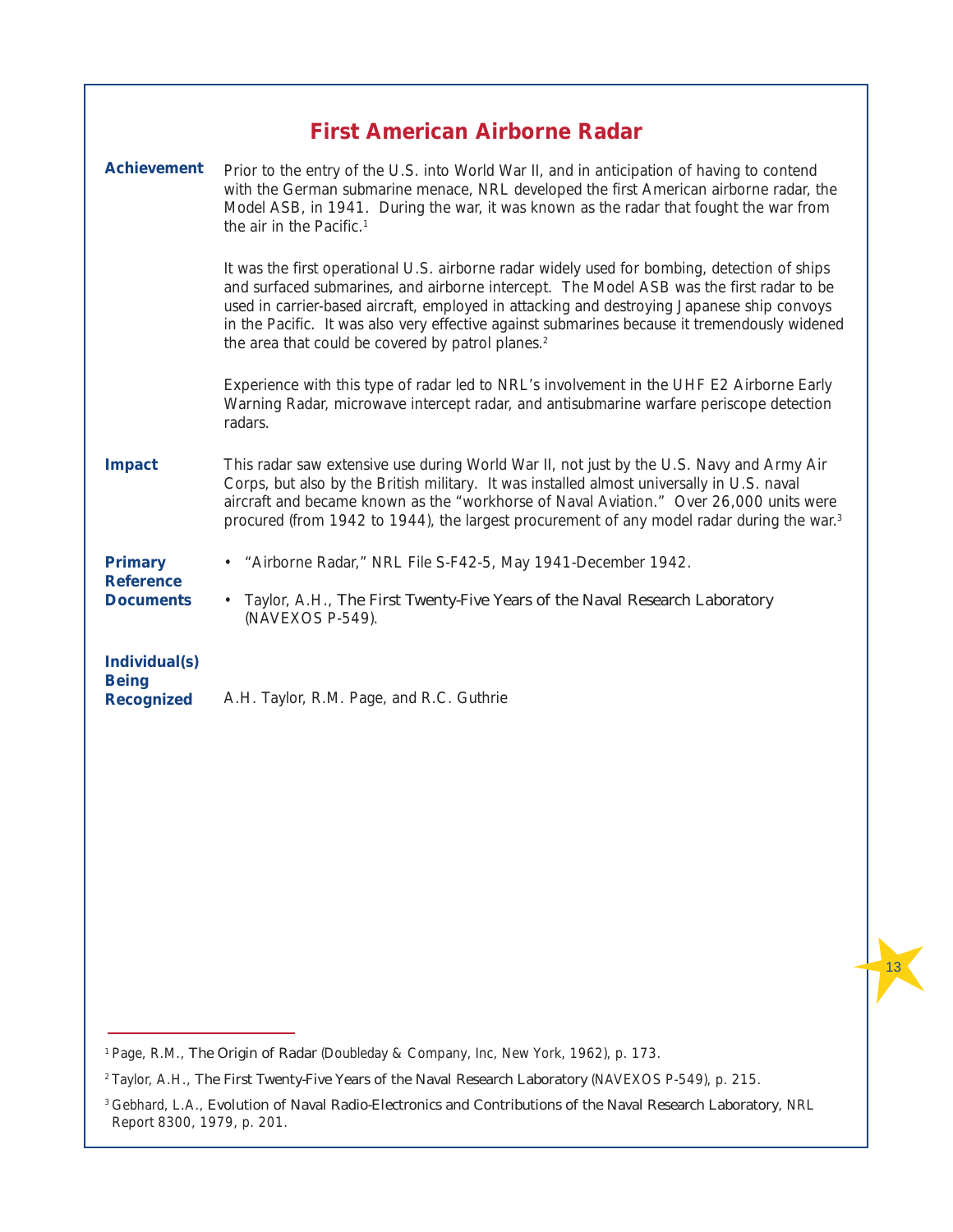# First American Airborne Radar

**Achievement**

Prior to the entry of the U.S. into World War II, and in anticipation of having to contend with the German submarine menace, NRL developed the first American airborne radar, the Model ASB, in 1941. During the war, it was known as the radar that fought the war from the air in the Pacific.[1]

It was the first operational U.S. airborne radar widely used for bombing, detection of ships and surfaced submarines, and airborne intercept. The Model ASB was the first radar to be used in carrier-based aircraft, employed in attacking and destroying Japanese ship convoys in the Pacific. It was also very effective against submarines because it tremendously widened the area that could be covered by patrol planes.[2]

Experience with this type of radar led to NRL's involvement in the UHF E2 Airborne Early Warning Radar, microwave intercept radar, and antisubmarine warfare periscope detection radars.

**Impact**

This radar saw extensive use during World War II, not just by the U.S. Navy and Army Air Corps, but also by the British military. It was installed almost universally in U.S. naval aircraft and became known as the "workhorse of Naval Aviation." Over 26,000 units were procured (from 1942 to 1944), the largest procurement of any model radar during the war.[3]

**Primary Reference Documents**

- "Airborne Radar," NRL File S-F42-5, May 1941-December 1942.
- Taylor, A.H., *The First Twenty-Five Years of the Naval Research Laboratory* (NAVEXOS P-549).

**Individual(s) Being Recognized**

A.H. Taylor, R.M. Page, and R.C. Guthrie

---

[1] Page, R.M., *The Origin of Radar* (Doubleday & Company, Inc, New York, 1962), p. 173.

[2] Taylor, A.H., *The First Twenty-Five Years of the Naval Research Laboratory* (NAVEXOS P-549), p. 215.

[3] Gebhard, L.A., *Evolution of Naval Radio-Electronics and Contributions of the Naval Research Laboratory*, NRL Report 8300, 1979, p. 201.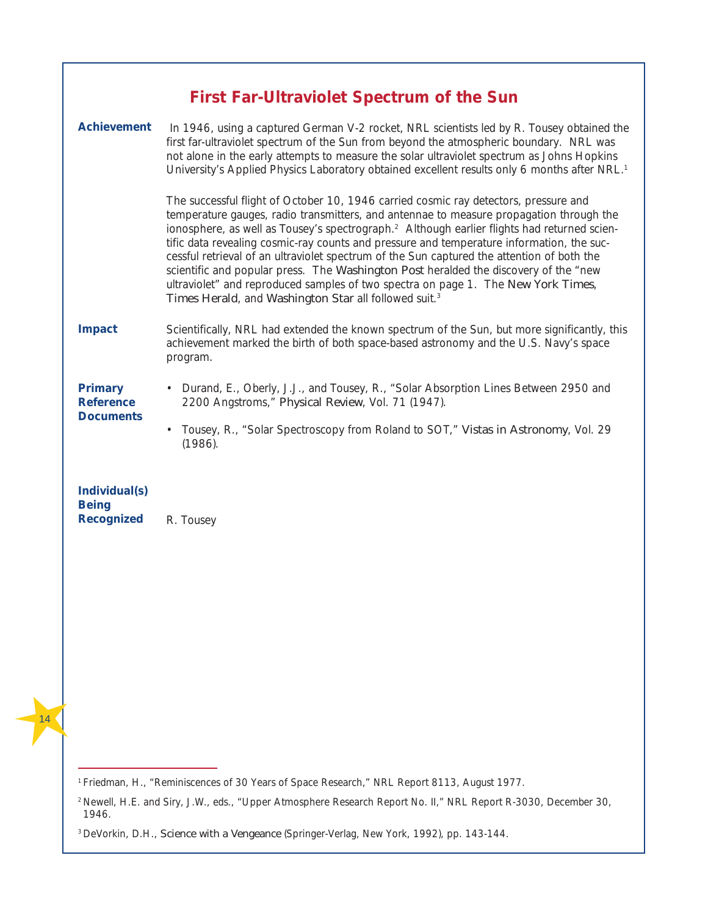## First Far-Ultraviolet Spectrum of the Sun

**Achievement**

In 1946, using a captured German V-2 rocket, NRL scientists led by R. Tousey obtained the first far-ultraviolet spectrum of the Sun from beyond the atmospheric boundary. NRL was not alone in the early attempts to measure the solar ultraviolet spectrum as Johns Hopkins University's Applied Physics Laboratory obtained excellent results only 6 months after NRL.[1]

The successful flight of October 10, 1946 carried cosmic ray detectors, pressure and temperature gauges, radio transmitters, and antennae to measure propagation through the ionosphere, as well as Tousey's spectrograph.[2] Although earlier flights had returned scientific data revealing cosmic-ray counts and pressure and temperature information, the successful retrieval of an ultraviolet spectrum of the Sun captured the attention of both the scientific and popular press. The *Washington Post* heralded the discovery of the "new ultraviolet" and reproduced samples of two spectra on page 1. The *New York Times*, *Times Herald*, and *Washington Star* all followed suit.[3]

**Impact**

Scientifically, NRL had extended the known spectrum of the Sun, but more significantly, this achievement marked the birth of both space-based astronomy and the U.S. Navy's space program.

**Primary Reference Documents**

- Durand, E., Oberly, J.J., and Tousey, R., "Solar Absorption Lines Between 2950 and 2200 Angstroms," *Physical Review*, Vol. 71 (1947).
- Tousey, R., "Solar Spectroscopy from Roland to SOT," *Vistas in Astronomy*, Vol. 29 (1986).

**Individual(s) Being Recognized**

R. Tousey

---

[1] Friedman, H., "Reminiscences of 30 Years of Space Research," NRL Report 8113, August 1977.

[2] Newell, H.E. and Siry, J.W., eds., "Upper Atmosphere Research Report No. II," NRL Report R-3030, December 30, 1946.

[3] DeVorkin, D.H., *Science with a Vengeance* (Springer-Verlag, New York, 1992), pp. 143-144.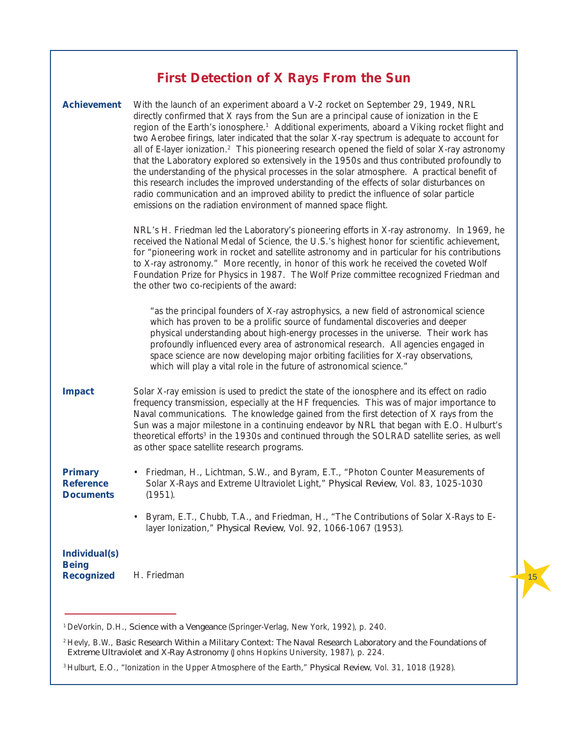# First Detection of X Rays From the Sun

**Achievement**

With the launch of an experiment aboard a V-2 rocket on September 29, 1949, NRL directly confirmed that X rays from the Sun are a principal cause of ionization in the E region of the Earth's ionosphere.[1] Additional experiments, aboard a Viking rocket flight and two Aerobee firings, later indicated that the solar X-ray spectrum is adequate to account for all of E-layer ionization.[2] This pioneering research opened the field of solar X-ray astronomy that the Laboratory explored so extensively in the 1950s and thus contributed profoundly to the understanding of the physical processes in the solar atmosphere. A practical benefit of this research includes the improved understanding of the effects of solar disturbances on radio communication and an improved ability to predict the influence of solar particle emissions on the radiation environment of manned space flight.

NRL's H. Friedman led the Laboratory's pioneering efforts in X-ray astronomy. In 1969, he received the National Medal of Science, the U.S.'s highest honor for scientific achievement, for "pioneering work in rocket and satellite astronomy and in particular for his contributions to X-ray astronomy." More recently, in honor of this work he received the coveted Wolf Foundation Prize for Physics in 1987. The Wolf Prize committee recognized Friedman and the other two co-recipients of the award:

> "as the principal founders of X-ray astrophysics, a new field of astronomical science which has proven to be a prolific source of fundamental discoveries and deeper physical understanding about high-energy processes in the universe. Their work has profoundly influenced every area of astronomical research. All agencies engaged in space science are now developing major orbiting facilities for X-ray observations, which will play a vital role in the future of astronomical science."

**Impact**

Solar X-ray emission is used to predict the state of the ionosphere and its effect on radio frequency transmission, especially at the HF frequencies. This was of major importance to Naval communications. The knowledge gained from the first detection of X rays from the Sun was a major milestone in a continuing endeavor by NRL that began with E.O. Hulburt's theoretical efforts[3] in the 1930s and continued through the SOLRAD satellite series, as well as other space satellite research programs.

**Primary Reference Documents**

- Friedman, H., Lichtman, S.W., and Byram, E.T., "Photon Counter Measurements of Solar X-Rays and Extreme Ultraviolet Light," *Physical Review*, Vol. 83, 1025-1030 (1951).
- Byram, E.T., Chubb, T.A., and Friedman, H., "The Contributions of Solar X-Rays to E-layer Ionization," *Physical Review*, Vol. 92, 1066-1067 (1953).

**Individual(s) Being Recognized**

H. Friedman

---

[1] DeVorkin, D.H., *Science with a Vengeance* (Springer-Verlag, New York, 1992), p. 240.

[2] Hevly, B.W., *Basic Research Within a Military Context: The Naval Research Laboratory and the Foundations of Extreme Ultraviolet and X-Ray Astronomy* (Johns Hopkins University, 1987), p. 224.

[3] Hulburt, E.O., "Ionization in the Upper Atmosphere of the Earth," *Physical Review*, Vol. 31, 1018 (1928).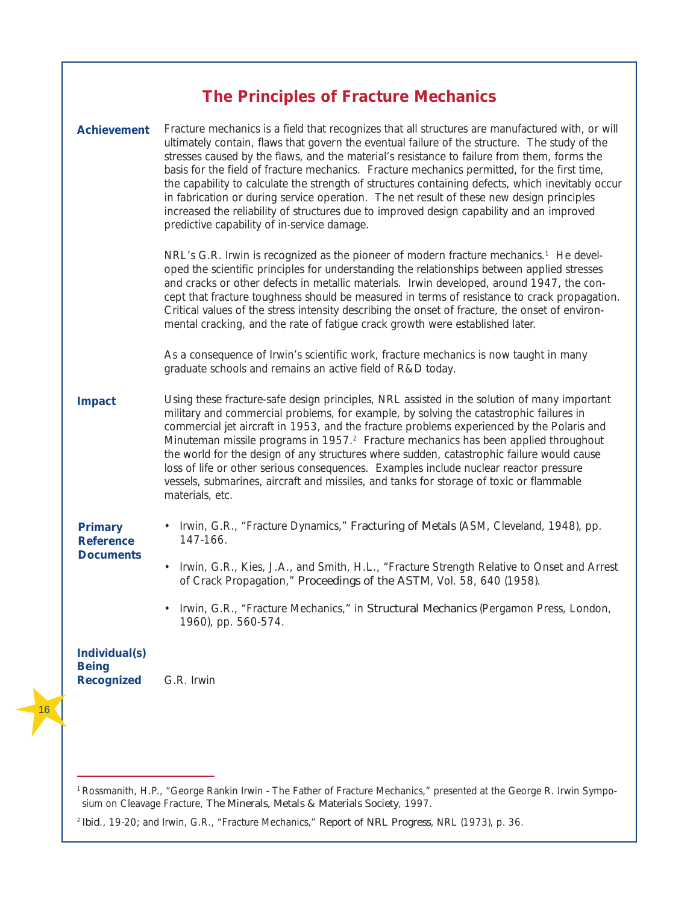# The Principles of Fracture Mechanics

**Achievement**

Fracture mechanics is a field that recognizes that all structures are manufactured with, or will ultimately contain, flaws that govern the eventual failure of the structure. The study of the stresses caused by the flaws, and the material's resistance to failure from them, forms the basis for the field of fracture mechanics. Fracture mechanics permitted, for the first time, the capability to calculate the strength of structures containing defects, which inevitably occur in fabrication or during service operation. The net result of these new design principles increased the reliability of structures due to improved design capability and an improved predictive capability of in-service damage.

NRL's G.R. Irwin is recognized as the pioneer of modern fracture mechanics.[1] He developed the scientific principles for understanding the relationships between applied stresses and cracks or other defects in metallic materials. Irwin developed, around 1947, the concept that fracture toughness should be measured in terms of resistance to crack propagation. Critical values of the stress intensity describing the onset of fracture, the onset of environmental cracking, and the rate of fatigue crack growth were established later.

As a consequence of Irwin's scientific work, fracture mechanics is now taught in many graduate schools and remains an active field of R&D today.

**Impact**

Using these fracture-safe design principles, NRL assisted in the solution of many important military and commercial problems, for example, by solving the catastrophic failures in commercial jet aircraft in 1953, and the fracture problems experienced by the Polaris and Minuteman missile programs in 1957.[2] Fracture mechanics has been applied throughout the world for the design of any structures where sudden, catastrophic failure would cause loss of life or other serious consequences. Examples include nuclear reactor pressure vessels, submarines, aircraft and missiles, and tanks for storage of toxic or flammable materials, etc.

**Primary Reference Documents**

- Irwin, G.R., "Fracture Dynamics," *Fracturing of Metals* (ASM, Cleveland, 1948), pp. 147-166.
- Irwin, G.R., Kies, J.A., and Smith, H.L., "Fracture Strength Relative to Onset and Arrest of Crack Propagation," *Proceedings of the ASTM*, Vol. 58, 640 (1958).
- Irwin, G.R., "Fracture Mechanics," in *Structural Mechanics* (Pergamon Press, London, 1960), pp. 560-574.

**Individual(s) Being Recognized**

G.R. Irwin

---

[1] Rossmanith, H.P., "George Rankin Irwin - The Father of Fracture Mechanics," presented at the George R. Irwin Symposium on Cleavage Fracture, *The Minerals, Metals & Materials Society*, 1997.

[2] *Ibid.*, 19-20; and Irwin, G.R., "Fracture Mechanics," *Report of NRL Progress*, NRL (1973), p. 36.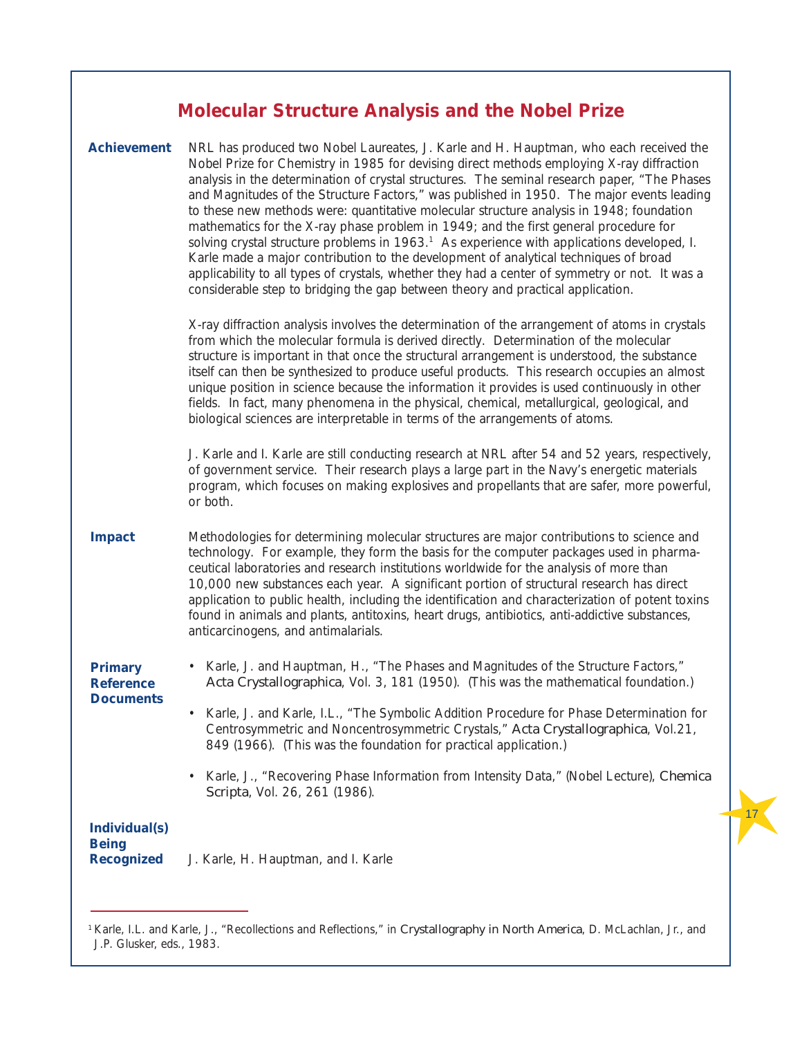# Molecular Structure Analysis and the Nobel Prize

**Achievement**

NRL has produced two Nobel Laureates, J. Karle and H. Hauptman, who each received the Nobel Prize for Chemistry in 1985 for devising direct methods employing X-ray diffraction analysis in the determination of crystal structures. The seminal research paper, "The Phases and Magnitudes of the Structure Factors," was published in 1950. The major events leading to these new methods were: quantitative molecular structure analysis in 1948; foundation mathematics for the X-ray phase problem in 1949; and the first general procedure for solving crystal structure problems in 1963.[1] As experience with applications developed, I. Karle made a major contribution to the development of analytical techniques of broad applicability to all types of crystals, whether they had a center of symmetry or not. It was a considerable step to bridging the gap between theory and practical application.

X-ray diffraction analysis involves the determination of the arrangement of atoms in crystals from which the molecular formula is derived directly. Determination of the molecular structure is important in that once the structural arrangement is understood, the substance itself can then be synthesized to produce useful products. This research occupies an almost unique position in science because the information it provides is used continuously in other fields. In fact, many phenomena in the physical, chemical, metallurgical, geological, and biological sciences are interpretable in terms of the arrangements of atoms.

J. Karle and I. Karle are still conducting research at NRL after 54 and 52 years, respectively, of government service. Their research plays a large part in the Navy's energetic materials program, which focuses on making explosives and propellants that are safer, more powerful, or both.

**Impact**

Methodologies for determining molecular structures are major contributions to science and technology. For example, they form the basis for the computer packages used in pharmaceutical laboratories and research institutions worldwide for the analysis of more than 10,000 new substances each year. A significant portion of structural research has direct application to public health, including the identification and characterization of potent toxins found in animals and plants, antitoxins, heart drugs, antibiotics, anti-addictive substances, anticarcinogens, and antimalarials.

**Primary Reference Documents**

- Karle, J. and Hauptman, H., "The Phases and Magnitudes of the Structure Factors," *Acta Crystallographica*, Vol. 3, 181 (1950). (This was the mathematical foundation.)
- Karle, J. and Karle, I.L., "The Symbolic Addition Procedure for Phase Determination for Centrosymmetric and Noncentrosymmetric Crystals," *Acta Crystallographica*, Vol.21, 849 (1966). (This was the foundation for practical application.)
- Karle, J., "Recovering Phase Information from Intensity Data," (Nobel Lecture), *Chemica Scripta*, Vol. 26, 261 (1986).

**Individual(s) Being Recognized**

J. Karle, H. Hauptman, and I. Karle

---

[1] Karle, I.L. and Karle, J., "Recollections and Reflections," in *Crystallography in North America*, D. McLachlan, Jr., and J.P. Glusker, eds., 1983.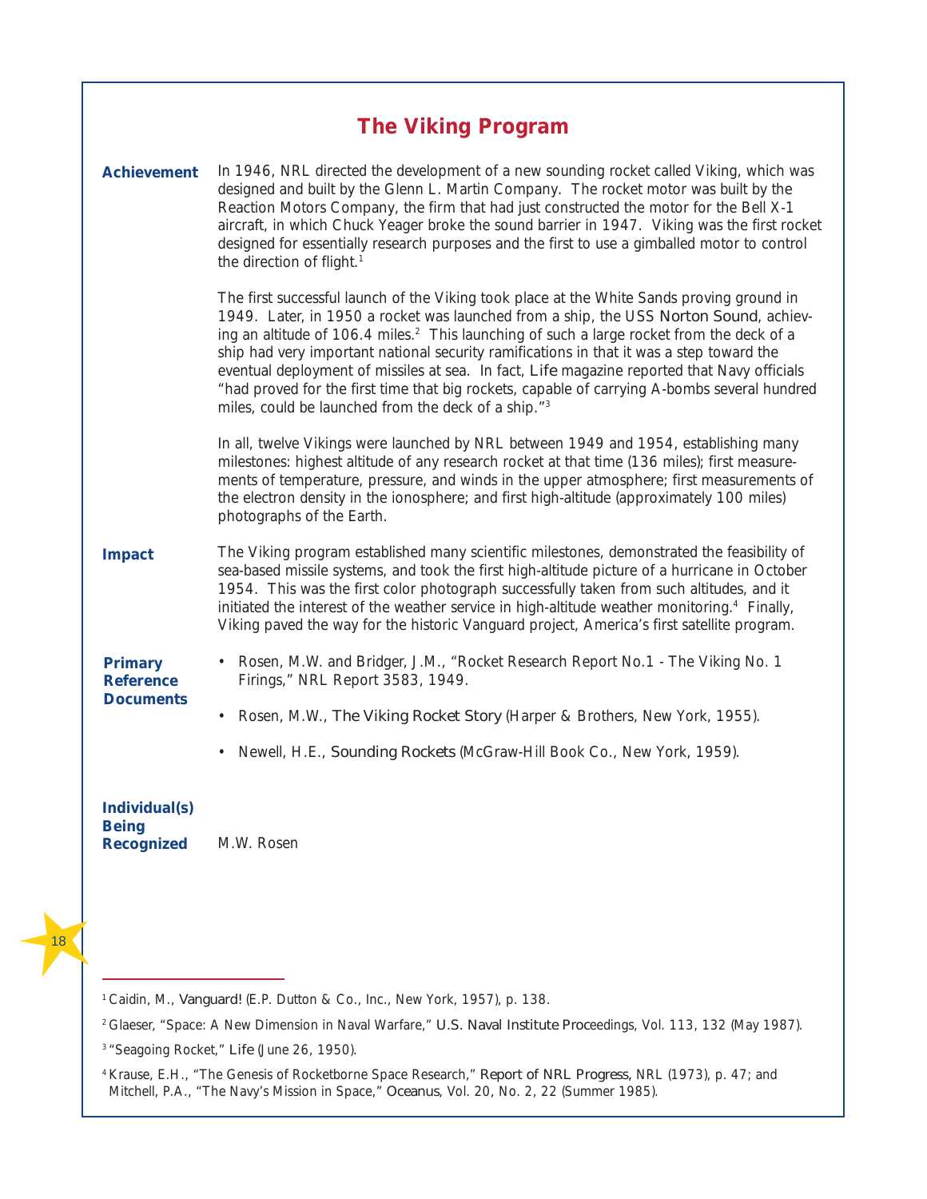## The Viking Program

**Achievement**

In 1946, NRL directed the development of a new sounding rocket called Viking, which was designed and built by the Glenn L. Martin Company. The rocket motor was built by the Reaction Motors Company, the firm that had just constructed the motor for the Bell X-1 aircraft, in which Chuck Yeager broke the sound barrier in 1947. Viking was the first rocket designed for essentially research purposes and the first to use a gimballed motor to control the direction of flight.[1]

The first successful launch of the Viking took place at the White Sands proving ground in 1949. Later, in 1950 a rocket was launched from a ship, the USS *Norton Sound*, achieving an altitude of 106.4 miles.[2] This launching of such a large rocket from the deck of a ship had very important national security ramifications in that it was a step toward the eventual deployment of missiles at sea. In fact, *Life* magazine reported that Navy officials "had proved for the first time that big rockets, capable of carrying A-bombs several hundred miles, could be launched from the deck of a ship."[3]

In all, twelve Vikings were launched by NRL between 1949 and 1954, establishing many milestones: highest altitude of any research rocket at that time (136 miles); first measurements of temperature, pressure, and winds in the upper atmosphere; first measurements of the electron density in the ionosphere; and first high-altitude (approximately 100 miles) photographs of the Earth.

**Impact**

The Viking program established many scientific milestones, demonstrated the feasibility of sea-based missile systems, and took the first high-altitude picture of a hurricane in October 1954. This was the first color photograph successfully taken from such altitudes, and it initiated the interest of the weather service in high-altitude weather monitoring.[4] Finally, Viking paved the way for the historic Vanguard project, America's first satellite program.

**Primary Reference Documents**

- Rosen, M.W. and Bridger, J.M., "Rocket Research Report No.1 - The Viking No. 1 Firings," NRL Report 3583, 1949.
- Rosen, M.W., *The Viking Rocket Story* (Harper & Brothers, New York, 1955).
- Newell, H.E., *Sounding Rockets* (McGraw-Hill Book Co., New York, 1959).

**Individual(s) Being Recognized**

M.W. Rosen

---

[1] Caidin, M., *Vanguard!* (E.P. Dutton & Co., Inc., New York, 1957), p. 138.

[2] Glaeser, "Space: A New Dimension in Naval Warfare," *U.S. Naval Institute Proceedings*, Vol. 113, 132 (May 1987).

[3] "Seagoing Rocket," *Life* (June 26, 1950).

[4] Krause, E.H., "The Genesis of Rocketborne Space Research," *Report of NRL Progress*, NRL (1973), p. 47; and Mitchell, P.A., "The Navy's Mission in Space," *Oceanus*, Vol. 20, No. 2, 22 (Summer 1985).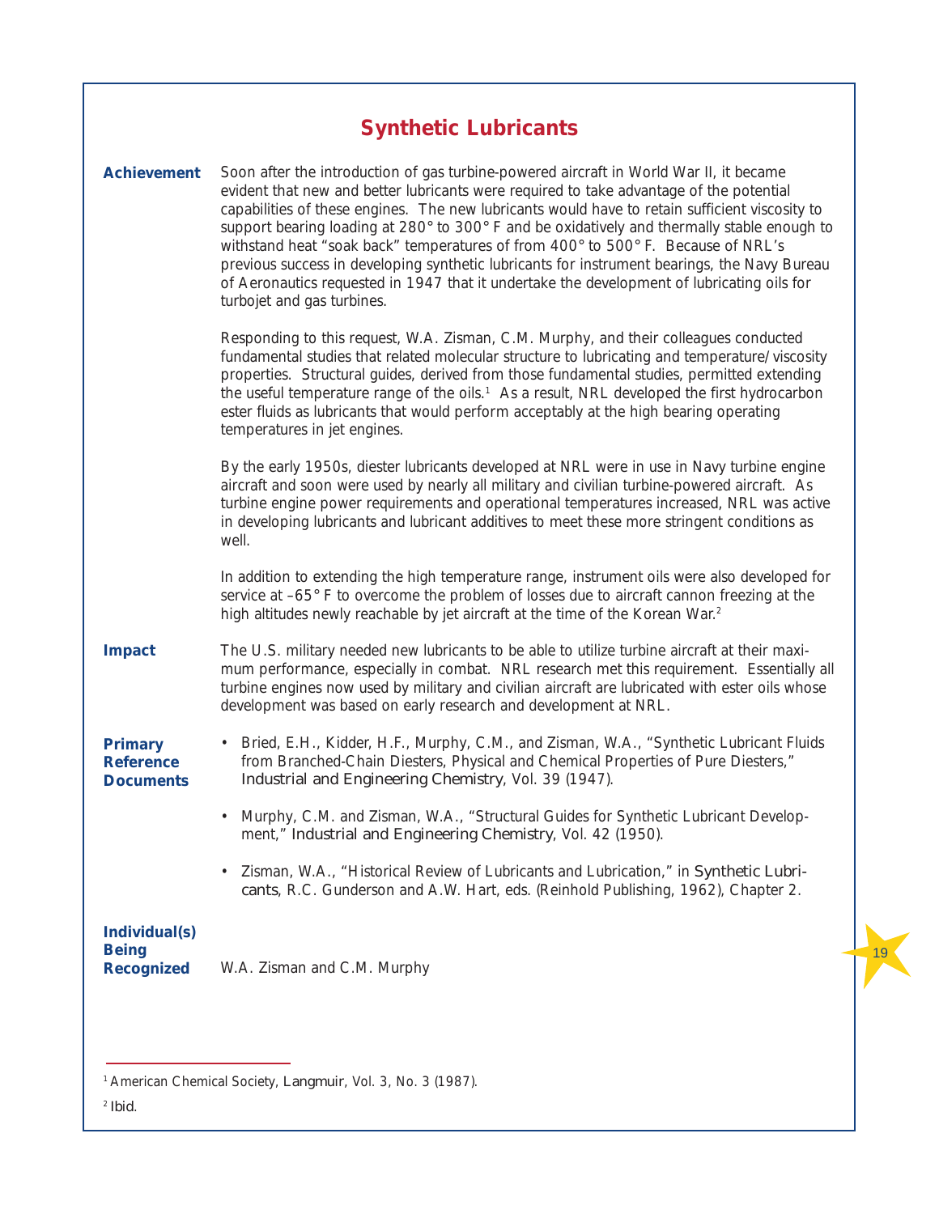# Synthetic Lubricants

**Achievement**

Soon after the introduction of gas turbine-powered aircraft in World War II, it became evident that new and better lubricants were required to take advantage of the potential capabilities of these engines. The new lubricants would have to retain sufficient viscosity to support bearing loading at 280° to 300° F and be oxidatively and thermally stable enough to withstand heat "soak back" temperatures of from 400° to 500° F. Because of NRL's previous success in developing synthetic lubricants for instrument bearings, the Navy Bureau of Aeronautics requested in 1947 that it undertake the development of lubricating oils for turbojet and gas turbines.

Responding to this request, W.A. Zisman, C.M. Murphy, and their colleagues conducted fundamental studies that related molecular structure to lubricating and temperature/viscosity properties. Structural guides, derived from those fundamental studies, permitted extending the useful temperature range of the oils.[1] As a result, NRL developed the first hydrocarbon ester fluids as lubricants that would perform acceptably at the high bearing operating temperatures in jet engines.

By the early 1950s, diester lubricants developed at NRL were in use in Navy turbine engine aircraft and soon were used by nearly all military and civilian turbine-powered aircraft. As turbine engine power requirements and operational temperatures increased, NRL was active in developing lubricants and lubricant additives to meet these more stringent conditions as well.

In addition to extending the high temperature range, instrument oils were also developed for service at –65° F to overcome the problem of losses due to aircraft cannon freezing at the high altitudes newly reachable by jet aircraft at the time of the Korean War.[2]

**Impact**

The U.S. military needed new lubricants to be able to utilize turbine aircraft at their maximum performance, especially in combat. NRL research met this requirement. Essentially all turbine engines now used by military and civilian aircraft are lubricated with ester oils whose development was based on early research and development at NRL.

**Primary Reference Documents**

- Bried, E.H., Kidder, H.F., Murphy, C.M., and Zisman, W.A., "Synthetic Lubricant Fluids from Branched-Chain Diesters, Physical and Chemical Properties of Pure Diesters," *Industrial and Engineering Chemistry*, Vol. 39 (1947).
- Murphy, C.M. and Zisman, W.A., "Structural Guides for Synthetic Lubricant Development," *Industrial and Engineering Chemistry*, Vol. 42 (1950).
- Zisman, W.A., "Historical Review of Lubricants and Lubrication," in *Synthetic Lubricants*, R.C. Gunderson and A.W. Hart, eds. (Reinhold Publishing, 1962), Chapter 2.

**Individual(s) Being Recognized**

W.A. Zisman and C.M. Murphy

---

[1] American Chemical Society, *Langmuir*, Vol. 3, No. 3 (1987).

[2] *Ibid.*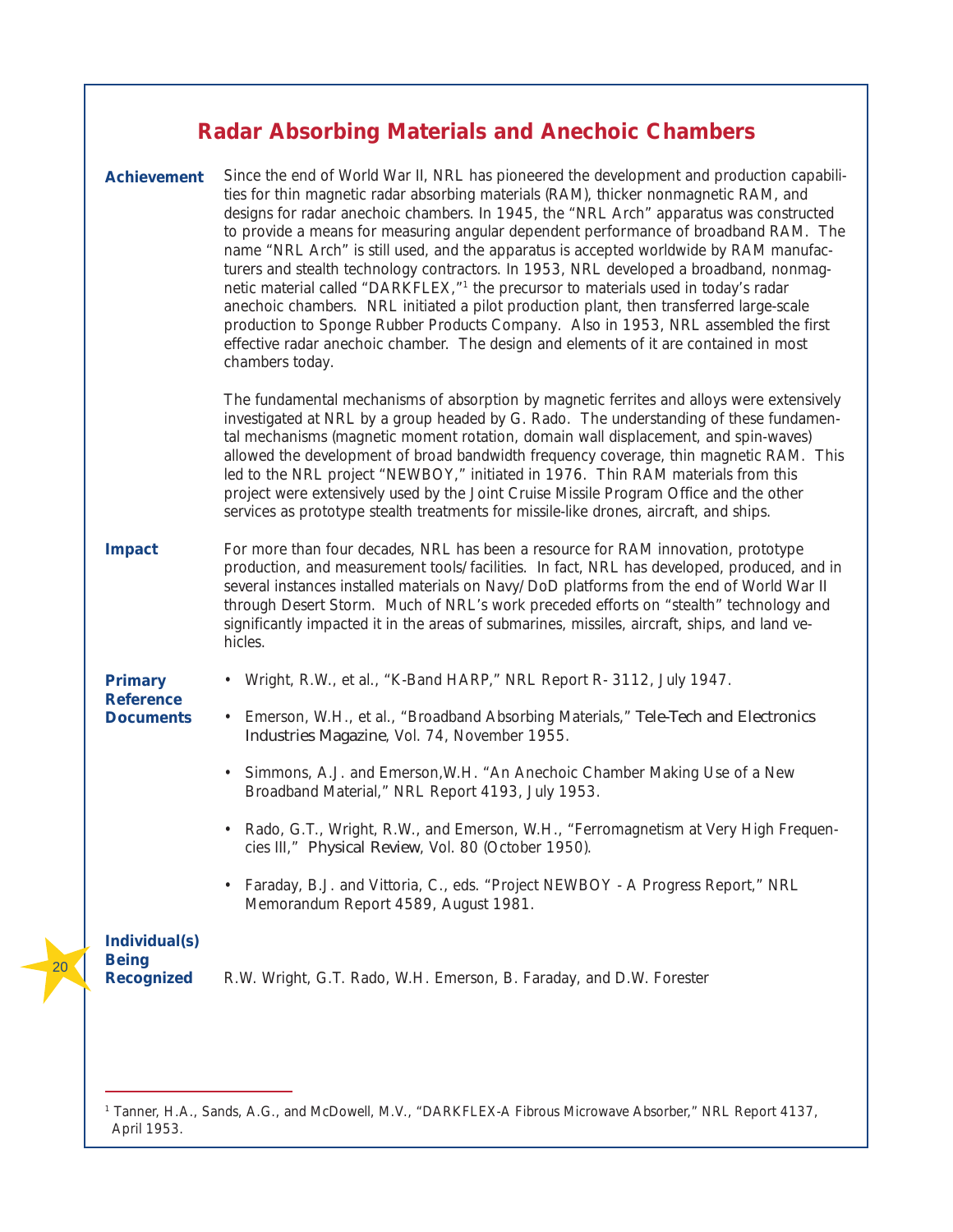## Radar Absorbing Materials and Anechoic Chambers

**Achievement**

Since the end of World War II, NRL has pioneered the development and production capabilities for thin magnetic radar absorbing materials (RAM), thicker nonmagnetic RAM, and designs for radar anechoic chambers. In 1945, the "NRL Arch" apparatus was constructed to provide a means for measuring angular dependent performance of broadband RAM. The name "NRL Arch" is still used, and the apparatus is accepted worldwide by RAM manufacturers and stealth technology contractors. In 1953, NRL developed a broadband, nonmagnetic material called "DARKFLEX,"[1] the precursor to materials used in today's radar anechoic chambers. NRL initiated a pilot production plant, then transferred large-scale production to Sponge Rubber Products Company. Also in 1953, NRL assembled the first effective radar anechoic chamber. The design and elements of it are contained in most chambers today.

The fundamental mechanisms of absorption by magnetic ferrites and alloys were extensively investigated at NRL by a group headed by G. Rado. The understanding of these fundamental mechanisms (magnetic moment rotation, domain wall displacement, and spin-waves) allowed the development of broad bandwidth frequency coverage, thin magnetic RAM. This led to the NRL project "NEWBOY," initiated in 1976. Thin RAM materials from this project were extensively used by the Joint Cruise Missile Program Office and the other services as prototype stealth treatments for missile-like drones, aircraft, and ships.

**Impact**

For more than four decades, NRL has been a resource for RAM innovation, prototype production, and measurement tools/facilities. In fact, NRL has developed, produced, and in several instances installed materials on Navy/DoD platforms from the end of World War II through Desert Storm. Much of NRL's work preceded efforts on "stealth" technology and significantly impacted it in the areas of submarines, missiles, aircraft, ships, and land vehicles.

**Primary Reference Documents**

- Wright, R.W., et al., "K-Band HARP," NRL Report R-3112, July 1947.
- Emerson, W.H., et al., "Broadband Absorbing Materials," *Tele-Tech and Electronics Industries Magazine*, Vol. 74, November 1955.
- Simmons, A.J. and Emerson,W.H. "An Anechoic Chamber Making Use of a New Broadband Material," NRL Report 4193, July 1953.
- Rado, G.T., Wright, R.W., and Emerson, W.H., "Ferromagnetism at Very High Frequencies III," *Physical Review*, Vol. 80 (October 1950).
- Faraday, B.J. and Vittoria, C., eds. "Project NEWBOY - A Progress Report," NRL Memorandum Report 4589, August 1981.

**Individual(s) Being Recognized**

R.W. Wright, G.T. Rado, W.H. Emerson, B. Faraday, and D.W. Forester

---

[1] Tanner, H.A., Sands, A.G., and McDowell, M.V., "DARKFLEX-A Fibrous Microwave Absorber," NRL Report 4137, April 1953.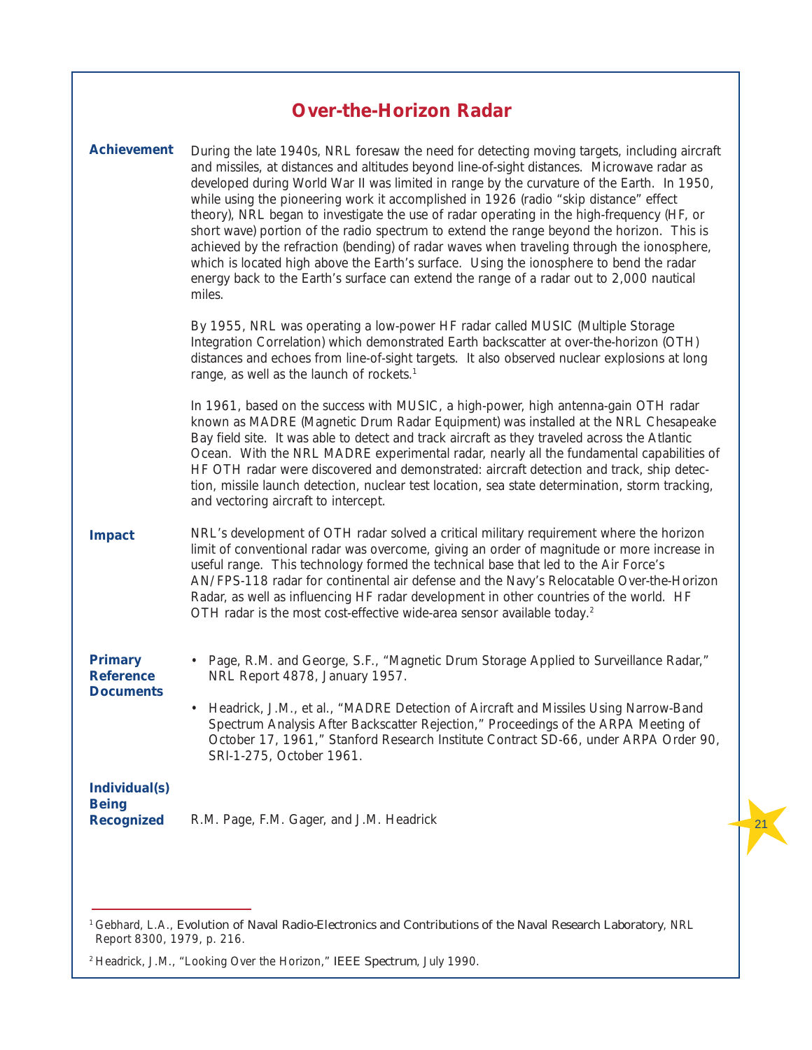# Over-the-Horizon Radar

**Achievement**

During the late 1940s, NRL foresaw the need for detecting moving targets, including aircraft and missiles, at distances and altitudes beyond line-of-sight distances. Microwave radar as developed during World War II was limited in range by the curvature of the Earth. In 1950, while using the pioneering work it accomplished in 1926 (radio "skip distance" effect theory), NRL began to investigate the use of radar operating in the high-frequency (HF, or short wave) portion of the radio spectrum to extend the range beyond the horizon. This is achieved by the refraction (bending) of radar waves when traveling through the ionosphere, which is located high above the Earth's surface. Using the ionosphere to bend the radar energy back to the Earth's surface can extend the range of a radar out to 2,000 nautical miles.

By 1955, NRL was operating a low-power HF radar called MUSIC (Multiple Storage Integration Correlation) which demonstrated Earth backscatter at over-the-horizon (OTH) distances and echoes from line-of-sight targets. It also observed nuclear explosions at long range, as well as the launch of rockets.[1]

In 1961, based on the success with MUSIC, a high-power, high antenna-gain OTH radar known as MADRE (Magnetic Drum Radar Equipment) was installed at the NRL Chesapeake Bay field site. It was able to detect and track aircraft as they traveled across the Atlantic Ocean. With the NRL MADRE experimental radar, nearly all the fundamental capabilities of HF OTH radar were discovered and demonstrated: aircraft detection and track, ship detection, missile launch detection, nuclear test location, sea state determination, storm tracking, and vectoring aircraft to intercept.

**Impact**

NRL's development of OTH radar solved a critical military requirement where the horizon limit of conventional radar was overcome, giving an order of magnitude or more increase in useful range. This technology formed the technical base that led to the Air Force's AN/FPS-118 radar for continental air defense and the Navy's Relocatable Over-the-Horizon Radar, as well as influencing HF radar development in other countries of the world. HF OTH radar is the most cost-effective wide-area sensor available today.[2]

**Primary Reference Documents**

- Page, R.M. and George, S.F., "Magnetic Drum Storage Applied to Surveillance Radar," NRL Report 4878, January 1957.
- Headrick, J.M., et al., "MADRE Detection of Aircraft and Missiles Using Narrow-Band Spectrum Analysis After Backscatter Rejection," Proceedings of the ARPA Meeting of October 17, 1961," Stanford Research Institute Contract SD-66, under ARPA Order 90, SRI-1-275, October 1961.

**Individual(s) Being Recognized**

R.M. Page, F.M. Gager, and J.M. Headrick

---

[1] Gebhard, L.A., *Evolution of Naval Radio-Electronics and Contributions of the Naval Research Laboratory*, NRL Report 8300, 1979, p. 216.

[2] Headrick, J.M., "Looking Over the Horizon," *IEEE Spectrum*, July 1990.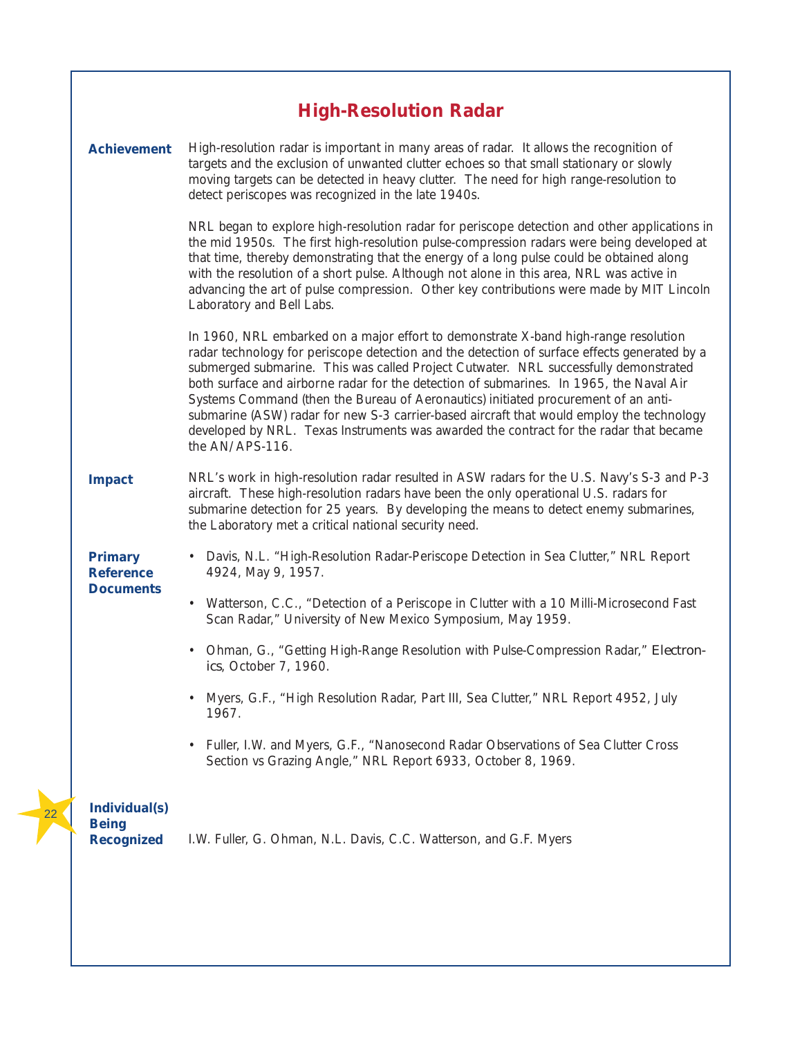# High-Resolution Radar

**Achievement**

High-resolution radar is important in many areas of radar. It allows the recognition of targets and the exclusion of unwanted clutter echoes so that small stationary or slowly moving targets can be detected in heavy clutter. The need for high range-resolution to detect periscopes was recognized in the late 1940s.

NRL began to explore high-resolution radar for periscope detection and other applications in the mid 1950s. The first high-resolution pulse-compression radars were being developed at that time, thereby demonstrating that the energy of a long pulse could be obtained along with the resolution of a short pulse. Although not alone in this area, NRL was active in advancing the art of pulse compression. Other key contributions were made by MIT Lincoln Laboratory and Bell Labs.

In 1960, NRL embarked on a major effort to demonstrate X-band high-range resolution radar technology for periscope detection and the detection of surface effects generated by a submerged submarine. This was called Project Cutwater. NRL successfully demonstrated both surface and airborne radar for the detection of submarines. In 1965, the Naval Air Systems Command (then the Bureau of Aeronautics) initiated procurement of an anti-submarine (ASW) radar for new S-3 carrier-based aircraft that would employ the technology developed by NRL. Texas Instruments was awarded the contract for the radar that became the AN/APS-116.

**Impact**

NRL's work in high-resolution radar resulted in ASW radars for the U.S. Navy's S-3 and P-3 aircraft. These high-resolution radars have been the only operational U.S. radars for submarine detection for 25 years. By developing the means to detect enemy submarines, the Laboratory met a critical national security need.

**Primary Reference Documents**

- Davis, N.L. "High-Resolution Radar-Periscope Detection in Sea Clutter," NRL Report 4924, May 9, 1957.
- Watterson, C.C., "Detection of a Periscope in Clutter with a 10 Milli-Microsecond Fast Scan Radar," University of New Mexico Symposium, May 1959.
- Ohman, G., "Getting High-Range Resolution with Pulse-Compression Radar," *Electronics*, October 7, 1960.
- Myers, G.F., "High Resolution Radar, Part III, Sea Clutter," NRL Report 4952, July 1967.
- Fuller, I.W. and Myers, G.F., "Nanosecond Radar Observations of Sea Clutter Cross Section vs Grazing Angle," NRL Report 6933, October 8, 1969.

**Individual(s) Being Recognized**

I.W. Fuller, G. Ohman, N.L. Davis, C.C. Watterson, and G.F. Myers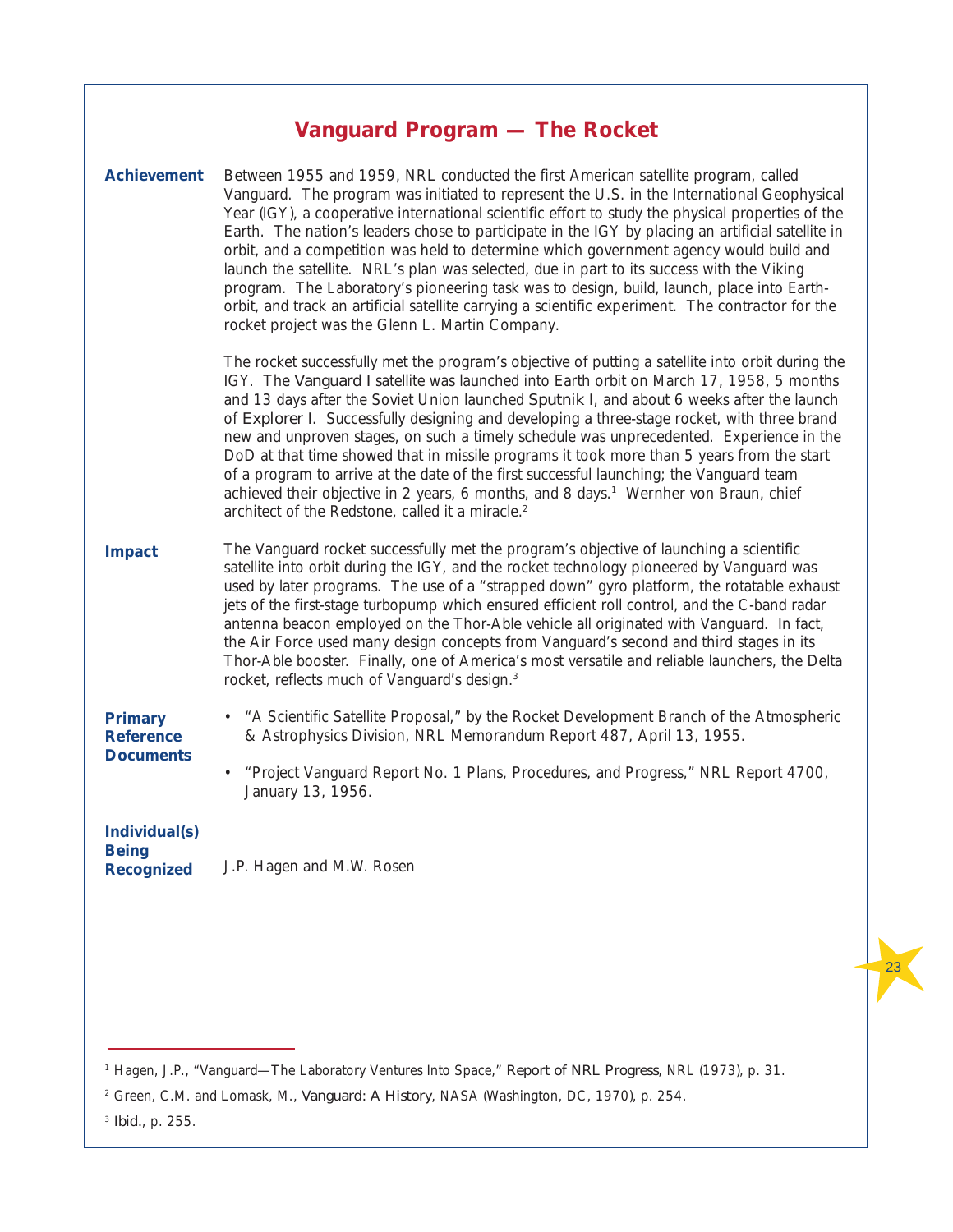## Vanguard Program — The Rocket

**Achievement**

Between 1955 and 1959, NRL conducted the first American satellite program, called Vanguard. The program was initiated to represent the U.S. in the International Geophysical Year (IGY), a cooperative international scientific effort to study the physical properties of the Earth. The nation's leaders chose to participate in the IGY by placing an artificial satellite in orbit, and a competition was held to determine which government agency would build and launch the satellite. NRL's plan was selected, due in part to its success with the Viking program. The Laboratory's pioneering task was to design, build, launch, place into Earth-orbit, and track an artificial satellite carrying a scientific experiment. The contractor for the rocket project was the Glenn L. Martin Company.

The rocket successfully met the program's objective of putting a satellite into orbit during the IGY. The *Vanguard I* satellite was launched into Earth orbit on March 17, 1958, 5 months and 13 days after the Soviet Union launched *Sputnik I*, and about 6 weeks after the launch of *Explorer I*. Successfully designing and developing a three-stage rocket, with three brand new and unproven stages, on such a timely schedule was unprecedented. Experience in the DoD at that time showed that in missile programs it took more than 5 years from the start of a program to arrive at the date of the first successful launching; the Vanguard team achieved their objective in 2 years, 6 months, and 8 days.[1] Wernher von Braun, chief architect of the Redstone, called it a miracle.[2]

**Impact**

The Vanguard rocket successfully met the program's objective of launching a scientific satellite into orbit during the IGY, and the rocket technology pioneered by Vanguard was used by later programs. The use of a "strapped down" gyro platform, the rotatable exhaust jets of the first-stage turbopump which ensured efficient roll control, and the C-band radar antenna beacon employed on the Thor-Able vehicle all originated with Vanguard. In fact, the Air Force used many design concepts from Vanguard's second and third stages in its Thor-Able booster. Finally, one of America's most versatile and reliable launchers, the Delta rocket, reflects much of Vanguard's design.[3]

**Primary Reference Documents**

- "A Scientific Satellite Proposal," by the Rocket Development Branch of the Atmospheric & Astrophysics Division, NRL Memorandum Report 487, April 13, 1955.
- "Project Vanguard Report No. 1 Plans, Procedures, and Progress," NRL Report 4700, January 13, 1956.

**Individual(s) Being Recognized**

J.P. Hagen and M.W. Rosen

---

[1] Hagen, J.P., "Vanguard—The Laboratory Ventures Into Space," *Report of NRL Progress*, NRL (1973), p. 31.

[2] Green, C.M. and Lomask, M., *Vanguard: A History*, NASA (Washington, DC, 1970), p. 254.

[3] *Ibid.*, p. 255.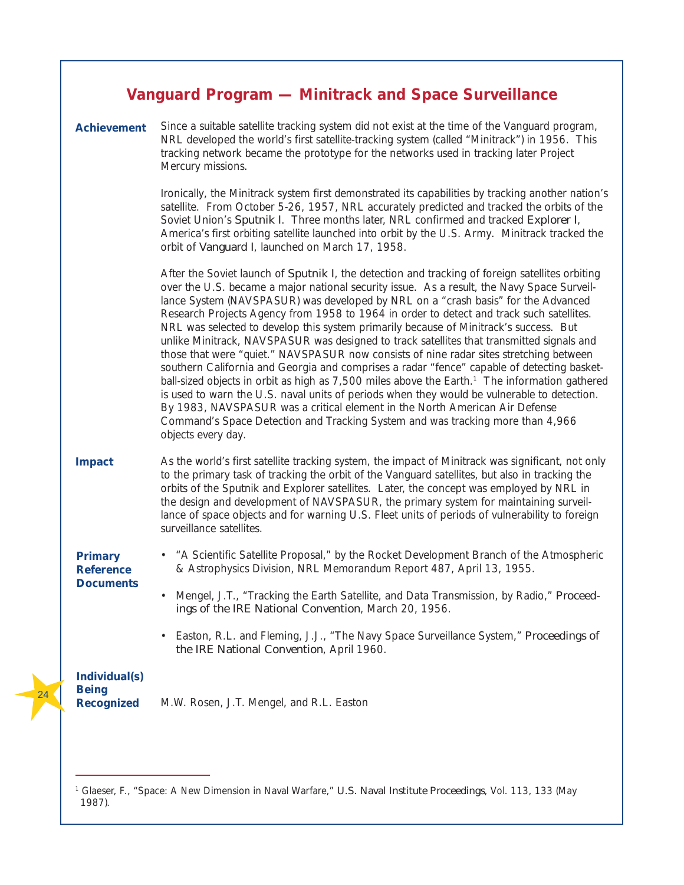# Vanguard Program — Minitrack and Space Surveillance

**Achievement**

Since a suitable satellite tracking system did not exist at the time of the Vanguard program, NRL developed the world's first satellite-tracking system (called "Minitrack") in 1956. This tracking network became the prototype for the networks used in tracking later Project Mercury missions.

Ironically, the Minitrack system first demonstrated its capabilities by tracking another nation's satellite. From October 5-26, 1957, NRL accurately predicted and tracked the orbits of the Soviet Union's *Sputnik I*. Three months later, NRL confirmed and tracked *Explorer I*, America's first orbiting satellite launched into orbit by the U.S. Army. Minitrack tracked the orbit of *Vanguard I*, launched on March 17, 1958.

After the Soviet launch of *Sputnik I*, the detection and tracking of foreign satellites orbiting over the U.S. became a major national security issue. As a result, the Navy Space Surveillance System (NAVSPASUR) was developed by NRL on a "crash basis" for the Advanced Research Projects Agency from 1958 to 1964 in order to detect and track such satellites. NRL was selected to develop this system primarily because of Minitrack's success. But unlike Minitrack, NAVSPASUR was designed to track satellites that transmitted signals and those that were "quiet." NAVSPASUR now consists of nine radar sites stretching between southern California and Georgia and comprises a radar "fence" capable of detecting basketball-sized objects in orbit as high as 7,500 miles above the Earth.[1] The information gathered is used to warn the U.S. naval units of periods when they would be vulnerable to detection. By 1983, NAVSPASUR was a critical element in the North American Air Defense Command's Space Detection and Tracking System and was tracking more than 4,966 objects every day.

**Impact**

As the world's first satellite tracking system, the impact of Minitrack was significant, not only to the primary task of tracking the orbit of the Vanguard satellites, but also in tracking the orbits of the Sputnik and Explorer satellites. Later, the concept was employed by NRL in the design and development of NAVSPASUR, the primary system for maintaining surveillance of space objects and for warning U.S. Fleet units of periods of vulnerability to foreign surveillance satellites.

**Primary Reference Documents**

- "A Scientific Satellite Proposal," by the Rocket Development Branch of the Atmospheric & Astrophysics Division, NRL Memorandum Report 487, April 13, 1955.
- Mengel, J.T., "Tracking the Earth Satellite, and Data Transmission, by Radio," *Proceedings of the IRE National Convention*, March 20, 1956.
- Easton, R.L. and Fleming, J.J., "The Navy Space Surveillance System," *Proceedings of the IRE National Convention*, April 1960.

**Individual(s) Being Recognized**

M.W. Rosen, J.T. Mengel, and R.L. Easton

---

[1] Glaeser, F., "Space: A New Dimension in Naval Warfare," *U.S. Naval Institute Proceedings*, Vol. 113, 133 (May 1987).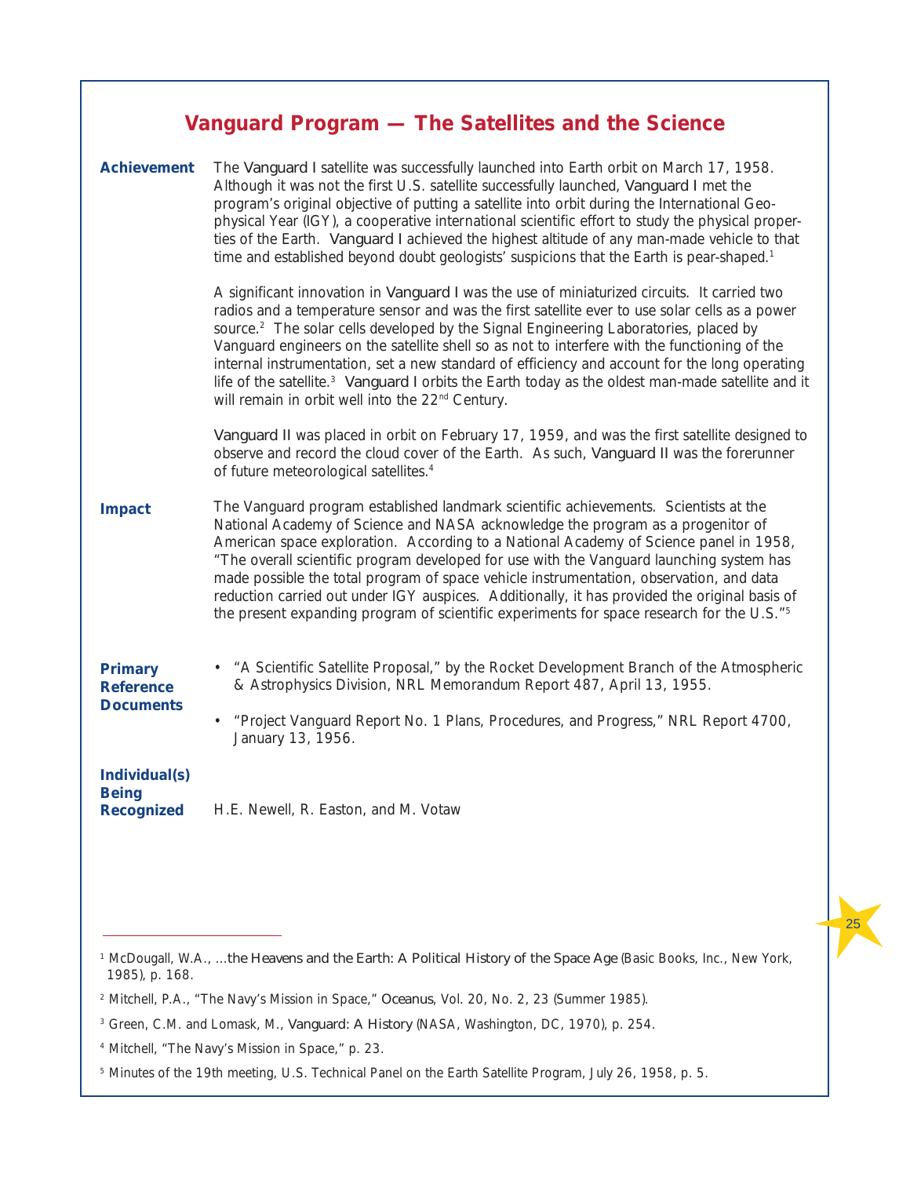## Vanguard Program — The Satellites and the Science

**Achievement**

The *Vanguard I* satellite was successfully launched into Earth orbit on March 17, 1958. Although it was not the first U.S. satellite successfully launched, *Vanguard I* met the program's original objective of putting a satellite into orbit during the International Geophysical Year (IGY), a cooperative international scientific effort to study the physical properties of the Earth. *Vanguard I* achieved the highest altitude of any man-made vehicle to that time and established beyond doubt geologists' suspicions that the Earth is pear-shaped.[1]

A significant innovation in *Vanguard I* was the use of miniaturized circuits. It carried two radios and a temperature sensor and was the first satellite ever to use solar cells as a power source.[2] The solar cells developed by the Signal Engineering Laboratories, placed by Vanguard engineers on the satellite shell so as not to interfere with the functioning of the internal instrumentation, set a new standard of efficiency and account for the long operating life of the satellite.[3] *Vanguard I* orbits the Earth today as the oldest man-made satellite and it will remain in orbit well into the 22nd Century.

*Vanguard II* was placed in orbit on February 17, 1959, and was the first satellite designed to observe and record the cloud cover of the Earth. As such, *Vanguard II* was the forerunner of future meteorological satellites.[4]

**Impact**

The Vanguard program established landmark scientific achievements. Scientists at the National Academy of Science and NASA acknowledge the program as a progenitor of American space exploration. According to a National Academy of Science panel in 1958, "The overall scientific program developed for use with the Vanguard launching system has made possible the total program of space vehicle instrumentation, observation, and data reduction carried out under IGY auspices. Additionally, it has provided the original basis of the present expanding program of scientific experiments for space research for the U.S."[5]

**Primary Reference Documents**

- "A Scientific Satellite Proposal," by the Rocket Development Branch of the Atmospheric & Astrophysics Division, NRL Memorandum Report 487, April 13, 1955.
- "Project Vanguard Report No. 1 Plans, Procedures, and Progress," NRL Report 4700, January 13, 1956.

**Individual(s) Being Recognized**

H.E. Newell, R. Easton, and M. Votaw

---

[1] McDougall, W.A., *...the Heavens and the Earth: A Political History of the Space Age* (Basic Books, Inc., New York, 1985), p. 168.

[2] Mitchell, P.A., "The Navy's Mission in Space," *Oceanus*, Vol. 20, No. 2, 23 (Summer 1985).

[3] Green, C.M. and Lomask, M., *Vanguard: A History* (NASA, Washington, DC, 1970), p. 254.

[4] Mitchell, "The Navy's Mission in Space," p. 23.

[5] Minutes of the 19th meeting, U.S. Technical Panel on the Earth Satellite Program, July 26, 1958, p. 5.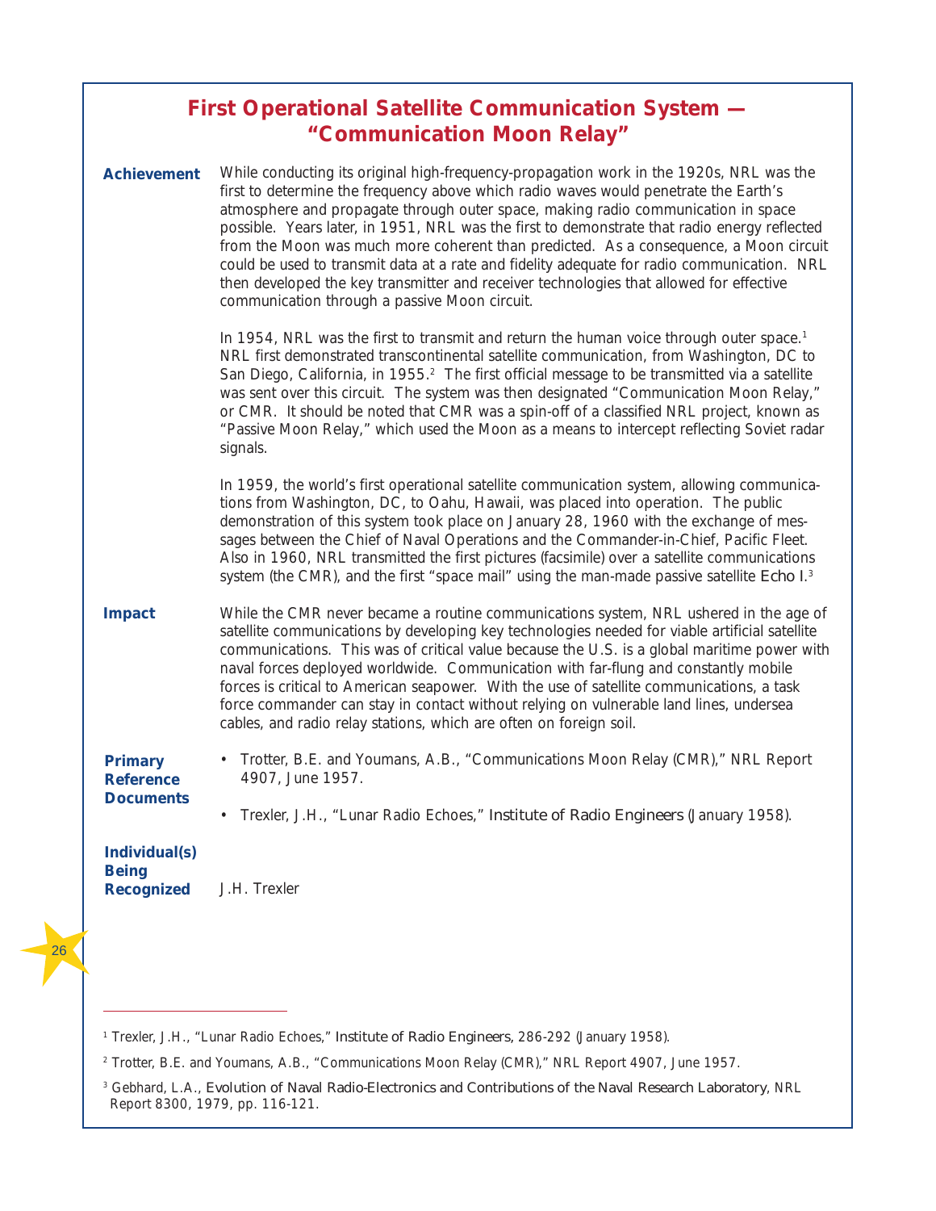# First Operational Satellite Communication System — "Communication Moon Relay"

**Achievement**

While conducting its original high-frequency-propagation work in the 1920s, NRL was the first to determine the frequency above which radio waves would penetrate the Earth's atmosphere and propagate through outer space, making radio communication in space possible. Years later, in 1951, NRL was the first to demonstrate that radio energy reflected from the Moon was much more coherent than predicted. As a consequence, a Moon circuit could be used to transmit data at a rate and fidelity adequate for radio communication. NRL then developed the key transmitter and receiver technologies that allowed for effective communication through a passive Moon circuit.

In 1954, NRL was the first to transmit and return the human voice through outer space.[1] NRL first demonstrated transcontinental satellite communication, from Washington, DC to San Diego, California, in 1955.[2] The first official message to be transmitted via a satellite was sent over this circuit. The system was then designated "Communication Moon Relay," or CMR. It should be noted that CMR was a spin-off of a classified NRL project, known as "Passive Moon Relay," which used the Moon as a means to intercept reflecting Soviet radar signals.

In 1959, the world's first operational satellite communication system, allowing communications from Washington, DC, to Oahu, Hawaii, was placed into operation. The public demonstration of this system took place on January 28, 1960 with the exchange of messages between the Chief of Naval Operations and the Commander-in-Chief, Pacific Fleet. Also in 1960, NRL transmitted the first pictures (facsimile) over a satellite communications system (the CMR), and the first "space mail" using the man-made passive satellite *Echo I*.[3]

**Impact**

While the CMR never became a routine communications system, NRL ushered in the age of satellite communications by developing key technologies needed for viable artificial satellite communications. This was of critical value because the U.S. is a global maritime power with naval forces deployed worldwide. Communication with far-flung and constantly mobile forces is critical to American seapower. With the use of satellite communications, a task force commander can stay in contact without relying on vulnerable land lines, undersea cables, and radio relay stations, which are often on foreign soil.

**Primary Reference Documents**

- Trotter, B.E. and Youmans, A.B., "Communications Moon Relay (CMR)," NRL Report 4907, June 1957.
- Trexler, J.H., "Lunar Radio Echoes," *Institute of Radio Engineers* (January 1958).

**Individual(s) Being Recognized**

J.H. Trexler

---

[1] Trexler, J.H., "Lunar Radio Echoes," *Institute of Radio Engineers*, 286-292 (January 1958).

[2] Trotter, B.E. and Youmans, A.B., "Communications Moon Relay (CMR)," NRL Report 4907, June 1957.

[3] Gebhard, L.A., *Evolution of Naval Radio-Electronics and Contributions of the Naval Research Laboratory*, NRL Report 8300, 1979, pp. 116-121.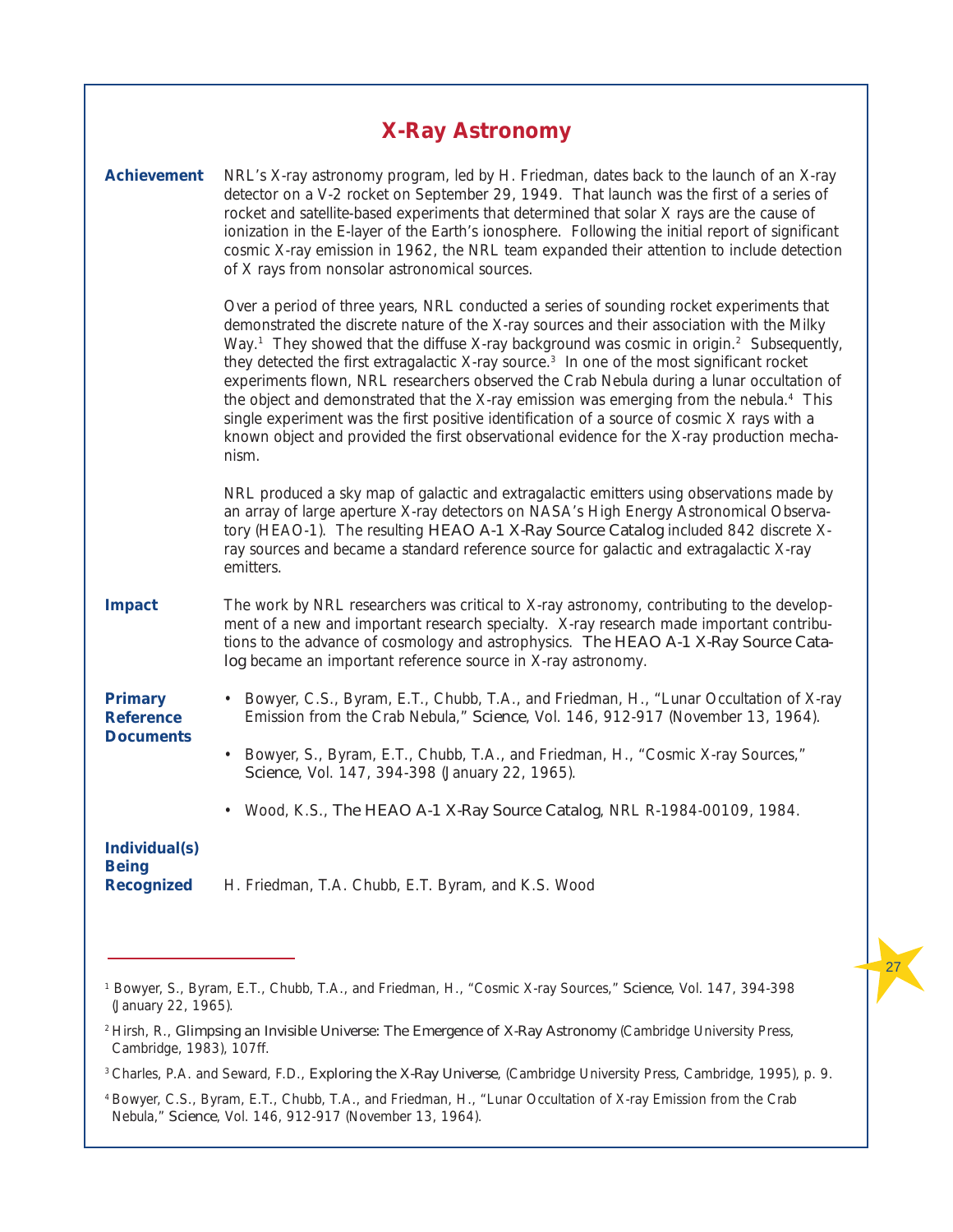# X-Ray Astronomy

**Achievement**

NRL's X-ray astronomy program, led by H. Friedman, dates back to the launch of an X-ray detector on a V-2 rocket on September 29, 1949. That launch was the first of a series of rocket and satellite-based experiments that determined that solar X rays are the cause of ionization in the E-layer of the Earth's ionosphere. Following the initial report of significant cosmic X-ray emission in 1962, the NRL team expanded their attention to include detection of X rays from nonsolar astronomical sources.

Over a period of three years, NRL conducted a series of sounding rocket experiments that demonstrated the discrete nature of the X-ray sources and their association with the Milky Way.[1] They showed that the diffuse X-ray background was cosmic in origin.[2] Subsequently, they detected the first extragalactic X-ray source.[3] In one of the most significant rocket experiments flown, NRL researchers observed the Crab Nebula during a lunar occultation of the object and demonstrated that the X-ray emission was emerging from the nebula.[4] This single experiment was the first positive identification of a source of cosmic X rays with a known object and provided the first observational evidence for the X-ray production mechanism.

NRL produced a sky map of galactic and extragalactic emitters using observations made by an array of large aperture X-ray detectors on NASA's High Energy Astronomical Observatory (HEAO-1). The resulting *HEAO A-1 X-Ray Source Catalog* included 842 discrete X-ray sources and became a standard reference source for galactic and extragalactic X-ray emitters.

**Impact**

The work by NRL researchers was critical to X-ray astronomy, contributing to the development of a new and important research specialty. X-ray research made important contributions to the advance of cosmology and astrophysics. *The HEAO A-1 X-Ray Source Catalog* became an important reference source in X-ray astronomy.

**Primary Reference Documents**

- Bowyer, C.S., Byram, E.T., Chubb, T.A., and Friedman, H., "Lunar Occultation of X-ray Emission from the Crab Nebula," *Science*, Vol. 146, 912-917 (November 13, 1964).
- Bowyer, S., Byram, E.T., Chubb, T.A., and Friedman, H., "Cosmic X-ray Sources," *Science*, Vol. 147, 394-398 (January 22, 1965).
- Wood, K.S., *The HEAO A-1 X-Ray Source Catalog*, NRL R-1984-00109, 1984.

**Individual(s) Being Recognized**

H. Friedman, T.A. Chubb, E.T. Byram, and K.S. Wood

---

[1] Bowyer, S., Byram, E.T., Chubb, T.A., and Friedman, H., "Cosmic X-ray Sources," *Science*, Vol. 147, 394-398 (January 22, 1965).

[2] Hirsh, R., *Glimpsing an Invisible Universe: The Emergence of X-Ray Astronomy* (Cambridge University Press, Cambridge, 1983), 107ff.

[3] Charles, P.A. and Seward, F.D., *Exploring the X-Ray Universe*, (Cambridge University Press, Cambridge, 1995), p. 9.

[4] Bowyer, C.S., Byram, E.T., Chubb, T.A., and Friedman, H., "Lunar Occultation of X-ray Emission from the Crab Nebula," *Science*, Vol. 146, 912-917 (November 13, 1964).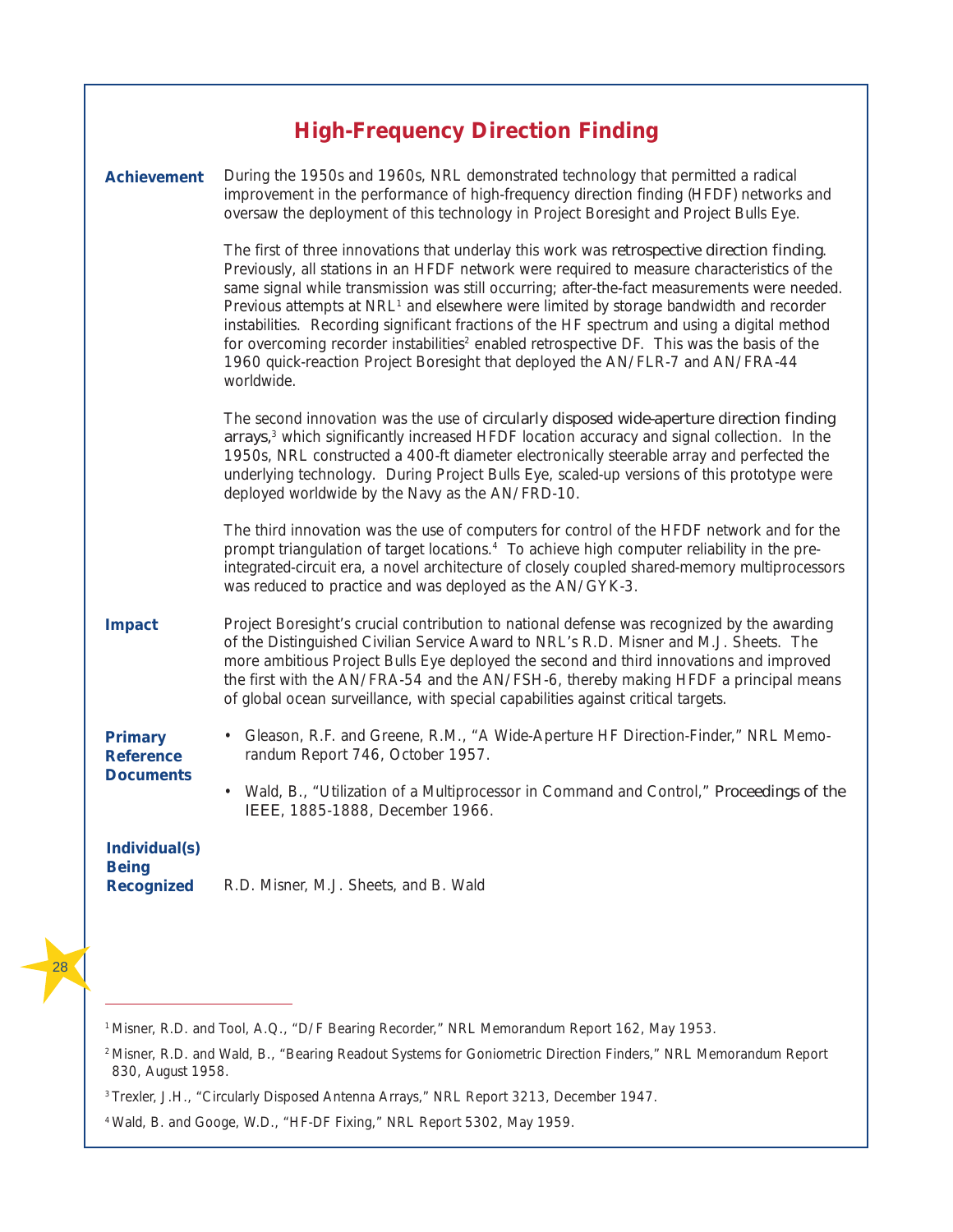# High-Frequency Direction Finding

**Achievement**

During the 1950s and 1960s, NRL demonstrated technology that permitted a radical improvement in the performance of high-frequency direction finding (HFDF) networks and oversaw the deployment of this technology in Project Boresight and Project Bulls Eye.

The first of three innovations that underlay this work was *retrospective direction finding*. Previously, all stations in an HFDF network were required to measure characteristics of the same signal while transmission was still occurring; after-the-fact measurements were needed. Previous attempts at NRL[1] and elsewhere were limited by storage bandwidth and recorder instabilities. Recording significant fractions of the HF spectrum and using a digital method for overcoming recorder instabilities[2] enabled retrospective DF. This was the basis of the 1960 quick-reaction Project Boresight that deployed the AN/FLR-7 and AN/FRA-44 worldwide.

The second innovation was the use of *circularly disposed wide-aperture direction finding arrays*,[3] which significantly increased HFDF location accuracy and signal collection. In the 1950s, NRL constructed a 400-ft diameter electronically steerable array and perfected the underlying technology. During Project Bulls Eye, scaled-up versions of this prototype were deployed worldwide by the Navy as the AN/FRD-10.

The third innovation was the use of computers for control of the HFDF network and for the prompt triangulation of target locations.[4] To achieve high computer reliability in the pre-integrated-circuit era, a novel architecture of closely coupled shared-memory multiprocessors was reduced to practice and was deployed as the AN/GYK-3.

**Impact**

Project Boresight's crucial contribution to national defense was recognized by the awarding of the Distinguished Civilian Service Award to NRL's R.D. Misner and M.J. Sheets. The more ambitious Project Bulls Eye deployed the second and third innovations and improved the first with the AN/FRA-54 and the AN/FSH-6, thereby making HFDF a principal means of global ocean surveillance, with special capabilities against critical targets.

**Primary Reference Documents**

- Gleason, R.F. and Greene, R.M., "A Wide-Aperture HF Direction-Finder," NRL Memorandum Report 746, October 1957.
- Wald, B., "Utilization of a Multiprocessor in Command and Control," *Proceedings of the IEEE*, 1885-1888, December 1966.

**Individual(s) Being Recognized**

R.D. Misner, M.J. Sheets, and B. Wald

---

[1] Misner, R.D. and Tool, A.Q., "D/F Bearing Recorder," NRL Memorandum Report 162, May 1953.

[2] Misner, R.D. and Wald, B., "Bearing Readout Systems for Goniometric Direction Finders," NRL Memorandum Report 830, August 1958.

[3] Trexler, J.H., "Circularly Disposed Antenna Arrays," NRL Report 3213, December 1947.

[4] Wald, B. and Googe, W.D., "HF-DF Fixing," NRL Report 5302, May 1959.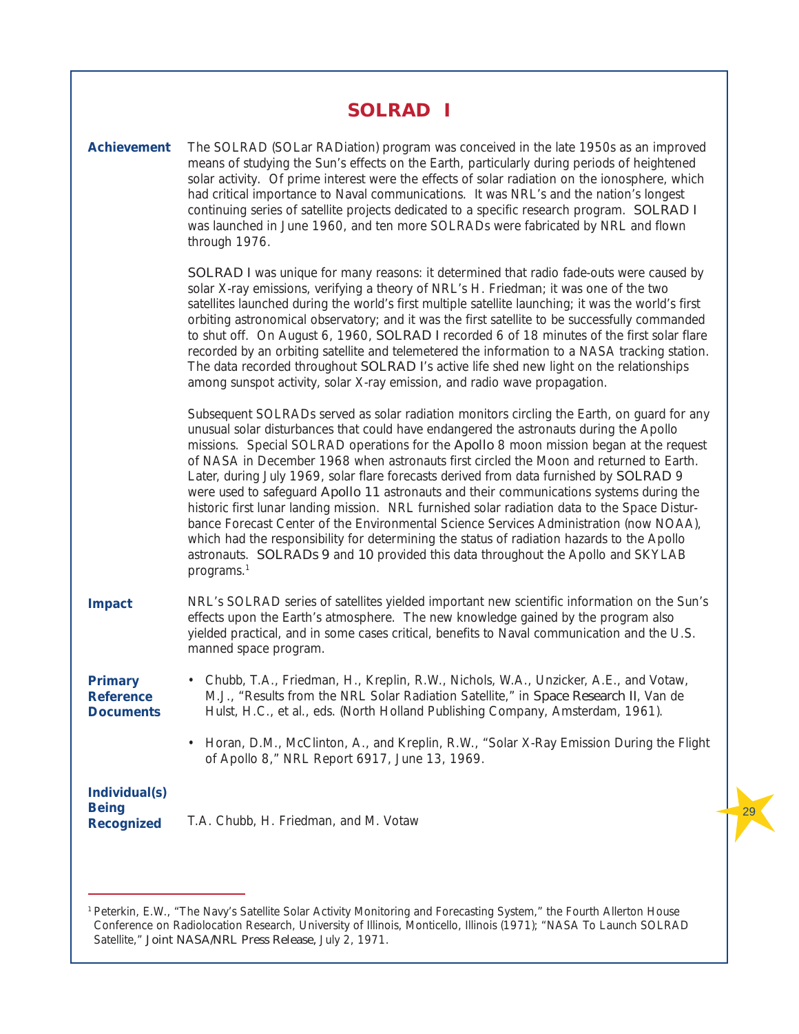# SOLRAD I

**Achievement**

The SOLRAD (SOLar RADiation) program was conceived in the late 1950s as an improved means of studying the Sun's effects on the Earth, particularly during periods of heightened solar activity. Of prime interest were the effects of solar radiation on the ionosphere, which had critical importance to Naval communications. It was NRL's and the nation's longest continuing series of satellite projects dedicated to a specific research program. SOLRAD I was launched in June 1960, and ten more SOLRADs were fabricated by NRL and flown through 1976.

SOLRAD I was unique for many reasons: it determined that radio fade-outs were caused by solar X-ray emissions, verifying a theory of NRL's H. Friedman; it was one of the two satellites launched during the world's first multiple satellite launching; it was the world's first orbiting astronomical observatory; and it was the first satellite to be successfully commanded to shut off. On August 6, 1960, SOLRAD I recorded 6 of 18 minutes of the first solar flare recorded by an orbiting satellite and telemetered the information to a NASA tracking station. The data recorded throughout SOLRAD I's active life shed new light on the relationships among sunspot activity, solar X-ray emission, and radio wave propagation.

Subsequent SOLRADs served as solar radiation monitors circling the Earth, on guard for any unusual solar disturbances that could have endangered the astronauts during the Apollo missions. Special SOLRAD operations for the *Apollo* 8 moon mission began at the request of NASA in December 1968 when astronauts first circled the Moon and returned to Earth. Later, during July 1969, solar flare forecasts derived from data furnished by SOLRAD 9 were used to safeguard *Apollo 11* astronauts and their communications systems during the historic first lunar landing mission. NRL furnished solar radiation data to the Space Disturbance Forecast Center of the Environmental Science Services Administration (now NOAA), which had the responsibility for determining the status of radiation hazards to the Apollo astronauts. SOLRADs 9 and 10 provided this data throughout the Apollo and SKYLAB programs.[1]

**Impact**

NRL's SOLRAD series of satellites yielded important new scientific information on the Sun's effects upon the Earth's atmosphere. The new knowledge gained by the program also yielded practical, and in some cases critical, benefits to Naval communication and the U.S. manned space program.

**Primary Reference Documents**

- Chubb, T.A., Friedman, H., Kreplin, R.W., Nichols, W.A., Unzicker, A.E., and Votaw, M.J., "Results from the NRL Solar Radiation Satellite," in *Space Research II*, Van de Hulst, H.C., et al., eds. (North Holland Publishing Company, Amsterdam, 1961).
- Horan, D.M., McClinton, A., and Kreplin, R.W., "Solar X-Ray Emission During the Flight of Apollo 8," NRL Report 6917, June 13, 1969.

**Individual(s) Being Recognized**

T.A. Chubb, H. Friedman, and M. Votaw

---

[1] Peterkin, E.W., "The Navy's Satellite Solar Activity Monitoring and Forecasting System," the Fourth Allerton House Conference on Radiolocation Research, University of Illinois, Monticello, Illinois (1971); "NASA To Launch SOLRAD Satellite," *Joint NASA/NRL Press Release*, July 2, 1971.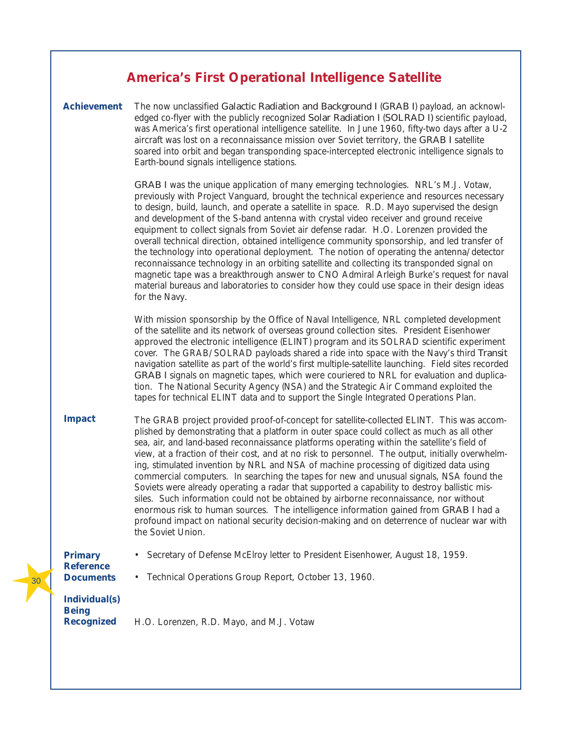# America's First Operational Intelligence Satellite

**Achievement**

The now unclassified Galactic Radiation and Background I (GRAB I) payload, an acknowledged co-flyer with the publicly recognized Solar Radiation I (SOLRAD I) scientific payload, was America's first operational intelligence satellite. In June 1960, fifty-two days after a U-2 aircraft was lost on a reconnaissance mission over Soviet territory, the GRAB I satellite soared into orbit and began transponding space-intercepted electronic intelligence signals to Earth-bound signals intelligence stations.

GRAB I was the unique application of many emerging technologies. NRL's M.J. Votaw, previously with Project Vanguard, brought the technical experience and resources necessary to design, build, launch, and operate a satellite in space. R.D. Mayo supervised the design and development of the S-band antenna with crystal video receiver and ground receive equipment to collect signals from Soviet air defense radar. H.O. Lorenzen provided the overall technical direction, obtained intelligence community sponsorship, and led transfer of the technology into operational deployment. The notion of operating the antenna/detector reconnaissance technology in an orbiting satellite and collecting its transponded signal on magnetic tape was a breakthrough answer to CNO Admiral Arleigh Burke's request for naval material bureaus and laboratories to consider how they could use space in their design ideas for the Navy.

With mission sponsorship by the Office of Naval Intelligence, NRL completed development of the satellite and its network of overseas ground collection sites. President Eisenhower approved the electronic intelligence (ELINT) program and its SOLRAD scientific experiment cover. The GRAB/SOLRAD payloads shared a ride into space with the Navy's third Transit navigation satellite as part of the world's first multiple-satellite launching. Field sites recorded GRAB I signals on magnetic tapes, which were couriered to NRL for evaluation and duplication. The National Security Agency (NSA) and the Strategic Air Command exploited the tapes for technical ELINT data and to support the Single Integrated Operations Plan.

**Impact**

The GRAB project provided proof-of-concept for satellite-collected ELINT. This was accomplished by demonstrating that a platform in outer space could collect as much as all other sea, air, and land-based reconnaissance platforms operating within the satellite's field of view, at a fraction of their cost, and at no risk to personnel. The output, initially overwhelming, stimulated invention by NRL and NSA of machine processing of digitized data using commercial computers. In searching the tapes for new and unusual signals, NSA found the Soviets were already operating a radar that supported a capability to destroy ballistic missiles. Such information could not be obtained by airborne reconnaissance, nor without enormous risk to human sources. The intelligence information gained from GRAB I had a profound impact on national security decision-making and on deterrence of nuclear war with the Soviet Union.

**Primary Reference Documents**

- Secretary of Defense McElroy letter to President Eisenhower, August 18, 1959.
- Technical Operations Group Report, October 13, 1960.

**Individual(s) Being Recognized**

H.O. Lorenzen, R.D. Mayo, and M.J. Votaw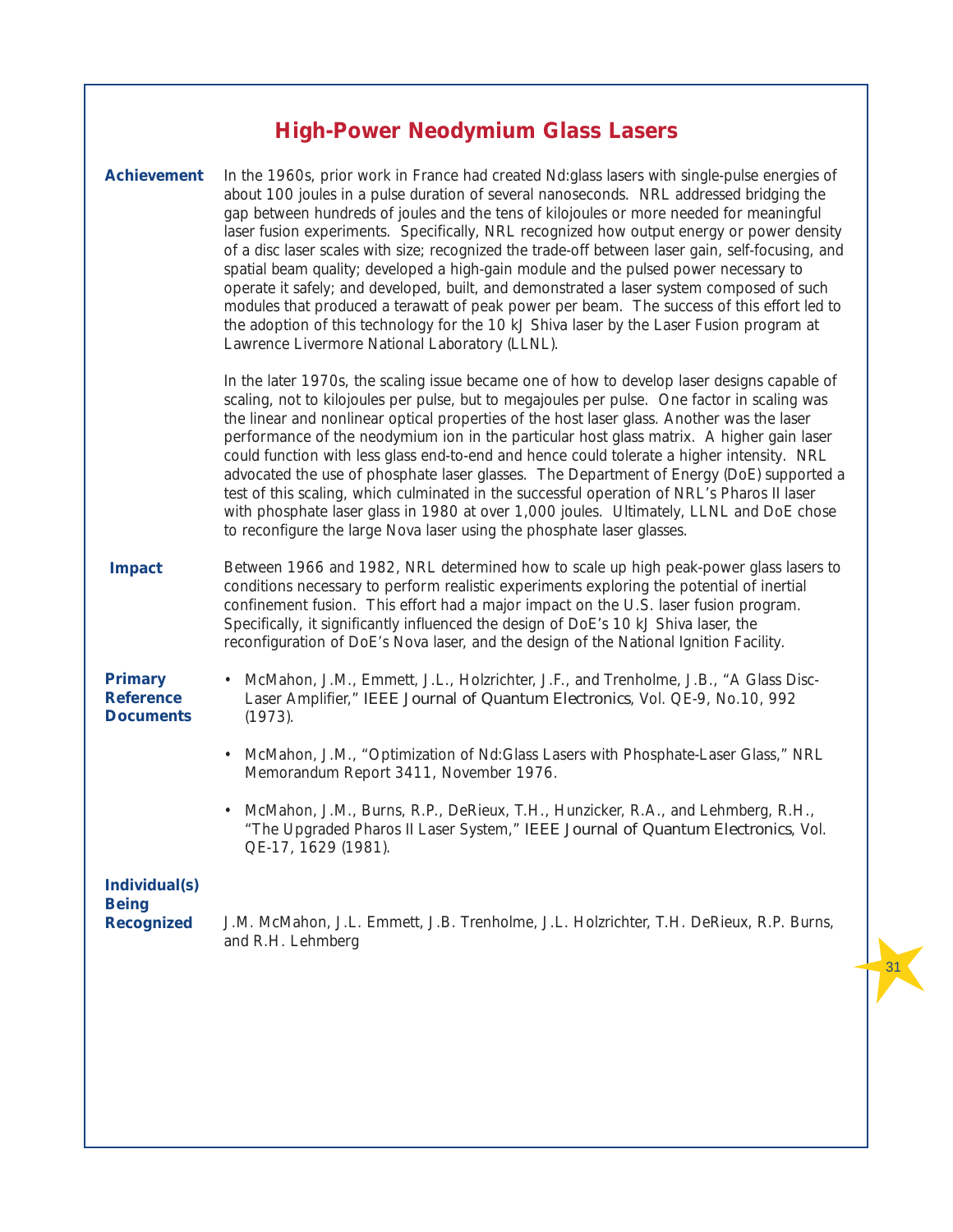## High-Power Neodymium Glass Lasers

**Achievement**

In the 1960s, prior work in France had created Nd:glass lasers with single-pulse energies of about 100 joules in a pulse duration of several nanoseconds. NRL addressed bridging the gap between hundreds of joules and the tens of kilojoules or more needed for meaningful laser fusion experiments. Specifically, NRL recognized how output energy or power density of a disc laser scales with size; recognized the trade-off between laser gain, self-focusing, and spatial beam quality; developed a high-gain module and the pulsed power necessary to operate it safely; and developed, built, and demonstrated a laser system composed of such modules that produced a terawatt of peak power per beam. The success of this effort led to the adoption of this technology for the 10 kJ Shiva laser by the Laser Fusion program at Lawrence Livermore National Laboratory (LLNL).

In the later 1970s, the scaling issue became one of how to develop laser designs capable of scaling, not to kilojoules per pulse, but to megajoules per pulse. One factor in scaling was the linear and nonlinear optical properties of the host laser glass. Another was the laser performance of the neodymium ion in the particular host glass matrix. A higher gain laser could function with less glass end-to-end and hence could tolerate a higher intensity. NRL advocated the use of phosphate laser glasses. The Department of Energy (DoE) supported a test of this scaling, which culminated in the successful operation of NRL's Pharos II laser with phosphate laser glass in 1980 at over 1,000 joules. Ultimately, LLNL and DoE chose to reconfigure the large Nova laser using the phosphate laser glasses.

**Impact**

Between 1966 and 1982, NRL determined how to scale up high peak-power glass lasers to conditions necessary to perform realistic experiments exploring the potential of inertial confinement fusion. This effort had a major impact on the U.S. laser fusion program. Specifically, it significantly influenced the design of DoE's 10 kJ Shiva laser, the reconfiguration of DoE's Nova laser, and the design of the National Ignition Facility.

**Primary Reference Documents**

- McMahon, J.M., Emmett, J.L., Holzrichter, J.F., and Trenholme, J.B., "A Glass Disc-Laser Amplifier," *IEEE Journal of Quantum Electronics*, Vol. QE-9, No.10, 992 (1973).
- McMahon, J.M., "Optimization of Nd:Glass Lasers with Phosphate-Laser Glass," NRL Memorandum Report 3411, November 1976.
- McMahon, J.M., Burns, R.P., DeRieux, T.H., Hunzicker, R.A., and Lehmberg, R.H., "The Upgraded Pharos II Laser System," *IEEE Journal of Quantum Electronics*, Vol. QE-17, 1629 (1981).

**Individual(s) Being Recognized**

J.M. McMahon, J.L. Emmett, J.B. Trenholme, J.L. Holzrichter, T.H. DeRieux, R.P. Burns, and R.H. Lehmberg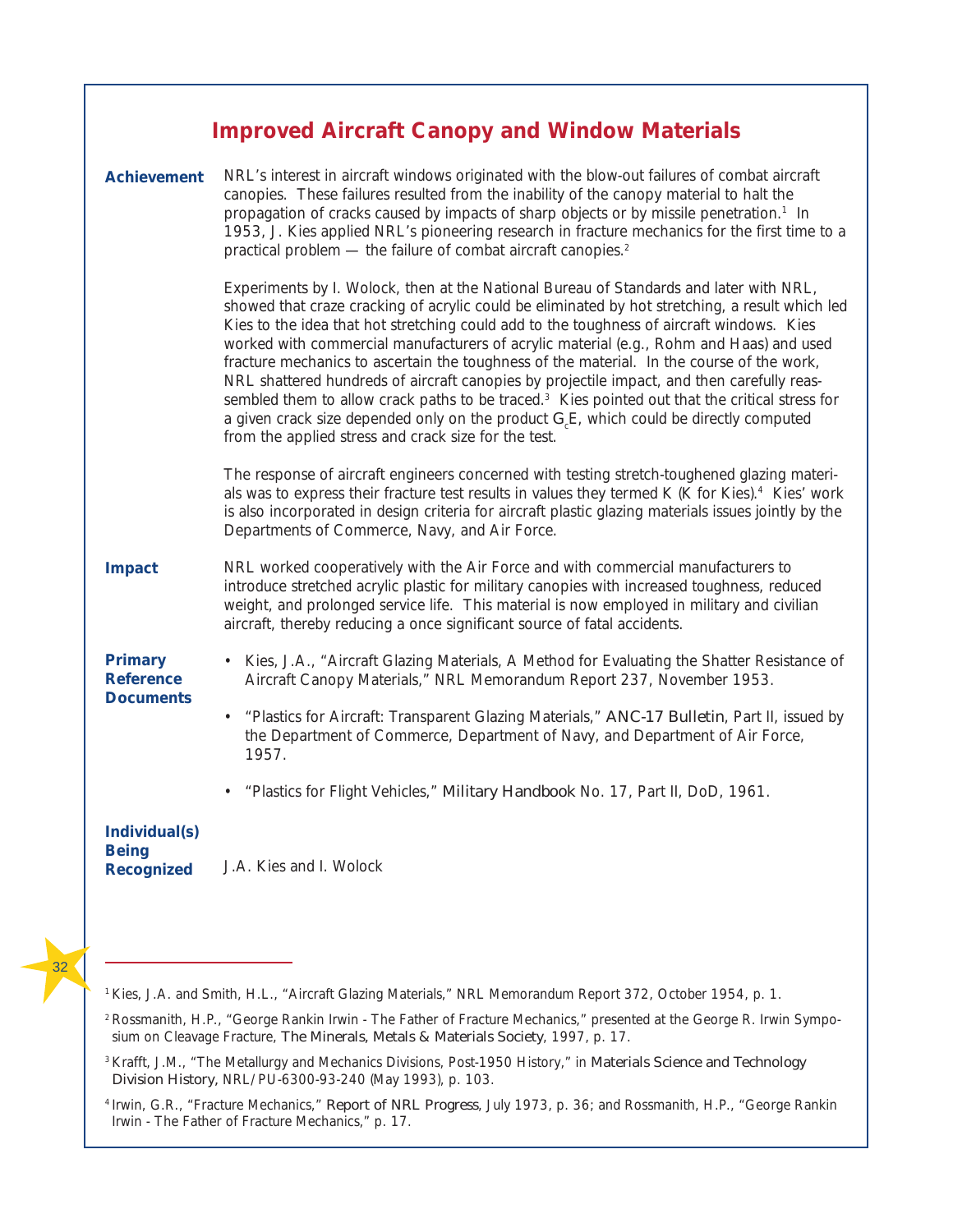# Improved Aircraft Canopy and Window Materials

**Achievement**

NRL's interest in aircraft windows originated with the blow-out failures of combat aircraft canopies. These failures resulted from the inability of the canopy material to halt the propagation of cracks caused by impacts of sharp objects or by missile penetration.[1] In 1953, J. Kies applied NRL's pioneering research in fracture mechanics for the first time to a practical problem — the failure of combat aircraft canopies.[2]

Experiments by I. Wolock, then at the National Bureau of Standards and later with NRL, showed that craze cracking of acrylic could be eliminated by hot stretching, a result which led Kies to the idea that hot stretching could add to the toughness of aircraft windows. Kies worked with commercial manufacturers of acrylic material (e.g., Rohm and Haas) and used fracture mechanics to ascertain the toughness of the material. In the course of the work, NRL shattered hundreds of aircraft canopies by projectile impact, and then carefully reassembled them to allow crack paths to be traced.[3] Kies pointed out that the critical stress for a given crack size depended only on the product $G_cE$, which could be directly computed from the applied stress and crack size for the test.

The response of aircraft engineers concerned with testing stretch-toughened glazing materials was to express their fracture test results in values they termed K (K for Kies).[4] Kies' work is also incorporated in design criteria for aircraft plastic glazing materials issues jointly by the Departments of Commerce, Navy, and Air Force.

**Impact**

NRL worked cooperatively with the Air Force and with commercial manufacturers to introduce stretched acrylic plastic for military canopies with increased toughness, reduced weight, and prolonged service life. This material is now employed in military and civilian aircraft, thereby reducing a once significant source of fatal accidents.

**Primary Reference Documents**

- Kies, J.A., "Aircraft Glazing Materials, A Method for Evaluating the Shatter Resistance of Aircraft Canopy Materials," NRL Memorandum Report 237, November 1953.
- "Plastics for Aircraft: Transparent Glazing Materials," *ANC-17 Bulletin*, Part II, issued by the Department of Commerce, Department of Navy, and Department of Air Force, 1957.
- "Plastics for Flight Vehicles," *Military Handbook* No. 17, Part II, DoD, 1961.

**Individual(s) Being Recognized**

J.A. Kies and I. Wolock

---

[1] Kies, J.A. and Smith, H.L., "Aircraft Glazing Materials," NRL Memorandum Report 372, October 1954, p. 1.

[2] Rossmanith, H.P., "George Rankin Irwin - The Father of Fracture Mechanics," presented at the George R. Irwin Symposium on Cleavage Fracture, *The Minerals, Metals & Materials Society*, 1997, p. 17.

[3] Krafft, J.M., "The Metallurgy and Mechanics Divisions, Post-1950 History," in *Materials Science and Technology Division History*, NRL/PU-6300-93-240 (May 1993), p. 103.

[4] Irwin, G.R., "Fracture Mechanics," *Report of NRL Progress*, July 1973, p. 36; and Rossmanith, H.P., "George Rankin Irwin - The Father of Fracture Mechanics," p. 17.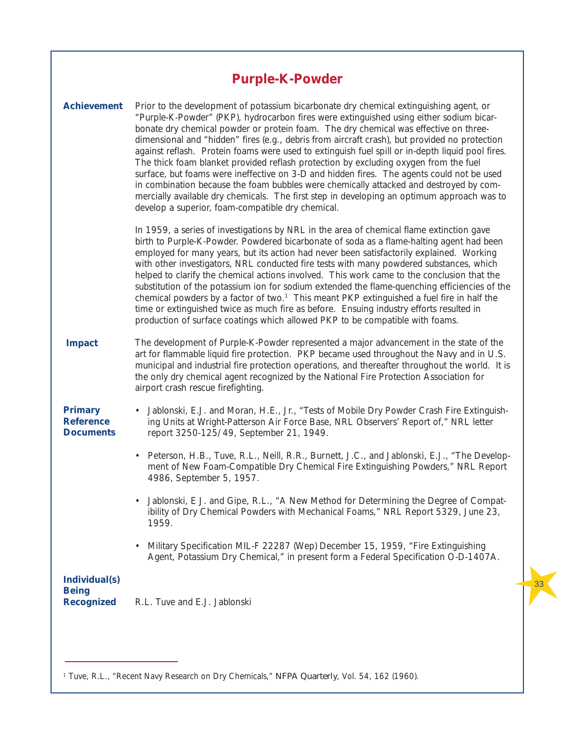# Purple-K-Powder

**Achievement**

Prior to the development of potassium bicarbonate dry chemical extinguishing agent, or "Purple-K-Powder" (PKP), hydrocarbon fires were extinguished using either sodium bicarbonate dry chemical powder or protein foam. The dry chemical was effective on three-dimensional and "hidden" fires (e.g., debris from aircraft crash), but provided no protection against reflash. Protein foams were used to extinguish fuel spill or in-depth liquid pool fires. The thick foam blanket provided reflash protection by excluding oxygen from the fuel surface, but foams were ineffective on 3-D and hidden fires. The agents could not be used in combination because the foam bubbles were chemically attacked and destroyed by commercially available dry chemicals. The first step in developing an optimum approach was to develop a superior, foam-compatible dry chemical.

In 1959, a series of investigations by NRL in the area of chemical flame extinction gave birth to Purple-K-Powder. Powdered bicarbonate of soda as a flame-halting agent had been employed for many years, but its action had never been satisfactorily explained. Working with other investigators, NRL conducted fire tests with many powdered substances, which helped to clarify the chemical actions involved. This work came to the conclusion that the substitution of the potassium ion for sodium extended the flame-quenching efficiencies of the chemical powders by a factor of two.[1] This meant PKP extinguished a fuel fire in half the time or extinguished twice as much fire as before. Ensuing industry efforts resulted in production of surface coatings which allowed PKP to be compatible with foams.

**Impact**

The development of Purple-K-Powder represented a major advancement in the state of the art for flammable liquid fire protection. PKP became used throughout the Navy and in U.S. municipal and industrial fire protection operations, and thereafter throughout the world. It is the only dry chemical agent recognized by the National Fire Protection Association for airport crash rescue firefighting.

**Primary Reference Documents**

- Jablonski, E.J. and Moran, H.E., Jr., "Tests of Mobile Dry Powder Crash Fire Extinguishing Units at Wright-Patterson Air Force Base, NRL Observers' Report of," NRL letter report 3250-125/49, September 21, 1949.
- Peterson, H.B., Tuve, R.L., Neill, R.R., Burnett, J.C., and Jablonski, E.J., "The Development of New Foam-Compatible Dry Chemical Fire Extinguishing Powders," NRL Report 4986, September 5, 1957.
- Jablonski, E J. and Gipe, R.L., "A New Method for Determining the Degree of Compatibility of Dry Chemical Powders with Mechanical Foams," NRL Report 5329, June 23, 1959.
- Military Specification MIL-F 22287 (Wep) December 15, 1959, "Fire Extinguishing Agent, Potassium Dry Chemical," in present form a Federal Specification O-D-1407A.

**Individual(s) Being Recognized**

R.L. Tuve and E.J. Jablonski

---

[1] Tuve, R.L., "Recent Navy Research on Dry Chemicals," *NFPA Quarterly*, Vol. 54, 162 (1960).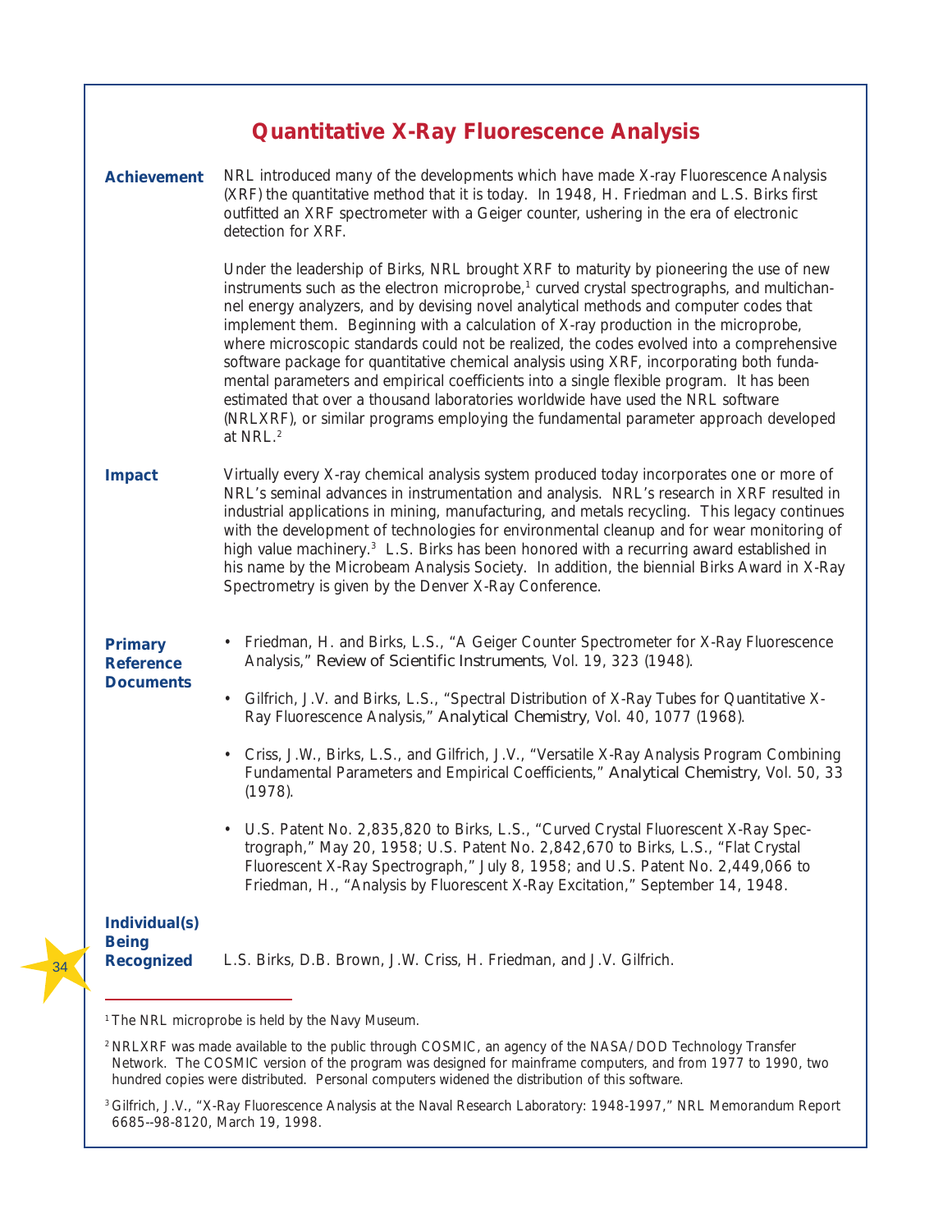# Quantitative X-Ray Fluorescence Analysis

**Achievement**

NRL introduced many of the developments which have made X-ray Fluorescence Analysis (XRF) the quantitative method that it is today. In 1948, H. Friedman and L.S. Birks first outfitted an XRF spectrometer with a Geiger counter, ushering in the era of electronic detection for XRF.

Under the leadership of Birks, NRL brought XRF to maturity by pioneering the use of new instruments such as the electron microprobe,[1] curved crystal spectrographs, and multichannel energy analyzers, and by devising novel analytical methods and computer codes that implement them. Beginning with a calculation of X-ray production in the microprobe, where microscopic standards could not be realized, the codes evolved into a comprehensive software package for quantitative chemical analysis using XRF, incorporating both fundamental parameters and empirical coefficients into a single flexible program. It has been estimated that over a thousand laboratories worldwide have used the NRL software (NRLXRF), or similar programs employing the fundamental parameter approach developed at NRL.[2]

**Impact**

Virtually every X-ray chemical analysis system produced today incorporates one or more of NRL's seminal advances in instrumentation and analysis. NRL's research in XRF resulted in industrial applications in mining, manufacturing, and metals recycling. This legacy continues with the development of technologies for environmental cleanup and for wear monitoring of high value machinery.[3] L.S. Birks has been honored with a recurring award established in his name by the Microbeam Analysis Society. In addition, the biennial Birks Award in X-Ray Spectrometry is given by the Denver X-Ray Conference.

**Primary Reference Documents**

- Friedman, H. and Birks, L.S., "A Geiger Counter Spectrometer for X-Ray Fluorescence Analysis," *Review of Scientific Instruments*, Vol. 19, 323 (1948).
- Gilfrich, J.V. and Birks, L.S., "Spectral Distribution of X-Ray Tubes for Quantitative X-Ray Fluorescence Analysis," *Analytical Chemistry*, Vol. 40, 1077 (1968).
- Criss, J.W., Birks, L.S., and Gilfrich, J.V., "Versatile X-Ray Analysis Program Combining Fundamental Parameters and Empirical Coefficients," *Analytical Chemistry*, Vol. 50, 33 (1978).
- U.S. Patent No. 2,835,820 to Birks, L.S., "Curved Crystal Fluorescent X-Ray Spectrograph," May 20, 1958; U.S. Patent No. 2,842,670 to Birks, L.S., "Flat Crystal Fluorescent X-Ray Spectrograph," July 8, 1958; and U.S. Patent No. 2,449,066 to Friedman, H., "Analysis by Fluorescent X-Ray Excitation," September 14, 1948.

**Individual(s) Being Recognized**

L.S. Birks, D.B. Brown, J.W. Criss, H. Friedman, and J.V. Gilfrich.

---

[1] The NRL microprobe is held by the Navy Museum.

[2] NRLXRF was made available to the public through COSMIC, an agency of the NASA/DOD Technology Transfer Network. The COSMIC version of the program was designed for mainframe computers, and from 1977 to 1990, two hundred copies were distributed. Personal computers widened the distribution of this software.

[3] Gilfrich, J.V., "X-Ray Fluorescence Analysis at the Naval Research Laboratory: 1948-1997," NRL Memorandum Report 6685--98-8120, March 19, 1998.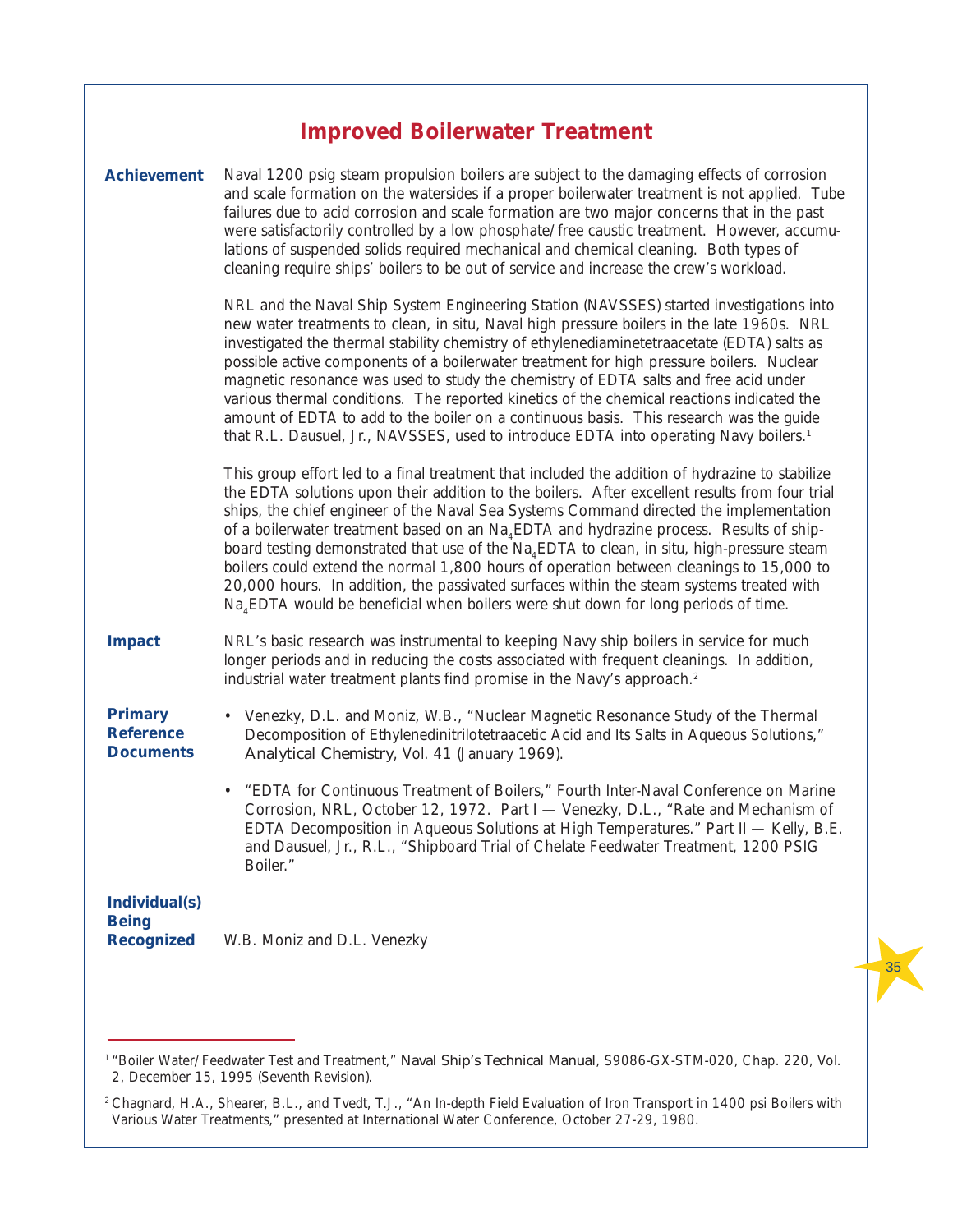# Improved Boilerwater Treatment

**Achievement**

Naval 1200 psig steam propulsion boilers are subject to the damaging effects of corrosion and scale formation on the watersides if a proper boilerwater treatment is not applied. Tube failures due to acid corrosion and scale formation are two major concerns that in the past were satisfactorily controlled by a low phosphate/free caustic treatment. However, accumulations of suspended solids required mechanical and chemical cleaning. Both types of cleaning require ships' boilers to be out of service and increase the crew's workload.

NRL and the Naval Ship System Engineering Station (NAVSSES) started investigations into new water treatments to clean, in situ, Naval high pressure boilers in the late 1960s. NRL investigated the thermal stability chemistry of ethylenediaminetetraacetate (EDTA) salts as possible active components of a boilerwater treatment for high pressure boilers. Nuclear magnetic resonance was used to study the chemistry of EDTA salts and free acid under various thermal conditions. The reported kinetics of the chemical reactions indicated the amount of EDTA to add to the boiler on a continuous basis. This research was the guide that R.L. Dausuel, Jr., NAVSSES, used to introduce EDTA into operating Navy boilers.[1]

This group effort led to a final treatment that included the addition of hydrazine to stabilize the EDTA solutions upon their addition to the boilers. After excellent results from four trial ships, the chief engineer of the Naval Sea Systems Command directed the implementation of a boilerwater treatment based on an $Na_4$EDTA and hydrazine process. Results of shipboard testing demonstrated that use of the $Na_4$EDTA to clean, in situ, high-pressure steam boilers could extend the normal 1,800 hours of operation between cleanings to 15,000 to 20,000 hours. In addition, the passivated surfaces within the steam systems treated with $Na_4$EDTA would be beneficial when boilers were shut down for long periods of time.

**Impact**

NRL's basic research was instrumental to keeping Navy ship boilers in service for much longer periods and in reducing the costs associated with frequent cleanings. In addition, industrial water treatment plants find promise in the Navy's approach.[2]

**Primary Reference Documents**

- Venezky, D.L. and Moniz, W.B., "Nuclear Magnetic Resonance Study of the Thermal Decomposition of Ethylenedinitrilotetraacetic Acid and Its Salts in Aqueous Solutions," *Analytical Chemistry*, Vol. 41 (January 1969).
- "EDTA for Continuous Treatment of Boilers," Fourth Inter-Naval Conference on Marine Corrosion, NRL, October 12, 1972. Part I — Venezky, D.L., "Rate and Mechanism of EDTA Decomposition in Aqueous Solutions at High Temperatures." Part II — Kelly, B.E. and Dausuel, Jr., R.L., "Shipboard Trial of Chelate Feedwater Treatment, 1200 PSIG Boiler."

**Individual(s) Being Recognized**

W.B. Moniz and D.L. Venezky

---

[1] "Boiler Water/Feedwater Test and Treatment," *Naval Ship's Technical Manual*, S9086-GX-STM-020, Chap. 220, Vol. 2, December 15, 1995 (Seventh Revision).

[2] Chagnard, H.A., Shearer, B.L., and Tvedt, T.J., "An In-depth Field Evaluation of Iron Transport in 1400 psi Boilers with Various Water Treatments," presented at International Water Conference, October 27-29, 1980.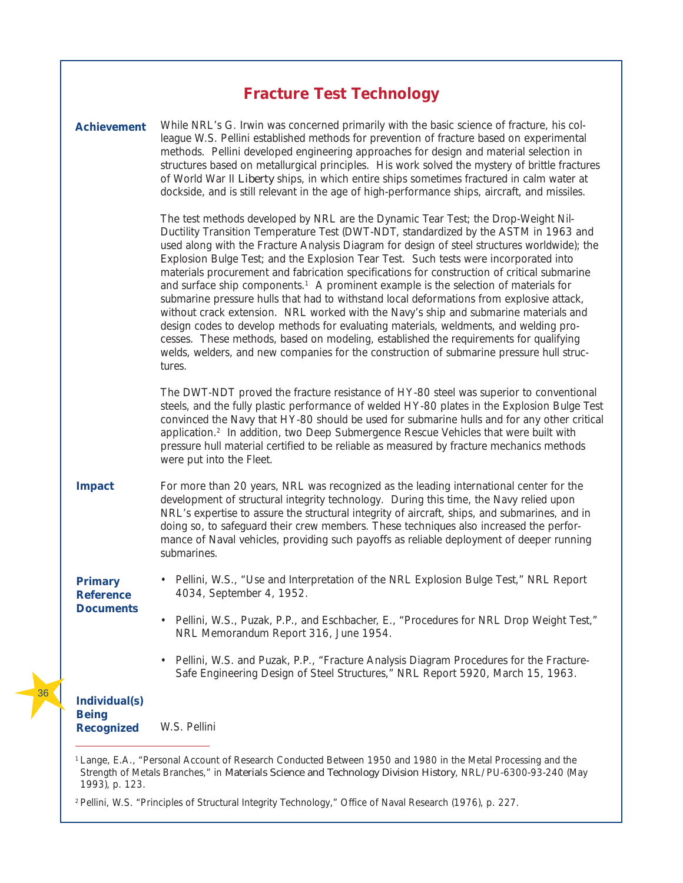# Fracture Test Technology

**Achievement**

While NRL's G. Irwin was concerned primarily with the basic science of fracture, his colleague W.S. Pellini established methods for prevention of fracture based on experimental methods. Pellini developed engineering approaches for design and material selection in structures based on metallurgical principles. His work solved the mystery of brittle fractures of World War II *Liberty* ships, in which entire ships sometimes fractured in calm water at dockside, and is still relevant in the age of high-performance ships, aircraft, and missiles.

The test methods developed by NRL are the Dynamic Tear Test; the Drop-Weight Nil-Ductility Transition Temperature Test (DWT-NDT, standardized by the ASTM in 1963 and used along with the Fracture Analysis Diagram for design of steel structures worldwide); the Explosion Bulge Test; and the Explosion Tear Test. Such tests were incorporated into materials procurement and fabrication specifications for construction of critical submarine and surface ship components.[1] A prominent example is the selection of materials for submarine pressure hulls that had to withstand local deformations from explosive attack, without crack extension. NRL worked with the Navy's ship and submarine materials and design codes to develop methods for evaluating materials, weldments, and welding processes. These methods, based on modeling, established the requirements for qualifying welds, welders, and new companies for the construction of submarine pressure hull structures.

The DWT-NDT proved the fracture resistance of HY-80 steel was superior to conventional steels, and the fully plastic performance of welded HY-80 plates in the Explosion Bulge Test convinced the Navy that HY-80 should be used for submarine hulls and for any other critical application.[2] In addition, two Deep Submergence Rescue Vehicles that were built with pressure hull material certified to be reliable as measured by fracture mechanics methods were put into the Fleet.

**Impact**

For more than 20 years, NRL was recognized as the leading international center for the development of structural integrity technology. During this time, the Navy relied upon NRL's expertise to assure the structural integrity of aircraft, ships, and submarines, and in doing so, to safeguard their crew members. These techniques also increased the performance of Naval vehicles, providing such payoffs as reliable deployment of deeper running submarines.

**Primary Reference Documents**

- Pellini, W.S., "Use and Interpretation of the NRL Explosion Bulge Test," NRL Report 4034, September 4, 1952.
- Pellini, W.S., Puzak, P.P., and Eschbacher, E., "Procedures for NRL Drop Weight Test," NRL Memorandum Report 316, June 1954.
- Pellini, W.S. and Puzak, P.P., "Fracture Analysis Diagram Procedures for the Fracture-Safe Engineering Design of Steel Structures," NRL Report 5920, March 15, 1963.

**Individual(s) Being Recognized**

W.S. Pellini

---

[1] Lange, E.A., "Personal Account of Research Conducted Between 1950 and 1980 in the Metal Processing and the Strength of Metals Branches," in *Materials Science and Technology Division History*, NRL/PU-6300-93-240 (May 1993), p. 123.

[2] Pellini, W.S. "Principles of Structural Integrity Technology," Office of Naval Research (1976), p. 227.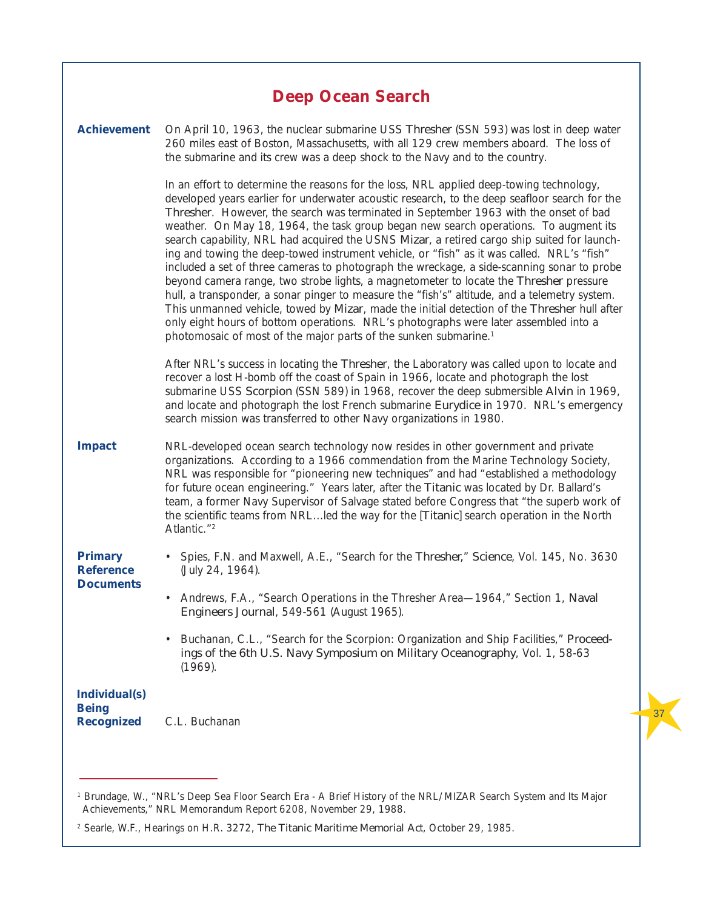# Deep Ocean Search

**Achievement**

On April 10, 1963, the nuclear submarine USS *Thresher* (SSN 593) was lost in deep water 260 miles east of Boston, Massachusetts, with all 129 crew members aboard. The loss of the submarine and its crew was a deep shock to the Navy and to the country.

In an effort to determine the reasons for the loss, NRL applied deep-towing technology, developed years earlier for underwater acoustic research, to the deep seafloor search for the *Thresher*. However, the search was terminated in September 1963 with the onset of bad weather. On May 18, 1964, the task group began new search operations. To augment its search capability, NRL had acquired the USNS *Mizar*, a retired cargo ship suited for launching and towing the deep-towed instrument vehicle, or "fish" as it was called. NRL's "fish" included a set of three cameras to photograph the wreckage, a side-scanning sonar to probe beyond camera range, two strobe lights, a magnetometer to locate the *Thresher* pressure hull, a transponder, a sonar pinger to measure the "fish's" altitude, and a telemetry system. This unmanned vehicle, towed by *Mizar*, made the initial detection of the *Thresher* hull after only eight hours of bottom operations. NRL's photographs were later assembled into a photomosaic of most of the major parts of the sunken submarine.[1]

After NRL's success in locating the *Thresher*, the Laboratory was called upon to locate and recover a lost H-bomb off the coast of Spain in 1966, locate and photograph the lost submarine USS *Scorpion* (SSN 589) in 1968, recover the deep submersible *Alvin* in 1969, and locate and photograph the lost French submarine *Eurydice* in 1970. NRL's emergency search mission was transferred to other Navy organizations in 1980.

**Impact**

NRL-developed ocean search technology now resides in other government and private organizations. According to a 1966 commendation from the Marine Technology Society, NRL was responsible for "pioneering new techniques" and had "established a methodology for future ocean engineering." Years later, after the *Titanic* was located by Dr. Ballard's team, a former Navy Supervisor of Salvage stated before Congress that "the superb work of the scientific teams from NRL...led the way for the [*Titanic*] search operation in the North Atlantic."[2]

**Primary Reference Documents**

- Spies, F.N. and Maxwell, A.E., "Search for the *Thresher*," *Science*, Vol. 145, No. 3630 (July 24, 1964).
- Andrews, F.A., "Search Operations in the Thresher Area—1964," Section 1, *Naval Engineers Journal*, 549-561 (August 1965).
- Buchanan, C.L., "Search for the Scorpion: Organization and Ship Facilities," *Proceedings of the 6th U.S. Navy Symposium on Military Oceanography*, Vol. 1, 58-63 (1969).

**Individual(s) Being Recognized**

C.L. Buchanan

---

[1] Brundage, W., "NRL's Deep Sea Floor Search Era - A Brief History of the NRL/MIZAR Search System and Its Major Achievements," NRL Memorandum Report 6208, November 29, 1988.

[2] Searle, W.F., Hearings on H.R. 3272, *The Titanic Maritime Memorial Act*, October 29, 1985.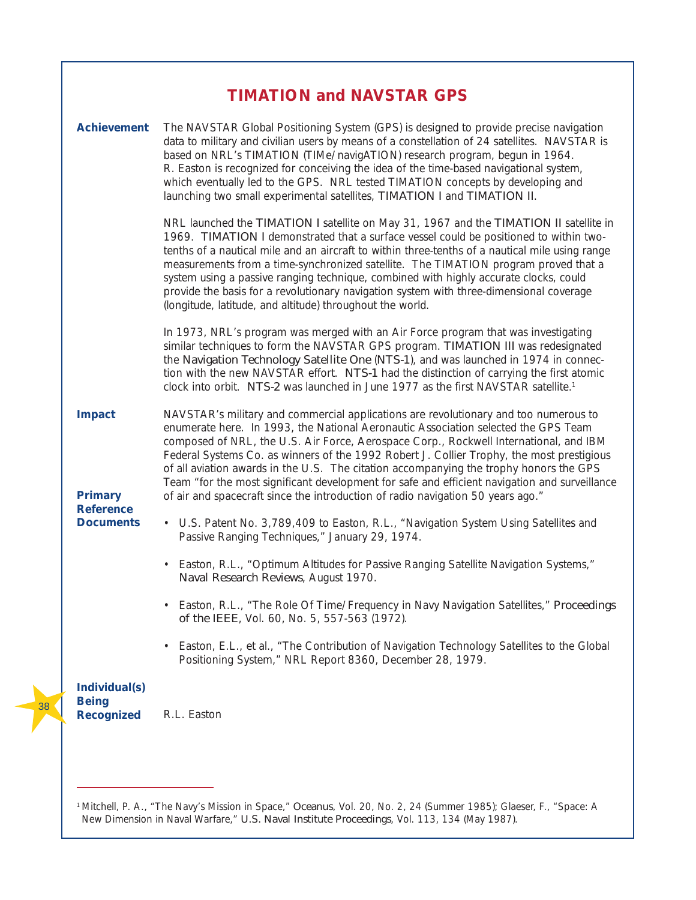## TIMATION and NAVSTAR GPS

**Achievement**

The NAVSTAR Global Positioning System (GPS) is designed to provide precise navigation data to military and civilian users by means of a constellation of 24 satellites. NAVSTAR is based on NRL's TIMATION (TIMe/navigATION) research program, begun in 1964. R. Easton is recognized for conceiving the idea of the time-based navigational system, which eventually led to the GPS. NRL tested TIMATION concepts by developing and launching two small experimental satellites, TIMATION I and TIMATION II.

NRL launched the TIMATION I satellite on May 31, 1967 and the TIMATION II satellite in 1969. TIMATION I demonstrated that a surface vessel could be positioned to within two-tenths of a nautical mile and an aircraft to within three-tenths of a nautical mile using range measurements from a time-synchronized satellite. The TIMATION program proved that a system using a passive ranging technique, combined with highly accurate clocks, could provide the basis for a revolutionary navigation system with three-dimensional coverage (longitude, latitude, and altitude) throughout the world.

In 1973, NRL's program was merged with an Air Force program that was investigating similar techniques to form the NAVSTAR GPS program. TIMATION III was redesignated the Navigation Technology Satellite One (NTS-1), and was launched in 1974 in connection with the new NAVSTAR effort. NTS-1 had the distinction of carrying the first atomic clock into orbit. NTS-2 was launched in June 1977 as the first NAVSTAR satellite.[1]

**Impact**

NAVSTAR's military and commercial applications are revolutionary and too numerous to enumerate here. In 1993, the National Aeronautic Association selected the GPS Team composed of NRL, the U.S. Air Force, Aerospace Corp., Rockwell International, and IBM Federal Systems Co. as winners of the 1992 Robert J. Collier Trophy, the most prestigious of all aviation awards in the U.S. The citation accompanying the trophy honors the GPS Team "for the most significant development for safe and efficient navigation and surveillance of air and spacecraft since the introduction of radio navigation 50 years ago."

**Primary Reference Documents**

- U.S. Patent No. 3,789,409 to Easton, R.L., "Navigation System Using Satellites and Passive Ranging Techniques," January 29, 1974.
- Easton, R.L., "Optimum Altitudes for Passive Ranging Satellite Navigation Systems," *Naval Research Reviews*, August 1970.
- Easton, R.L., "The Role Of Time/Frequency in Navy Navigation Satellites," *Proceedings of the IEEE*, Vol. 60, No. 5, 557-563 (1972).
- Easton, E.L., et al., "The Contribution of Navigation Technology Satellites to the Global Positioning System," NRL Report 8360, December 28, 1979.

**Individual(s) Being Recognized**

R.L. Easton

---

[1] Mitchell, P. A., "The Navy's Mission in Space," *Oceanus*, Vol. 20, No. 2, 24 (Summer 1985); Glaeser, F., "Space: A New Dimension in Naval Warfare," *U.S. Naval Institute Proceedings*, Vol. 113, 134 (May 1987).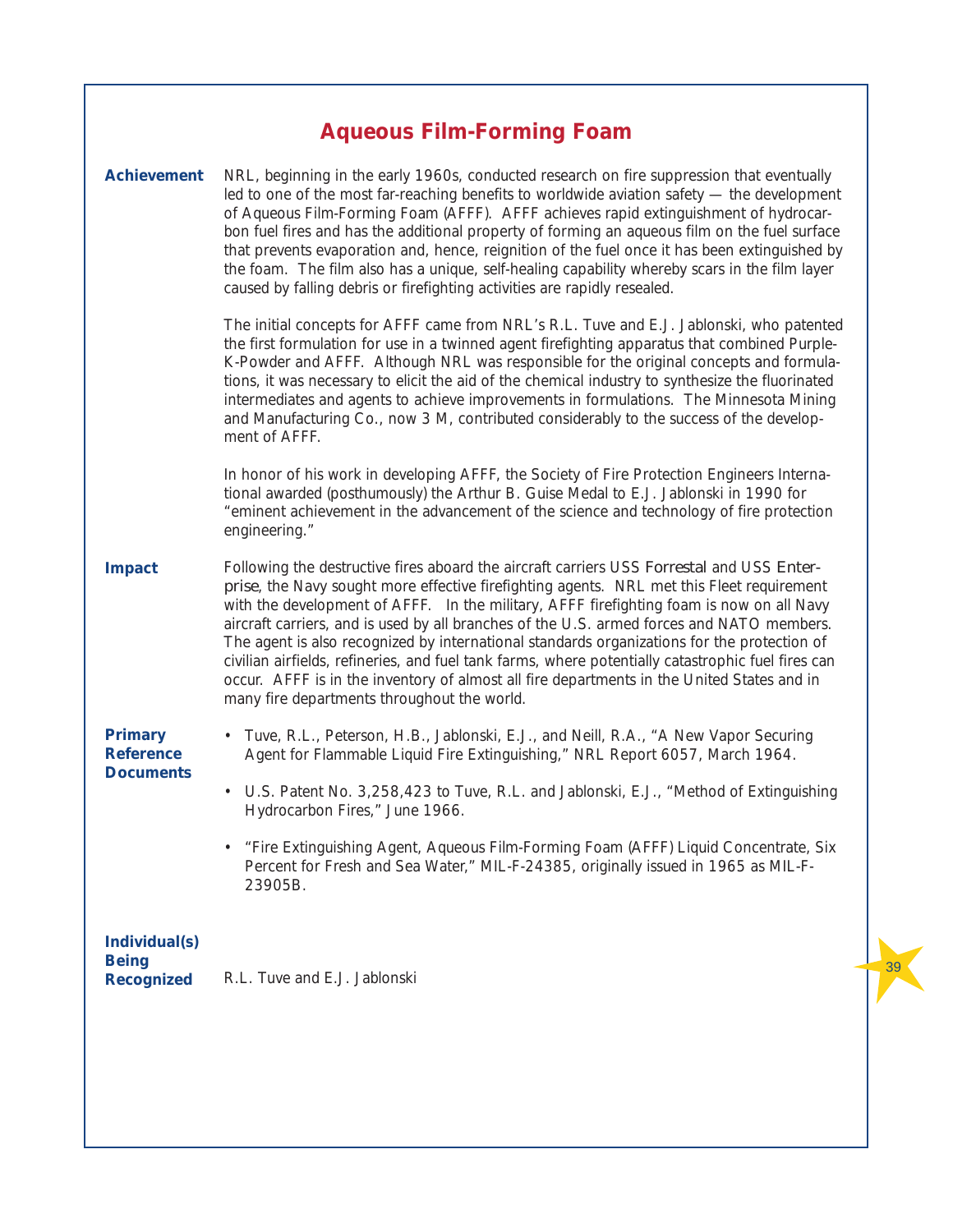# Aqueous Film-Forming Foam

**Achievement**

NRL, beginning in the early 1960s, conducted research on fire suppression that eventually led to one of the most far-reaching benefits to worldwide aviation safety — the development of Aqueous Film-Forming Foam (AFFF). AFFF achieves rapid extinguishment of hydrocarbon fuel fires and has the additional property of forming an aqueous film on the fuel surface that prevents evaporation and, hence, reignition of the fuel once it has been extinguished by the foam. The film also has a unique, self-healing capability whereby scars in the film layer caused by falling debris or firefighting activities are rapidly resealed.

The initial concepts for AFFF came from NRL's R.L. Tuve and E.J. Jablonski, who patented the first formulation for use in a twinned agent firefighting apparatus that combined Purple-K-Powder and AFFF. Although NRL was responsible for the original concepts and formulations, it was necessary to elicit the aid of the chemical industry to synthesize the fluorinated intermediates and agents to achieve improvements in formulations. The Minnesota Mining and Manufacturing Co., now 3 M, contributed considerably to the success of the development of AFFF.

In honor of his work in developing AFFF, the Society of Fire Protection Engineers International awarded (posthumously) the Arthur B. Guise Medal to E.J. Jablonski in 1990 for "eminent achievement in the advancement of the science and technology of fire protection engineering."

**Impact**

Following the destructive fires aboard the aircraft carriers USS *Forrestal* and USS *Enterprise*, the Navy sought more effective firefighting agents. NRL met this Fleet requirement with the development of AFFF. In the military, AFFF firefighting foam is now on all Navy aircraft carriers, and is used by all branches of the U.S. armed forces and NATO members. The agent is also recognized by international standards organizations for the protection of civilian airfields, refineries, and fuel tank farms, where potentially catastrophic fuel fires can occur. AFFF is in the inventory of almost all fire departments in the United States and in many fire departments throughout the world.

**Primary Reference Documents**

- Tuve, R.L., Peterson, H.B., Jablonski, E.J., and Neill, R.A., "A New Vapor Securing Agent for Flammable Liquid Fire Extinguishing," NRL Report 6057, March 1964.
- U.S. Patent No. 3,258,423 to Tuve, R.L. and Jablonski, E.J., "Method of Extinguishing Hydrocarbon Fires," June 1966.
- "Fire Extinguishing Agent, Aqueous Film-Forming Foam (AFFF) Liquid Concentrate, Six Percent for Fresh and Sea Water," MIL-F-24385, originally issued in 1965 as MIL-F-23905B.

**Individual(s) Being Recognized**

R.L. Tuve and E.J. Jablonski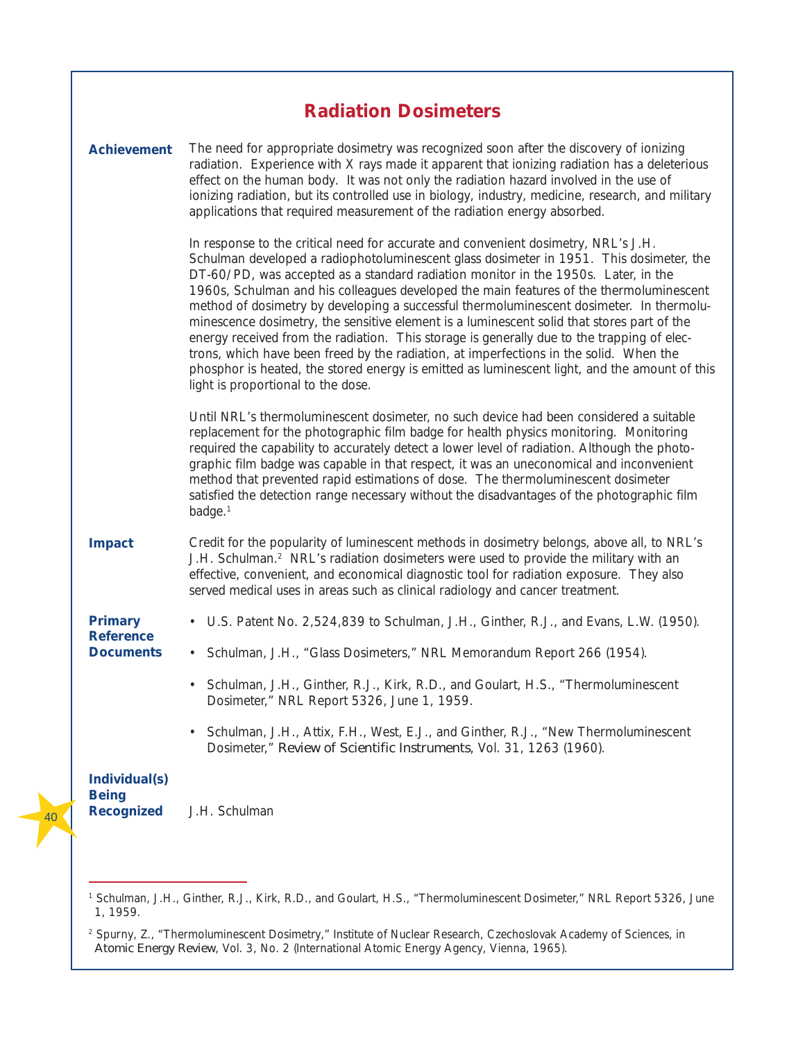# Radiation Dosimeters

**Achievement**

The need for appropriate dosimetry was recognized soon after the discovery of ionizing radiation. Experience with X rays made it apparent that ionizing radiation has a deleterious effect on the human body. It was not only the radiation hazard involved in the use of ionizing radiation, but its controlled use in biology, industry, medicine, research, and military applications that required measurement of the radiation energy absorbed.

In response to the critical need for accurate and convenient dosimetry, NRL's J.H. Schulman developed a radiophotoluminescent glass dosimeter in 1951. This dosimeter, the DT-60/PD, was accepted as a standard radiation monitor in the 1950s. Later, in the 1960s, Schulman and his colleagues developed the main features of the thermoluminescent method of dosimetry by developing a successful thermoluminescent dosimeter. In thermoluminescence dosimetry, the sensitive element is a luminescent solid that stores part of the energy received from the radiation. This storage is generally due to the trapping of electrons, which have been freed by the radiation, at imperfections in the solid. When the phosphor is heated, the stored energy is emitted as luminescent light, and the amount of this light is proportional to the dose.

Until NRL's thermoluminescent dosimeter, no such device had been considered a suitable replacement for the photographic film badge for health physics monitoring. Monitoring required the capability to accurately detect a lower level of radiation. Although the photographic film badge was capable in that respect, it was an uneconomical and inconvenient method that prevented rapid estimations of dose. The thermoluminescent dosimeter satisfied the detection range necessary without the disadvantages of the photographic film badge.[1]

**Impact**

Credit for the popularity of luminescent methods in dosimetry belongs, above all, to NRL's J.H. Schulman.[2] NRL's radiation dosimeters were used to provide the military with an effective, convenient, and economical diagnostic tool for radiation exposure. They also served medical uses in areas such as clinical radiology and cancer treatment.

**Primary Reference Documents**

- U.S. Patent No. 2,524,839 to Schulman, J.H., Ginther, R.J., and Evans, L.W. (1950).
- Schulman, J.H., "Glass Dosimeters," NRL Memorandum Report 266 (1954).
- Schulman, J.H., Ginther, R.J., Kirk, R.D., and Goulart, H.S., "Thermoluminescent Dosimeter," NRL Report 5326, June 1, 1959.
- Schulman, J.H., Attix, F.H., West, E.J., and Ginther, R.J., "New Thermoluminescent Dosimeter," *Review of Scientific Instruments*, Vol. 31, 1263 (1960).

**Individual(s) Being Recognized**

J.H. Schulman

---

[1] Schulman, J.H., Ginther, R.J., Kirk, R.D., and Goulart, H.S., "Thermoluminescent Dosimeter," NRL Report 5326, June 1, 1959.

[2] Spurny, Z., "Thermoluminescent Dosimetry," Institute of Nuclear Research, Czechoslovak Academy of Sciences, in *Atomic Energy Review*, Vol. 3, No. 2 (International Atomic Energy Agency, Vienna, 1965).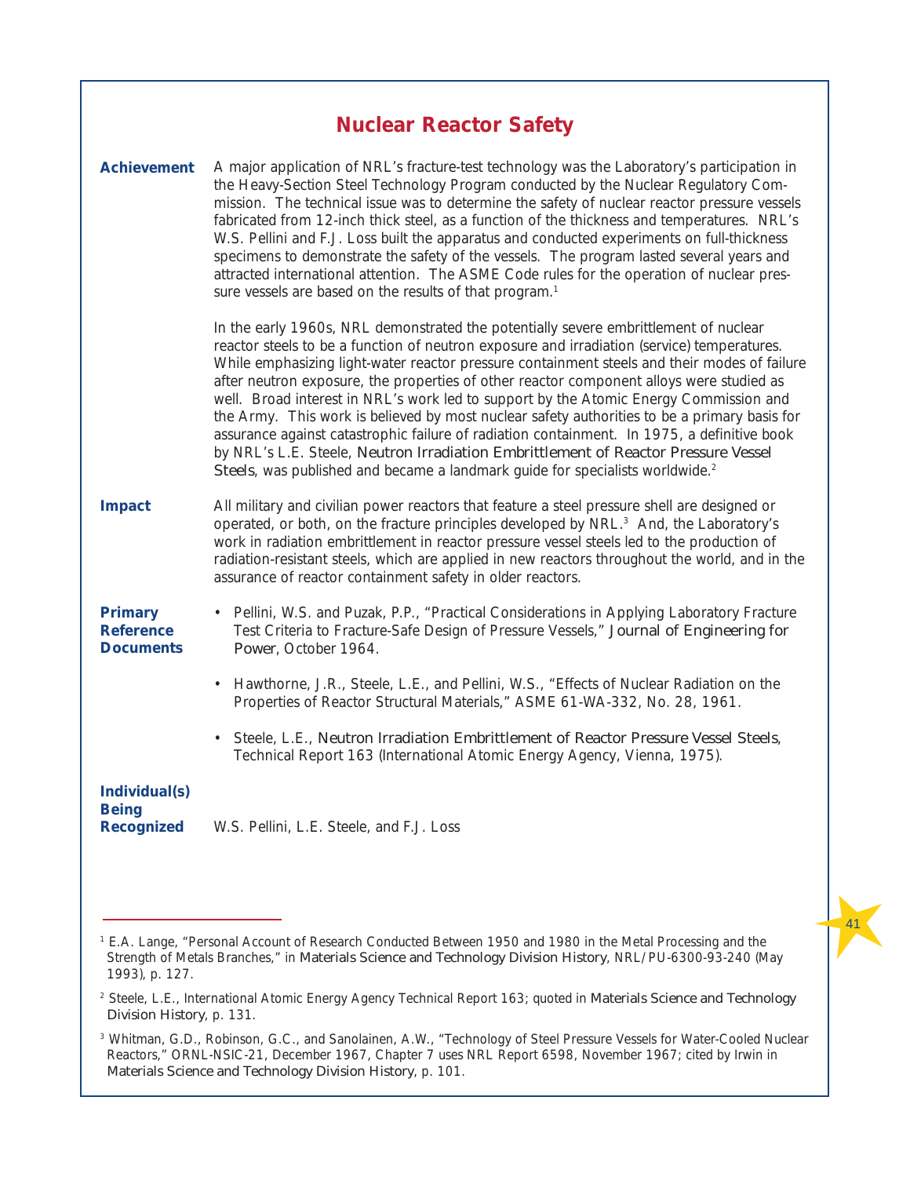# Nuclear Reactor Safety

**Achievement**

A major application of NRL's fracture-test technology was the Laboratory's participation in the Heavy-Section Steel Technology Program conducted by the Nuclear Regulatory Commission. The technical issue was to determine the safety of nuclear reactor pressure vessels fabricated from 12-inch thick steel, as a function of the thickness and temperatures. NRL's W.S. Pellini and F.J. Loss built the apparatus and conducted experiments on full-thickness specimens to demonstrate the safety of the vessels. The program lasted several years and attracted international attention. The ASME Code rules for the operation of nuclear pressure vessels are based on the results of that program.[1]

In the early 1960s, NRL demonstrated the potentially severe embrittlement of nuclear reactor steels to be a function of neutron exposure and irradiation (service) temperatures. While emphasizing light-water reactor pressure containment steels and their modes of failure after neutron exposure, the properties of other reactor component alloys were studied as well. Broad interest in NRL's work led to support by the Atomic Energy Commission and the Army. This work is believed by most nuclear safety authorities to be a primary basis for assurance against catastrophic failure of radiation containment. In 1975, a definitive book by NRL's L.E. Steele, *Neutron Irradiation Embrittlement of Reactor Pressure Vessel Steels*, was published and became a landmark guide for specialists worldwide.[2]

**Impact**

All military and civilian power reactors that feature a steel pressure shell are designed or operated, or both, on the fracture principles developed by NRL.[3] And, the Laboratory's work in radiation embrittlement in reactor pressure vessel steels led to the production of radiation-resistant steels, which are applied in new reactors throughout the world, and in the assurance of reactor containment safety in older reactors.

**Primary Reference Documents**

- Pellini, W.S. and Puzak, P.P., "Practical Considerations in Applying Laboratory Fracture Test Criteria to Fracture-Safe Design of Pressure Vessels," *Journal of Engineering for Power*, October 1964.
- Hawthorne, J.R., Steele, L.E., and Pellini, W.S., "Effects of Nuclear Radiation on the Properties of Reactor Structural Materials," ASME 61-WA-332, No. 28, 1961.
- Steele, L.E., *Neutron Irradiation Embrittlement of Reactor Pressure Vessel Steels*, Technical Report 163 (International Atomic Energy Agency, Vienna, 1975).

**Individual(s) Being Recognized**

W.S. Pellini, L.E. Steele, and F.J. Loss

---

[1] E.A. Lange, "Personal Account of Research Conducted Between 1950 and 1980 in the Metal Processing and the Strength of Metals Branches," in *Materials Science and Technology Division History*, NRL/PU-6300-93-240 (May 1993), p. 127.

[2] Steele, L.E., International Atomic Energy Agency Technical Report 163; quoted in *Materials Science and Technology Division History*, p. 131.

[3] Whitman, G.D., Robinson, G.C., and Sanolainen, A.W., "Technology of Steel Pressure Vessels for Water-Cooled Nuclear Reactors," ORNL-NSIC-21, December 1967, Chapter 7 uses NRL Report 6598, November 1967; cited by Irwin in *Materials Science and Technology Division History*, p. 101.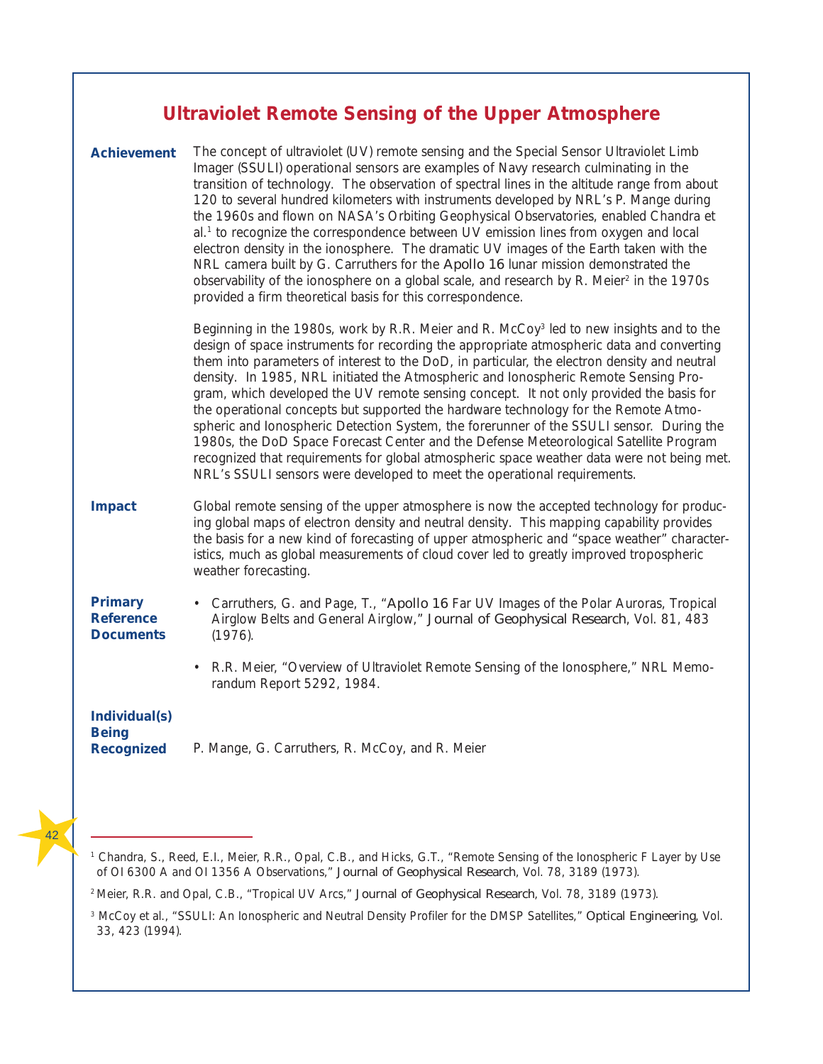# Ultraviolet Remote Sensing of the Upper Atmosphere

**Achievement**

The concept of ultraviolet (UV) remote sensing and the Special Sensor Ultraviolet Limb Imager (SSULI) operational sensors are examples of Navy research culminating in the transition of technology. The observation of spectral lines in the altitude range from about 120 to several hundred kilometers with instruments developed by NRL's P. Mange during the 1960s and flown on NASA's Orbiting Geophysical Observatories, enabled Chandra et al.[1] to recognize the correspondence between UV emission lines from oxygen and local electron density in the ionosphere. The dramatic UV images of the Earth taken with the NRL camera built by G. Carruthers for the *Apollo 16* lunar mission demonstrated the observability of the ionosphere on a global scale, and research by R. Meier[2] in the 1970s provided a firm theoretical basis for this correspondence.

Beginning in the 1980s, work by R.R. Meier and R. McCoy[3] led to new insights and to the design of space instruments for recording the appropriate atmospheric data and converting them into parameters of interest to the DoD, in particular, the electron density and neutral density. In 1985, NRL initiated the Atmospheric and Ionospheric Remote Sensing Program, which developed the UV remote sensing concept. It not only provided the basis for the operational concepts but supported the hardware technology for the Remote Atmospheric and Ionospheric Detection System, the forerunner of the SSULI sensor. During the 1980s, the DoD Space Forecast Center and the Defense Meteorological Satellite Program recognized that requirements for global atmospheric space weather data were not being met. NRL's SSULI sensors were developed to meet the operational requirements.

**Impact**

Global remote sensing of the upper atmosphere is now the accepted technology for producing global maps of electron density and neutral density. This mapping capability provides the basis for a new kind of forecasting of upper atmospheric and "space weather" characteristics, much as global measurements of cloud cover led to greatly improved tropospheric weather forecasting.

**Primary Reference Documents**

- Carruthers, G. and Page, T., "*Apollo 16* Far UV Images of the Polar Auroras, Tropical Airglow Belts and General Airglow," *Journal of Geophysical Research*, Vol. 81, 483 (1976).
- R.R. Meier, "Overview of Ultraviolet Remote Sensing of the Ionosphere," NRL Memorandum Report 5292, 1984.

**Individual(s) Being Recognized**

P. Mange, G. Carruthers, R. McCoy, and R. Meier

---

[1] Chandra, S., Reed, E.I., Meier, R.R., Opal, C.B., and Hicks, G.T., "Remote Sensing of the Ionospheric F Layer by Use of OI 6300 A and OI 1356 A Observations," *Journal of Geophysical Research*, Vol. 78, 3189 (1973).

[2] Meier, R.R. and Opal, C.B., "Tropical UV Arcs," *Journal of Geophysical Research*, Vol. 78, 3189 (1973).

[3] McCoy et al., "SSULI: An Ionospheric and Neutral Density Profiler for the DMSP Satellites," *Optical Engineering*, Vol. 33, 423 (1994).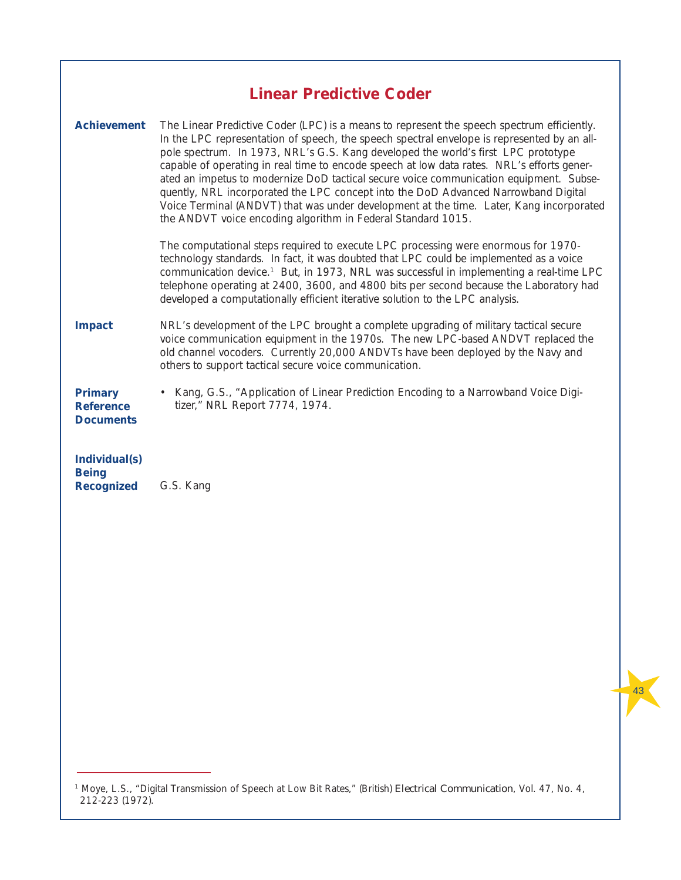# Linear Predictive Coder

**Achievement**

The Linear Predictive Coder (LPC) is a means to represent the speech spectrum efficiently. In the LPC representation of speech, the speech spectral envelope is represented by an all-pole spectrum. In 1973, NRL's G.S. Kang developed the world's first LPC prototype capable of operating in real time to encode speech at low data rates. NRL's efforts generated an impetus to modernize DoD tactical secure voice communication equipment. Subsequently, NRL incorporated the LPC concept into the DoD Advanced Narrowband Digital Voice Terminal (ANDVT) that was under development at the time. Later, Kang incorporated the ANDVT voice encoding algorithm in Federal Standard 1015.

The computational steps required to execute LPC processing were enormous for 1970-technology standards. In fact, it was doubted that LPC could be implemented as a voice communication device.[1] But, in 1973, NRL was successful in implementing a real-time LPC telephone operating at 2400, 3600, and 4800 bits per second because the Laboratory had developed a computationally efficient iterative solution to the LPC analysis.

**Impact**

NRL's development of the LPC brought a complete upgrading of military tactical secure voice communication equipment in the 1970s. The new LPC-based ANDVT replaced the old channel vocoders. Currently 20,000 ANDVTs have been deployed by the Navy and others to support tactical secure voice communication.

**Primary Reference Documents**

- Kang, G.S., "Application of Linear Prediction Encoding to a Narrowband Voice Digitizer," NRL Report 7774, 1974.

**Individual(s) Being Recognized**

G.S. Kang

[1] Moye, L.S., "Digital Transmission of Speech at Low Bit Rates," (British) *Electrical Communication*, Vol. 47, No. 4, 212-223 (1972).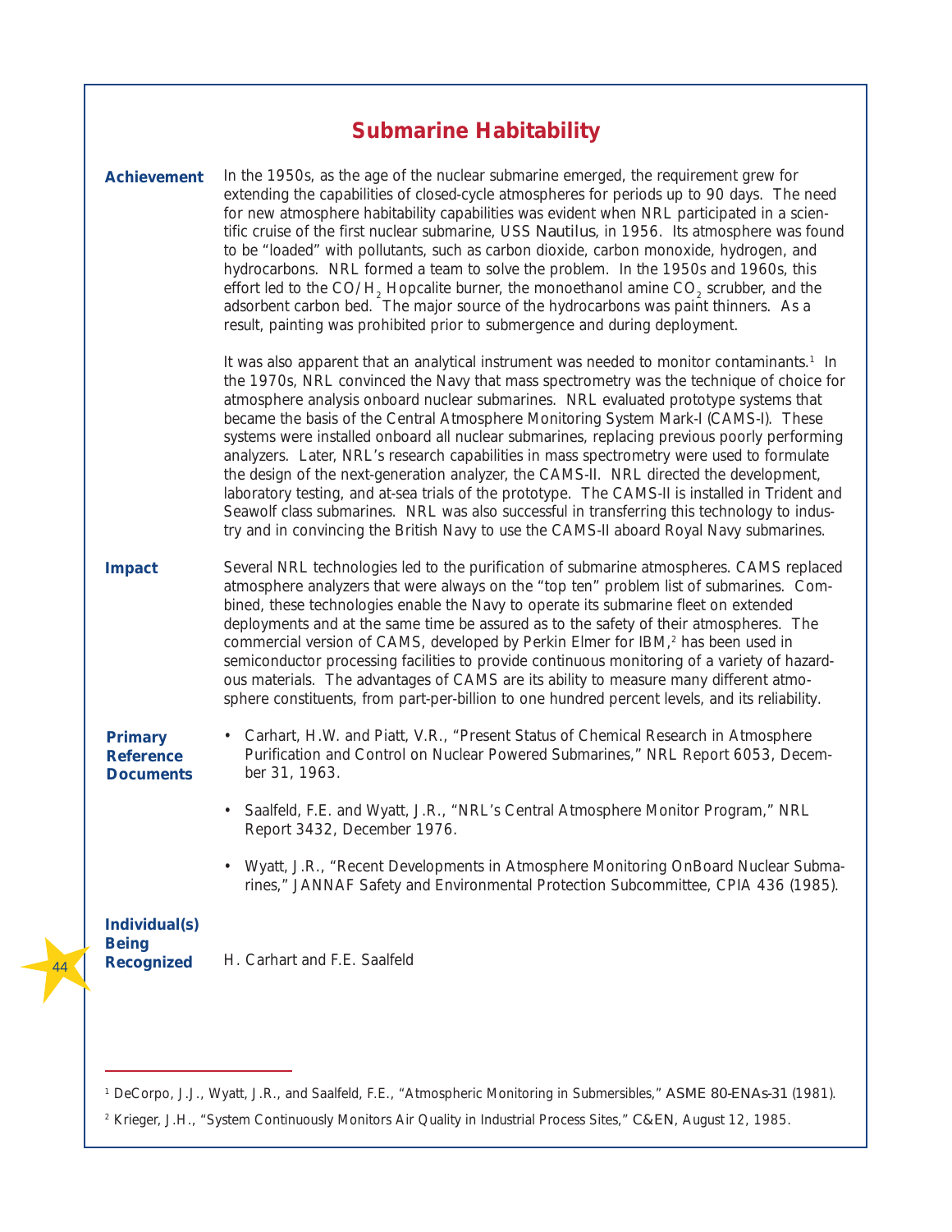# Submarine Habitability

**Achievement**

In the 1950s, as the age of the nuclear submarine emerged, the requirement grew for extending the capabilities of closed-cycle atmospheres for periods up to 90 days. The need for new atmosphere habitability capabilities was evident when NRL participated in a scientific cruise of the first nuclear submarine, USS *Nautilus*, in 1956. Its atmosphere was found to be "loaded" with pollutants, such as carbon dioxide, carbon monoxide, hydrogen, and hydrocarbons. NRL formed a team to solve the problem. In the 1950s and 1960s, this effort led to the $CO/H_2$ Hopcalite burner, the monoethanol amine $CO_2$ scrubber, and the adsorbent carbon bed. The major source of the hydrocarbons was paint thinners. As a result, painting was prohibited prior to submergence and during deployment.

It was also apparent that an analytical instrument was needed to monitor contaminants.[1] In the 1970s, NRL convinced the Navy that mass spectrometry was the technique of choice for atmosphere analysis onboard nuclear submarines. NRL evaluated prototype systems that became the basis of the Central Atmosphere Monitoring System Mark-I (CAMS-I). These systems were installed onboard all nuclear submarines, replacing previous poorly performing analyzers. Later, NRL's research capabilities in mass spectrometry were used to formulate the design of the next-generation analyzer, the CAMS-II. NRL directed the development, laboratory testing, and at-sea trials of the prototype. The CAMS-II is installed in Trident and Seawolf class submarines. NRL was also successful in transferring this technology to industry and in convincing the British Navy to use the CAMS-II aboard Royal Navy submarines.

**Impact**

Several NRL technologies led to the purification of submarine atmospheres. CAMS replaced atmosphere analyzers that were always on the "top ten" problem list of submarines. Combined, these technologies enable the Navy to operate its submarine fleet on extended deployments and at the same time be assured as to the safety of their atmospheres. The commercial version of CAMS, developed by Perkin Elmer for IBM,[2] has been used in semiconductor processing facilities to provide continuous monitoring of a variety of hazardous materials. The advantages of CAMS are its ability to measure many different atmosphere constituents, from part-per-billion to one hundred percent levels, and its reliability.

**Primary Reference Documents**

- Carhart, H.W. and Piatt, V.R., "Present Status of Chemical Research in Atmosphere Purification and Control on Nuclear Powered Submarines," NRL Report 6053, December 31, 1963.
- Saalfeld, F.E. and Wyatt, J.R., "NRL's Central Atmosphere Monitor Program," NRL Report 3432, December 1976.
- Wyatt, J.R., "Recent Developments in Atmosphere Monitoring OnBoard Nuclear Submarines," JANNAF Safety and Environmental Protection Subcommittee, CPIA 436 (1985).

**Individual(s) Being Recognized**

H. Carhart and F.E. Saalfeld

---

[1] DeCorpo, J.J., Wyatt, J.R., and Saalfeld, F.E., "Atmospheric Monitoring in Submersibles," ASME 80-ENAs-31 (1981).

[2] Krieger, J.H., "System Continuously Monitors Air Quality in Industrial Process Sites," C&EN, August 12, 1985.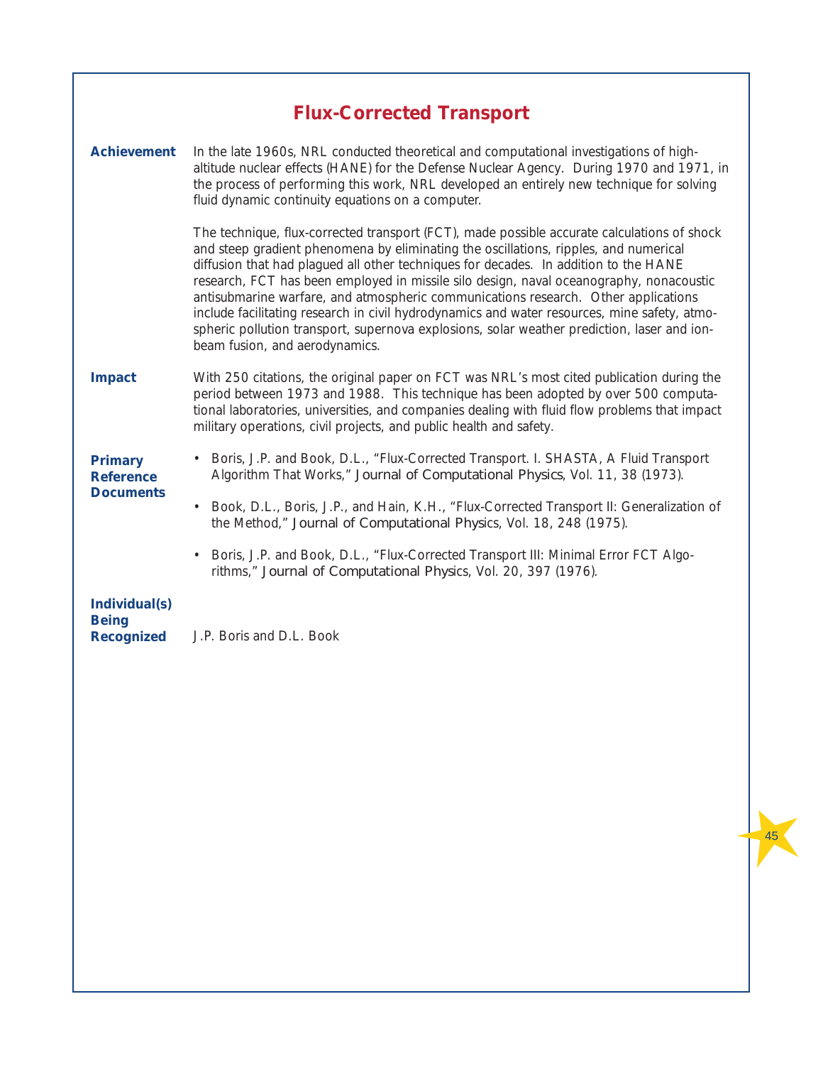# Flux-Corrected Transport

**Achievement**

In the late 1960s, NRL conducted theoretical and computational investigations of high-altitude nuclear effects (HANE) for the Defense Nuclear Agency. During 1970 and 1971, in the process of performing this work, NRL developed an entirely new technique for solving fluid dynamic continuity equations on a computer.

The technique, flux-corrected transport (FCT), made possible accurate calculations of shock and steep gradient phenomena by eliminating the oscillations, ripples, and numerical diffusion that had plagued all other techniques for decades. In addition to the HANE research, FCT has been employed in missile silo design, naval oceanography, nonacoustic antisubmarine warfare, and atmospheric communications research. Other applications include facilitating research in civil hydrodynamics and water resources, mine safety, atmospheric pollution transport, supernova explosions, solar weather prediction, laser and ion-beam fusion, and aerodynamics.

**Impact**

With 250 citations, the original paper on FCT was NRL's most cited publication during the period between 1973 and 1988. This technique has been adopted by over 500 computational laboratories, universities, and companies dealing with fluid flow problems that impact military operations, civil projects, and public health and safety.

**Primary Reference Documents**

- Boris, J.P. and Book, D.L., "Flux-Corrected Transport. I. SHASTA, A Fluid Transport Algorithm That Works," *Journal of Computational Physics*, Vol. 11, 38 (1973).
- Book, D.L., Boris, J.P., and Hain, K.H., "Flux-Corrected Transport II: Generalization of the Method," *Journal of Computational Physics*, Vol. 18, 248 (1975).
- Boris, J.P. and Book, D.L., "Flux-Corrected Transport III: Minimal Error FCT Algorithms," *Journal of Computational Physics*, Vol. 20, 397 (1976).

**Individual(s) Being Recognized**

J.P. Boris and D.L. Book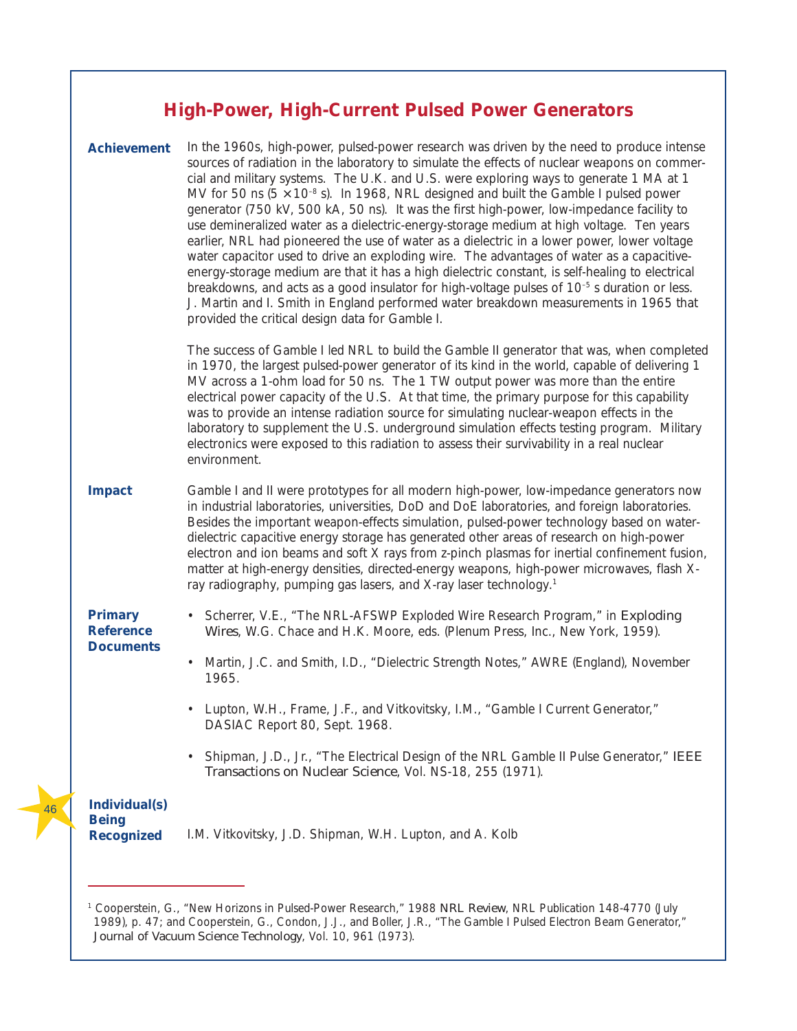## High-Power, High-Current Pulsed Power Generators

**Achievement**

In the 1960s, high-power, pulsed-power research was driven by the need to produce intense sources of radiation in the laboratory to simulate the effects of nuclear weapons on commercial and military systems. The U.K. and U.S. were exploring ways to generate 1 MA at 1 MV for 50 ns ($5 \times 10^{-8}$ s). In 1968, NRL designed and built the Gamble I pulsed power generator (750 kV, 500 kA, 50 ns). It was the first high-power, low-impedance facility to use demineralized water as a dielectric-energy-storage medium at high voltage. Ten years earlier, NRL had pioneered the use of water as a dielectric in a lower power, lower voltage water capacitor used to drive an exploding wire. The advantages of water as a capacitive-energy-storage medium are that it has a high dielectric constant, is self-healing to electrical breakdowns, and acts as a good insulator for high-voltage pulses of $10^{-5}$ s duration or less. J. Martin and I. Smith in England performed water breakdown measurements in 1965 that provided the critical design data for Gamble I.

The success of Gamble I led NRL to build the Gamble II generator that was, when completed in 1970, the largest pulsed-power generator of its kind in the world, capable of delivering 1 MV across a 1-ohm load for 50 ns. The 1 TW output power was more than the entire electrical power capacity of the U.S. At that time, the primary purpose for this capability was to provide an intense radiation source for simulating nuclear-weapon effects in the laboratory to supplement the U.S. underground simulation effects testing program. Military electronics were exposed to this radiation to assess their survivability in a real nuclear environment.

**Impact**

Gamble I and II were prototypes for all modern high-power, low-impedance generators now in industrial laboratories, universities, DoD and DoE laboratories, and foreign laboratories. Besides the important weapon-effects simulation, pulsed-power technology based on water-dielectric capacitive energy storage has generated other areas of research on high-power electron and ion beams and soft X rays from z-pinch plasmas for inertial confinement fusion, matter at high-energy densities, directed-energy weapons, high-power microwaves, flash X-ray radiography, pumping gas lasers, and X-ray laser technology.[1]

**Primary Reference Documents**

- Scherrer, V.E., "The NRL-AFSWP Exploded Wire Research Program," in *Exploding Wires*, W.G. Chace and H.K. Moore, eds. (Plenum Press, Inc., New York, 1959).
- Martin, J.C. and Smith, I.D., "Dielectric Strength Notes," AWRE (England), November 1965.
- Lupton, W.H., Frame, J.F., and Vitkovitsky, I.M., "Gamble I Current Generator," DASIAC Report 80, Sept. 1968.
- Shipman, J.D., Jr., "The Electrical Design of the NRL Gamble II Pulse Generator," *IEEE Transactions on Nuclear Science*, Vol. NS-18, 255 (1971).

**Individual(s) Being Recognized**

I.M. Vitkovitsky, J.D. Shipman, W.H. Lupton, and A. Kolb

---

[1] Cooperstein, G., "New Horizons in Pulsed-Power Research," 1988 *NRL Review*, NRL Publication 148-4770 (July 1989), p. 47; and Cooperstein, G., Condon, J.J., and Boller, J.R., "The Gamble I Pulsed Electron Beam Generator," *Journal of Vacuum Science Technology*, Vol. 10, 961 (1973).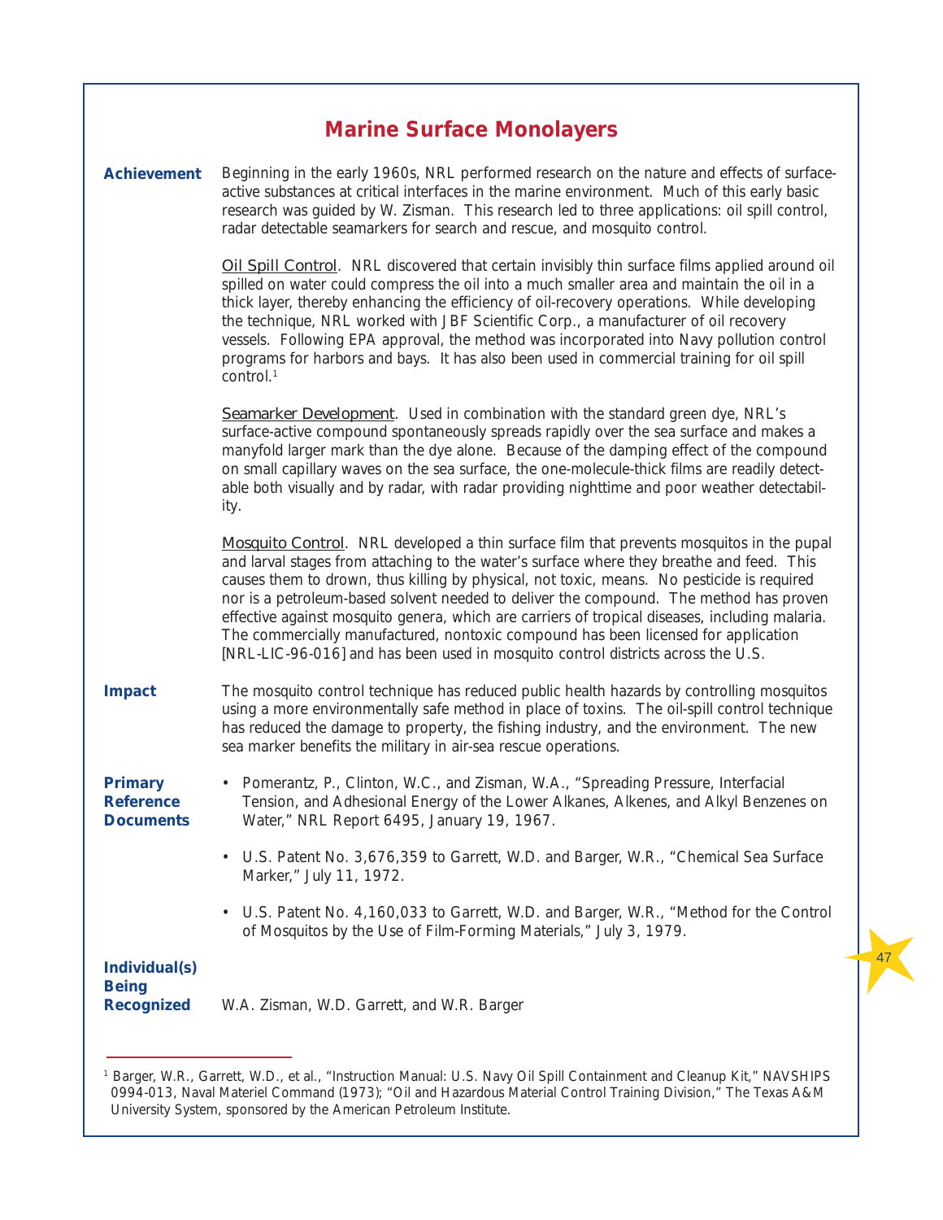# Marine Surface Monolayers

**Achievement**

Beginning in the early 1960s, NRL performed research on the nature and effects of surface-active substances at critical interfaces in the marine environment. Much of this early basic research was guided by W. Zisman. This research led to three applications: oil spill control, radar detectable seamarkers for search and rescue, and mosquito control.

Oil Spill Control. NRL discovered that certain invisibly thin surface films applied around oil spilled on water could compress the oil into a much smaller area and maintain the oil in a thick layer, thereby enhancing the efficiency of oil-recovery operations. While developing the technique, NRL worked with JBF Scientific Corp., a manufacturer of oil recovery vessels. Following EPA approval, the method was incorporated into Navy pollution control programs for harbors and bays. It has also been used in commercial training for oil spill control.[1]

Seamarker Development. Used in combination with the standard green dye, NRL's surface-active compound spontaneously spreads rapidly over the sea surface and makes a manyfold larger mark than the dye alone. Because of the damping effect of the compound on small capillary waves on the sea surface, the one-molecule-thick films are readily detectable both visually and by radar, with radar providing nighttime and poor weather detectability.

Mosquito Control. NRL developed a thin surface film that prevents mosquitos in the pupal and larval stages from attaching to the water's surface where they breathe and feed. This causes them to drown, thus killing by physical, not toxic, means. No pesticide is required nor is a petroleum-based solvent needed to deliver the compound. The method has proven effective against mosquito genera, which are carriers of tropical diseases, including malaria. The commercially manufactured, nontoxic compound has been licensed for application [NRL-LIC-96-016] and has been used in mosquito control districts across the U.S.

**Impact**

The mosquito control technique has reduced public health hazards by controlling mosquitos using a more environmentally safe method in place of toxins. The oil-spill control technique has reduced the damage to property, the fishing industry, and the environment. The new sea marker benefits the military in air-sea rescue operations.

**Primary Reference Documents**

- Pomerantz, P., Clinton, W.C., and Zisman, W.A., "Spreading Pressure, Interfacial Tension, and Adhesional Energy of the Lower Alkanes, Alkenes, and Alkyl Benzenes on Water," NRL Report 6495, January 19, 1967.
- U.S. Patent No. 3,676,359 to Garrett, W.D. and Barger, W.R., "Chemical Sea Surface Marker," July 11, 1972.
- U.S. Patent No. 4,160,033 to Garrett, W.D. and Barger, W.R., "Method for the Control of Mosquitos by the Use of Film-Forming Materials," July 3, 1979.

**Individual(s) Being Recognized**

W.A. Zisman, W.D. Garrett, and W.R. Barger

---

[1] Barger, W.R., Garrett, W.D., et al., "Instruction Manual: U.S. Navy Oil Spill Containment and Cleanup Kit," NAVSHIPS 0994-013, Naval Materiel Command (1973); "Oil and Hazardous Material Control Training Division," The Texas A&M University System, sponsored by the American Petroleum Institute.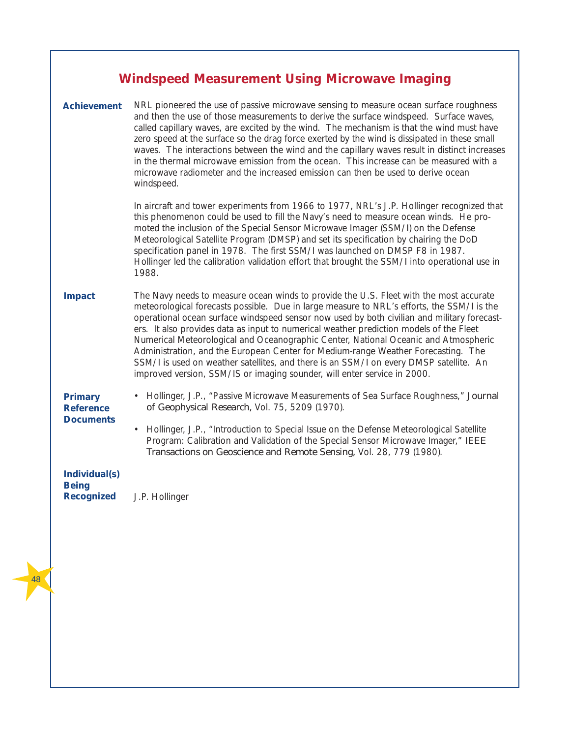# Windspeed Measurement Using Microwave Imaging

**Achievement**

NRL pioneered the use of passive microwave sensing to measure ocean surface roughness and then the use of those measurements to derive the surface windspeed. Surface waves, called capillary waves, are excited by the wind. The mechanism is that the wind must have zero speed at the surface so the drag force exerted by the wind is dissipated in these small waves. The interactions between the wind and the capillary waves result in distinct increases in the thermal microwave emission from the ocean. This increase can be measured with a microwave radiometer and the increased emission can then be used to derive ocean windspeed.

In aircraft and tower experiments from 1966 to 1977, NRL's J.P. Hollinger recognized that this phenomenon could be used to fill the Navy's need to measure ocean winds. He promoted the inclusion of the Special Sensor Microwave Imager (SSM/I) on the Defense Meteorological Satellite Program (DMSP) and set its specification by chairing the DoD specification panel in 1978. The first SSM/I was launched on DMSP F8 in 1987. Hollinger led the calibration validation effort that brought the SSM/I into operational use in 1988.

**Impact**

The Navy needs to measure ocean winds to provide the U.S. Fleet with the most accurate meteorological forecasts possible. Due in large measure to NRL's efforts, the SSM/I is the operational ocean surface windspeed sensor now used by both civilian and military forecasters. It also provides data as input to numerical weather prediction models of the Fleet Numerical Meteorological and Oceanographic Center, National Oceanic and Atmospheric Administration, and the European Center for Medium-range Weather Forecasting. The SSM/I is used on weather satellites, and there is an SSM/I on every DMSP satellite. An improved version, SSM/IS or imaging sounder, will enter service in 2000.

**Primary Reference Documents**

- Hollinger, J.P., "Passive Microwave Measurements of Sea Surface Roughness," *Journal of Geophysical Research*, Vol. 75, 5209 (1970).
- Hollinger, J.P., "Introduction to Special Issue on the Defense Meteorological Satellite Program: Calibration and Validation of the Special Sensor Microwave Imager," *IEEE Transactions on Geoscience and Remote Sensing*, Vol. 28, 779 (1980).

**Individual(s) Being Recognized**

J.P. Hollinger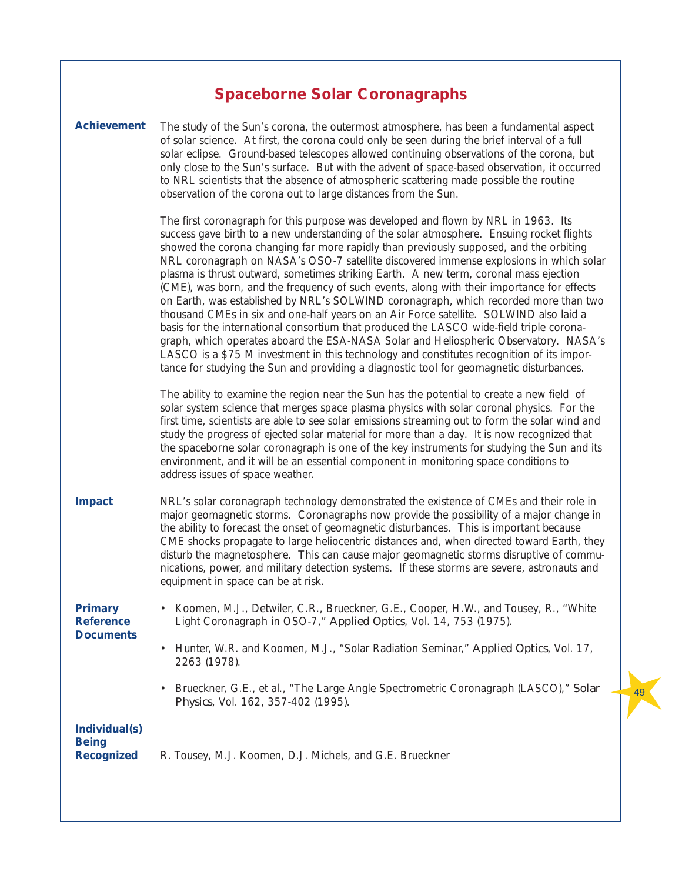# Spaceborne Solar Coronagraphs

**Achievement**

The study of the Sun's corona, the outermost atmosphere, has been a fundamental aspect of solar science. At first, the corona could only be seen during the brief interval of a full solar eclipse. Ground-based telescopes allowed continuing observations of the corona, but only close to the Sun's surface. But with the advent of space-based observation, it occurred to NRL scientists that the absence of atmospheric scattering made possible the routine observation of the corona out to large distances from the Sun.

The first coronagraph for this purpose was developed and flown by NRL in 1963. Its success gave birth to a new understanding of the solar atmosphere. Ensuing rocket flights showed the corona changing far more rapidly than previously supposed, and the orbiting NRL coronagraph on NASA's OSO-7 satellite discovered immense explosions in which solar plasma is thrust outward, sometimes striking Earth. A new term, coronal mass ejection (CME), was born, and the frequency of such events, along with their importance for effects on Earth, was established by NRL's SOLWIND coronagraph, which recorded more than two thousand CMEs in six and one-half years on an Air Force satellite. SOLWIND also laid a basis for the international consortium that produced the LASCO wide-field triple coronagraph, which operates aboard the ESA-NASA Solar and Heliospheric Observatory. NASA's LASCO is a $75 M investment in this technology and constitutes recognition of its importance for studying the Sun and providing a diagnostic tool for geomagnetic disturbances.

The ability to examine the region near the Sun has the potential to create a new field of solar system science that merges space plasma physics with solar coronal physics. For the first time, scientists are able to see solar emissions streaming out to form the solar wind and study the progress of ejected solar material for more than a day. It is now recognized that the spaceborne solar coronagraph is one of the key instruments for studying the Sun and its environment, and it will be an essential component in monitoring space conditions to address issues of space weather.

**Impact**

NRL's solar coronagraph technology demonstrated the existence of CMEs and their role in major geomagnetic storms. Coronagraphs now provide the possibility of a major change in the ability to forecast the onset of geomagnetic disturbances. This is important because CME shocks propagate to large heliocentric distances and, when directed toward Earth, they disturb the magnetosphere. This can cause major geomagnetic storms disruptive of communications, power, and military detection systems. If these storms are severe, astronauts and equipment in space can be at risk.

**Primary Reference Documents**

- Koomen, M.J., Detwiler, C.R., Brueckner, G.E., Cooper, H.W., and Tousey, R., "White Light Coronagraph in OSO-7," *Applied Optics*, Vol. 14, 753 (1975).
- Hunter, W.R. and Koomen, M.J., "Solar Radiation Seminar," *Applied Optics*, Vol. 17, 2263 (1978).
- Brueckner, G.E., et al., "The Large Angle Spectrometric Coronagraph (LASCO)," *Solar Physics*, Vol. 162, 357-402 (1995).

**Individual(s) Being Recognized**

R. Tousey, M.J. Koomen, D.J. Michels, and G.E. Brueckner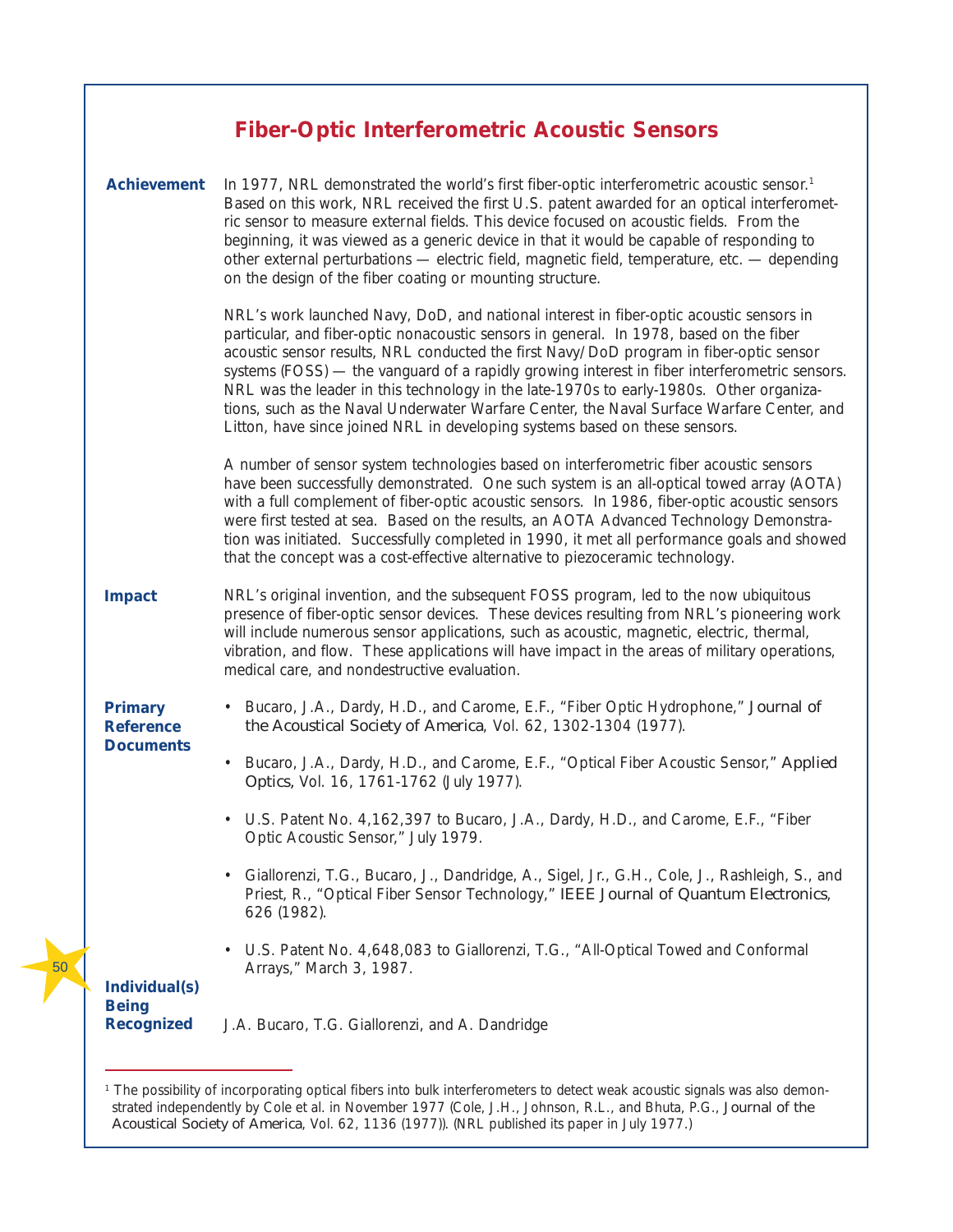# Fiber-Optic Interferometric Acoustic Sensors

**Achievement**

In 1977, NRL demonstrated the world's first fiber-optic interferometric acoustic sensor.[1] Based on this work, NRL received the first U.S. patent awarded for an optical interferometric sensor to measure external fields. This device focused on acoustic fields. From the beginning, it was viewed as a generic device in that it would be capable of responding to other external perturbations — electric field, magnetic field, temperature, etc. — depending on the design of the fiber coating or mounting structure.

NRL's work launched Navy, DoD, and national interest in fiber-optic acoustic sensors in particular, and fiber-optic nonacoustic sensors in general. In 1978, based on the fiber acoustic sensor results, NRL conducted the first Navy/DoD program in fiber-optic sensor systems (FOSS) — the vanguard of a rapidly growing interest in fiber interferometric sensors. NRL was the leader in this technology in the late-1970s to early-1980s. Other organizations, such as the Naval Underwater Warfare Center, the Naval Surface Warfare Center, and Litton, have since joined NRL in developing systems based on these sensors.

A number of sensor system technologies based on interferometric fiber acoustic sensors have been successfully demonstrated. One such system is an all-optical towed array (AOTA) with a full complement of fiber-optic acoustic sensors. In 1986, fiber-optic acoustic sensors were first tested at sea. Based on the results, an AOTA Advanced Technology Demonstration was initiated. Successfully completed in 1990, it met all performance goals and showed that the concept was a cost-effective alternative to piezoceramic technology.

**Impact**

NRL's original invention, and the subsequent FOSS program, led to the now ubiquitous presence of fiber-optic sensor devices. These devices resulting from NRL's pioneering work will include numerous sensor applications, such as acoustic, magnetic, electric, thermal, vibration, and flow. These applications will have impact in the areas of military operations, medical care, and nondestructive evaluation.

**Primary Reference Documents**

- Bucaro, J.A., Dardy, H.D., and Carome, E.F., "Fiber Optic Hydrophone," *Journal of the Acoustical Society of America*, Vol. 62, 1302-1304 (1977).
- Bucaro, J.A., Dardy, H.D., and Carome, E.F., "Optical Fiber Acoustic Sensor," *Applied Optics*, Vol. 16, 1761-1762 (July 1977).
- U.S. Patent No. 4,162,397 to Bucaro, J.A., Dardy, H.D., and Carome, E.F., "Fiber Optic Acoustic Sensor," July 1979.
- Giallorenzi, T.G., Bucaro, J., Dandridge, A., Sigel, Jr., G.H., Cole, J., Rashleigh, S., and Priest, R., "Optical Fiber Sensor Technology," *IEEE Journal of Quantum Electronics*, 626 (1982).
- U.S. Patent No. 4,648,083 to Giallorenzi, T.G., "All-Optical Towed and Conformal Arrays," March 3, 1987.

**Individual(s) Being Recognized**

J.A. Bucaro, T.G. Giallorenzi, and A. Dandridge

---

[1] The possibility of incorporating optical fibers into bulk interferometers to detect weak acoustic signals was also demonstrated independently by Cole et al. in November 1977 (Cole, J.H., Johnson, R.L., and Bhuta, P.G., *Journal of the Acoustical Society of America*, Vol. 62, 1136 (1977)). (NRL published its paper in July 1977.)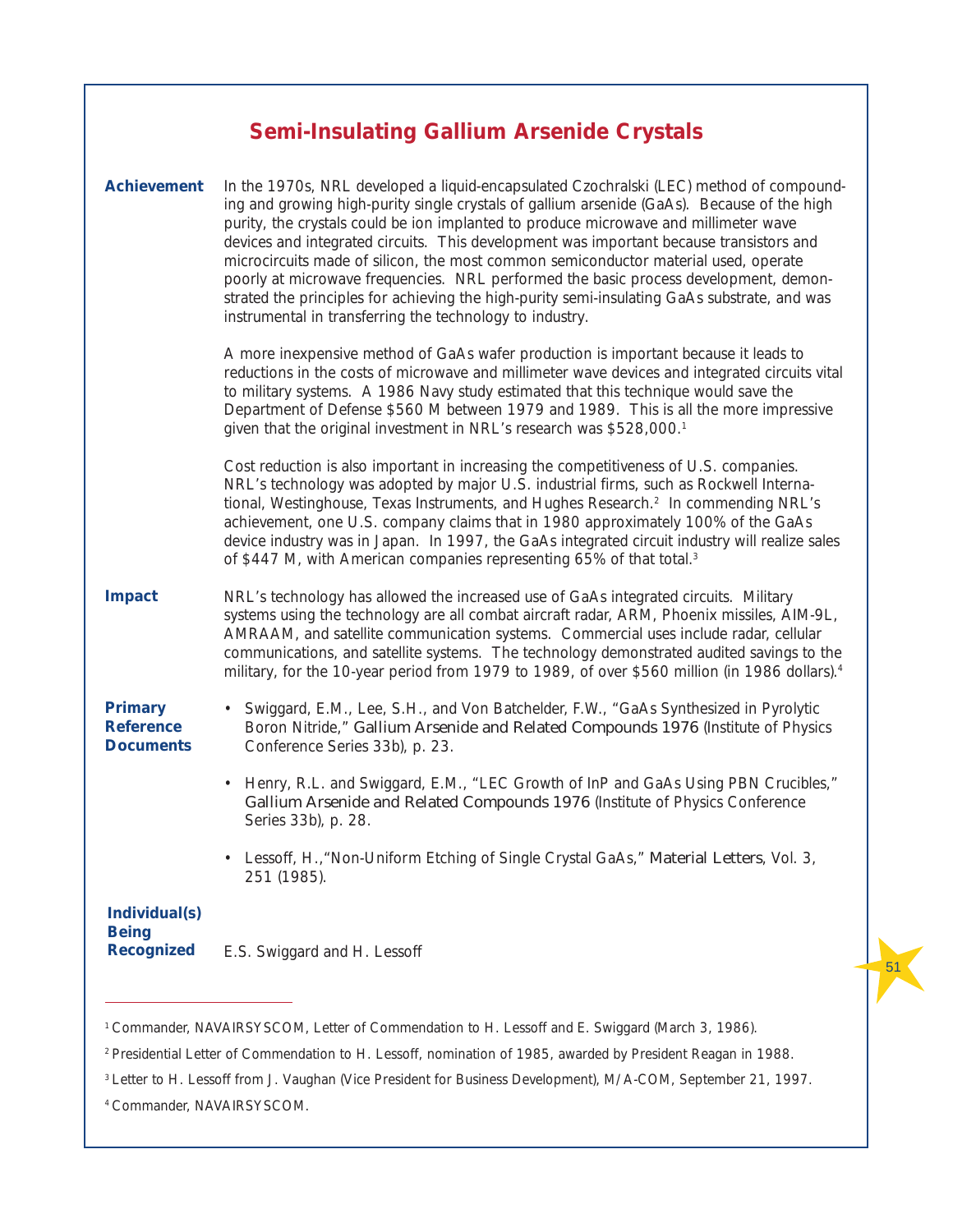# Semi-Insulating Gallium Arsenide Crystals

**Achievement**

In the 1970s, NRL developed a liquid-encapsulated Czochralski (LEC) method of compounding and growing high-purity single crystals of gallium arsenide (GaAs). Because of the high purity, the crystals could be ion implanted to produce microwave and millimeter wave devices and integrated circuits. This development was important because transistors and microcircuits made of silicon, the most common semiconductor material used, operate poorly at microwave frequencies. NRL performed the basic process development, demonstrated the principles for achieving the high-purity semi-insulating GaAs substrate, and was instrumental in transferring the technology to industry.

A more inexpensive method of GaAs wafer production is important because it leads to reductions in the costs of microwave and millimeter wave devices and integrated circuits vital to military systems. A 1986 Navy study estimated that this technique would save the Department of Defense $560 M between 1979 and 1989. This is all the more impressive given that the original investment in NRL's research was $528,000.[1]

Cost reduction is also important in increasing the competitiveness of U.S. companies. NRL's technology was adopted by major U.S. industrial firms, such as Rockwell International, Westinghouse, Texas Instruments, and Hughes Research.[2] In commending NRL's achievement, one U.S. company claims that in 1980 approximately 100% of the GaAs device industry was in Japan. In 1997, the GaAs integrated circuit industry will realize sales of $447 M, with American companies representing 65% of that total.[3]

**Impact**

NRL's technology has allowed the increased use of GaAs integrated circuits. Military systems using the technology are all combat aircraft radar, ARM, Phoenix missiles, AIM-9L, AMRAAM, and satellite communication systems. Commercial uses include radar, cellular communications, and satellite systems. The technology demonstrated audited savings to the military, for the 10-year period from 1979 to 1989, of over $560 million (in 1986 dollars).[4]

**Primary Reference Documents**

- Swiggard, E.M., Lee, S.H., and Von Batchelder, F.W., "GaAs Synthesized in Pyrolytic Boron Nitride," *Gallium Arsenide and Related Compounds 1976* (Institute of Physics Conference Series 33b), p. 23.
- Henry, R.L. and Swiggard, E.M., "LEC Growth of InP and GaAs Using PBN Crucibles," *Gallium Arsenide and Related Compounds 1976* (Institute of Physics Conference Series 33b), p. 28.
- Lessoff, H.,"Non-Uniform Etching of Single Crystal GaAs," *Material Letters*, Vol. 3, 251 (1985).

**Individual(s) Being Recognized**

E.S. Swiggard and H. Lessoff

---

[1] Commander, NAVAIRSYSCOM, Letter of Commendation to H. Lessoff and E. Swiggard (March 3, 1986).

[2] Presidential Letter of Commendation to H. Lessoff, nomination of 1985, awarded by President Reagan in 1988.

[3] Letter to H. Lessoff from J. Vaughan (Vice President for Business Development), M/A-COM, September 21, 1997.

[4] Commander, NAVAIRSYSCOM.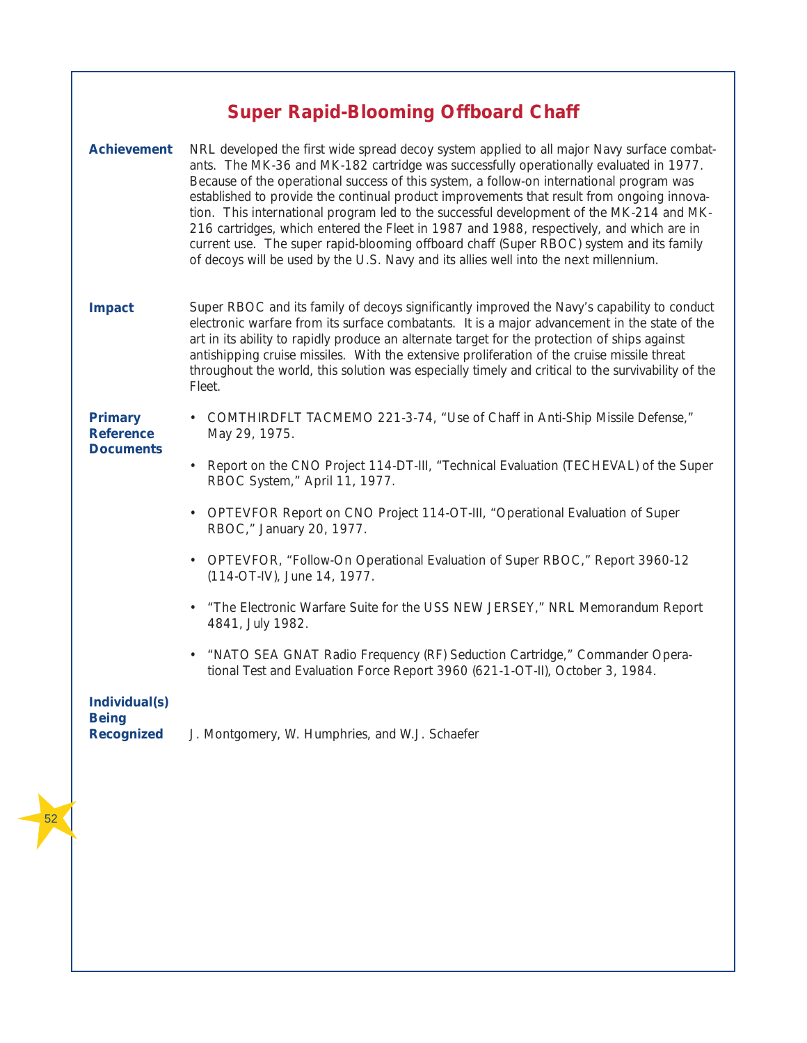# Super Rapid-Blooming Offboard Chaff

**Achievement**

NRL developed the first wide spread decoy system applied to all major Navy surface combatants. The MK-36 and MK-182 cartridge was successfully operationally evaluated in 1977. Because of the operational success of this system, a follow-on international program was established to provide the continual product improvements that result from ongoing innovation. This international program led to the successful development of the MK-214 and MK-216 cartridges, which entered the Fleet in 1987 and 1988, respectively, and which are in current use. The super rapid-blooming offboard chaff (Super RBOC) system and its family of decoys will be used by the U.S. Navy and its allies well into the next millennium.

**Impact**

Super RBOC and its family of decoys significantly improved the Navy's capability to conduct electronic warfare from its surface combatants. It is a major advancement in the state of the art in its ability to rapidly produce an alternate target for the protection of ships against antishipping cruise missiles. With the extensive proliferation of the cruise missile threat throughout the world, this solution was especially timely and critical to the survivability of the Fleet.

**Primary Reference Documents**

- COMTHIRDFLT TACMEMO 221-3-74, "Use of Chaff in Anti-Ship Missile Defense," May 29, 1975.
- Report on the CNO Project 114-DT-III, "Technical Evaluation (TECHEVAL) of the Super RBOC System," April 11, 1977.
- OPTEVFOR Report on CNO Project 114-OT-III, "Operational Evaluation of Super RBOC," January 20, 1977.
- OPTEVFOR, "Follow-On Operational Evaluation of Super RBOC," Report 3960-12 (114-OT-IV), June 14, 1977.
- "The Electronic Warfare Suite for the USS NEW JERSEY," NRL Memorandum Report 4841, July 1982.
- "NATO SEA GNAT Radio Frequency (RF) Seduction Cartridge," Commander Operational Test and Evaluation Force Report 3960 (621-1-OT-II), October 3, 1984.

**Individual(s) Being Recognized**

J. Montgomery, W. Humphries, and W.J. Schaefer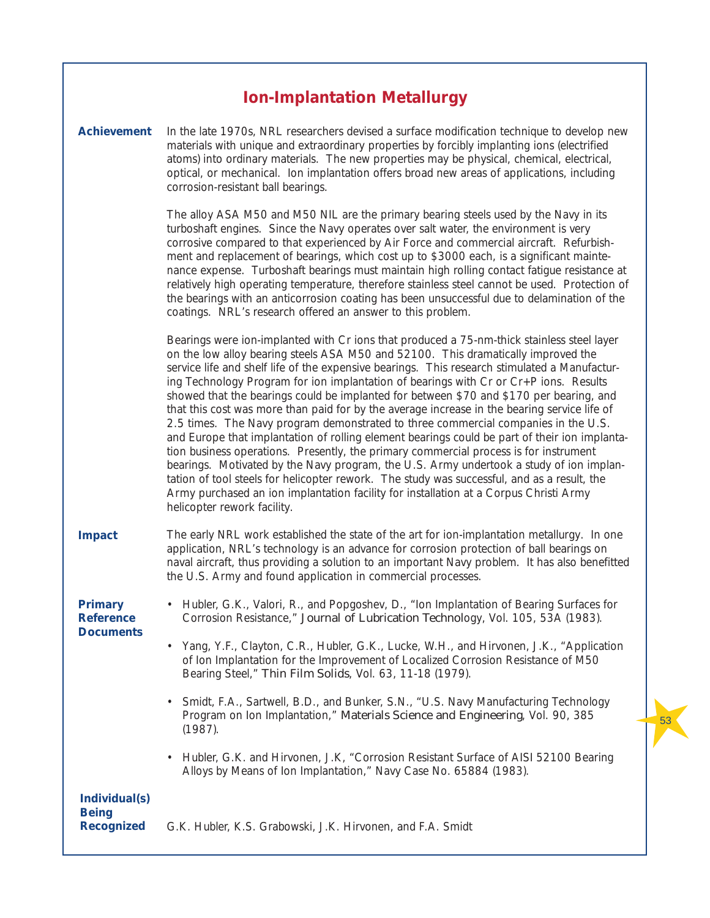# Ion-Implantation Metallurgy

**Achievement**

In the late 1970s, NRL researchers devised a surface modification technique to develop new materials with unique and extraordinary properties by forcibly implanting ions (electrified atoms) into ordinary materials. The new properties may be physical, chemical, electrical, optical, or mechanical. Ion implantation offers broad new areas of applications, including corrosion-resistant ball bearings.

The alloy ASA M50 and M50 NIL are the primary bearing steels used by the Navy in its turboshaft engines. Since the Navy operates over salt water, the environment is very corrosive compared to that experienced by Air Force and commercial aircraft. Refurbishment and replacement of bearings, which cost up to $3000 each, is a significant maintenance expense. Turboshaft bearings must maintain high rolling contact fatigue resistance at relatively high operating temperature, therefore stainless steel cannot be used. Protection of the bearings with an anticorrosion coating has been unsuccessful due to delamination of the coatings. NRL's research offered an answer to this problem.

Bearings were ion-implanted with Cr ions that produced a 75-nm-thick stainless steel layer on the low alloy bearing steels ASA M50 and 52100. This dramatically improved the service life and shelf life of the expensive bearings. This research stimulated a Manufacturing Technology Program for ion implantation of bearings with Cr or Cr+P ions. Results showed that the bearings could be implanted for between $70 and $170 per bearing, and that this cost was more than paid for by the average increase in the bearing service life of 2.5 times. The Navy program demonstrated to three commercial companies in the U.S. and Europe that implantation of rolling element bearings could be part of their ion implantation business operations. Presently, the primary commercial process is for instrument bearings. Motivated by the Navy program, the U.S. Army undertook a study of ion implantation of tool steels for helicopter rework. The study was successful, and as a result, the Army purchased an ion implantation facility for installation at a Corpus Christi Army helicopter rework facility.

**Impact**

The early NRL work established the state of the art for ion-implantation metallurgy. In one application, NRL's technology is an advance for corrosion protection of ball bearings on naval aircraft, thus providing a solution to an important Navy problem. It has also benefitted the U.S. Army and found application in commercial processes.

**Primary Reference Documents**

- Hubler, G.K., Valori, R., and Popgoshev, D., "Ion Implantation of Bearing Surfaces for Corrosion Resistance," *Journal of Lubrication Technology*, Vol. 105, 53A (1983).
- Yang, Y.F., Clayton, C.R., Hubler, G.K., Lucke, W.H., and Hirvonen, J.K., "Application of Ion Implantation for the Improvement of Localized Corrosion Resistance of M50 Bearing Steel," *Thin Film Solids*, Vol. 63, 11-18 (1979).
- Smidt, F.A., Sartwell, B.D., and Bunker, S.N., "U.S. Navy Manufacturing Technology Program on Ion Implantation," *Materials Science and Engineering*, Vol. 90, 385 (1987).
- Hubler, G.K. and Hirvonen, J.K, "Corrosion Resistant Surface of AISI 52100 Bearing Alloys by Means of Ion Implantation," Navy Case No. 65884 (1983).

**Individual(s) Being Recognized**

G.K. Hubler, K.S. Grabowski, J.K. Hirvonen, and F.A. Smidt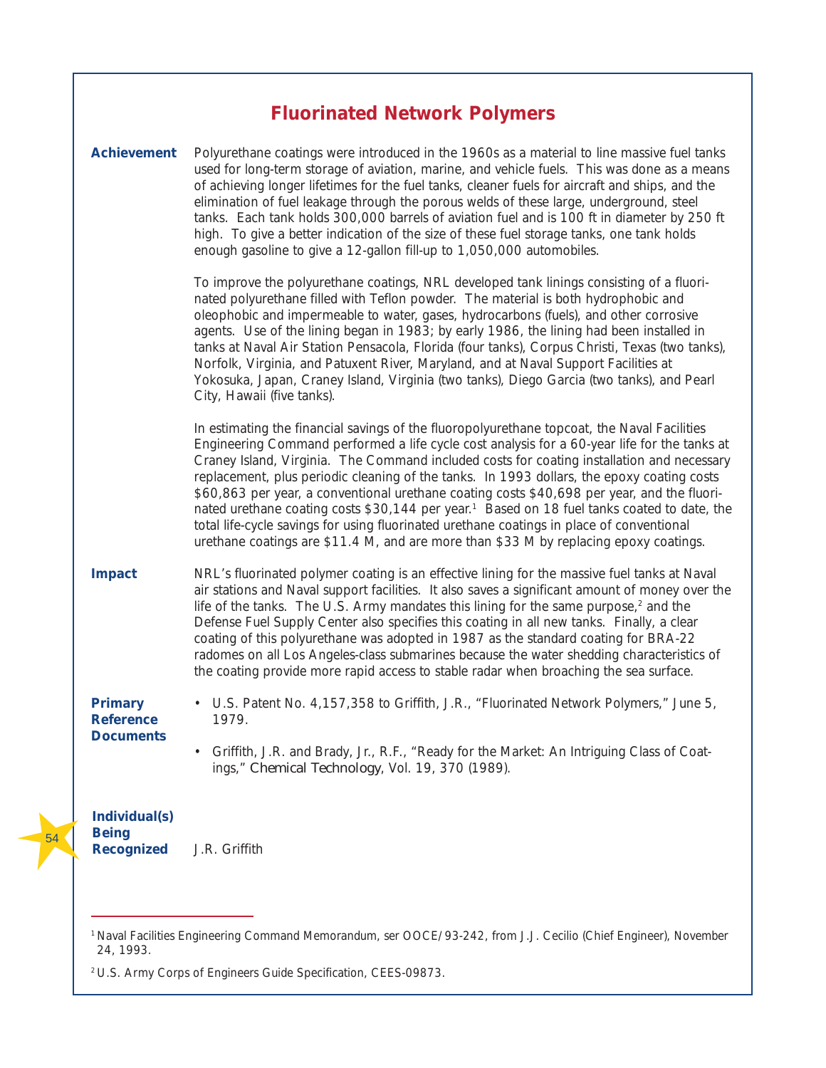# Fluorinated Network Polymers

**Achievement**

Polyurethane coatings were introduced in the 1960s as a material to line massive fuel tanks used for long-term storage of aviation, marine, and vehicle fuels. This was done as a means of achieving longer lifetimes for the fuel tanks, cleaner fuels for aircraft and ships, and the elimination of fuel leakage through the porous welds of these large, underground, steel tanks. Each tank holds 300,000 barrels of aviation fuel and is 100 ft in diameter by 250 ft high. To give a better indication of the size of these fuel storage tanks, one tank holds enough gasoline to give a 12-gallon fill-up to 1,050,000 automobiles.

To improve the polyurethane coatings, NRL developed tank linings consisting of a fluorinated polyurethane filled with Teflon powder. The material is both hydrophobic and oleophobic and impermeable to water, gases, hydrocarbons (fuels), and other corrosive agents. Use of the lining began in 1983; by early 1986, the lining had been installed in tanks at Naval Air Station Pensacola, Florida (four tanks), Corpus Christi, Texas (two tanks), Norfolk, Virginia, and Patuxent River, Maryland, and at Naval Support Facilities at Yokosuka, Japan, Craney Island, Virginia (two tanks), Diego Garcia (two tanks), and Pearl City, Hawaii (five tanks).

In estimating the financial savings of the fluoropolyurethane topcoat, the Naval Facilities Engineering Command performed a life cycle cost analysis for a 60-year life for the tanks at Craney Island, Virginia. The Command included costs for coating installation and necessary replacement, plus periodic cleaning of the tanks. In 1993 dollars, the epoxy coating costs $60,863 per year, a conventional urethane coating costs $40,698 per year, and the fluorinated urethane coating costs $30,144 per year.[1] Based on 18 fuel tanks coated to date, the total life-cycle savings for using fluorinated urethane coatings in place of conventional urethane coatings are $11.4 M, and are more than $33 M by replacing epoxy coatings.

**Impact**

NRL's fluorinated polymer coating is an effective lining for the massive fuel tanks at Naval air stations and Naval support facilities. It also saves a significant amount of money over the life of the tanks. The U.S. Army mandates this lining for the same purpose,[2] and the Defense Fuel Supply Center also specifies this coating in all new tanks. Finally, a clear coating of this polyurethane was adopted in 1987 as the standard coating for BRA-22 radomes on all Los Angeles-class submarines because the water shedding characteristics of the coating provide more rapid access to stable radar when broaching the sea surface.

**Primary Reference Documents**

- U.S. Patent No. 4,157,358 to Griffith, J.R., "Fluorinated Network Polymers," June 5, 1979.
- Griffith, J.R. and Brady, Jr., R.F., "Ready for the Market: An Intriguing Class of Coatings," *Chemical Technology*, Vol. 19, 370 (1989).

**Individual(s) Being Recognized**

J.R. Griffith

---

[1] Naval Facilities Engineering Command Memorandum, ser OOCE/93-242, from J.J. Cecilio (Chief Engineer), November 24, 1993.

[2] U.S. Army Corps of Engineers Guide Specification, CEES-09873.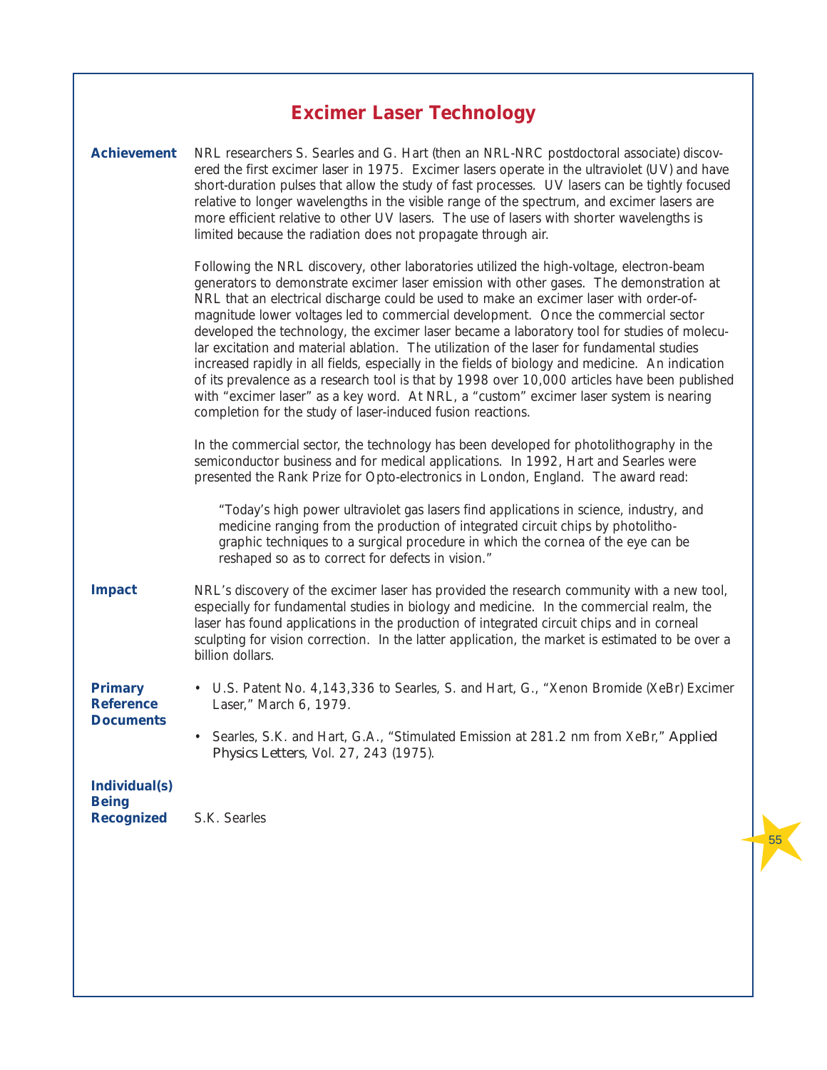# Excimer Laser Technology

**Achievement**

NRL researchers S. Searles and G. Hart (then an NRL-NRC postdoctoral associate) discovered the first excimer laser in 1975. Excimer lasers operate in the ultraviolet (UV) and have short-duration pulses that allow the study of fast processes. UV lasers can be tightly focused relative to longer wavelengths in the visible range of the spectrum, and excimer lasers are more efficient relative to other UV lasers. The use of lasers with shorter wavelengths is limited because the radiation does not propagate through air.

Following the NRL discovery, other laboratories utilized the high-voltage, electron-beam generators to demonstrate excimer laser emission with other gases. The demonstration at NRL that an electrical discharge could be used to make an excimer laser with order-of-magnitude lower voltages led to commercial development. Once the commercial sector developed the technology, the excimer laser became a laboratory tool for studies of molecular excitation and material ablation. The utilization of the laser for fundamental studies increased rapidly in all fields, especially in the fields of biology and medicine. An indication of its prevalence as a research tool is that by 1998 over 10,000 articles have been published with "excimer laser" as a key word. At NRL, a "custom" excimer laser system is nearing completion for the study of laser-induced fusion reactions.

In the commercial sector, the technology has been developed for photolithography in the semiconductor business and for medical applications. In 1992, Hart and Searles were presented the Rank Prize for Opto-electronics in London, England. The award read:

> "Today's high power ultraviolet gas lasers find applications in science, industry, and medicine ranging from the production of integrated circuit chips by photolithographic techniques to a surgical procedure in which the cornea of the eye can be reshaped so as to correct for defects in vision."

**Impact**

NRL's discovery of the excimer laser has provided the research community with a new tool, especially for fundamental studies in biology and medicine. In the commercial realm, the laser has found applications in the production of integrated circuit chips and in corneal sculpting for vision correction. In the latter application, the market is estimated to be over a billion dollars.

**Primary Reference Documents**

- U.S. Patent No. 4,143,336 to Searles, S. and Hart, G., "Xenon Bromide (XeBr) Excimer Laser," March 6, 1979.
- Searles, S.K. and Hart, G.A., "Stimulated Emission at 281.2 nm from XeBr," *Applied Physics Letters*, Vol. 27, 243 (1975).

**Individual(s) Being Recognized**

S.K. Searles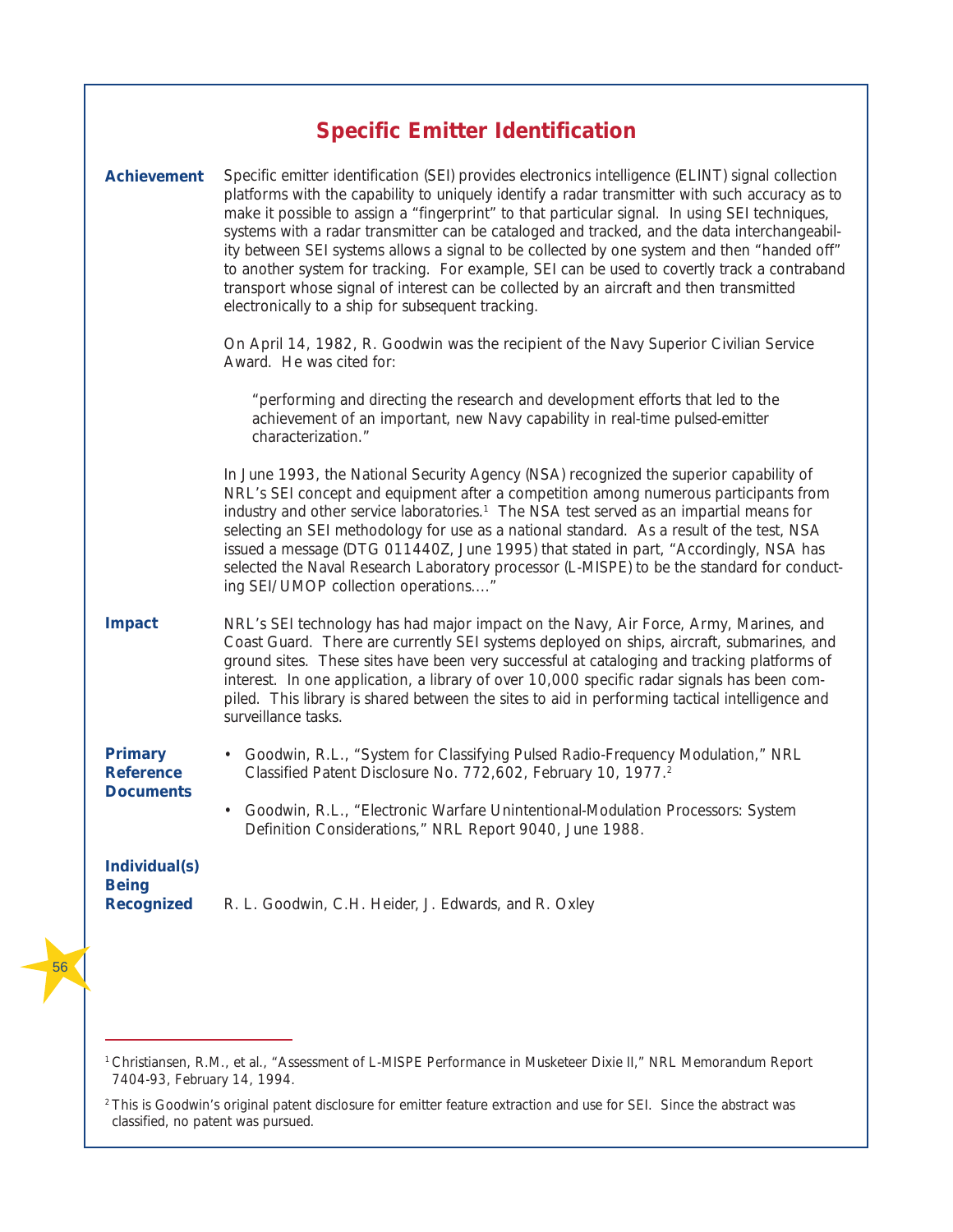# Specific Emitter Identification

**Achievement**

Specific emitter identification (SEI) provides electronics intelligence (ELINT) signal collection platforms with the capability to uniquely identify a radar transmitter with such accuracy as to make it possible to assign a "fingerprint" to that particular signal. In using SEI techniques, systems with a radar transmitter can be cataloged and tracked, and the data interchangeability between SEI systems allows a signal to be collected by one system and then "handed off" to another system for tracking. For example, SEI can be used to covertly track a contraband transport whose signal of interest can be collected by an aircraft and then transmitted electronically to a ship for subsequent tracking.

On April 14, 1982, R. Goodwin was the recipient of the Navy Superior Civilian Service Award. He was cited for:

> "performing and directing the research and development efforts that led to the achievement of an important, new Navy capability in real-time pulsed-emitter characterization."

In June 1993, the National Security Agency (NSA) recognized the superior capability of NRL's SEI concept and equipment after a competition among numerous participants from industry and other service laboratories.[1] The NSA test served as an impartial means for selecting an SEI methodology for use as a national standard. As a result of the test, NSA issued a message (DTG 011440Z, June 1995) that stated in part, "Accordingly, NSA has selected the Naval Research Laboratory processor (L-MISPE) to be the standard for conducting SEI/UMOP collection operations...."

**Impact**

NRL's SEI technology has had major impact on the Navy, Air Force, Army, Marines, and Coast Guard. There are currently SEI systems deployed on ships, aircraft, submarines, and ground sites. These sites have been very successful at cataloging and tracking platforms of interest. In one application, a library of over 10,000 specific radar signals has been compiled. This library is shared between the sites to aid in performing tactical intelligence and surveillance tasks.

**Primary Reference Documents**

- Goodwin, R.L., "System for Classifying Pulsed Radio-Frequency Modulation," NRL Classified Patent Disclosure No. 772,602, February 10, 1977.[2]
- Goodwin, R.L., "Electronic Warfare Unintentional-Modulation Processors: System Definition Considerations," NRL Report 9040, June 1988.

**Individual(s) Being Recognized**

R. L. Goodwin, C.H. Heider, J. Edwards, and R. Oxley

---

[1] Christiansen, R.M., et al., "Assessment of L-MISPE Performance in Musketeer Dixie II," NRL Memorandum Report 7404-93, February 14, 1994.

[2] This is Goodwin's original patent disclosure for emitter feature extraction and use for SEI. Since the abstract was classified, no patent was pursued.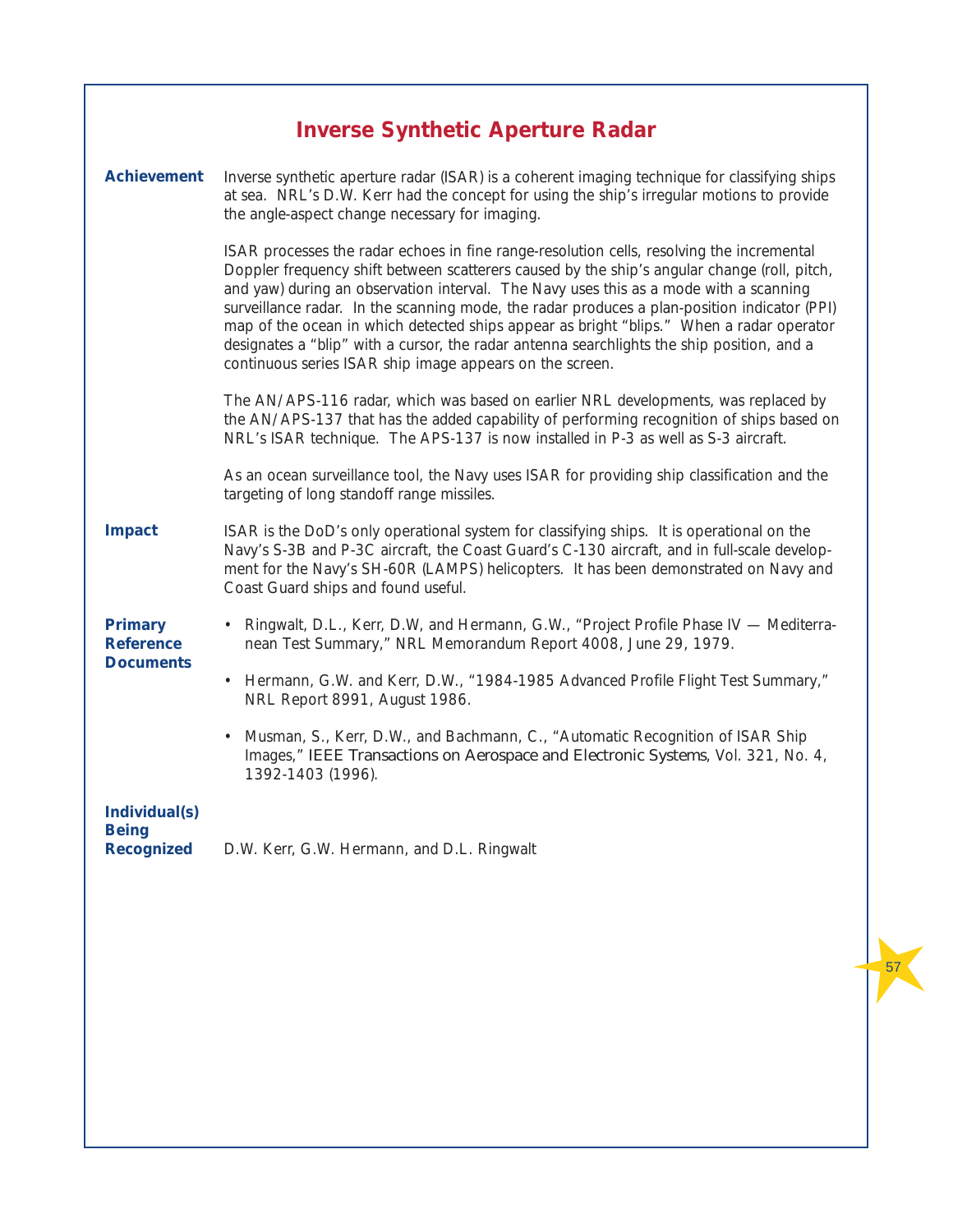# Inverse Synthetic Aperture Radar

**Achievement**

Inverse synthetic aperture radar (ISAR) is a coherent imaging technique for classifying ships at sea. NRL's D.W. Kerr had the concept for using the ship's irregular motions to provide the angle-aspect change necessary for imaging.

ISAR processes the radar echoes in fine range-resolution cells, resolving the incremental Doppler frequency shift between scatterers caused by the ship's angular change (roll, pitch, and yaw) during an observation interval. The Navy uses this as a mode with a scanning surveillance radar. In the scanning mode, the radar produces a plan-position indicator (PPI) map of the ocean in which detected ships appear as bright "blips." When a radar operator designates a "blip" with a cursor, the radar antenna searchlights the ship position, and a continuous series ISAR ship image appears on the screen.

The AN/APS-116 radar, which was based on earlier NRL developments, was replaced by the AN/APS-137 that has the added capability of performing recognition of ships based on NRL's ISAR technique. The APS-137 is now installed in P-3 as well as S-3 aircraft.

As an ocean surveillance tool, the Navy uses ISAR for providing ship classification and the targeting of long standoff range missiles.

**Impact**

ISAR is the DoD's only operational system for classifying ships. It is operational on the Navy's S-3B and P-3C aircraft, the Coast Guard's C-130 aircraft, and in full-scale development for the Navy's SH-60R (LAMPS) helicopters. It has been demonstrated on Navy and Coast Guard ships and found useful.

**Primary Reference Documents**

- Ringwalt, D.L., Kerr, D.W, and Hermann, G.W., "Project Profile Phase IV — Mediterranean Test Summary," NRL Memorandum Report 4008, June 29, 1979.
- Hermann, G.W. and Kerr, D.W., "1984-1985 Advanced Profile Flight Test Summary," NRL Report 8991, August 1986.
- Musman, S., Kerr, D.W., and Bachmann, C., "Automatic Recognition of ISAR Ship Images," *IEEE Transactions on Aerospace and Electronic Systems*, Vol. 321, No. 4, 1392-1403 (1996).

**Individual(s) Being Recognized**

D.W. Kerr, G.W. Hermann, and D.L. Ringwalt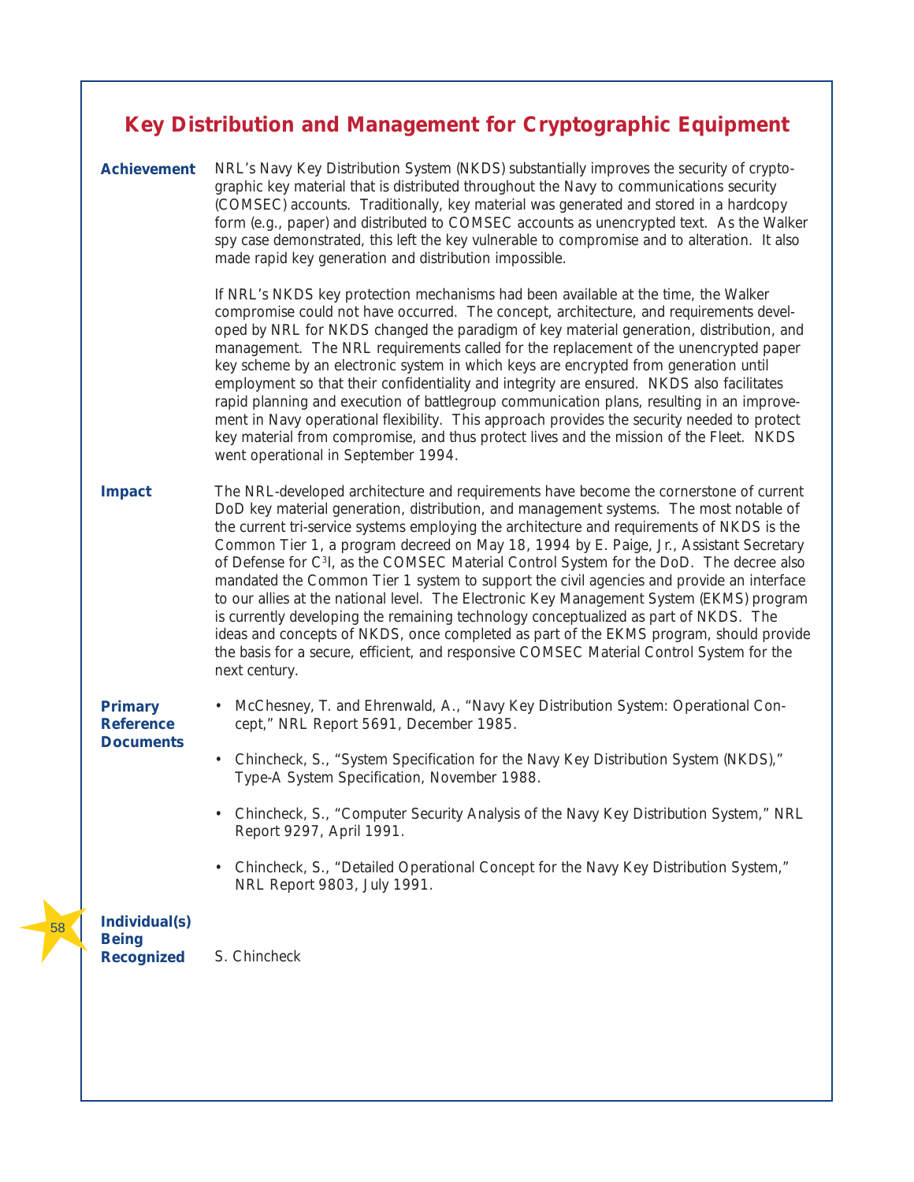## Key Distribution and Management for Cryptographic Equipment

**Achievement**

NRL's Navy Key Distribution System (NKDS) substantially improves the security of cryptographic key material that is distributed throughout the Navy to communications security (COMSEC) accounts. Traditionally, key material was generated and stored in a hardcopy form (e.g., paper) and distributed to COMSEC accounts as unencrypted text. As the Walker spy case demonstrated, this left the key vulnerable to compromise and to alteration. It also made rapid key generation and distribution impossible.

If NRL's NKDS key protection mechanisms had been available at the time, the Walker compromise could not have occurred. The concept, architecture, and requirements developed by NRL for NKDS changed the paradigm of key material generation, distribution, and management. The NRL requirements called for the replacement of the unencrypted paper key scheme by an electronic system in which keys are encrypted from generation until employment so that their confidentiality and integrity are ensured. NKDS also facilitates rapid planning and execution of battlegroup communication plans, resulting in an improvement in Navy operational flexibility. This approach provides the security needed to protect key material from compromise, and thus protect lives and the mission of the Fleet. NKDS went operational in September 1994.

**Impact**

The NRL-developed architecture and requirements have become the cornerstone of current DoD key material generation, distribution, and management systems. The most notable of the current tri-service systems employing the architecture and requirements of NKDS is the Common Tier 1, a program decreed on May 18, 1994 by E. Paige, Jr., Assistant Secretary of Defense for $C^3I$, as the COMSEC Material Control System for the DoD. The decree also mandated the Common Tier 1 system to support the civil agencies and provide an interface to our allies at the national level. The Electronic Key Management System (EKMS) program is currently developing the remaining technology conceptualized as part of NKDS. The ideas and concepts of NKDS, once completed as part of the EKMS program, should provide the basis for a secure, efficient, and responsive COMSEC Material Control System for the next century.

**Primary Reference Documents**

- McChesney, T. and Ehrenwald, A., "Navy Key Distribution System: Operational Concept," NRL Report 5691, December 1985.
- Chincheck, S., "System Specification for the Navy Key Distribution System (NKDS)," Type-A System Specification, November 1988.
- Chincheck, S., "Computer Security Analysis of the Navy Key Distribution System," NRL Report 9297, April 1991.
- Chincheck, S., "Detailed Operational Concept for the Navy Key Distribution System," NRL Report 9803, July 1991.

**Individual(s) Being Recognized**

S. Chincheck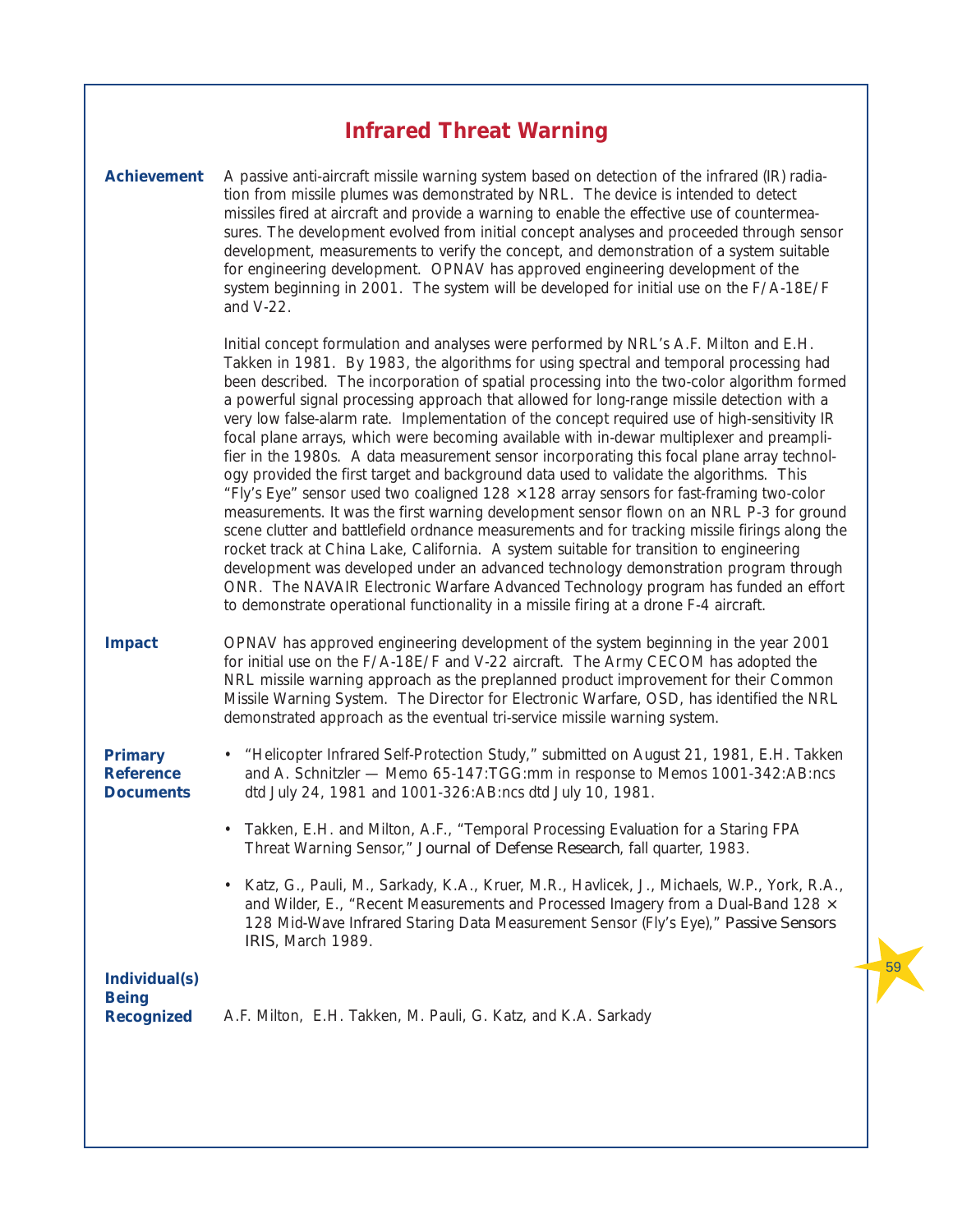# Infrared Threat Warning

**Achievement**

A passive anti-aircraft missile warning system based on detection of the infrared (IR) radiation from missile plumes was demonstrated by NRL. The device is intended to detect missiles fired at aircraft and provide a warning to enable the effective use of countermeasures. The development evolved from initial concept analyses and proceeded through sensor development, measurements to verify the concept, and demonstration of a system suitable for engineering development. OPNAV has approved engineering development of the system beginning in 2001. The system will be developed for initial use on the F/A-18E/F and V-22.

Initial concept formulation and analyses were performed by NRL's A.F. Milton and E.H. Takken in 1981. By 1983, the algorithms for using spectral and temporal processing had been described. The incorporation of spatial processing into the two-color algorithm formed a powerful signal processing approach that allowed for long-range missile detection with a very low false-alarm rate. Implementation of the concept required use of high-sensitivity IR focal plane arrays, which were becoming available with in-dewar multiplexer and preamplifier in the 1980s. A data measurement sensor incorporating this focal plane array technology provided the first target and background data used to validate the algorithms. This "Fly's Eye" sensor used two coaligned 128 × 128 array sensors for fast-framing two-color measurements. It was the first warning development sensor flown on an NRL P-3 for ground scene clutter and battlefield ordnance measurements and for tracking missile firings along the rocket track at China Lake, California. A system suitable for transition to engineering development was developed under an advanced technology demonstration program through ONR. The NAVAIR Electronic Warfare Advanced Technology program has funded an effort to demonstrate operational functionality in a missile firing at a drone F-4 aircraft.

**Impact**

OPNAV has approved engineering development of the system beginning in the year 2001 for initial use on the F/A-18E/F and V-22 aircraft. The Army CECOM has adopted the NRL missile warning approach as the preplanned product improvement for their Common Missile Warning System. The Director for Electronic Warfare, OSD, has identified the NRL demonstrated approach as the eventual tri-service missile warning system.

**Primary Reference Documents**

- "Helicopter Infrared Self-Protection Study," submitted on August 21, 1981, E.H. Takken and A. Schnitzler — Memo 65-147:TGG:mm in response to Memos 1001-342:AB:ncs dtd July 24, 1981 and 1001-326:AB:ncs dtd July 10, 1981.
- Takken, E.H. and Milton, A.F., "Temporal Processing Evaluation for a Staring FPA Threat Warning Sensor," *Journal of Defense Research*, fall quarter, 1983.
- Katz, G., Pauli, M., Sarkady, K.A., Kruer, M.R., Havlicek, J., Michaels, W.P., York, R.A., and Wilder, E., "Recent Measurements and Processed Imagery from a Dual-Band 128 × 128 Mid-Wave Infrared Staring Data Measurement Sensor (Fly's Eye)," *Passive Sensors IRIS*, March 1989.

**Individual(s) Being Recognized**

A.F. Milton, E.H. Takken, M. Pauli, G. Katz, and K.A. Sarkady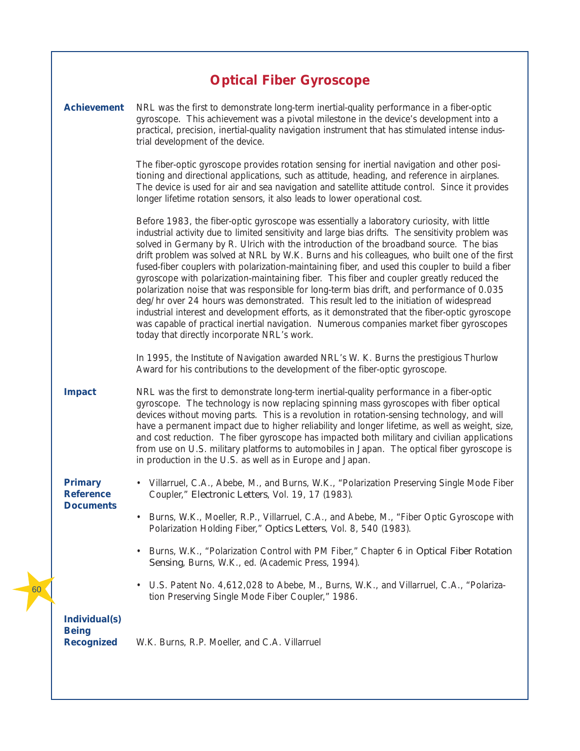# Optical Fiber Gyroscope

**Achievement**

NRL was the first to demonstrate long-term inertial-quality performance in a fiber-optic gyroscope. This achievement was a pivotal milestone in the device's development into a practical, precision, inertial-quality navigation instrument that has stimulated intense industrial development of the device.

The fiber-optic gyroscope provides rotation sensing for inertial navigation and other positioning and directional applications, such as attitude, heading, and reference in airplanes. The device is used for air and sea navigation and satellite attitude control. Since it provides longer lifetime rotation sensors, it also leads to lower operational cost.

Before 1983, the fiber-optic gyroscope was essentially a laboratory curiosity, with little industrial activity due to limited sensitivity and large bias drifts. The sensitivity problem was solved in Germany by R. Ulrich with the introduction of the broadband source. The bias drift problem was solved at NRL by W.K. Burns and his colleagues, who built one of the first fused-fiber couplers with polarization-maintaining fiber, and used this coupler to build a fiber gyroscope with polarization-maintaining fiber. This fiber and coupler greatly reduced the polarization noise that was responsible for long-term bias drift, and performance of 0.035 deg/hr over 24 hours was demonstrated. This result led to the initiation of widespread industrial interest and development efforts, as it demonstrated that the fiber-optic gyroscope was capable of practical inertial navigation. Numerous companies market fiber gyroscopes today that directly incorporate NRL's work.

In 1995, the Institute of Navigation awarded NRL's W. K. Burns the prestigious Thurlow Award for his contributions to the development of the fiber-optic gyroscope.

**Impact**

NRL was the first to demonstrate long-term inertial-quality performance in a fiber-optic gyroscope. The technology is now replacing spinning mass gyroscopes with fiber optical devices without moving parts. This is a revolution in rotation-sensing technology, and will have a permanent impact due to higher reliability and longer lifetime, as well as weight, size, and cost reduction. The fiber gyroscope has impacted both military and civilian applications from use on U.S. military platforms to automobiles in Japan. The optical fiber gyroscope is in production in the U.S. as well as in Europe and Japan.

**Primary Reference Documents**

- Villarruel, C.A., Abebe, M., and Burns, W.K., "Polarization Preserving Single Mode Fiber Coupler," *Electronic Letters*, Vol. 19, 17 (1983).
- Burns, W.K., Moeller, R.P., Villarruel, C.A., and Abebe, M., "Fiber Optic Gyroscope with Polarization Holding Fiber," *Optics Letters*, Vol. 8, 540 (1983).
- Burns, W.K., "Polarization Control with PM Fiber," Chapter 6 in *Optical Fiber Rotation Sensing*, Burns, W.K., ed. (Academic Press, 1994).
- U.S. Patent No. 4,612,028 to Abebe, M., Burns, W.K., and Villarruel, C.A., "Polarization Preserving Single Mode Fiber Coupler," 1986.

**Individual(s) Being Recognized**

W.K. Burns, R.P. Moeller, and C.A. Villarruel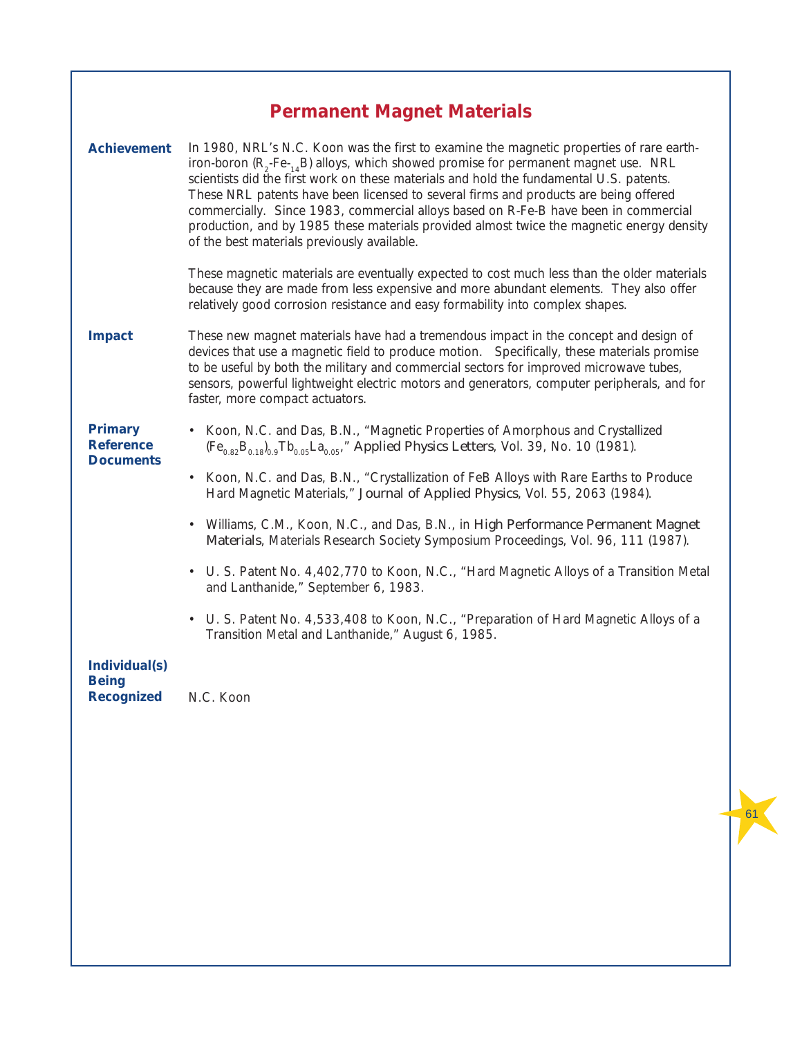# Permanent Magnet Materials

**Achievement**

In 1980, NRL's N.C. Koon was the first to examine the magnetic properties of rare earth-iron-boron ($R_2$-Fe-$_{14}$B) alloys, which showed promise for permanent magnet use. NRL scientists did the first work on these materials and hold the fundamental U.S. patents. These NRL patents have been licensed to several firms and products are being offered commercially. Since 1983, commercial alloys based on R-Fe-B have been in commercial production, and by 1985 these materials provided almost twice the magnetic energy density of the best materials previously available.

These magnetic materials are eventually expected to cost much less than the older materials because they are made from less expensive and more abundant elements. They also offer relatively good corrosion resistance and easy formability into complex shapes.

**Impact**

These new magnet materials have had a tremendous impact in the concept and design of devices that use a magnetic field to produce motion. Specifically, these materials promise to be useful by both the military and commercial sectors for improved microwave tubes, sensors, powerful lightweight electric motors and generators, computer peripherals, and for faster, more compact actuators.

**Primary Reference Documents**

- Koon, N.C. and Das, B.N., "Magnetic Properties of Amorphous and Crystallized $(Fe_{0.82}B_{0.18})_{0.9}Tb_{0.05}La_{0.05}$," *Applied Physics Letters*, Vol. 39, No. 10 (1981).
- Koon, N.C. and Das, B.N., "Crystallization of FeB Alloys with Rare Earths to Produce Hard Magnetic Materials," *Journal of Applied Physics*, Vol. 55, 2063 (1984).
- Williams, C.M., Koon, N.C., and Das, B.N., in *High Performance Permanent Magnet Materials*, Materials Research Society Symposium Proceedings, Vol. 96, 111 (1987).
- U. S. Patent No. 4,402,770 to Koon, N.C., "Hard Magnetic Alloys of a Transition Metal and Lanthanide," September 6, 1983.
- U. S. Patent No. 4,533,408 to Koon, N.C., "Preparation of Hard Magnetic Alloys of a Transition Metal and Lanthanide," August 6, 1985.

**Individual(s) Being Recognized**

N.C. Koon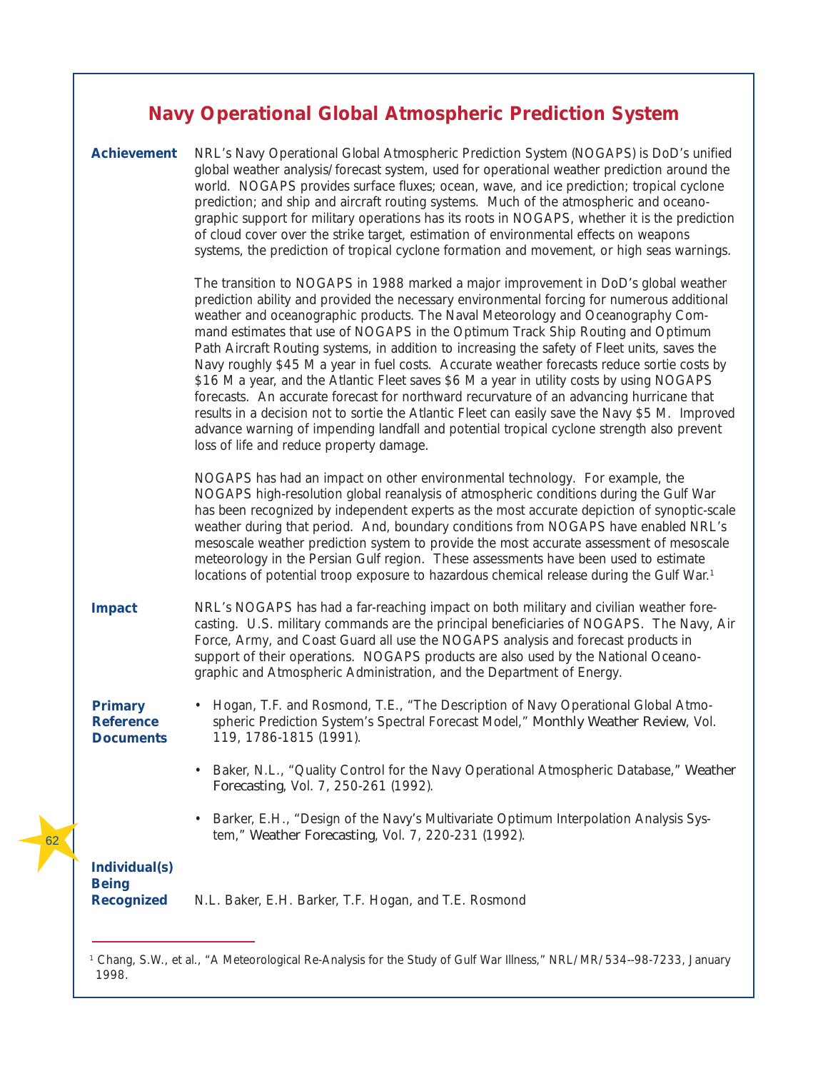# Navy Operational Global Atmospheric Prediction System

**Achievement**

NRL's Navy Operational Global Atmospheric Prediction System (NOGAPS) is DoD's unified global weather analysis/forecast system, used for operational weather prediction around the world. NOGAPS provides surface fluxes; ocean, wave, and ice prediction; tropical cyclone prediction; and ship and aircraft routing systems. Much of the atmospheric and oceanographic support for military operations has its roots in NOGAPS, whether it is the prediction of cloud cover over the strike target, estimation of environmental effects on weapons systems, the prediction of tropical cyclone formation and movement, or high seas warnings.

The transition to NOGAPS in 1988 marked a major improvement in DoD's global weather prediction ability and provided the necessary environmental forcing for numerous additional weather and oceanographic products. The Naval Meteorology and Oceanography Command estimates that use of NOGAPS in the Optimum Track Ship Routing and Optimum Path Aircraft Routing systems, in addition to increasing the safety of Fleet units, saves the Navy roughly $45 M a year in fuel costs. Accurate weather forecasts reduce sortie costs by $16 M a year, and the Atlantic Fleet saves $6 M a year in utility costs by using NOGAPS forecasts. An accurate forecast for northward recurvature of an advancing hurricane that results in a decision not to sortie the Atlantic Fleet can easily save the Navy $5 M. Improved advance warning of impending landfall and potential tropical cyclone strength also prevent loss of life and reduce property damage.

NOGAPS has had an impact on other environmental technology. For example, the NOGAPS high-resolution global reanalysis of atmospheric conditions during the Gulf War has been recognized by independent experts as the most accurate depiction of synoptic-scale weather during that period. And, boundary conditions from NOGAPS have enabled NRL's mesoscale weather prediction system to provide the most accurate assessment of mesoscale meteorology in the Persian Gulf region. These assessments have been used to estimate locations of potential troop exposure to hazardous chemical release during the Gulf War.[1]

**Impact**

NRL's NOGAPS has had a far-reaching impact on both military and civilian weather forecasting. U.S. military commands are the principal beneficiaries of NOGAPS. The Navy, Air Force, Army, and Coast Guard all use the NOGAPS analysis and forecast products in support of their operations. NOGAPS products are also used by the National Oceanographic and Atmospheric Administration, and the Department of Energy.

**Primary Reference Documents**

- Hogan, T.F. and Rosmond, T.E., "The Description of Navy Operational Global Atmospheric Prediction System's Spectral Forecast Model," *Monthly Weather Review*, Vol. 119, 1786-1815 (1991).
- Baker, N.L., "Quality Control for the Navy Operational Atmospheric Database," *Weather Forecasting*, Vol. 7, 250-261 (1992).
- Barker, E.H., "Design of the Navy's Multivariate Optimum Interpolation Analysis System," *Weather Forecasting*, Vol. 7, 220-231 (1992).

**Individual(s) Being Recognized**

N.L. Baker, E.H. Barker, T.F. Hogan, and T.E. Rosmond

---

[1] Chang, S.W., et al., "A Meteorological Re-Analysis for the Study of Gulf War Illness," NRL/MR/534--98-7233, January 1998.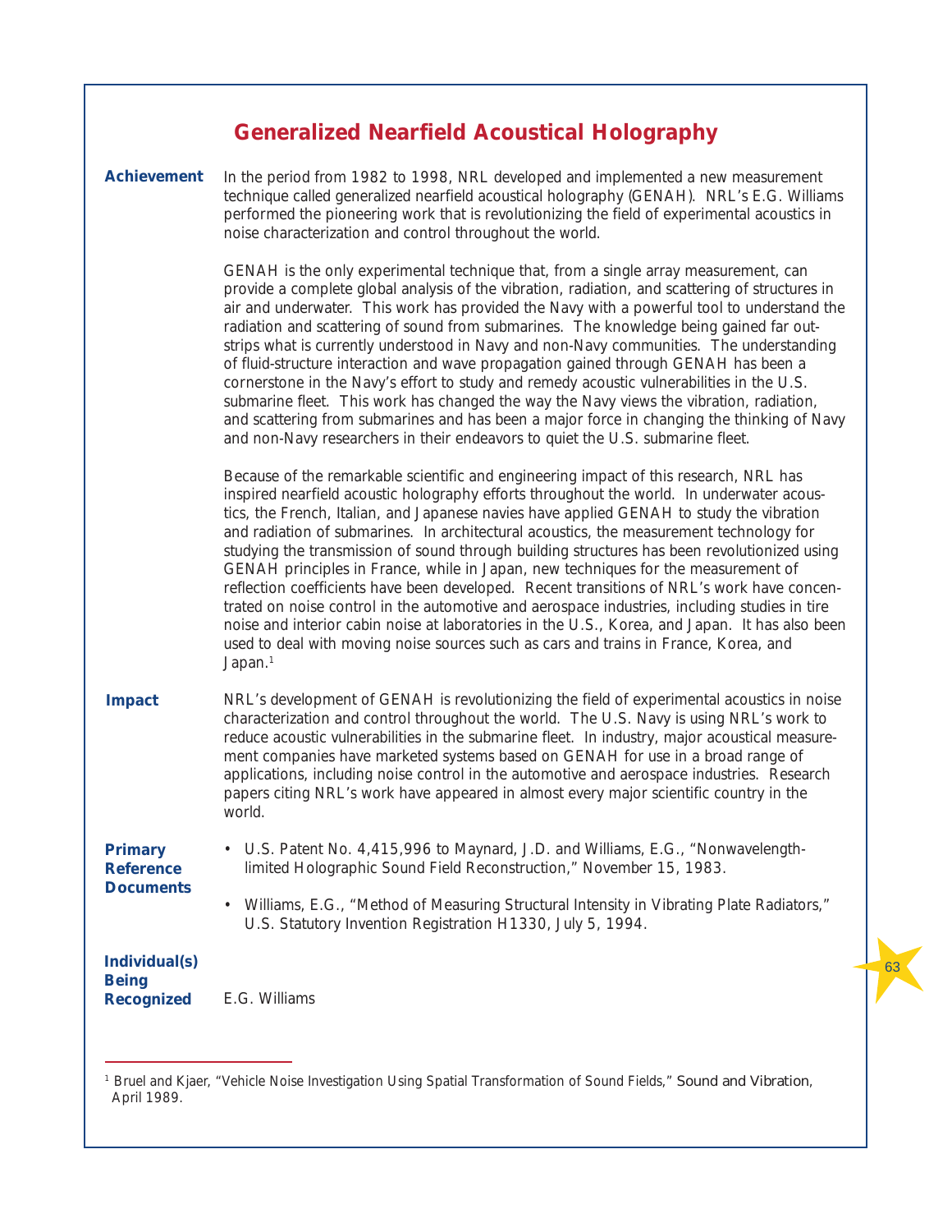# Generalized Nearfield Acoustical Holography

**Achievement**

In the period from 1982 to 1998, NRL developed and implemented a new measurement technique called generalized nearfield acoustical holography (GENAH). NRL's E.G. Williams performed the pioneering work that is revolutionizing the field of experimental acoustics in noise characterization and control throughout the world.

GENAH is the only experimental technique that, from a single array measurement, can provide a complete global analysis of the vibration, radiation, and scattering of structures in air and underwater. This work has provided the Navy with a powerful tool to understand the radiation and scattering of sound from submarines. The knowledge being gained far outstrips what is currently understood in Navy and non-Navy communities. The understanding of fluid-structure interaction and wave propagation gained through GENAH has been a cornerstone in the Navy's effort to study and remedy acoustic vulnerabilities in the U.S. submarine fleet. This work has changed the way the Navy views the vibration, radiation, and scattering from submarines and has been a major force in changing the thinking of Navy and non-Navy researchers in their endeavors to quiet the U.S. submarine fleet.

Because of the remarkable scientific and engineering impact of this research, NRL has inspired nearfield acoustic holography efforts throughout the world. In underwater acoustics, the French, Italian, and Japanese navies have applied GENAH to study the vibration and radiation of submarines. In architectural acoustics, the measurement technology for studying the transmission of sound through building structures has been revolutionized using GENAH principles in France, while in Japan, new techniques for the measurement of reflection coefficients have been developed. Recent transitions of NRL's work have concentrated on noise control in the automotive and aerospace industries, including studies in tire noise and interior cabin noise at laboratories in the U.S., Korea, and Japan. It has also been used to deal with moving noise sources such as cars and trains in France, Korea, and Japan.[1]

**Impact**

NRL's development of GENAH is revolutionizing the field of experimental acoustics in noise characterization and control throughout the world. The U.S. Navy is using NRL's work to reduce acoustic vulnerabilities in the submarine fleet. In industry, major acoustical measurement companies have marketed systems based on GENAH for use in a broad range of applications, including noise control in the automotive and aerospace industries. Research papers citing NRL's work have appeared in almost every major scientific country in the world.

**Primary Reference Documents**

- U.S. Patent No. 4,415,996 to Maynard, J.D. and Williams, E.G., "Nonwavelength-limited Holographic Sound Field Reconstruction," November 15, 1983.
- Williams, E.G., "Method of Measuring Structural Intensity in Vibrating Plate Radiators," U.S. Statutory Invention Registration H1330, July 5, 1994.

**Individual(s) Being Recognized**

E.G. Williams

---

[1] Bruel and Kjaer, "Vehicle Noise Investigation Using Spatial Transformation of Sound Fields," *Sound and Vibration*, April 1989.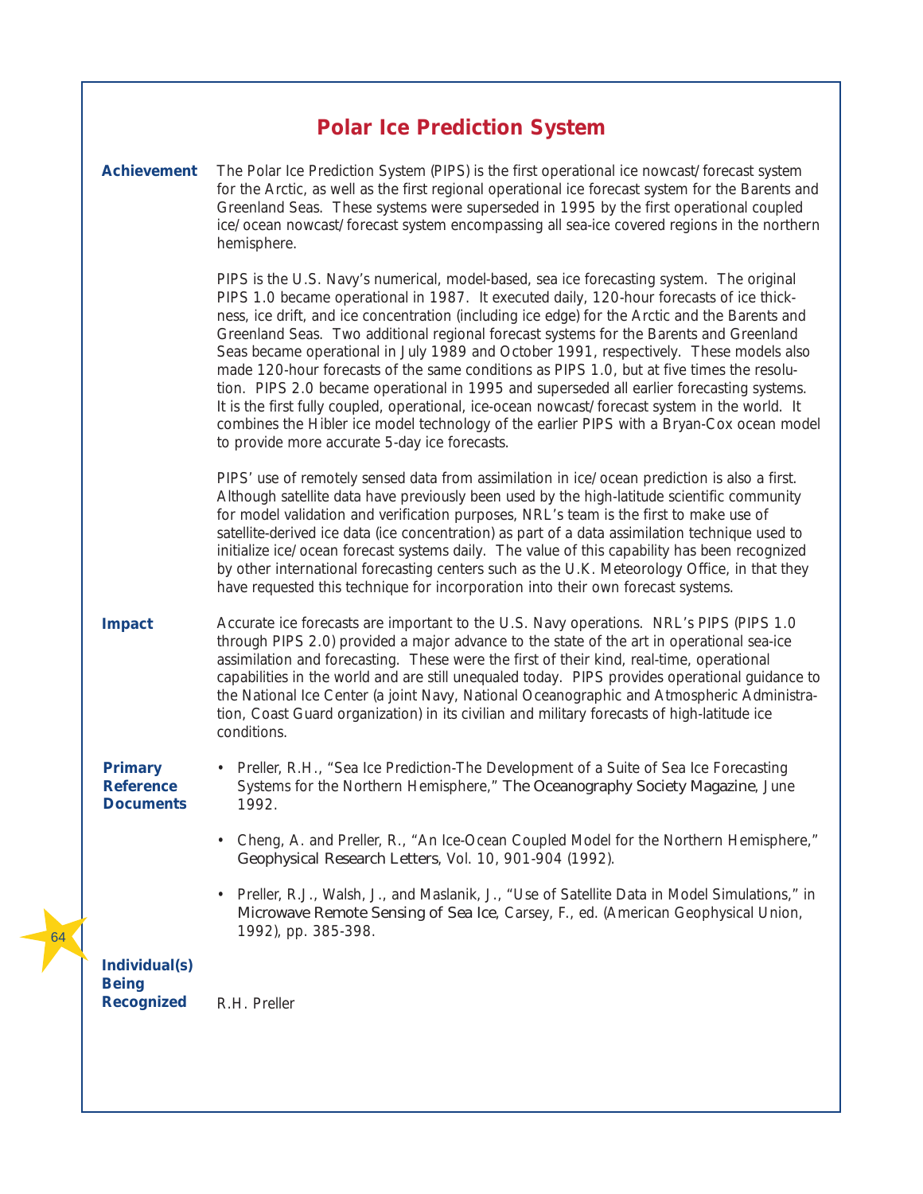# Polar Ice Prediction System

**Achievement**

The Polar Ice Prediction System (PIPS) is the first operational ice nowcast/forecast system for the Arctic, as well as the first regional operational ice forecast system for the Barents and Greenland Seas. These systems were superseded in 1995 by the first operational coupled ice/ocean nowcast/forecast system encompassing all sea-ice covered regions in the northern hemisphere.

PIPS is the U.S. Navy's numerical, model-based, sea ice forecasting system. The original PIPS 1.0 became operational in 1987. It executed daily, 120-hour forecasts of ice thickness, ice drift, and ice concentration (including ice edge) for the Arctic and the Barents and Greenland Seas. Two additional regional forecast systems for the Barents and Greenland Seas became operational in July 1989 and October 1991, respectively. These models also made 120-hour forecasts of the same conditions as PIPS 1.0, but at five times the resolution. PIPS 2.0 became operational in 1995 and superseded all earlier forecasting systems. It is the first fully coupled, operational, ice-ocean nowcast/forecast system in the world. It combines the Hibler ice model technology of the earlier PIPS with a Bryan-Cox ocean model to provide more accurate 5-day ice forecasts.

PIPS' use of remotely sensed data from assimilation in ice/ocean prediction is also a first. Although satellite data have previously been used by the high-latitude scientific community for model validation and verification purposes, NRL's team is the first to make use of satellite-derived ice data (ice concentration) as part of a data assimilation technique used to initialize ice/ocean forecast systems daily. The value of this capability has been recognized by other international forecasting centers such as the U.K. Meteorology Office, in that they have requested this technique for incorporation into their own forecast systems.

**Impact**

Accurate ice forecasts are important to the U.S. Navy operations. NRL's PIPS (PIPS 1.0 through PIPS 2.0) provided a major advance to the state of the art in operational sea-ice assimilation and forecasting. These were the first of their kind, real-time, operational capabilities in the world and are still unequaled today. PIPS provides operational guidance to the National Ice Center (a joint Navy, National Oceanographic and Atmospheric Administration, Coast Guard organization) in its civilian and military forecasts of high-latitude ice conditions.

**Primary Reference Documents**

- Preller, R.H., "Sea Ice Prediction-The Development of a Suite of Sea Ice Forecasting Systems for the Northern Hemisphere," *The Oceanography Society Magazine*, June 1992.
- Cheng, A. and Preller, R., "An Ice-Ocean Coupled Model for the Northern Hemisphere," *Geophysical Research Letters*, Vol. 10, 901-904 (1992).
- Preller, R.J., Walsh, J., and Maslanik, J., "Use of Satellite Data in Model Simulations," in *Microwave Remote Sensing of Sea Ice*, Carsey, F., ed. (American Geophysical Union, 1992), pp. 385-398.

**Individual(s) Being Recognized**

R.H. Preller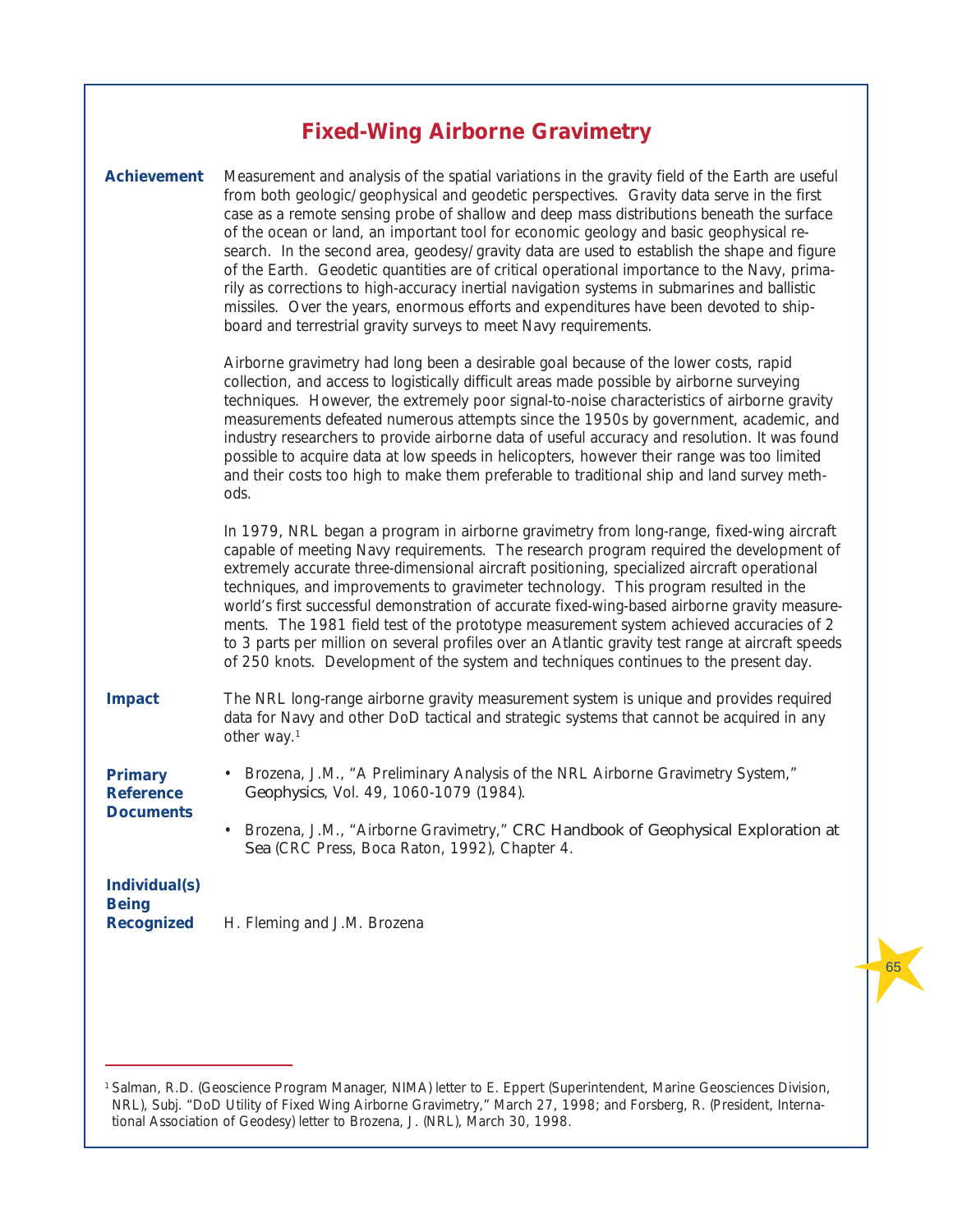## Fixed-Wing Airborne Gravimetry

**Achievement**

Measurement and analysis of the spatial variations in the gravity field of the Earth are useful from both geologic/geophysical and geodetic perspectives. Gravity data serve in the first case as a remote sensing probe of shallow and deep mass distributions beneath the surface of the ocean or land, an important tool for economic geology and basic geophysical research. In the second area, geodesy/gravity data are used to establish the shape and figure of the Earth. Geodetic quantities are of critical operational importance to the Navy, primarily as corrections to high-accuracy inertial navigation systems in submarines and ballistic missiles. Over the years, enormous efforts and expenditures have been devoted to shipboard and terrestrial gravity surveys to meet Navy requirements.

Airborne gravimetry had long been a desirable goal because of the lower costs, rapid collection, and access to logistically difficult areas made possible by airborne surveying techniques. However, the extremely poor signal-to-noise characteristics of airborne gravity measurements defeated numerous attempts since the 1950s by government, academic, and industry researchers to provide airborne data of useful accuracy and resolution. It was found possible to acquire data at low speeds in helicopters, however their range was too limited and their costs too high to make them preferable to traditional ship and land survey methods.

In 1979, NRL began a program in airborne gravimetry from long-range, fixed-wing aircraft capable of meeting Navy requirements. The research program required the development of extremely accurate three-dimensional aircraft positioning, specialized aircraft operational techniques, and improvements to gravimeter technology. This program resulted in the world's first successful demonstration of accurate fixed-wing-based airborne gravity measurements. The 1981 field test of the prototype measurement system achieved accuracies of 2 to 3 parts per million on several profiles over an Atlantic gravity test range at aircraft speeds of 250 knots. Development of the system and techniques continues to the present day.

**Impact**

The NRL long-range airborne gravity measurement system is unique and provides required data for Navy and other DoD tactical and strategic systems that cannot be acquired in any other way.[1]

**Primary Reference Documents**

- Brozena, J.M., "A Preliminary Analysis of the NRL Airborne Gravimetry System," *Geophysics*, Vol. 49, 1060-1079 (1984).
- Brozena, J.M., "Airborne Gravimetry," *CRC Handbook of Geophysical Exploration at Sea* (CRC Press, Boca Raton, 1992), Chapter 4.

**Individual(s) Being Recognized**

H. Fleming and J.M. Brozena

---

[1] Salman, R.D. (Geoscience Program Manager, NIMA) letter to E. Eppert (Superintendent, Marine Geosciences Division, NRL), Subj. "DoD Utility of Fixed Wing Airborne Gravimetry," March 27, 1998; and Forsberg, R. (President, International Association of Geodesy) letter to Brozena, J. (NRL), March 30, 1998.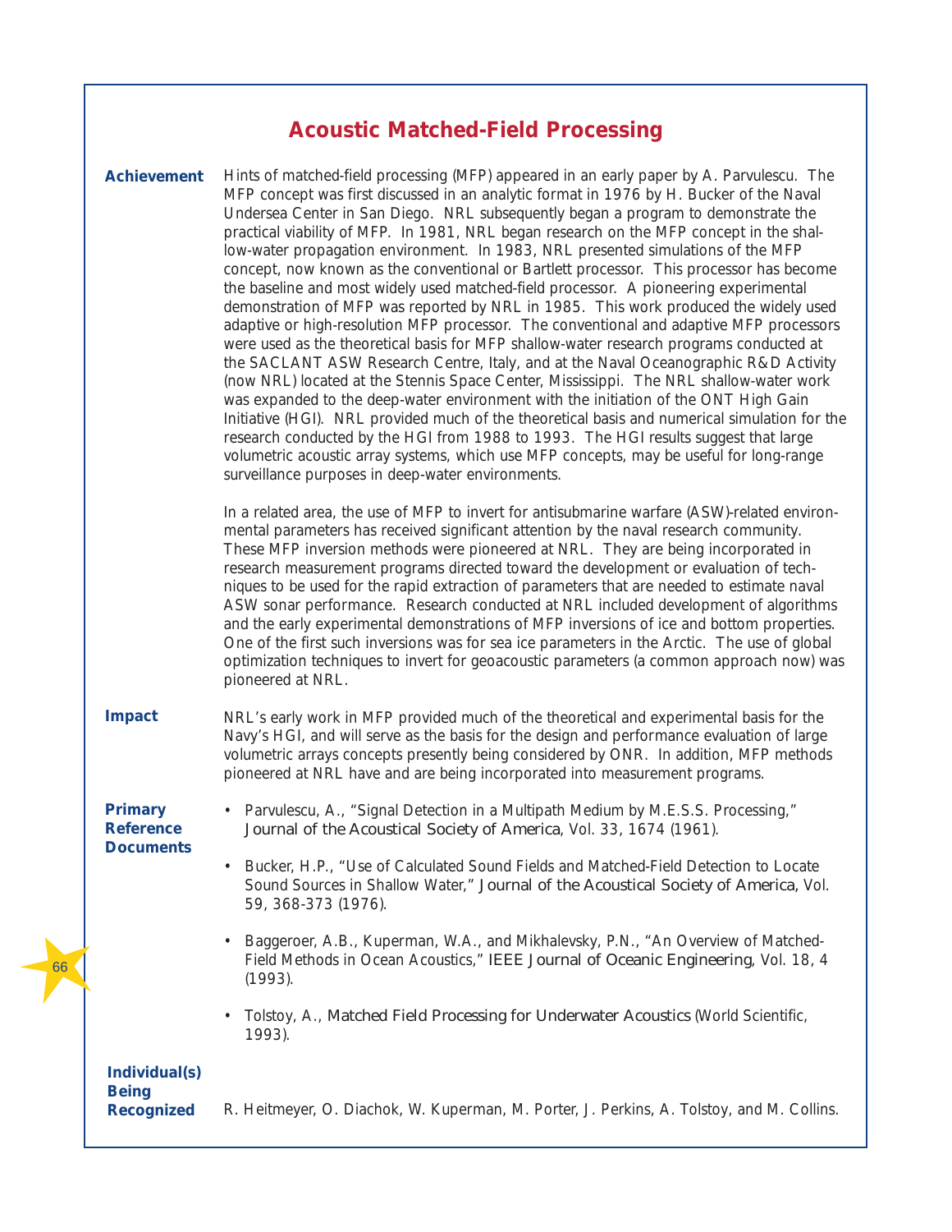# Acoustic Matched-Field Processing

**Achievement**

Hints of matched-field processing (MFP) appeared in an early paper by A. Parvulescu. The MFP concept was first discussed in an analytic format in 1976 by H. Bucker of the Naval Undersea Center in San Diego. NRL subsequently began a program to demonstrate the practical viability of MFP. In 1981, NRL began research on the MFP concept in the shallow-water propagation environment. In 1983, NRL presented simulations of the MFP concept, now known as the conventional or Bartlett processor. This processor has become the baseline and most widely used matched-field processor. A pioneering experimental demonstration of MFP was reported by NRL in 1985. This work produced the widely used adaptive or high-resolution MFP processor. The conventional and adaptive MFP processors were used as the theoretical basis for MFP shallow-water research programs conducted at the SACLANT ASW Research Centre, Italy, and at the Naval Oceanographic R&D Activity (now NRL) located at the Stennis Space Center, Mississippi. The NRL shallow-water work was expanded to the deep-water environment with the initiation of the ONT High Gain Initiative (HGI). NRL provided much of the theoretical basis and numerical simulation for the research conducted by the HGI from 1988 to 1993. The HGI results suggest that large volumetric acoustic array systems, which use MFP concepts, may be useful for long-range surveillance purposes in deep-water environments.

In a related area, the use of MFP to invert for antisubmarine warfare (ASW)-related environmental parameters has received significant attention by the naval research community. These MFP inversion methods were pioneered at NRL. They are being incorporated in research measurement programs directed toward the development or evaluation of techniques to be used for the rapid extraction of parameters that are needed to estimate naval ASW sonar performance. Research conducted at NRL included development of algorithms and the early experimental demonstrations of MFP inversions of ice and bottom properties. One of the first such inversions was for sea ice parameters in the Arctic. The use of global optimization techniques to invert for geoacoustic parameters (a common approach now) was pioneered at NRL.

**Impact**

NRL's early work in MFP provided much of the theoretical and experimental basis for the Navy's HGI, and will serve as the basis for the design and performance evaluation of large volumetric arrays concepts presently being considered by ONR. In addition, MFP methods pioneered at NRL have and are being incorporated into measurement programs.

**Primary Reference Documents**

- Parvulescu, A., "Signal Detection in a Multipath Medium by M.E.S.S. Processing," *Journal of the Acoustical Society of America*, Vol. 33, 1674 (1961).
- Bucker, H.P., "Use of Calculated Sound Fields and Matched-Field Detection to Locate Sound Sources in Shallow Water," *Journal of the Acoustical Society of America*, Vol. 59, 368-373 (1976).
- Baggeroer, A.B., Kuperman, W.A., and Mikhalevsky, P.N., "An Overview of Matched-Field Methods in Ocean Acoustics," *IEEE Journal of Oceanic Engineering*, Vol. 18, 4 (1993).
- Tolstoy, A., *Matched Field Processing for Underwater Acoustics* (World Scientific, 1993).

**Individual(s) Being Recognized**

R. Heitmeyer, O. Diachok, W. Kuperman, M. Porter, J. Perkins, A. Tolstoy, and M. Collins.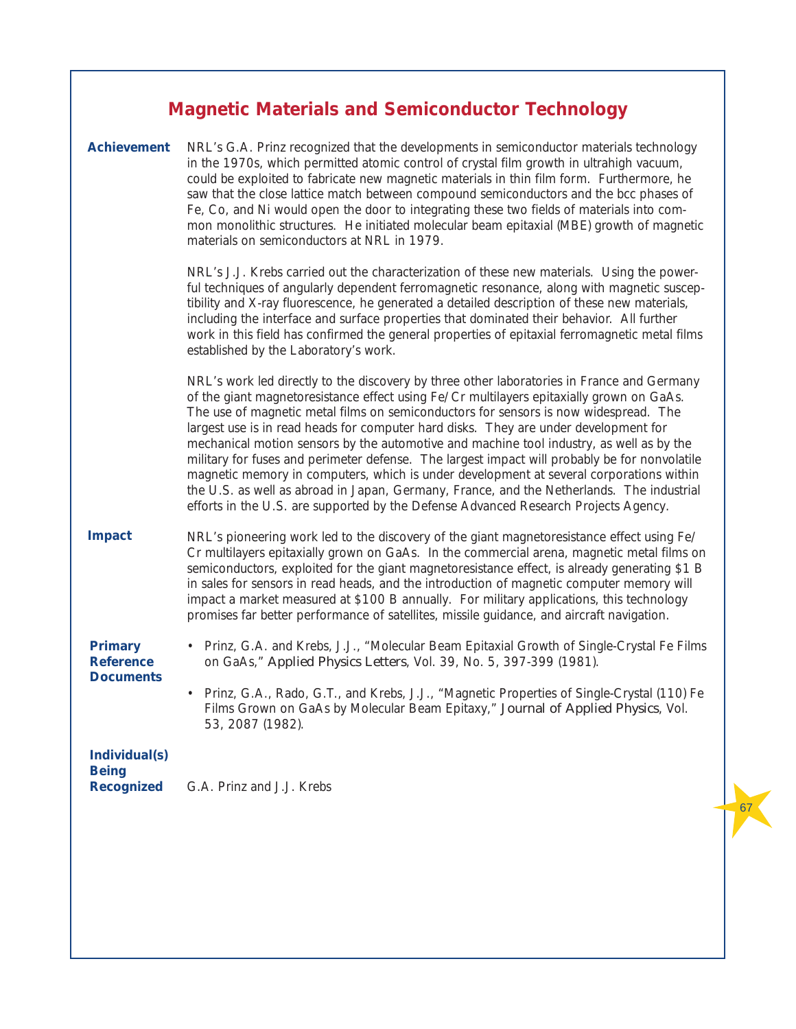# Magnetic Materials and Semiconductor Technology

**Achievement**

NRL's G.A. Prinz recognized that the developments in semiconductor materials technology in the 1970s, which permitted atomic control of crystal film growth in ultrahigh vacuum, could be exploited to fabricate new magnetic materials in thin film form. Furthermore, he saw that the close lattice match between compound semiconductors and the bcc phases of Fe, Co, and Ni would open the door to integrating these two fields of materials into common monolithic structures. He initiated molecular beam epitaxial (MBE) growth of magnetic materials on semiconductors at NRL in 1979.

NRL's J.J. Krebs carried out the characterization of these new materials. Using the powerful techniques of angularly dependent ferromagnetic resonance, along with magnetic susceptibility and X-ray fluorescence, he generated a detailed description of these new materials, including the interface and surface properties that dominated their behavior. All further work in this field has confirmed the general properties of epitaxial ferromagnetic metal films established by the Laboratory's work.

NRL's work led directly to the discovery by three other laboratories in France and Germany of the giant magnetoresistance effect using Fe/Cr multilayers epitaxially grown on GaAs. The use of magnetic metal films on semiconductors for sensors is now widespread. The largest use is in read heads for computer hard disks. They are under development for mechanical motion sensors by the automotive and machine tool industry, as well as by the military for fuses and perimeter defense. The largest impact will probably be for nonvolatile magnetic memory in computers, which is under development at several corporations within the U.S. as well as abroad in Japan, Germany, France, and the Netherlands. The industrial efforts in the U.S. are supported by the Defense Advanced Research Projects Agency.

**Impact**

NRL's pioneering work led to the discovery of the giant magnetoresistance effect using Fe/Cr multilayers epitaxially grown on GaAs. In the commercial arena, magnetic metal films on semiconductors, exploited for the giant magnetoresistance effect, is already generating $1 B in sales for sensors in read heads, and the introduction of magnetic computer memory will impact a market measured at $100 B annually. For military applications, this technology promises far better performance of satellites, missile guidance, and aircraft navigation.

**Primary Reference Documents**

- Prinz, G.A. and Krebs, J.J., "Molecular Beam Epitaxial Growth of Single-Crystal Fe Films on GaAs," *Applied Physics Letters*, Vol. 39, No. 5, 397-399 (1981).
- Prinz, G.A., Rado, G.T., and Krebs, J.J., "Magnetic Properties of Single-Crystal (110) Fe Films Grown on GaAs by Molecular Beam Epitaxy," *Journal of Applied Physics*, Vol. 53, 2087 (1982).

**Individual(s) Being Recognized**

G.A. Prinz and J.J. Krebs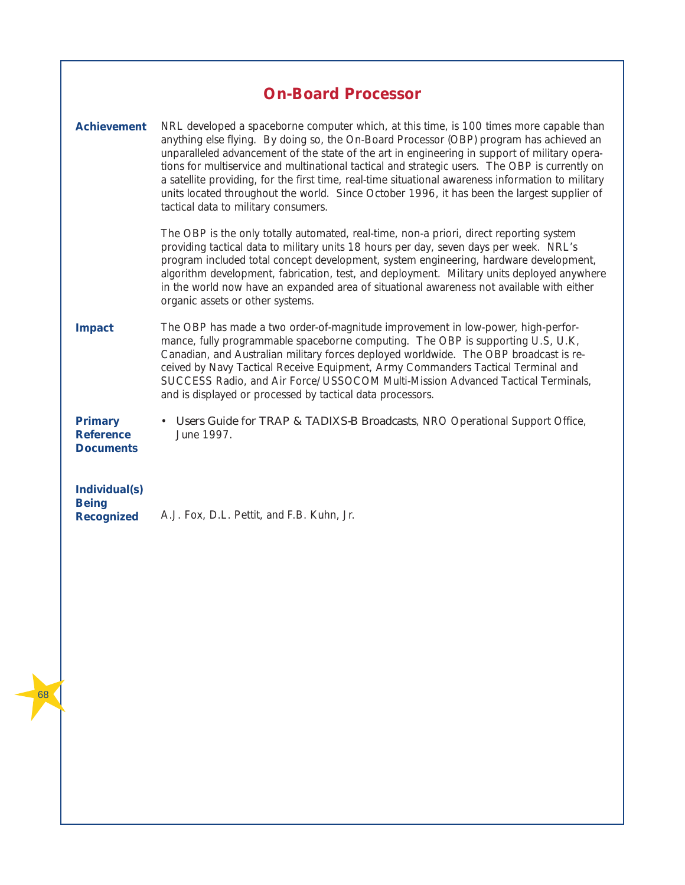# On-Board Processor

**Achievement**

NRL developed a spaceborne computer which, at this time, is 100 times more capable than anything else flying. By doing so, the On-Board Processor (OBP) program has achieved an unparalleled advancement of the state of the art in engineering in support of military operations for multiservice and multinational tactical and strategic users. The OBP is currently on a satellite providing, for the first time, real-time situational awareness information to military units located throughout the world. Since October 1996, it has been the largest supplier of tactical data to military consumers.

The OBP is the only totally automated, real-time, non-a priori, direct reporting system providing tactical data to military units 18 hours per day, seven days per week. NRL's program included total concept development, system engineering, hardware development, algorithm development, fabrication, test, and deployment. Military units deployed anywhere in the world now have an expanded area of situational awareness not available with either organic assets or other systems.

**Impact**

The OBP has made a two order-of-magnitude improvement in low-power, high-performance, fully programmable spaceborne computing. The OBP is supporting U.S, U.K, Canadian, and Australian military forces deployed worldwide. The OBP broadcast is received by Navy Tactical Receive Equipment, Army Commanders Tactical Terminal and SUCCESS Radio, and Air Force/USSOCOM Multi-Mission Advanced Tactical Terminals, and is displayed or processed by tactical data processors.

**Primary Reference Documents**

- *Users Guide for TRAP & TADIXS-B Broadcasts*, NRO Operational Support Office, June 1997.

**Individual(s) Being Recognized**

A.J. Fox, D.L. Pettit, and F.B. Kuhn, Jr.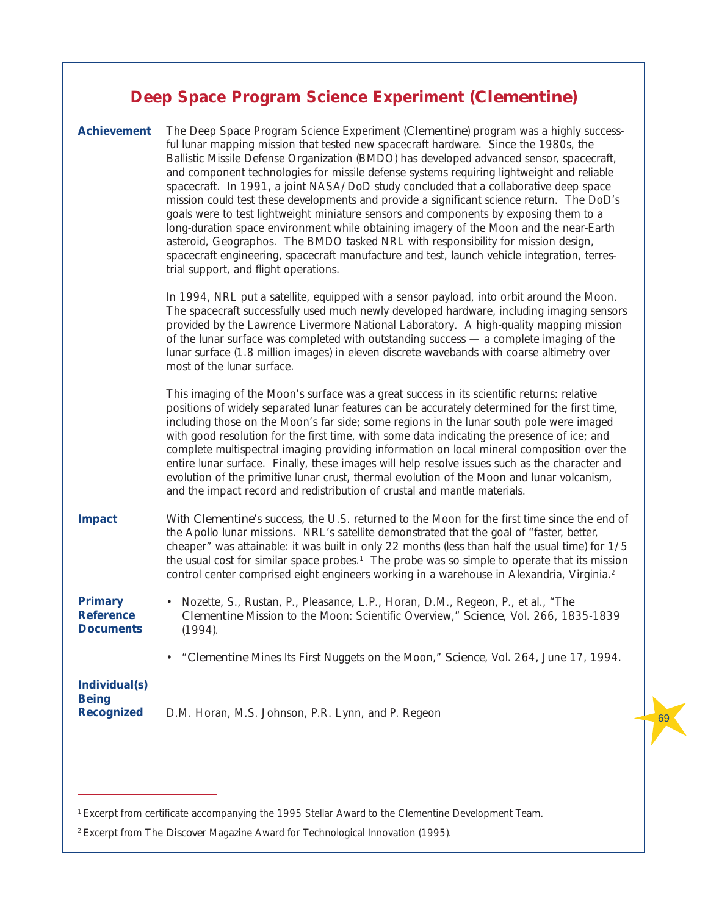# Deep Space Program Science Experiment (*Clementine*)

**Achievement**

The Deep Space Program Science Experiment (*Clementine*) program was a highly successful lunar mapping mission that tested new spacecraft hardware. Since the 1980s, the Ballistic Missile Defense Organization (BMDO) has developed advanced sensor, spacecraft, and component technologies for missile defense systems requiring lightweight and reliable spacecraft. In 1991, a joint NASA/DoD study concluded that a collaborative deep space mission could test these developments and provide a significant science return. The DoD's goals were to test lightweight miniature sensors and components by exposing them to a long-duration space environment while obtaining imagery of the Moon and the near-Earth asteroid, Geographos. The BMDO tasked NRL with responsibility for mission design, spacecraft engineering, spacecraft manufacture and test, launch vehicle integration, terrestrial support, and flight operations.

In 1994, NRL put a satellite, equipped with a sensor payload, into orbit around the Moon. The spacecraft successfully used much newly developed hardware, including imaging sensors provided by the Lawrence Livermore National Laboratory. A high-quality mapping mission of the lunar surface was completed with outstanding success — a complete imaging of the lunar surface (1.8 million images) in eleven discrete wavebands with coarse altimetry over most of the lunar surface.

This imaging of the Moon's surface was a great success in its scientific returns: relative positions of widely separated lunar features can be accurately determined for the first time, including those on the Moon's far side; some regions in the lunar south pole were imaged with good resolution for the first time, with some data indicating the presence of ice; and complete multispectral imaging providing information on local mineral composition over the entire lunar surface. Finally, these images will help resolve issues such as the character and evolution of the primitive lunar crust, thermal evolution of the Moon and lunar volcanism, and the impact record and redistribution of crustal and mantle materials.

**Impact**

With *Clementine*'s success, the U.S. returned to the Moon for the first time since the end of the Apollo lunar missions. NRL's satellite demonstrated that the goal of "faster, better, cheaper" was attainable: it was built in only 22 months (less than half the usual time) for 1/5 the usual cost for similar space probes.[1] The probe was so simple to operate that its mission control center comprised eight engineers working in a warehouse in Alexandria, Virginia.[2]

**Primary Reference Documents**

- Nozette, S., Rustan, P., Pleasance, L.P., Horan, D.M., Regeon, P., et al., "The *Clementine* Mission to the Moon: Scientific Overview," *Science*, Vol. 266, 1835-1839 (1994).
- "*Clementine* Mines Its First Nuggets on the Moon," *Science*, Vol. 264, June 17, 1994.

**Individual(s) Being Recognized**

D.M. Horan, M.S. Johnson, P.R. Lynn, and P. Regeon

---

[1] Excerpt from certificate accompanying the 1995 Stellar Award to the Clementine Development Team.

[2] Excerpt from The *Discover* Magazine Award for Technological Innovation (1995).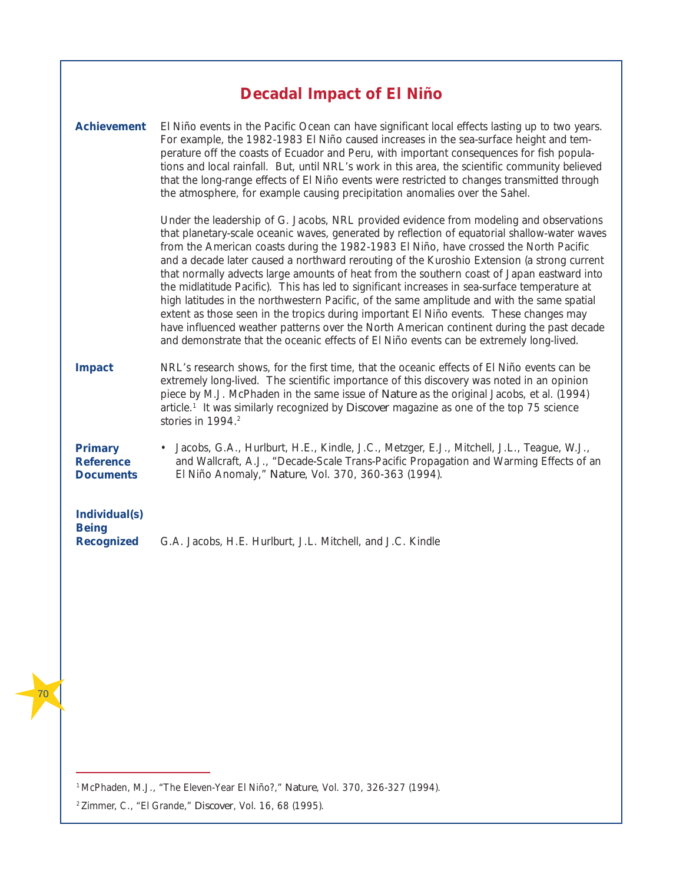## Decadal Impact of El Niño

**Achievement**

El Niño events in the Pacific Ocean can have significant local effects lasting up to two years. For example, the 1982-1983 El Niño caused increases in the sea-surface height and temperature off the coasts of Ecuador and Peru, with important consequences for fish populations and local rainfall. But, until NRL's work in this area, the scientific community believed that the long-range effects of El Niño events were restricted to changes transmitted through the atmosphere, for example causing precipitation anomalies over the Sahel.

Under the leadership of G. Jacobs, NRL provided evidence from modeling and observations that planetary-scale oceanic waves, generated by reflection of equatorial shallow-water waves from the American coasts during the 1982-1983 El Niño, have crossed the North Pacific and a decade later caused a northward rerouting of the Kuroshio Extension (a strong current that normally advects large amounts of heat from the southern coast of Japan eastward into the midlatitude Pacific). This has led to significant increases in sea-surface temperature at high latitudes in the northwestern Pacific, of the same amplitude and with the same spatial extent as those seen in the tropics during important El Niño events. These changes may have influenced weather patterns over the North American continent during the past decade and demonstrate that the oceanic effects of El Niño events can be extremely long-lived.

**Impact**

NRL's research shows, for the first time, that the oceanic effects of El Niño events can be extremely long-lived. The scientific importance of this discovery was noted in an opinion piece by M.J. McPhaden in the same issue of *Nature* as the original Jacobs, et al. (1994) article.[1] It was similarly recognized by *Discover* magazine as one of the top 75 science stories in 1994.[2]

**Primary Reference Documents**

- Jacobs, G.A., Hurlburt, H.E., Kindle, J.C., Metzger, E.J., Mitchell, J.L., Teague, W.J., and Wallcraft, A.J., "Decade-Scale Trans-Pacific Propagation and Warming Effects of an El Niño Anomaly," *Nature*, Vol. 370, 360-363 (1994).

**Individual(s) Being Recognized**

G.A. Jacobs, H.E. Hurlburt, J.L. Mitchell, and J.C. Kindle

---

[1] McPhaden, M.J., "The Eleven-Year El Niño?," *Nature*, Vol. 370, 326-327 (1994).

[2] Zimmer, C., "El Grande," *Discover*, Vol. 16, 68 (1995).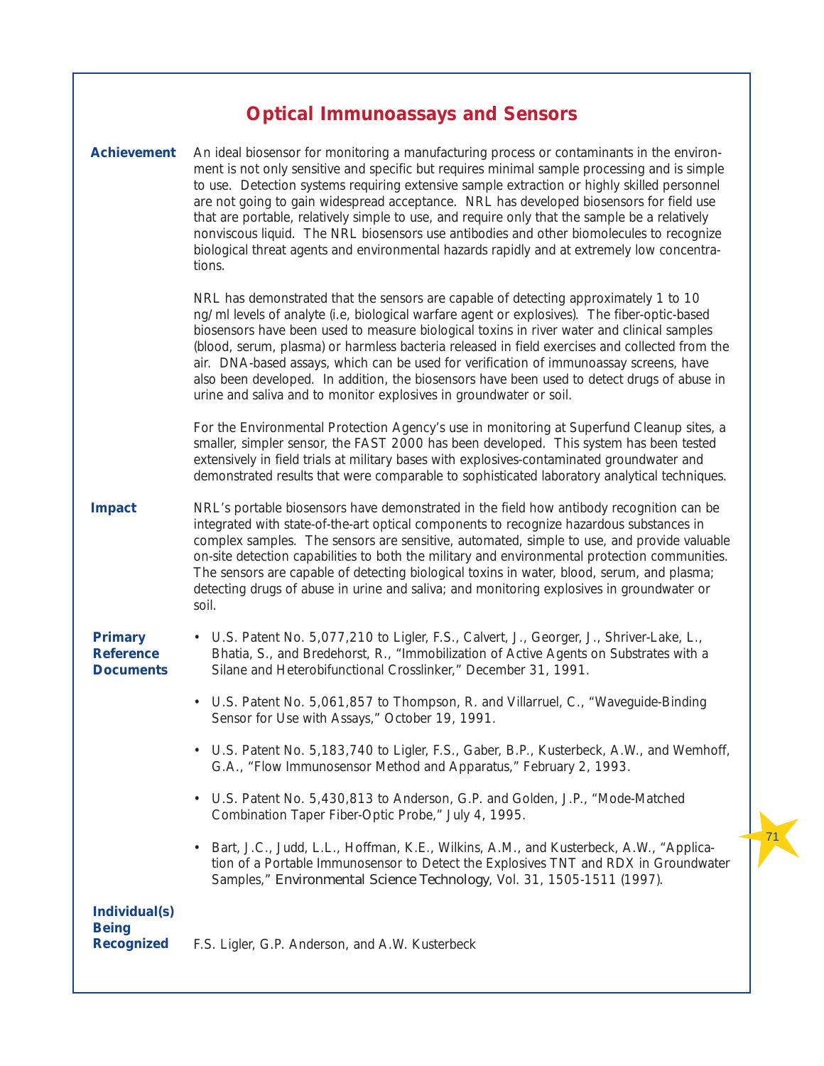# Optical Immunoassays and Sensors

**Achievement**

An ideal biosensor for monitoring a manufacturing process or contaminants in the environment is not only sensitive and specific but requires minimal sample processing and is simple to use. Detection systems requiring extensive sample extraction or highly skilled personnel are not going to gain widespread acceptance. NRL has developed biosensors for field use that are portable, relatively simple to use, and require only that the sample be a relatively nonviscous liquid. The NRL biosensors use antibodies and other biomolecules to recognize biological threat agents and environmental hazards rapidly and at extremely low concentrations.

NRL has demonstrated that the sensors are capable of detecting approximately 1 to 10 ng/ml levels of analyte (i.e, biological warfare agent or explosives). The fiber-optic-based biosensors have been used to measure biological toxins in river water and clinical samples (blood, serum, plasma) or harmless bacteria released in field exercises and collected from the air. DNA-based assays, which can be used for verification of immunoassay screens, have also been developed. In addition, the biosensors have been used to detect drugs of abuse in urine and saliva and to monitor explosives in groundwater or soil.

For the Environmental Protection Agency's use in monitoring at Superfund Cleanup sites, a smaller, simpler sensor, the FAST 2000 has been developed. This system has been tested extensively in field trials at military bases with explosives-contaminated groundwater and demonstrated results that were comparable to sophisticated laboratory analytical techniques.

**Impact**

NRL's portable biosensors have demonstrated in the field how antibody recognition can be integrated with state-of-the-art optical components to recognize hazardous substances in complex samples. The sensors are sensitive, automated, simple to use, and provide valuable on-site detection capabilities to both the military and environmental protection communities. The sensors are capable of detecting biological toxins in water, blood, serum, and plasma; detecting drugs of abuse in urine and saliva; and monitoring explosives in groundwater or soil.

**Primary Reference Documents**

- U.S. Patent No. 5,077,210 to Ligler, F.S., Calvert, J., Georger, J., Shriver-Lake, L., Bhatia, S., and Bredehorst, R., "Immobilization of Active Agents on Substrates with a Silane and Heterobifunctional Crosslinker," December 31, 1991.
- U.S. Patent No. 5,061,857 to Thompson, R. and Villarruel, C., "Waveguide-Binding Sensor for Use with Assays," October 19, 1991.
- U.S. Patent No. 5,183,740 to Ligler, F.S., Gaber, B.P., Kusterbeck, A.W., and Wemhoff, G.A., "Flow Immunosensor Method and Apparatus," February 2, 1993.
- U.S. Patent No. 5,430,813 to Anderson, G.P. and Golden, J.P., "Mode-Matched Combination Taper Fiber-Optic Probe," July 4, 1995.
- Bart, J.C., Judd, L.L., Hoffman, K.E., Wilkins, A.M., and Kusterbeck, A.W., "Application of a Portable Immunosensor to Detect the Explosives TNT and RDX in Groundwater Samples," *Environmental Science Technology*, Vol. 31, 1505-1511 (1997).

**Individual(s) Being Recognized**

F.S. Ligler, G.P. Anderson, and A.W. Kusterbeck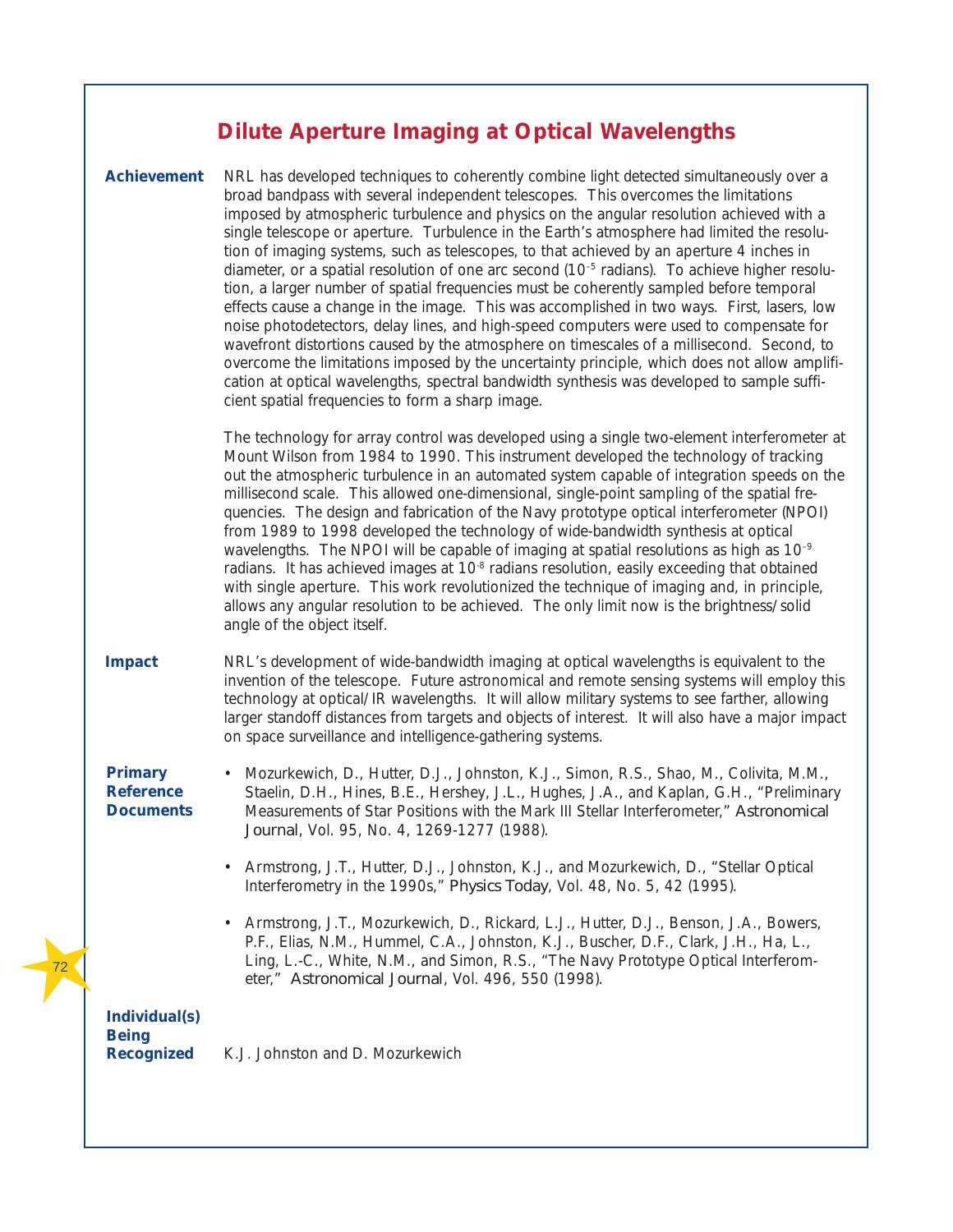# Dilute Aperture Imaging at Optical Wavelengths

**Achievement**

NRL has developed techniques to coherently combine light detected simultaneously over a broad bandpass with several independent telescopes. This overcomes the limitations imposed by atmospheric turbulence and physics on the angular resolution achieved with a single telescope or aperture. Turbulence in the Earth's atmosphere had limited the resolution of imaging systems, such as telescopes, to that achieved by an aperture 4 inches in diameter, or a spatial resolution of one arc second ($10^{-5}$ radians). To achieve higher resolution, a larger number of spatial frequencies must be coherently sampled before temporal effects cause a change in the image. This was accomplished in two ways. First, lasers, low noise photodetectors, delay lines, and high-speed computers were used to compensate for wavefront distortions caused by the atmosphere on timescales of a millisecond. Second, to overcome the limitations imposed by the uncertainty principle, which does not allow amplification at optical wavelengths, spectral bandwidth synthesis was developed to sample sufficient spatial frequencies to form a sharp image.

The technology for array control was developed using a single two-element interferometer at Mount Wilson from 1984 to 1990. This instrument developed the technology of tracking out the atmospheric turbulence in an automated system capable of integration speeds on the millisecond scale. This allowed one-dimensional, single-point sampling of the spatial frequencies. The design and fabrication of the Navy prototype optical interferometer (NPOI) from 1989 to 1998 developed the technology of wide-bandwidth synthesis at optical wavelengths. The NPOI will be capable of imaging at spatial resolutions as high as $10^{-9}$ radians. It has achieved images at $10^{-8}$ radians resolution, easily exceeding that obtained with single aperture. This work revolutionized the technique of imaging and, in principle, allows any angular resolution to be achieved. The only limit now is the brightness/solid angle of the object itself.

**Impact**

NRL's development of wide-bandwidth imaging at optical wavelengths is equivalent to the invention of the telescope. Future astronomical and remote sensing systems will employ this technology at optical/IR wavelengths. It will allow military systems to see farther, allowing larger standoff distances from targets and objects of interest. It will also have a major impact on space surveillance and intelligence-gathering systems.

**Primary Reference Documents**

- Mozurkewich, D., Hutter, D.J., Johnston, K.J., Simon, R.S., Shao, M., Colivita, M.M., Staelin, D.H., Hines, B.E., Hershey, J.L., Hughes, J.A., and Kaplan, G.H., "Preliminary Measurements of Star Positions with the Mark III Stellar Interferometer," *Astronomical Journal*, Vol. 95, No. 4, 1269-1277 (1988).
- Armstrong, J.T., Hutter, D.J., Johnston, K.J., and Mozurkewich, D., "Stellar Optical Interferometry in the 1990s," *Physics Today*, Vol. 48, No. 5, 42 (1995).
- Armstrong, J.T., Mozurkewich, D., Rickard, L.J., Hutter, D.J., Benson, J.A., Bowers, P.F., Elias, N.M., Hummel, C.A., Johnston, K.J., Buscher, D.F., Clark, J.H., Ha, L., Ling, L.-C., White, N.M., and Simon, R.S., "The Navy Prototype Optical Interferometer," *Astronomical Journal*, Vol. 496, 550 (1998).

**Individual(s) Being Recognized**

K.J. Johnston and D. Mozurkewich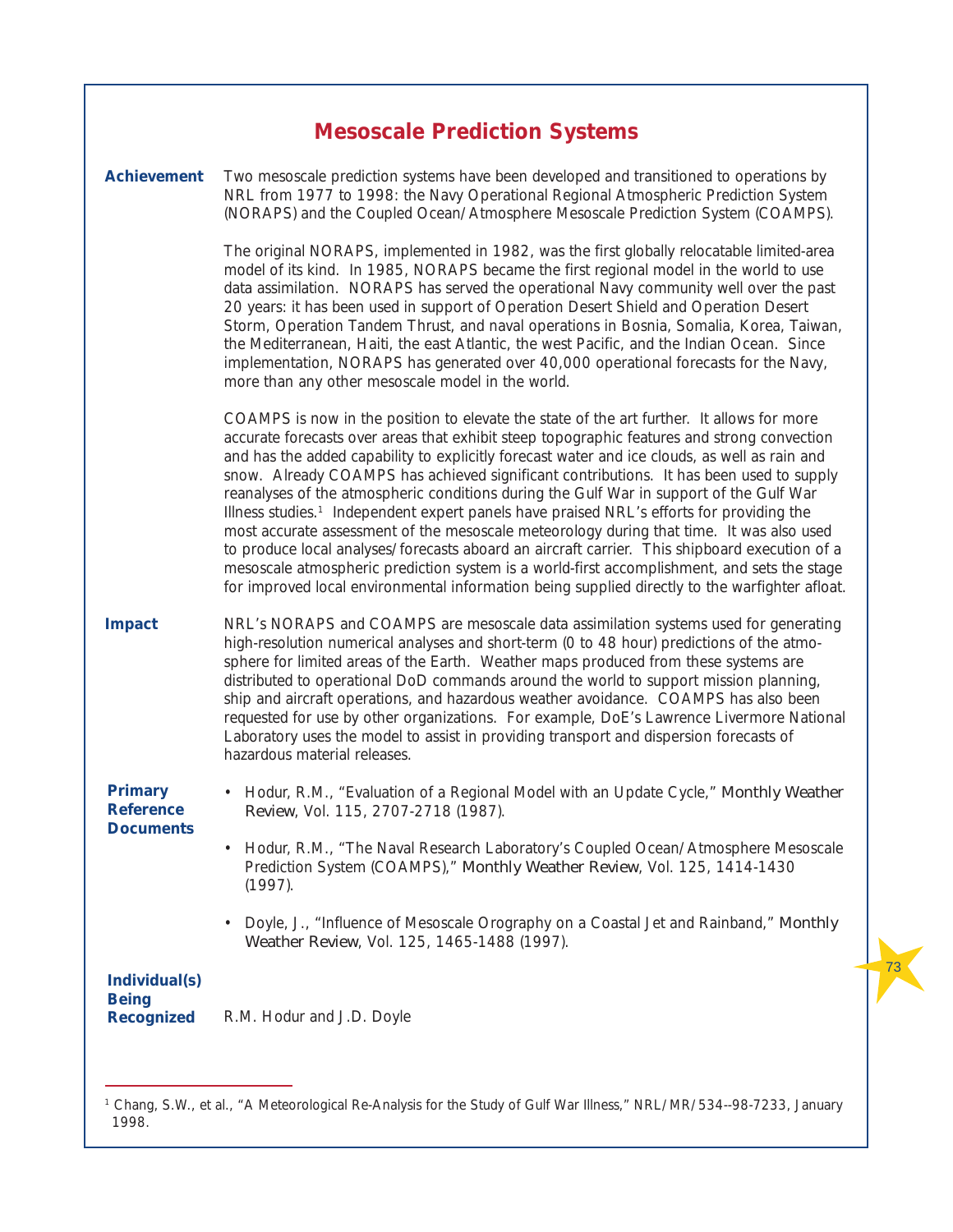# Mesoscale Prediction Systems

**Achievement**

Two mesoscale prediction systems have been developed and transitioned to operations by NRL from 1977 to 1998: the Navy Operational Regional Atmospheric Prediction System (NORAPS) and the Coupled Ocean/Atmosphere Mesoscale Prediction System (COAMPS).

The original NORAPS, implemented in 1982, was the first globally relocatable limited-area model of its kind. In 1985, NORAPS became the first regional model in the world to use data assimilation. NORAPS has served the operational Navy community well over the past 20 years: it has been used in support of Operation Desert Shield and Operation Desert Storm, Operation Tandem Thrust, and naval operations in Bosnia, Somalia, Korea, Taiwan, the Mediterranean, Haiti, the east Atlantic, the west Pacific, and the Indian Ocean. Since implementation, NORAPS has generated over 40,000 operational forecasts for the Navy, more than any other mesoscale model in the world.

COAMPS is now in the position to elevate the state of the art further. It allows for more accurate forecasts over areas that exhibit steep topographic features and strong convection and has the added capability to explicitly forecast water and ice clouds, as well as rain and snow. Already COAMPS has achieved significant contributions. It has been used to supply reanalyses of the atmospheric conditions during the Gulf War in support of the Gulf War Illness studies.[1] Independent expert panels have praised NRL's efforts for providing the most accurate assessment of the mesoscale meteorology during that time. It was also used to produce local analyses/forecasts aboard an aircraft carrier. This shipboard execution of a mesoscale atmospheric prediction system is a world-first accomplishment, and sets the stage for improved local environmental information being supplied directly to the warfighter afloat.

**Impact**

NRL's NORAPS and COAMPS are mesoscale data assimilation systems used for generating high-resolution numerical analyses and short-term (0 to 48 hour) predictions of the atmosphere for limited areas of the Earth. Weather maps produced from these systems are distributed to operational DoD commands around the world to support mission planning, ship and aircraft operations, and hazardous weather avoidance. COAMPS has also been requested for use by other organizations. For example, DoE's Lawrence Livermore National Laboratory uses the model to assist in providing transport and dispersion forecasts of hazardous material releases.

**Primary Reference Documents**

- Hodur, R.M., "Evaluation of a Regional Model with an Update Cycle," *Monthly Weather Review*, Vol. 115, 2707-2718 (1987).
- Hodur, R.M., "The Naval Research Laboratory's Coupled Ocean/Atmosphere Mesoscale Prediction System (COAMPS)," *Monthly Weather Review*, Vol. 125, 1414-1430 (1997).
- Doyle, J., "Influence of Mesoscale Orography on a Coastal Jet and Rainband," *Monthly Weather Review*, Vol. 125, 1465-1488 (1997).

**Individual(s) Being Recognized**

R.M. Hodur and J.D. Doyle

---

[1] Chang, S.W., et al., "A Meteorological Re-Analysis for the Study of Gulf War Illness," NRL/MR/534--98-7233, January 1998.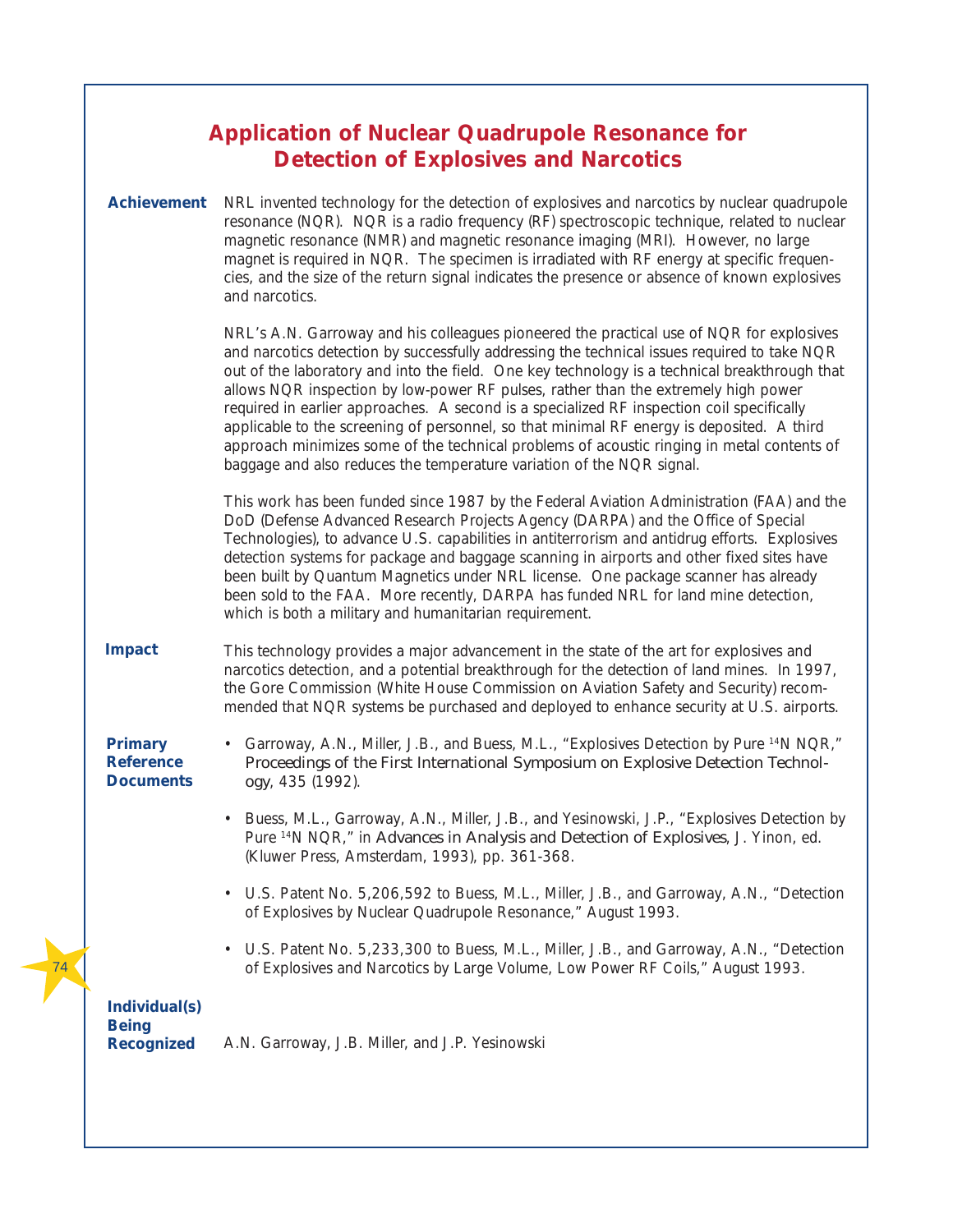# Application of Nuclear Quadrupole Resonance for Detection of Explosives and Narcotics

**Achievement**

NRL invented technology for the detection of explosives and narcotics by nuclear quadrupole resonance (NQR). NQR is a radio frequency (RF) spectroscopic technique, related to nuclear magnetic resonance (NMR) and magnetic resonance imaging (MRI). However, no large magnet is required in NQR. The specimen is irradiated with RF energy at specific frequencies, and the size of the return signal indicates the presence or absence of known explosives and narcotics.

NRL's A.N. Garroway and his colleagues pioneered the practical use of NQR for explosives and narcotics detection by successfully addressing the technical issues required to take NQR out of the laboratory and into the field. One key technology is a technical breakthrough that allows NQR inspection by low-power RF pulses, rather than the extremely high power required in earlier approaches. A second is a specialized RF inspection coil specifically applicable to the screening of personnel, so that minimal RF energy is deposited. A third approach minimizes some of the technical problems of acoustic ringing in metal contents of baggage and also reduces the temperature variation of the NQR signal.

This work has been funded since 1987 by the Federal Aviation Administration (FAA) and the DoD (Defense Advanced Research Projects Agency (DARPA) and the Office of Special Technologies), to advance U.S. capabilities in antiterrorism and antidrug efforts. Explosives detection systems for package and baggage scanning in airports and other fixed sites have been built by Quantum Magnetics under NRL license. One package scanner has already been sold to the FAA. More recently, DARPA has funded NRL for land mine detection, which is both a military and humanitarian requirement.

**Impact**

This technology provides a major advancement in the state of the art for explosives and narcotics detection, and a potential breakthrough for the detection of land mines. In 1997, the Gore Commission (White House Commission on Aviation Safety and Security) recommended that NQR systems be purchased and deployed to enhance security at U.S. airports.

**Primary Reference Documents**

- Garroway, A.N., Miller, J.B., and Buess, M.L., "Explosives Detection by Pure $^{14}N$ NQR," *Proceedings of the First International Symposium on Explosive Detection Technology*, 435 (1992).
- Buess, M.L., Garroway, A.N., Miller, J.B., and Yesinowski, J.P., "Explosives Detection by Pure $^{14}N$ NQR," in *Advances in Analysis and Detection of Explosives*, J. Yinon, ed. (Kluwer Press, Amsterdam, 1993), pp. 361-368.
- U.S. Patent No. 5,206,592 to Buess, M.L., Miller, J.B., and Garroway, A.N., "Detection of Explosives by Nuclear Quadrupole Resonance," August 1993.
- U.S. Patent No. 5,233,300 to Buess, M.L., Miller, J.B., and Garroway, A.N., "Detection of Explosives and Narcotics by Large Volume, Low Power RF Coils," August 1993.

**Individual(s) Being Recognized**

A.N. Garroway, J.B. Miller, and J.P. Yesinowski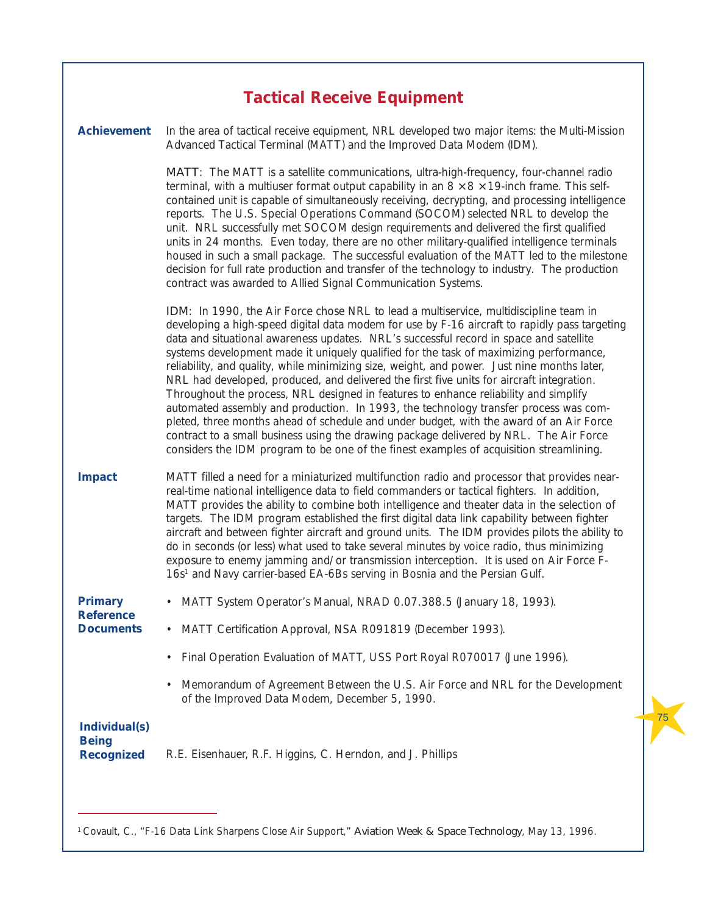# Tactical Receive Equipment

**Achievement**

In the area of tactical receive equipment, NRL developed two major items: the Multi-Mission Advanced Tactical Terminal (MATT) and the Improved Data Modem (IDM).

MATT: The MATT is a satellite communications, ultra-high-frequency, four-channel radio terminal, with a multiuser format output capability in an $8 \times 8 \times 19$-inch frame. This self-contained unit is capable of simultaneously receiving, decrypting, and processing intelligence reports. The U.S. Special Operations Command (SOCOM) selected NRL to develop the unit. NRL successfully met SOCOM design requirements and delivered the first qualified units in 24 months. Even today, there are no other military-qualified intelligence terminals housed in such a small package. The successful evaluation of the MATT led to the milestone decision for full rate production and transfer of the technology to industry. The production contract was awarded to Allied Signal Communication Systems.

IDM: In 1990, the Air Force chose NRL to lead a multiservice, multidiscipline team in developing a high-speed digital data modem for use by F-16 aircraft to rapidly pass targeting data and situational awareness updates. NRL's successful record in space and satellite systems development made it uniquely qualified for the task of maximizing performance, reliability, and quality, while minimizing size, weight, and power. Just nine months later, NRL had developed, produced, and delivered the first five units for aircraft integration. Throughout the process, NRL designed in features to enhance reliability and simplify automated assembly and production. In 1993, the technology transfer process was completed, three months ahead of schedule and under budget, with the award of an Air Force contract to a small business using the drawing package delivered by NRL. The Air Force considers the IDM program to be one of the finest examples of acquisition streamlining.

**Impact**

MATT filled a need for a miniaturized multifunction radio and processor that provides near-real-time national intelligence data to field commanders or tactical fighters. In addition, MATT provides the ability to combine both intelligence and theater data in the selection of targets. The IDM program established the first digital data link capability between fighter aircraft and between fighter aircraft and ground units. The IDM provides pilots the ability to do in seconds (or less) what used to take several minutes by voice radio, thus minimizing exposure to enemy jamming and/or transmission interception. It is used on Air Force F-16s[1] and Navy carrier-based EA-6Bs serving in Bosnia and the Persian Gulf.

**Primary Reference Documents**

- MATT System Operator's Manual, NRAD 0.07.388.5 (January 18, 1993).
- MATT Certification Approval, NSA R091819 (December 1993).
- Final Operation Evaluation of MATT, USS Port Royal R070017 (June 1996).
- Memorandum of Agreement Between the U.S. Air Force and NRL for the Development of the Improved Data Modem, December 5, 1990.

**Individual(s) Being Recognized**

R.E. Eisenhauer, R.F. Higgins, C. Herndon, and J. Phillips

---

[1] Covault, C., "F-16 Data Link Sharpens Close Air Support," *Aviation Week & Space Technology*, May 13, 1996.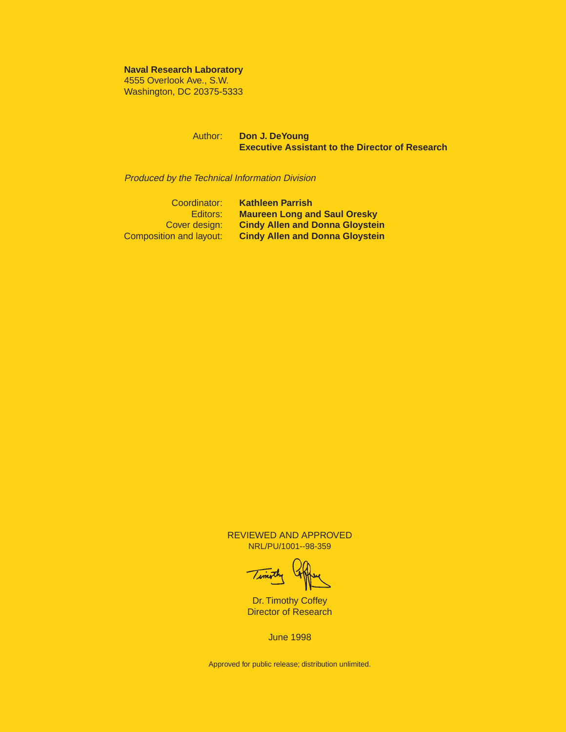**Naval Research Laboratory**
4555 Overlook Ave., S.W.
Washington, DC 20375-5333

Author: **Don J. DeYoung**
**Executive Assistant to the Director of Research**

*Produced by the Technical Information Division*

Coordinator: **Kathleen Parrish**
Editors: **Maureen Long and Saul Oresky**
Cover design: **Cindy Allen and Donna Gloystein**
Composition and layout: **Cindy Allen and Donna Gloystein**

REVIEWED AND APPROVED
NRL/PU/1001--98-359

Dr. Timothy Coffey
Director of Research

June 1998

Approved for public release; distribution unlimited.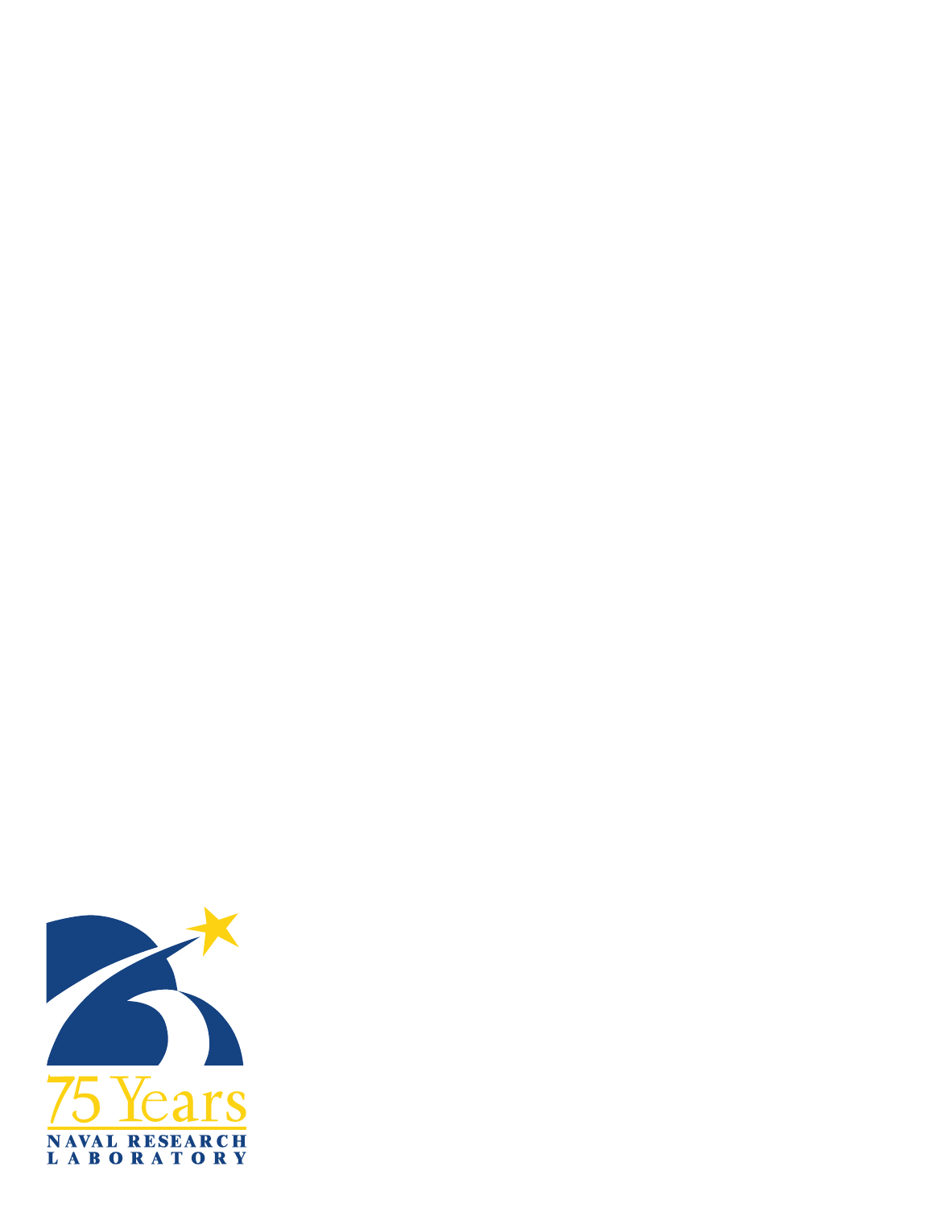75 Years

NAVAL RESEARCH LABORATORY